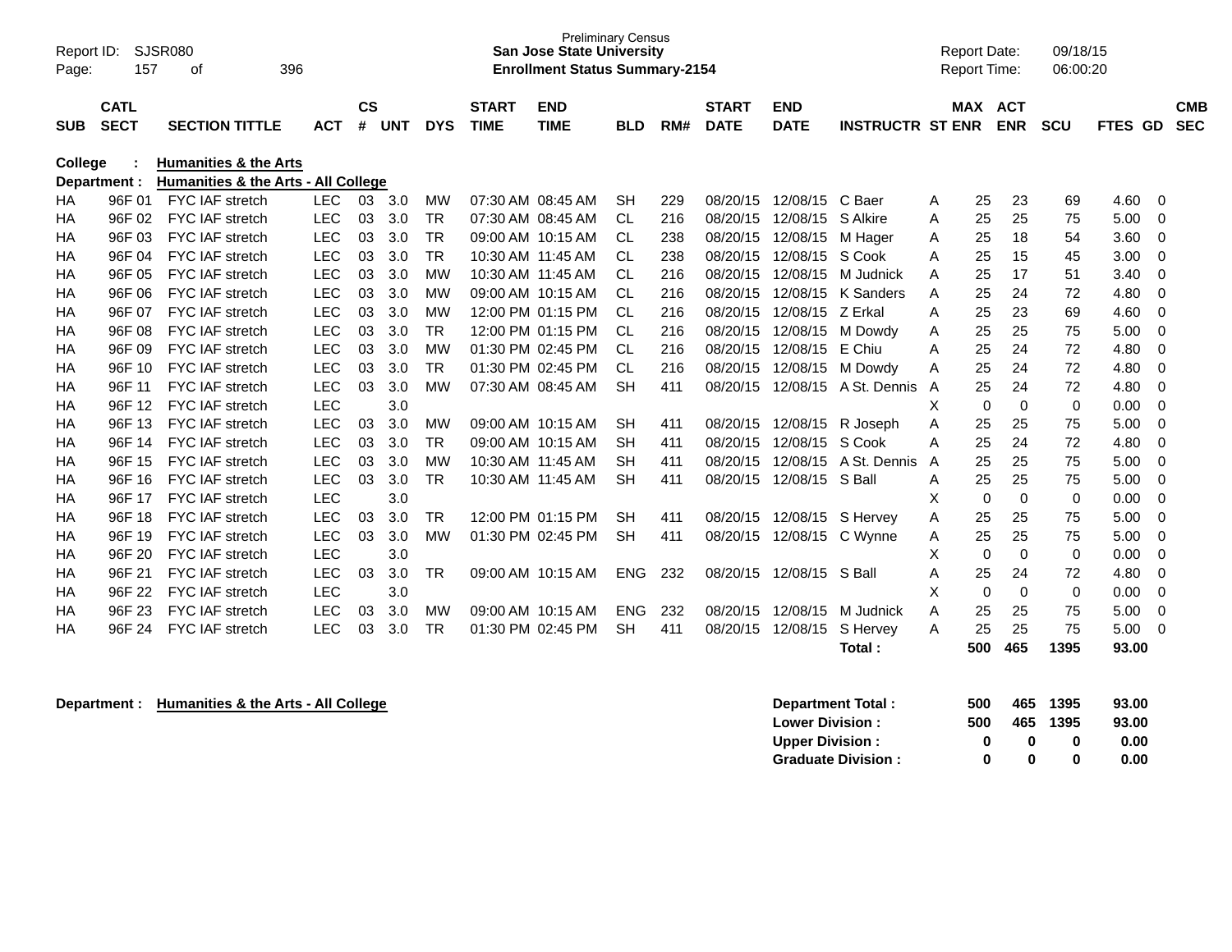Preliminary Census
**San Jose State University**
**Enrollment Status Summary-2154**

Report ID: SJSR080
Report Date: 09/18/15
Report Time: 06:00:20

| SUB | CATL SECT | SECTION TITTLE | ACT | CS # | UNT | DYS | START TIME | END TIME | BLD | RM# | START DATE | END DATE | INSTRUCTR | ST | MAX ENR | ACT ENR | SCU | FTES | GD | CMB SEC |
|---|---|---|---|---|---|---|---|---|---|---|---|---|---|---|---|---|---|---|---|---|
| **College :** | | **Humanities & the Arts** | | | | | | | | | | | | | | | | | | |
| **Department :** | | **Humanities & the Arts - All College** | | | | | | | | | | | | | | | | | | |
| HA | 96F 01 | FYC IAF stretch | LEC | 03 | 3.0 | MW | 07:30 AM | 08:45 AM | SH | 229 | 08/20/15 | 12/08/15 | C Baer | A | 25 | 23 | 69 | 4.60 | 0 | |
| HA | 96F 02 | FYC IAF stretch | LEC | 03 | 3.0 | TR | 07:30 AM | 08:45 AM | CL | 216 | 08/20/15 | 12/08/15 | S Alkire | A | 25 | 25 | 75 | 5.00 | 0 | |
| HA | 96F 03 | FYC IAF stretch | LEC | 03 | 3.0 | TR | 09:00 AM | 10:15 AM | CL | 238 | 08/20/15 | 12/08/15 | M Hager | A | 25 | 18 | 54 | 3.60 | 0 | |
| HA | 96F 04 | FYC IAF stretch | LEC | 03 | 3.0 | TR | 10:30 AM | 11:45 AM | CL | 238 | 08/20/15 | 12/08/15 | S Cook | A | 25 | 15 | 45 | 3.00 | 0 | |
| HA | 96F 05 | FYC IAF stretch | LEC | 03 | 3.0 | MW | 10:30 AM | 11:45 AM | CL | 216 | 08/20/15 | 12/08/15 | M Judnick | A | 25 | 17 | 51 | 3.40 | 0 | |
| HA | 96F 06 | FYC IAF stretch | LEC | 03 | 3.0 | MW | 09:00 AM | 10:15 AM | CL | 216 | 08/20/15 | 12/08/15 | K Sanders | A | 25 | 24 | 72 | 4.80 | 0 | |
| HA | 96F 07 | FYC IAF stretch | LEC | 03 | 3.0 | MW | 12:00 PM | 01:15 PM | CL | 216 | 08/20/15 | 12/08/15 | Z Erkal | A | 25 | 23 | 69 | 4.60 | 0 | |
| HA | 96F 08 | FYC IAF stretch | LEC | 03 | 3.0 | TR | 12:00 PM | 01:15 PM | CL | 216 | 08/20/15 | 12/08/15 | M Dowdy | A | 25 | 25 | 75 | 5.00 | 0 | |
| HA | 96F 09 | FYC IAF stretch | LEC | 03 | 3.0 | MW | 01:30 PM | 02:45 PM | CL | 216 | 08/20/15 | 12/08/15 | E Chiu | A | 25 | 24 | 72 | 4.80 | 0 | |
| HA | 96F 10 | FYC IAF stretch | LEC | 03 | 3.0 | TR | 01:30 PM | 02:45 PM | CL | 216 | 08/20/15 | 12/08/15 | M Dowdy | A | 25 | 24 | 72 | 4.80 | 0 | |
| HA | 96F 11 | FYC IAF stretch | LEC | 03 | 3.0 | MW | 07:30 AM | 08:45 AM | SH | 411 | 08/20/15 | 12/08/15 | A St. Dennis | A | 25 | 24 | 72 | 4.80 | 0 | |
| HA | 96F 12 | FYC IAF stretch | LEC | | 3.0 | | | | | | | | | X | 0 | 0 | 0 | 0.00 | 0 | |
| HA | 96F 13 | FYC IAF stretch | LEC | 03 | 3.0 | MW | 09:00 AM | 10:15 AM | SH | 411 | 08/20/15 | 12/08/15 | R Joseph | A | 25 | 25 | 75 | 5.00 | 0 | |
| HA | 96F 14 | FYC IAF stretch | LEC | 03 | 3.0 | TR | 09:00 AM | 10:15 AM | SH | 411 | 08/20/15 | 12/08/15 | S Cook | A | 25 | 24 | 72 | 4.80 | 0 | |
| HA | 96F 15 | FYC IAF stretch | LEC | 03 | 3.0 | MW | 10:30 AM | 11:45 AM | SH | 411 | 08/20/15 | 12/08/15 | A St. Dennis | A | 25 | 25 | 75 | 5.00 | 0 | |
| HA | 96F 16 | FYC IAF stretch | LEC | 03 | 3.0 | TR | 10:30 AM | 11:45 AM | SH | 411 | 08/20/15 | 12/08/15 | S Ball | A | 25 | 25 | 75 | 5.00 | 0 | |
| HA | 96F 17 | FYC IAF stretch | LEC | | 3.0 | | | | | | | | | X | 0 | 0 | 0 | 0.00 | 0 | |
| HA | 96F 18 | FYC IAF stretch | LEC | 03 | 3.0 | TR | 12:00 PM | 01:15 PM | SH | 411 | 08/20/15 | 12/08/15 | S Hervey | A | 25 | 25 | 75 | 5.00 | 0 | |
| HA | 96F 19 | FYC IAF stretch | LEC | 03 | 3.0 | MW | 01:30 PM | 02:45 PM | SH | 411 | 08/20/15 | 12/08/15 | C Wynne | A | 25 | 25 | 75 | 5.00 | 0 | |
| HA | 96F 20 | FYC IAF stretch | LEC | | 3.0 | | | | | | | | | X | 0 | 0 | 0 | 0.00 | 0 | |
| HA | 96F 21 | FYC IAF stretch | LEC | 03 | 3.0 | TR | 09:00 AM | 10:15 AM | ENG | 232 | 08/20/15 | 12/08/15 | S Ball | A | 25 | 24 | 72 | 4.80 | 0 | |
| HA | 96F 22 | FYC IAF stretch | LEC | | 3.0 | | | | | | | | | X | 0 | 0 | 0 | 0.00 | 0 | |
| HA | 96F 23 | FYC IAF stretch | LEC | 03 | 3.0 | MW | 09:00 AM | 10:15 AM | ENG | 232 | 08/20/15 | 12/08/15 | M Judnick | A | 25 | 25 | 75 | 5.00 | 0 | |
| HA | 96F 24 | FYC IAF stretch | LEC | 03 | 3.0 | TR | 01:30 PM | 02:45 PM | SH | 411 | 08/20/15 | 12/08/15 | S Hervey | A | 25 | 25 | 75 | 5.00 | 0 | |
| | | | | | | | | | | | | | **Total :** | | **500** | **465** | **1395** | **93.00** | | |

**Department : Humanities & the Arts - All College**

| | MAX ENR | ACT ENR | SCU | FTES |
|---|---|---|---|---|
| **Department Total :** | **500** | **465** | **1395** | **93.00** |
| **Lower Division :** | **500** | **465** | **1395** | **93.00** |
| **Upper Division :** | **0** | **0** | **0** | **0.00** |
| **Graduate Division :** | **0** | **0** | **0** | **0.00** |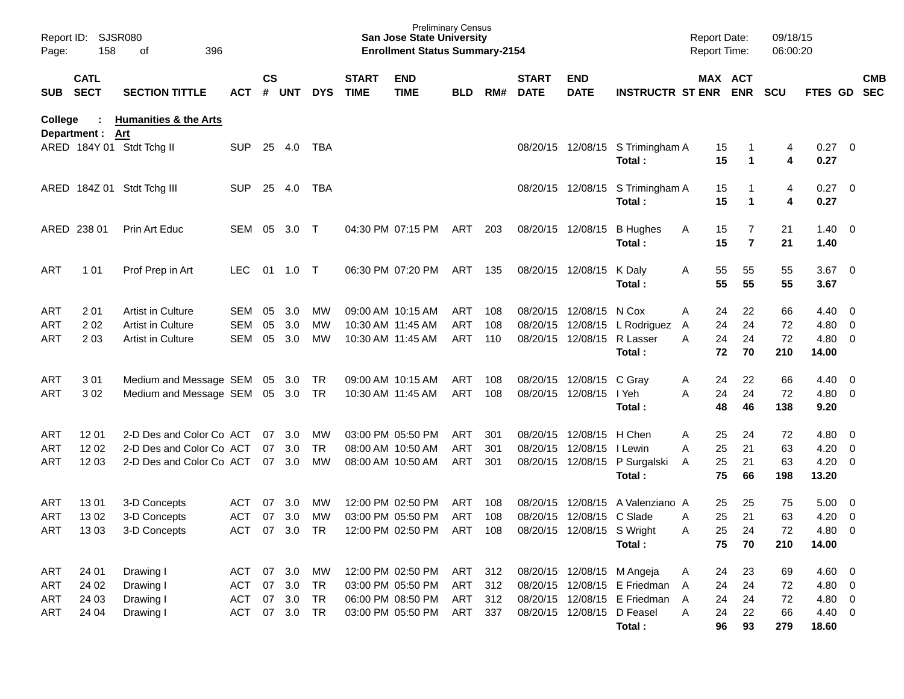Preliminary Census
**San Jose State University**
**Enrollment Status Summary-2154**

Report ID: SJSR080
Report Date: 09/18/15
Report Time: 06:00:20

**College : Humanities & the Arts**
**Department : Art**

| SUB | CATL SECT | SECTION TITTLE | ACT | CS # | UNT | DYS | START TIME | END TIME | BLD | RM# | START DATE | END DATE | INSTRUCTR | ST | MAX ENR | ACT ENR | SCU | FTES | GD | CMB SEC |
|---|---|---|---|---|---|---|---|---|---|---|---|---|---|---|---|---|---|---|---|---|
| ARED | 184Y 01 | Stdt Tchg II | SUP | 25 | 4.0 | TBA | | | | | 08/20/15 | 12/08/15 | S Trimingham | A | 15 | 1 | 4 | 0.27 | 0 | |
| | | | | | | | | | | | | | **Total :** | | **15** | **1** | **4** | **0.27** | | |
| ARED | 184Z 01 | Stdt Tchg III | SUP | 25 | 4.0 | TBA | | | | | 08/20/15 | 12/08/15 | S Trimingham | A | 15 | 1 | 4 | 0.27 | 0 | |
| | | | | | | | | | | | | | **Total :** | | **15** | **1** | **4** | **0.27** | | |
| ARED | 238 01 | Prin Art Educ | SEM | 05 | 3.0 | T | 04:30 PM | 07:15 PM | ART | 203 | 08/20/15 | 12/08/15 | B Hughes | A | 15 | 7 | 21 | 1.40 | 0 | |
| | | | | | | | | | | | | | **Total :** | | **15** | **7** | **21** | **1.40** | | |
| ART | 1 01 | Prof Prep in Art | LEC | 01 | 1.0 | T | 06:30 PM | 07:20 PM | ART | 135 | 08/20/15 | 12/08/15 | K Daly | A | 55 | 55 | 55 | 3.67 | 0 | |
| | | | | | | | | | | | | | **Total :** | | **55** | **55** | **55** | **3.67** | | |
| ART | 2 01 | Artist in Culture | SEM | 05 | 3.0 | MW | 09:00 AM | 10:15 AM | ART | 108 | 08/20/15 | 12/08/15 | N Cox | A | 24 | 22 | 66 | 4.40 | 0 | |
| ART | 2 02 | Artist in Culture | SEM | 05 | 3.0 | MW | 10:30 AM | 11:45 AM | ART | 108 | 08/20/15 | 12/08/15 | L Rodriguez | A | 24 | 24 | 72 | 4.80 | 0 | |
| ART | 2 03 | Artist in Culture | SEM | 05 | 3.0 | MW | 10:30 AM | 11:45 AM | ART | 110 | 08/20/15 | 12/08/15 | R Lasser | A | 24 | 24 | 72 | 4.80 | 0 | |
| | | | | | | | | | | | | | **Total :** | | **72** | **70** | **210** | **14.00** | | |
| ART | 3 01 | Medium and Message | SEM | 05 | 3.0 | TR | 09:00 AM | 10:15 AM | ART | 108 | 08/20/15 | 12/08/15 | C Gray | A | 24 | 22 | 66 | 4.40 | 0 | |
| ART | 3 02 | Medium and Message | SEM | 05 | 3.0 | TR | 10:30 AM | 11:45 AM | ART | 108 | 08/20/15 | 12/08/15 | I Yeh | A | 24 | 24 | 72 | 4.80 | 0 | |
| | | | | | | | | | | | | | **Total :** | | **48** | **46** | **138** | **9.20** | | |
| ART | 12 01 | 2-D Des and Color Co | ACT | 07 | 3.0 | MW | 03:00 PM | 05:50 PM | ART | 301 | 08/20/15 | 12/08/15 | H Chen | A | 25 | 24 | 72 | 4.80 | 0 | |
| ART | 12 02 | 2-D Des and Color Co | ACT | 07 | 3.0 | TR | 08:00 AM | 10:50 AM | ART | 301 | 08/20/15 | 12/08/15 | I Lewin | A | 25 | 21 | 63 | 4.20 | 0 | |
| ART | 12 03 | 2-D Des and Color Co | ACT | 07 | 3.0 | MW | 08:00 AM | 10:50 AM | ART | 301 | 08/20/15 | 12/08/15 | P Surgalski | A | 25 | 21 | 63 | 4.20 | 0 | |
| | | | | | | | | | | | | | **Total :** | | **75** | **66** | **198** | **13.20** | | |
| ART | 13 01 | 3-D Concepts | ACT | 07 | 3.0 | MW | 12:00 PM | 02:50 PM | ART | 108 | 08/20/15 | 12/08/15 | A Valenziano | A | 25 | 25 | 75 | 5.00 | 0 | |
| ART | 13 02 | 3-D Concepts | ACT | 07 | 3.0 | MW | 03:00 PM | 05:50 PM | ART | 108 | 08/20/15 | 12/08/15 | C Slade | A | 25 | 21 | 63 | 4.20 | 0 | |
| ART | 13 03 | 3-D Concepts | ACT | 07 | 3.0 | TR | 12:00 PM | 02:50 PM | ART | 108 | 08/20/15 | 12/08/15 | S Wright | A | 25 | 24 | 72 | 4.80 | 0 | |
| | | | | | | | | | | | | | **Total :** | | **75** | **70** | **210** | **14.00** | | |
| ART | 24 01 | Drawing I | ACT | 07 | 3.0 | MW | 12:00 PM | 02:50 PM | ART | 312 | 08/20/15 | 12/08/15 | M Angeja | A | 24 | 23 | 69 | 4.60 | 0 | |
| ART | 24 02 | Drawing I | ACT | 07 | 3.0 | TR | 03:00 PM | 05:50 PM | ART | 312 | 08/20/15 | 12/08/15 | E Friedman | A | 24 | 24 | 72 | 4.80 | 0 | |
| ART | 24 03 | Drawing I | ACT | 07 | 3.0 | TR | 06:00 PM | 08:50 PM | ART | 312 | 08/20/15 | 12/08/15 | E Friedman | A | 24 | 24 | 72 | 4.80 | 0 | |
| ART | 24 04 | Drawing I | ACT | 07 | 3.0 | TR | 03:00 PM | 05:50 PM | ART | 337 | 08/20/15 | 12/08/15 | D Feasel | A | 24 | 22 | 66 | 4.40 | 0 | |
| | | | | | | | | | | | | | **Total :** | | **96** | **93** | **279** | **18.60** | | |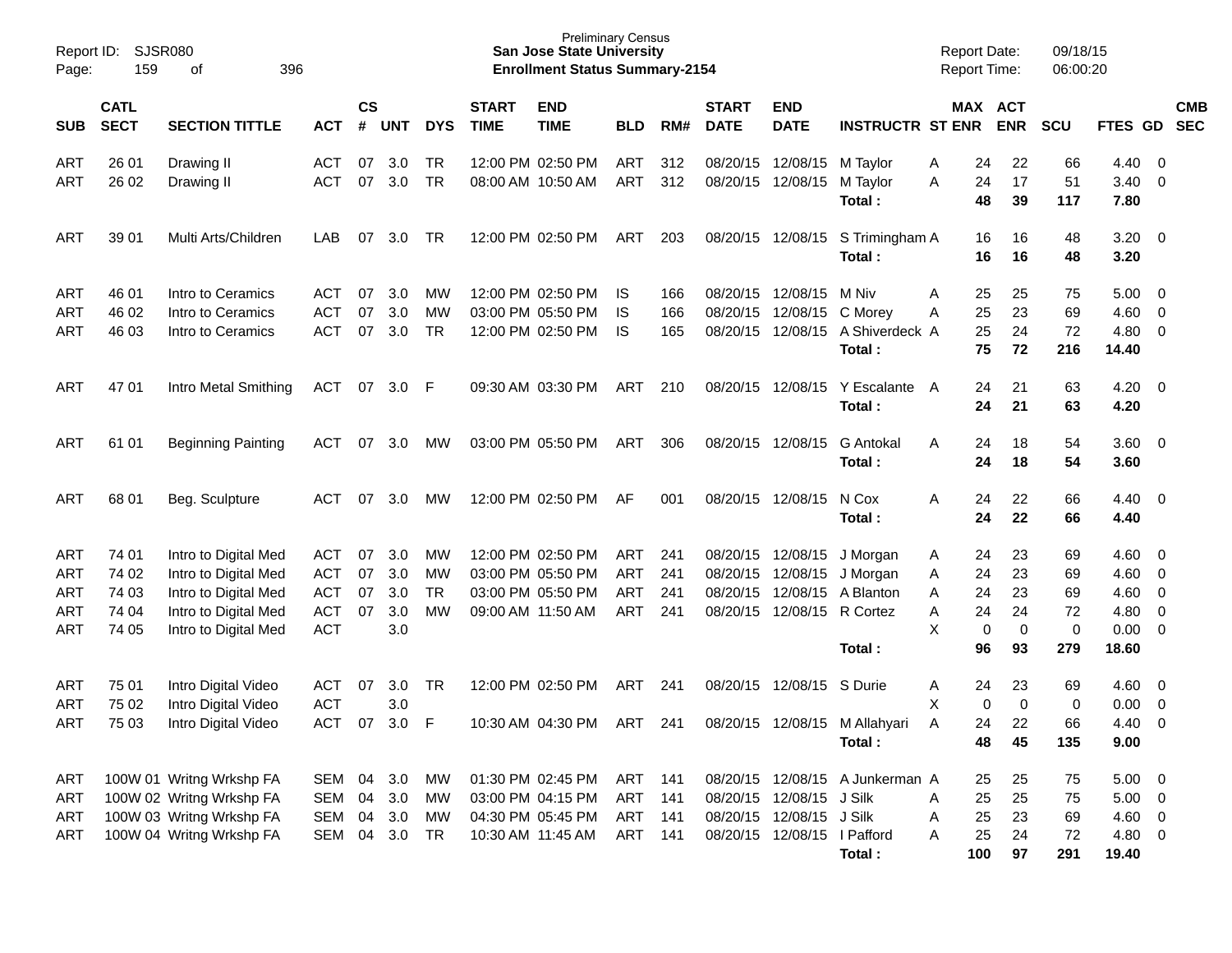Preliminary Census
**San Jose State University**
**Enrollment Status Summary-2154**

Report ID: SJSR080
Report Date: 09/18/15
Report Time: 06:00:20

| SUB | CATL SECT | SECTION TITTLE | ACT | CS # | UNT | DYS | START TIME | END TIME | BLD | RM# | START DATE | END DATE | INSTRUCTR | ST | MAX ENR | ACT ENR | SCU | FTES | GD | CMB SEC |
|---|---|---|---|---|---|---|---|---|---|---|---|---|---|---|---|---|---|---|---|---|
| ART | 26 01 | Drawing II | ACT | 07 | 3.0 | TR | 12:00 PM | 02:50 PM | ART | 312 | 08/20/15 | 12/08/15 | M Taylor | A | 24 | 22 | 66 | 4.40 | 0 | |
| ART | 26 02 | Drawing II | ACT | 07 | 3.0 | TR | 08:00 AM | 10:50 AM | ART | 312 | 08/20/15 | 12/08/15 | M Taylor | A | 24 | 17 | 51 | 3.40 | 0 | |
| | | | | | | | | | | | | | **Total :** | | **48** | **39** | **117** | **7.80** | | |
| ART | 39 01 | Multi Arts/Children | LAB | 07 | 3.0 | TR | 12:00 PM | 02:50 PM | ART | 203 | 08/20/15 | 12/08/15 | S Trimingham | A | 16 | 16 | 48 | 3.20 | 0 | |
| | | | | | | | | | | | | | **Total :** | | **16** | **16** | **48** | **3.20** | | |
| ART | 46 01 | Intro to Ceramics | ACT | 07 | 3.0 | MW | 12:00 PM | 02:50 PM | IS | 166 | 08/20/15 | 12/08/15 | M Niv | A | 25 | 25 | 75 | 5.00 | 0 | |
| ART | 46 02 | Intro to Ceramics | ACT | 07 | 3.0 | MW | 03:00 PM | 05:50 PM | IS | 166 | 08/20/15 | 12/08/15 | C Morey | A | 25 | 23 | 69 | 4.60 | 0 | |
| ART | 46 03 | Intro to Ceramics | ACT | 07 | 3.0 | TR | 12:00 PM | 02:50 PM | IS | 165 | 08/20/15 | 12/08/15 | A Shiverdeck | A | 25 | 24 | 72 | 4.80 | 0 | |
| | | | | | | | | | | | | | **Total :** | | **75** | **72** | **216** | **14.40** | | |
| ART | 47 01 | Intro Metal Smithing | ACT | 07 | 3.0 | F | 09:30 AM | 03:30 PM | ART | 210 | 08/20/15 | 12/08/15 | Y Escalante | A | 24 | 21 | 63 | 4.20 | 0 | |
| | | | | | | | | | | | | | **Total :** | | **24** | **21** | **63** | **4.20** | | |
| ART | 61 01 | Beginning Painting | ACT | 07 | 3.0 | MW | 03:00 PM | 05:50 PM | ART | 306 | 08/20/15 | 12/08/15 | G Antokal | A | 24 | 18 | 54 | 3.60 | 0 | |
| | | | | | | | | | | | | | **Total :** | | **24** | **18** | **54** | **3.60** | | |
| ART | 68 01 | Beg. Sculpture | ACT | 07 | 3.0 | MW | 12:00 PM | 02:50 PM | AF | 001 | 08/20/15 | 12/08/15 | N Cox | A | 24 | 22 | 66 | 4.40 | 0 | |
| | | | | | | | | | | | | | **Total :** | | **24** | **22** | **66** | **4.40** | | |
| ART | 74 01 | Intro to Digital Med | ACT | 07 | 3.0 | MW | 12:00 PM | 02:50 PM | ART | 241 | 08/20/15 | 12/08/15 | J Morgan | A | 24 | 23 | 69 | 4.60 | 0 | |
| ART | 74 02 | Intro to Digital Med | ACT | 07 | 3.0 | MW | 03:00 PM | 05:50 PM | ART | 241 | 08/20/15 | 12/08/15 | J Morgan | A | 24 | 23 | 69 | 4.60 | 0 | |
| ART | 74 03 | Intro to Digital Med | ACT | 07 | 3.0 | TR | 03:00 PM | 05:50 PM | ART | 241 | 08/20/15 | 12/08/15 | A Blanton | A | 24 | 23 | 69 | 4.60 | 0 | |
| ART | 74 04 | Intro to Digital Med | ACT | 07 | 3.0 | MW | 09:00 AM | 11:50 AM | ART | 241 | 08/20/15 | 12/08/15 | R Cortez | A | 24 | 24 | 72 | 4.80 | 0 | |
| ART | 74 05 | Intro to Digital Med | ACT | | 3.0 | | | | | | | | | X | 0 | 0 | 0 | 0.00 | 0 | |
| | | | | | | | | | | | | | **Total :** | | **96** | **93** | **279** | **18.60** | | |
| ART | 75 01 | Intro Digital Video | ACT | 07 | 3.0 | TR | 12:00 PM | 02:50 PM | ART | 241 | 08/20/15 | 12/08/15 | S Durie | A | 24 | 23 | 69 | 4.60 | 0 | |
| ART | 75 02 | Intro Digital Video | ACT | | 3.0 | | | | | | | | | X | 0 | 0 | 0 | 0.00 | 0 | |
| ART | 75 03 | Intro Digital Video | ACT | 07 | 3.0 | F | 10:30 AM | 04:30 PM | ART | 241 | 08/20/15 | 12/08/15 | M Allahyari | A | 24 | 22 | 66 | 4.40 | 0 | |
| | | | | | | | | | | | | | **Total :** | | **48** | **45** | **135** | **9.00** | | |
| ART | 100W 01 | Writng Wrkshp FA | SEM | 04 | 3.0 | MW | 01:30 PM | 02:45 PM | ART | 141 | 08/20/15 | 12/08/15 | A Junkerman | A | 25 | 25 | 75 | 5.00 | 0 | |
| ART | 100W 02 | Writng Wrkshp FA | SEM | 04 | 3.0 | MW | 03:00 PM | 04:15 PM | ART | 141 | 08/20/15 | 12/08/15 | J Silk | A | 25 | 25 | 75 | 5.00 | 0 | |
| ART | 100W 03 | Writng Wrkshp FA | SEM | 04 | 3.0 | MW | 04:30 PM | 05:45 PM | ART | 141 | 08/20/15 | 12/08/15 | J Silk | A | 25 | 23 | 69 | 4.60 | 0 | |
| ART | 100W 04 | Writng Wrkshp FA | SEM | 04 | 3.0 | TR | 10:30 AM | 11:45 AM | ART | 141 | 08/20/15 | 12/08/15 | I Pafford | A | 25 | 24 | 72 | 4.80 | 0 | |
| | | | | | | | | | | | | | **Total :** | | **100** | **97** | **291** | **19.40** | | |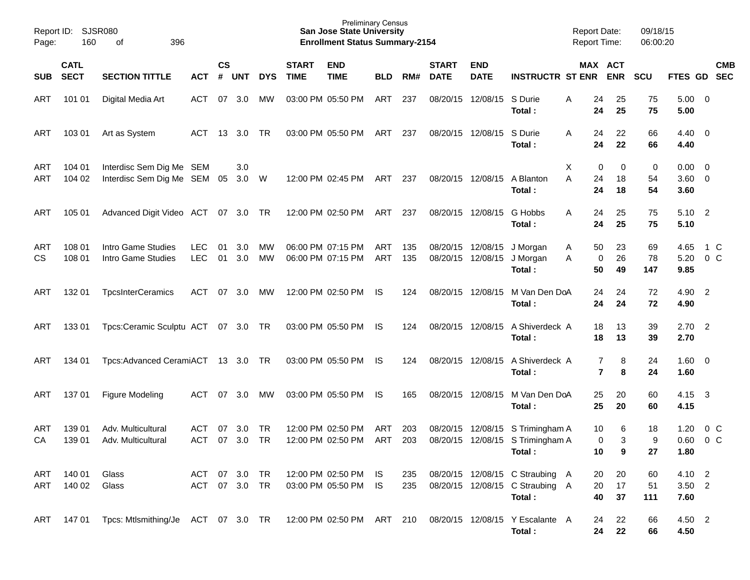Preliminary Census
**San Jose State University**
**Enrollment Status Summary-2154**

Report ID: SJSR080
Report Date: 09/18/15
Report Time: 06:00:20

| SUB | CATL SECT | SECTION TITTLE | ACT | CS # | UNT | DYS | START TIME | END TIME | BLD | RM# | START DATE | END DATE | INSTRUCTR | ST | MAX ENR | ACT ENR | SCU | FTES | GD | CMB SEC |
|---|---|---|---|---|---|---|---|---|---|---|---|---|---|---|---|---|---|---|---|---|
| ART | 101 01 | Digital Media Art | ACT | 07 | 3.0 | MW | 03:00 PM | 05:50 PM | ART | 237 | 08/20/15 | 12/08/15 | S Durie | A | 24 | 25 | 75 | 5.00 | 0 | |
| | | | | | | | | | | | | | **Total :** | | **24** | **25** | **75** | **5.00** | | |
| ART | 103 01 | Art as System | ACT | 13 | 3.0 | TR | 03:00 PM | 05:50 PM | ART | 237 | 08/20/15 | 12/08/15 | S Durie | A | 24 | 22 | 66 | 4.40 | 0 | |
| | | | | | | | | | | | | | **Total :** | | **24** | **22** | **66** | **4.40** | | |
| ART | 104 01 | Interdisc Sem Dig Me | SEM | | 3.0 | | | | | | | | | X | 0 | 0 | 0 | 0.00 | 0 | |
| ART | 104 02 | Interdisc Sem Dig Me | SEM | 05 | 3.0 | W | 12:00 PM | 02:45 PM | ART | 237 | 08/20/15 | 12/08/15 | A Blanton | A | 24 | 18 | 54 | 3.60 | 0 | |
| | | | | | | | | | | | | | **Total :** | | **24** | **18** | **54** | **3.60** | | |
| ART | 105 01 | Advanced Digit Video | ACT | 07 | 3.0 | TR | 12:00 PM | 02:50 PM | ART | 237 | 08/20/15 | 12/08/15 | G Hobbs | A | 24 | 25 | 75 | 5.10 | 2 | |
| | | | | | | | | | | | | | **Total :** | | **24** | **25** | **75** | **5.10** | | |
| ART | 108 01 | Intro Game Studies | LEC | 01 | 3.0 | MW | 06:00 PM | 07:15 PM | ART | 135 | 08/20/15 | 12/08/15 | J Morgan | A | 50 | 23 | 69 | 4.65 | 1 | C |
| CS | 108 01 | Intro Game Studies | LEC | 01 | 3.0 | MW | 06:00 PM | 07:15 PM | ART | 135 | 08/20/15 | 12/08/15 | J Morgan | A | 0 | 26 | 78 | 5.20 | 0 | C |
| | | | | | | | | | | | | | **Total :** | | **50** | **49** | **147** | **9.85** | | |
| ART | 132 01 | TpcsInterCeramics | ACT | 07 | 3.0 | MW | 12:00 PM | 02:50 PM | IS | 124 | 08/20/15 | 12/08/15 | M Van Den Do | A | 24 | 24 | 72 | 4.90 | 2 | |
| | | | | | | | | | | | | | **Total :** | | **24** | **24** | **72** | **4.90** | | |
| ART | 133 01 | Tpcs:Ceramic Sculptu | ACT | 07 | 3.0 | TR | 03:00 PM | 05:50 PM | IS | 124 | 08/20/15 | 12/08/15 | A Shiverdeck | A | 18 | 13 | 39 | 2.70 | 2 | |
| | | | | | | | | | | | | | **Total :** | | **18** | **13** | **39** | **2.70** | | |
| ART | 134 01 | Tpcs:Advanced Cerami | ACT | 13 | 3.0 | TR | 03:00 PM | 05:50 PM | IS | 124 | 08/20/15 | 12/08/15 | A Shiverdeck | A | 7 | 8 | 24 | 1.60 | 0 | |
| | | | | | | | | | | | | | **Total :** | | **7** | **8** | **24** | **1.60** | | |
| ART | 137 01 | Figure Modeling | ACT | 07 | 3.0 | MW | 03:00 PM | 05:50 PM | IS | 165 | 08/20/15 | 12/08/15 | M Van Den Do | A | 25 | 20 | 60 | 4.15 | 3 | |
| | | | | | | | | | | | | | **Total :** | | **25** | **20** | **60** | **4.15** | | |
| ART | 139 01 | Adv. Multicultural | ACT | 07 | 3.0 | TR | 12:00 PM | 02:50 PM | ART | 203 | 08/20/15 | 12/08/15 | S Trimingham | A | 10 | 6 | 18 | 1.20 | 0 | C |
| CA | 139 01 | Adv. Multicultural | ACT | 07 | 3.0 | TR | 12:00 PM | 02:50 PM | ART | 203 | 08/20/15 | 12/08/15 | S Trimingham | A | 0 | 3 | 9 | 0.60 | 0 | C |
| | | | | | | | | | | | | | **Total :** | | **10** | **9** | **27** | **1.80** | | |
| ART | 140 01 | Glass | ACT | 07 | 3.0 | TR | 12:00 PM | 02:50 PM | IS | 235 | 08/20/15 | 12/08/15 | C Straubing | A | 20 | 20 | 60 | 4.10 | 2 | |
| ART | 140 02 | Glass | ACT | 07 | 3.0 | TR | 03:00 PM | 05:50 PM | IS | 235 | 08/20/15 | 12/08/15 | C Straubing | A | 20 | 17 | 51 | 3.50 | 2 | |
| | | | | | | | | | | | | | **Total :** | | **40** | **37** | **111** | **7.60** | | |
| ART | 147 01 | Tpcs: Mtlsmithing/Je | ACT | 07 | 3.0 | TR | 12:00 PM | 02:50 PM | ART | 210 | 08/20/15 | 12/08/15 | Y Escalante | A | 24 | 22 | 66 | 4.50 | 2 | |
| | | | | | | | | | | | | | **Total :** | | **24** | **22** | **66** | **4.50** | | |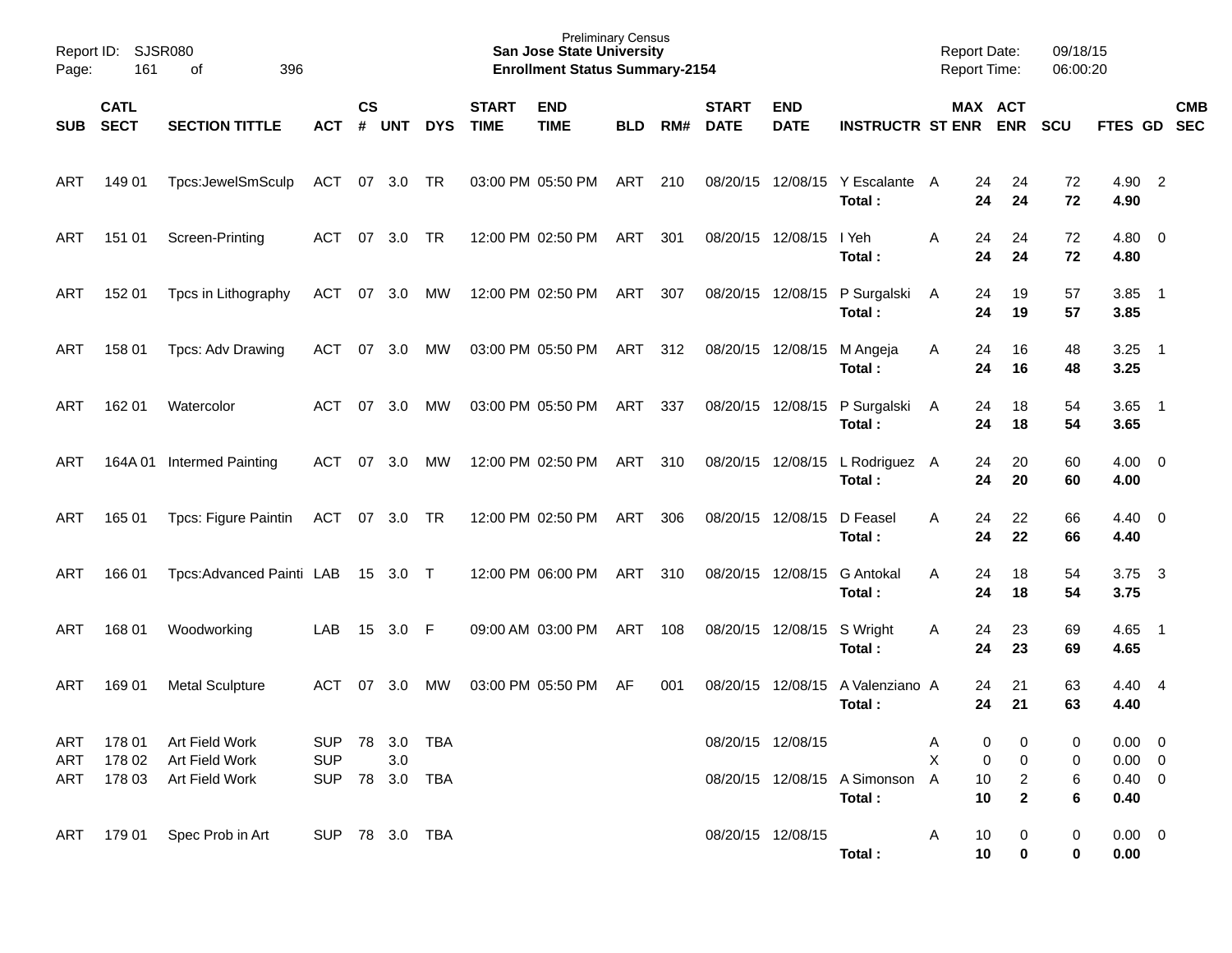Preliminary Census
**San Jose State University**
**Enrollment Status Summary-2154**

Report ID: SJSR080
Report Date: 09/18/15
Report Time: 06:00:20

| SUB | CATL SECT | SECTION TITTLE | ACT | CS # | UNT | DYS | START TIME | END TIME | BLD | RM# | START DATE | END DATE | INSTRUCTR | ST | MAX ENR | ACT ENR | SCU | FTES | GD | CMB SEC |
|---|---|---|---|---|---|---|---|---|---|---|---|---|---|---|---|---|---|---|---|---|
| ART | 149 01 | Tpcs:JewelSmSculp | ACT | 07 | 3.0 | TR | 03:00 PM | 05:50 PM | ART | 210 | 08/20/15 | 12/08/15 | Y Escalante | A | 24 | 24 | 72 | 4.90 | 2 | |
| | | | | | | | | | | | | | **Total :** | | **24** | **24** | **72** | **4.90** | | |
| ART | 151 01 | Screen-Printing | ACT | 07 | 3.0 | TR | 12:00 PM | 02:50 PM | ART | 301 | 08/20/15 | 12/08/15 | I Yeh | A | 24 | 24 | 72 | 4.80 | 0 | |
| | | | | | | | | | | | | | **Total :** | | **24** | **24** | **72** | **4.80** | | |
| ART | 152 01 | Tpcs in Lithography | ACT | 07 | 3.0 | MW | 12:00 PM | 02:50 PM | ART | 307 | 08/20/15 | 12/08/15 | P Surgalski | A | 24 | 19 | 57 | 3.85 | 1 | |
| | | | | | | | | | | | | | **Total :** | | **24** | **19** | **57** | **3.85** | | |
| ART | 158 01 | Tpcs: Adv Drawing | ACT | 07 | 3.0 | MW | 03:00 PM | 05:50 PM | ART | 312 | 08/20/15 | 12/08/15 | M Angeja | A | 24 | 16 | 48 | 3.25 | 1 | |
| | | | | | | | | | | | | | **Total :** | | **24** | **16** | **48** | **3.25** | | |
| ART | 162 01 | Watercolor | ACT | 07 | 3.0 | MW | 03:00 PM | 05:50 PM | ART | 337 | 08/20/15 | 12/08/15 | P Surgalski | A | 24 | 18 | 54 | 3.65 | 1 | |
| | | | | | | | | | | | | | **Total :** | | **24** | **18** | **54** | **3.65** | | |
| ART | 164A 01 | Intermed Painting | ACT | 07 | 3.0 | MW | 12:00 PM | 02:50 PM | ART | 310 | 08/20/15 | 12/08/15 | L Rodriguez | A | 24 | 20 | 60 | 4.00 | 0 | |
| | | | | | | | | | | | | | **Total :** | | **24** | **20** | **60** | **4.00** | | |
| ART | 165 01 | Tpcs: Figure Paintin | ACT | 07 | 3.0 | TR | 12:00 PM | 02:50 PM | ART | 306 | 08/20/15 | 12/08/15 | D Feasel | A | 24 | 22 | 66 | 4.40 | 0 | |
| | | | | | | | | | | | | | **Total :** | | **24** | **22** | **66** | **4.40** | | |
| ART | 166 01 | Tpcs:Advanced Painti | LAB | 15 | 3.0 | T | 12:00 PM | 06:00 PM | ART | 310 | 08/20/15 | 12/08/15 | G Antokal | A | 24 | 18 | 54 | 3.75 | 3 | |
| | | | | | | | | | | | | | **Total :** | | **24** | **18** | **54** | **3.75** | | |
| ART | 168 01 | Woodworking | LAB | 15 | 3.0 | F | 09:00 AM | 03:00 PM | ART | 108 | 08/20/15 | 12/08/15 | S Wright | A | 24 | 23 | 69 | 4.65 | 1 | |
| | | | | | | | | | | | | | **Total :** | | **24** | **23** | **69** | **4.65** | | |
| ART | 169 01 | Metal Sculpture | ACT | 07 | 3.0 | MW | 03:00 PM | 05:50 PM | AF | 001 | 08/20/15 | 12/08/15 | A Valenziano | A | 24 | 21 | 63 | 4.40 | 4 | |
| | | | | | | | | | | | | | **Total :** | | **24** | **21** | **63** | **4.40** | | |
| ART | 178 01 | Art Field Work | SUP | 78 | 3.0 | TBA | | | | | 08/20/15 | 12/08/15 | | A | 0 | 0 | 0 | 0.00 | 0 | |
| ART | 178 02 | Art Field Work | SUP | | 3.0 | | | | | | | | | X | 0 | 0 | 0 | 0.00 | 0 | |
| ART | 178 03 | Art Field Work | SUP | 78 | 3.0 | TBA | | | | | 08/20/15 | 12/08/15 | A Simonson | A | 10 | 2 | 6 | 0.40 | 0 | |
| | | | | | | | | | | | | | **Total :** | | **10** | **2** | **6** | **0.40** | | |
| ART | 179 01 | Spec Prob in Art | SUP | 78 | 3.0 | TBA | | | | | 08/20/15 | 12/08/15 | | A | 10 | 0 | 0 | 0.00 | 0 | |
| | | | | | | | | | | | | | **Total :** | | **10** | **0** | **0** | **0.00** | | |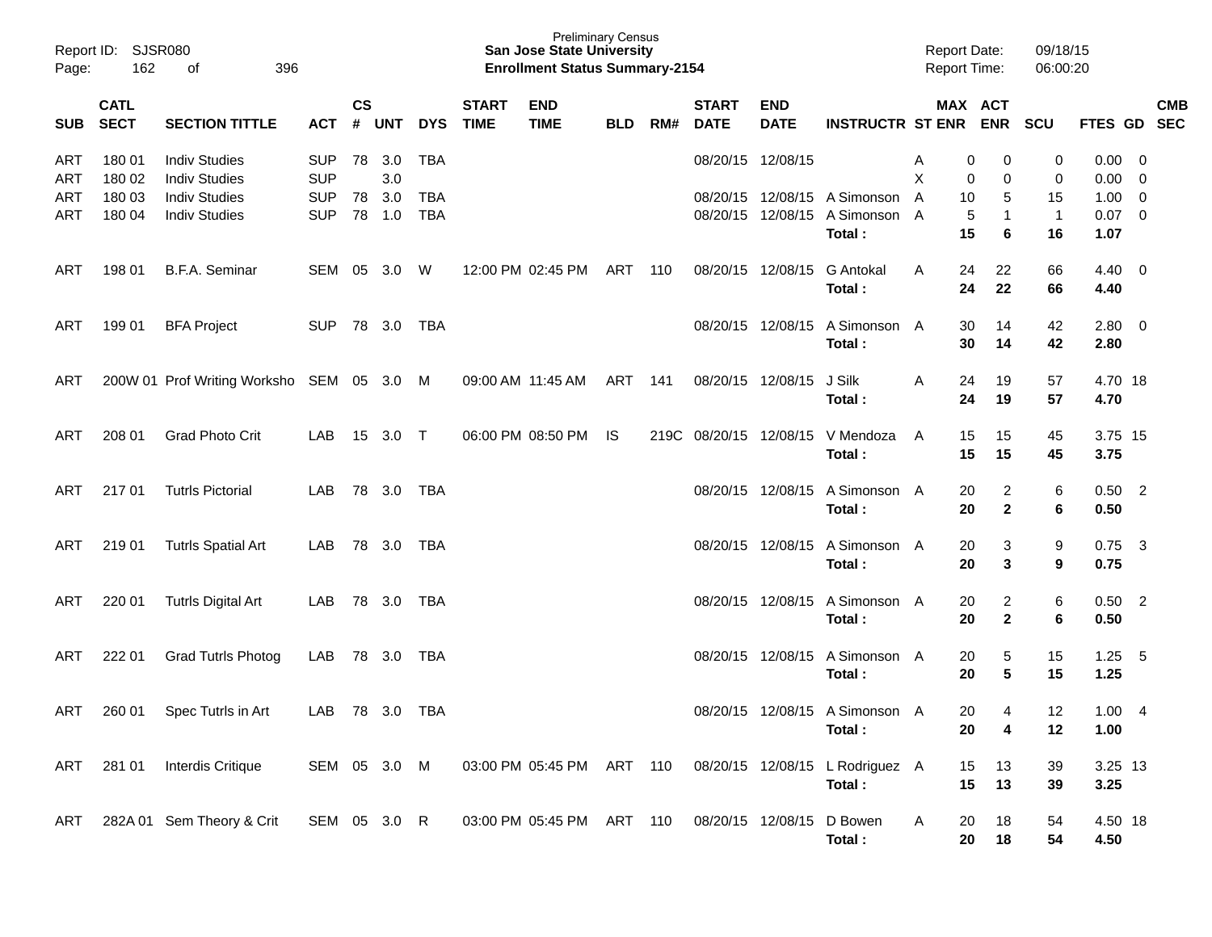Report ID: SJSR080
Page: 162 of 396

**Preliminary Census**
**San Jose State University**
**Enrollment Status Summary-2154**

Report Date: 09/18/15
Report Time: 06:00:20

| SUB | CATL SECT | SECTION TITTLE | ACT | CS # | UNT | DYS | START TIME | END TIME | BLD | RM# | START DATE | END DATE | INSTRUCTR | ST | MAX ENR | ACT ENR | SCU | FTES | GD | CMB SEC |
|---|---|---|---|---|---|---|---|---|---|---|---|---|---|---|---|---|---|---|---|---|
| ART | 180 01 | Indiv Studies | SUP | 78 | 3.0 | TBA | | | | | 08/20/15 | 12/08/15 | | A | 0 | 0 | 0 | 0.00 | 0 | |
| ART | 180 02 | Indiv Studies | SUP | | 3.0 | | | | | | | | | X | 0 | 0 | 0 | 0.00 | 0 | |
| ART | 180 03 | Indiv Studies | SUP | 78 | 3.0 | TBA | | | | | 08/20/15 | 12/08/15 | A Simonson | A | 10 | 5 | 15 | 1.00 | 0 | |
| ART | 180 04 | Indiv Studies | SUP | 78 | 1.0 | TBA | | | | | 08/20/15 | 12/08/15 | A Simonson | A | 5 | 1 | 1 | 0.07 | 0 | |
| | | | | | | | | | | | | | **Total :** | | **15** | **6** | **16** | **1.07** | | |
| ART | 198 01 | B.F.A. Seminar | SEM | 05 | 3.0 | W | 12:00 PM | 02:45 PM | ART | 110 | 08/20/15 | 12/08/15 | G Antokal | A | 24 | 22 | 66 | 4.40 | 0 | |
| | | | | | | | | | | | | | **Total :** | | **24** | **22** | **66** | **4.40** | | |
| ART | 199 01 | BFA Project | SUP | 78 | 3.0 | TBA | | | | | 08/20/15 | 12/08/15 | A Simonson | A | 30 | 14 | 42 | 2.80 | 0 | |
| | | | | | | | | | | | | | **Total :** | | **30** | **14** | **42** | **2.80** | | |
| ART | 200W 01 | Prof Writing Worksho | SEM | 05 | 3.0 | M | 09:00 AM | 11:45 AM | ART | 141 | 08/20/15 | 12/08/15 | J Silk | A | 24 | 19 | 57 | 4.70 | 18 | |
| | | | | | | | | | | | | | **Total :** | | **24** | **19** | **57** | **4.70** | | |
| ART | 208 01 | Grad Photo Crit | LAB | 15 | 3.0 | T | 06:00 PM | 08:50 PM | IS | 219C | 08/20/15 | 12/08/15 | V Mendoza | A | 15 | 15 | 45 | 3.75 | 15 | |
| | | | | | | | | | | | | | **Total :** | | **15** | **15** | **45** | **3.75** | | |
| ART | 217 01 | Tutrls Pictorial | LAB | 78 | 3.0 | TBA | | | | | 08/20/15 | 12/08/15 | A Simonson | A | 20 | 2 | 6 | 0.50 | 2 | |
| | | | | | | | | | | | | | **Total :** | | **20** | **2** | **6** | **0.50** | | |
| ART | 219 01 | Tutrls Spatial Art | LAB | 78 | 3.0 | TBA | | | | | 08/20/15 | 12/08/15 | A Simonson | A | 20 | 3 | 9 | 0.75 | 3 | |
| | | | | | | | | | | | | | **Total :** | | **20** | **3** | **9** | **0.75** | | |
| ART | 220 01 | Tutrls Digital Art | LAB | 78 | 3.0 | TBA | | | | | 08/20/15 | 12/08/15 | A Simonson | A | 20 | 2 | 6 | 0.50 | 2 | |
| | | | | | | | | | | | | | **Total :** | | **20** | **2** | **6** | **0.50** | | |
| ART | 222 01 | Grad Tutrls Photog | LAB | 78 | 3.0 | TBA | | | | | 08/20/15 | 12/08/15 | A Simonson | A | 20 | 5 | 15 | 1.25 | 5 | |
| | | | | | | | | | | | | | **Total :** | | **20** | **5** | **15** | **1.25** | | |
| ART | 260 01 | Spec Tutrls in Art | LAB | 78 | 3.0 | TBA | | | | | 08/20/15 | 12/08/15 | A Simonson | A | 20 | 4 | 12 | 1.00 | 4 | |
| | | | | | | | | | | | | | **Total :** | | **20** | **4** | **12** | **1.00** | | |
| ART | 281 01 | Interdis Critique | SEM | 05 | 3.0 | M | 03:00 PM | 05:45 PM | ART | 110 | 08/20/15 | 12/08/15 | L Rodriguez | A | 15 | 13 | 39 | 3.25 | 13 | |
| | | | | | | | | | | | | | **Total :** | | **15** | **13** | **39** | **3.25** | | |
| ART | 282A 01 | Sem Theory & Crit | SEM | 05 | 3.0 | R | 03:00 PM | 05:45 PM | ART | 110 | 08/20/15 | 12/08/15 | D Bowen | A | 20 | 18 | 54 | 4.50 | 18 | |
| | | | | | | | | | | | | | **Total :** | | **20** | **18** | **54** | **4.50** | | |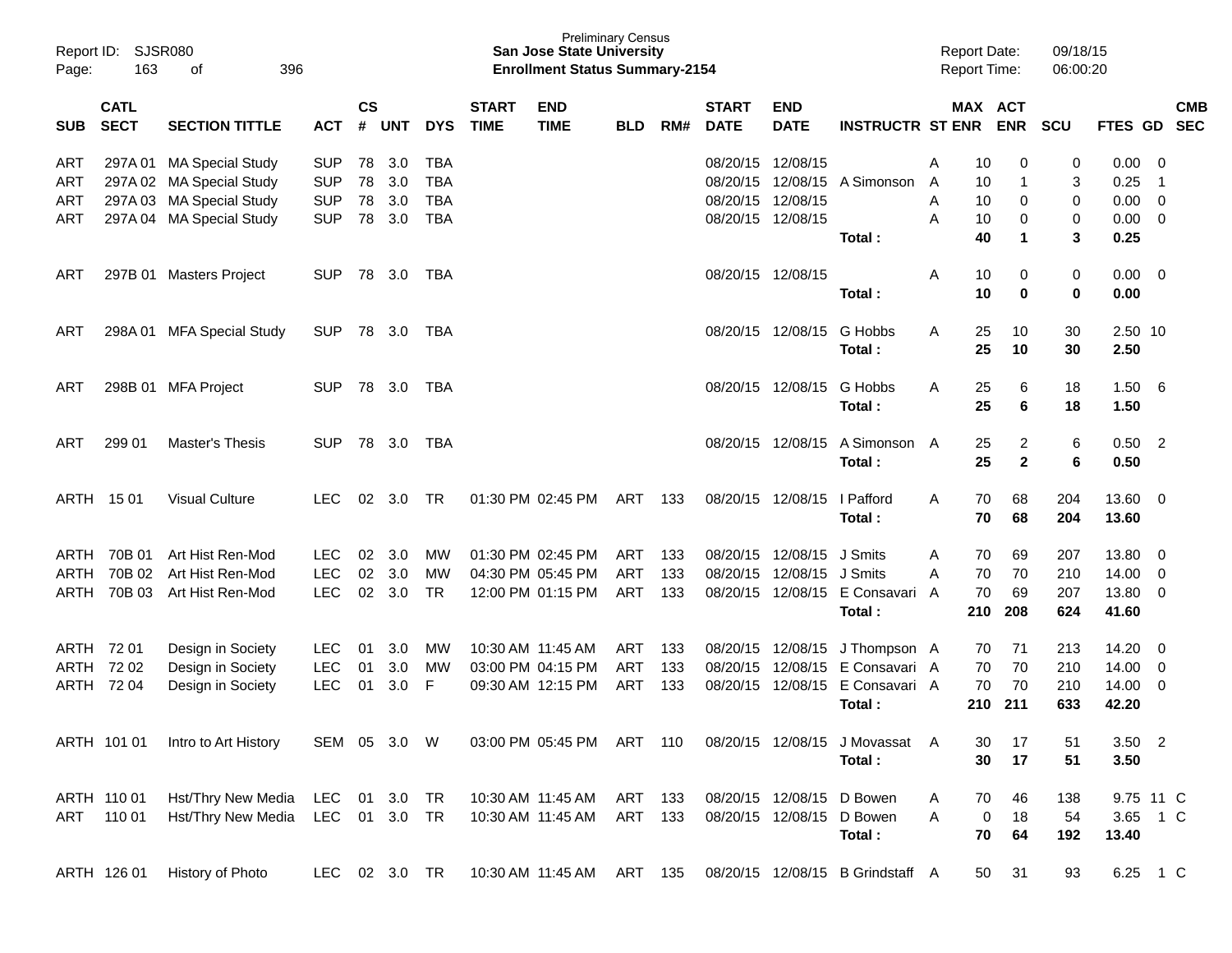Report ID: SJSR080
Page: 163 of 396

Preliminary Census
**San Jose State University**
**Enrollment Status Summary-2154**

Report Date: 09/18/15
Report Time: 06:00:20

| SUB | CATL SECT | SECTION TITTLE | ACT | CS # | UNT | DYS | START TIME | END TIME | BLD | RM# | START DATE | END DATE | INSTRUCTR | ST | MAX ENR | ACT ENR | SCU | FTES | GD | CMB SEC |
|---|---|---|---|---|---|---|---|---|---|---|---|---|---|---|---|---|---|---|---|---|
| ART | 297A 01 | MA Special Study | SUP | 78 | 3.0 | TBA | | | | | 08/20/15 | 12/08/15 | | A | 10 | 0 | 0 | 0.00 | 0 | |
| ART | 297A 02 | MA Special Study | SUP | 78 | 3.0 | TBA | | | | | 08/20/15 | 12/08/15 | A Simonson | A | 10 | 1 | 3 | 0.25 | 1 | |
| ART | 297A 03 | MA Special Study | SUP | 78 | 3.0 | TBA | | | | | 08/20/15 | 12/08/15 | | A | 10 | 0 | 0 | 0.00 | 0 | |
| ART | 297A 04 | MA Special Study | SUP | 78 | 3.0 | TBA | | | | | 08/20/15 | 12/08/15 | | A | 10 | 0 | 0 | 0.00 | 0 | |
| | | | | | | | | | | | | | **Total :** | | **40** | **1** | **3** | **0.25** | | |
| ART | 297B 01 | Masters Project | SUP | 78 | 3.0 | TBA | | | | | 08/20/15 | 12/08/15 | | A | 10 | 0 | 0 | 0.00 | 0 | |
| | | | | | | | | | | | | | **Total :** | | **10** | **0** | **0** | **0.00** | | |
| ART | 298A 01 | MFA Special Study | SUP | 78 | 3.0 | TBA | | | | | 08/20/15 | 12/08/15 | G Hobbs | A | 25 | 10 | 30 | 2.50 | 10 | |
| | | | | | | | | | | | | | **Total :** | | **25** | **10** | **30** | **2.50** | | |
| ART | 298B 01 | MFA Project | SUP | 78 | 3.0 | TBA | | | | | 08/20/15 | 12/08/15 | G Hobbs | A | 25 | 6 | 18 | 1.50 | 6 | |
| | | | | | | | | | | | | | **Total :** | | **25** | **6** | **18** | **1.50** | | |
| ART | 299 01 | Master's Thesis | SUP | 78 | 3.0 | TBA | | | | | 08/20/15 | 12/08/15 | A Simonson | A | 25 | 2 | 6 | 0.50 | 2 | |
| | | | | | | | | | | | | | **Total :** | | **25** | **2** | **6** | **0.50** | | |
| ARTH | 15 01 | Visual Culture | LEC | 02 | 3.0 | TR | 01:30 PM | 02:45 PM | ART | 133 | 08/20/15 | 12/08/15 | I Pafford | A | 70 | 68 | 204 | 13.60 | 0 | |
| | | | | | | | | | | | | | **Total :** | | **70** | **68** | **204** | **13.60** | | |
| ARTH | 70B 01 | Art Hist Ren-Mod | LEC | 02 | 3.0 | MW | 01:30 PM | 02:45 PM | ART | 133 | 08/20/15 | 12/08/15 | J Smits | A | 70 | 69 | 207 | 13.80 | 0 | |
| ARTH | 70B 02 | Art Hist Ren-Mod | LEC | 02 | 3.0 | MW | 04:30 PM | 05:45 PM | ART | 133 | 08/20/15 | 12/08/15 | J Smits | A | 70 | 70 | 210 | 14.00 | 0 | |
| ARTH | 70B 03 | Art Hist Ren-Mod | LEC | 02 | 3.0 | TR | 12:00 PM | 01:15 PM | ART | 133 | 08/20/15 | 12/08/15 | E Consavari | A | 70 | 69 | 207 | 13.80 | 0 | |
| | | | | | | | | | | | | | **Total :** | | **210** | **208** | **624** | **41.60** | | |
| ARTH | 72 01 | Design in Society | LEC | 01 | 3.0 | MW | 10:30 AM | 11:45 AM | ART | 133 | 08/20/15 | 12/08/15 | J Thompson | A | 70 | 71 | 213 | 14.20 | 0 | |
| ARTH | 72 02 | Design in Society | LEC | 01 | 3.0 | MW | 03:00 PM | 04:15 PM | ART | 133 | 08/20/15 | 12/08/15 | E Consavari | A | 70 | 70 | 210 | 14.00 | 0 | |
| ARTH | 72 04 | Design in Society | LEC | 01 | 3.0 | F | 09:30 AM | 12:15 PM | ART | 133 | 08/20/15 | 12/08/15 | E Consavari | A | 70 | 70 | 210 | 14.00 | 0 | |
| | | | | | | | | | | | | | **Total :** | | **210** | **211** | **633** | **42.20** | | |
| ARTH | 101 01 | Intro to Art History | SEM | 05 | 3.0 | W | 03:00 PM | 05:45 PM | ART | 110 | 08/20/15 | 12/08/15 | J Movassat | A | 30 | 17 | 51 | 3.50 | 2 | |
| | | | | | | | | | | | | | **Total :** | | **30** | **17** | **51** | **3.50** | | |
| ARTH | 110 01 | Hst/Thry New Media | LEC | 01 | 3.0 | TR | 10:30 AM | 11:45 AM | ART | 133 | 08/20/15 | 12/08/15 | D Bowen | A | 70 | 46 | 138 | 9.75 | 11 | C |
| ART | 110 01 | Hst/Thry New Media | LEC | 01 | 3.0 | TR | 10:30 AM | 11:45 AM | ART | 133 | 08/20/15 | 12/08/15 | D Bowen | A | 0 | 18 | 54 | 3.65 | 1 | C |
| | | | | | | | | | | | | | **Total :** | | **70** | **64** | **192** | **13.40** | | |
| ARTH | 126 01 | History of Photo | LEC | 02 | 3.0 | TR | 10:30 AM | 11:45 AM | ART | 135 | 08/20/15 | 12/08/15 | B Grindstaff | A | 50 | 31 | 93 | 6.25 | 1 | C |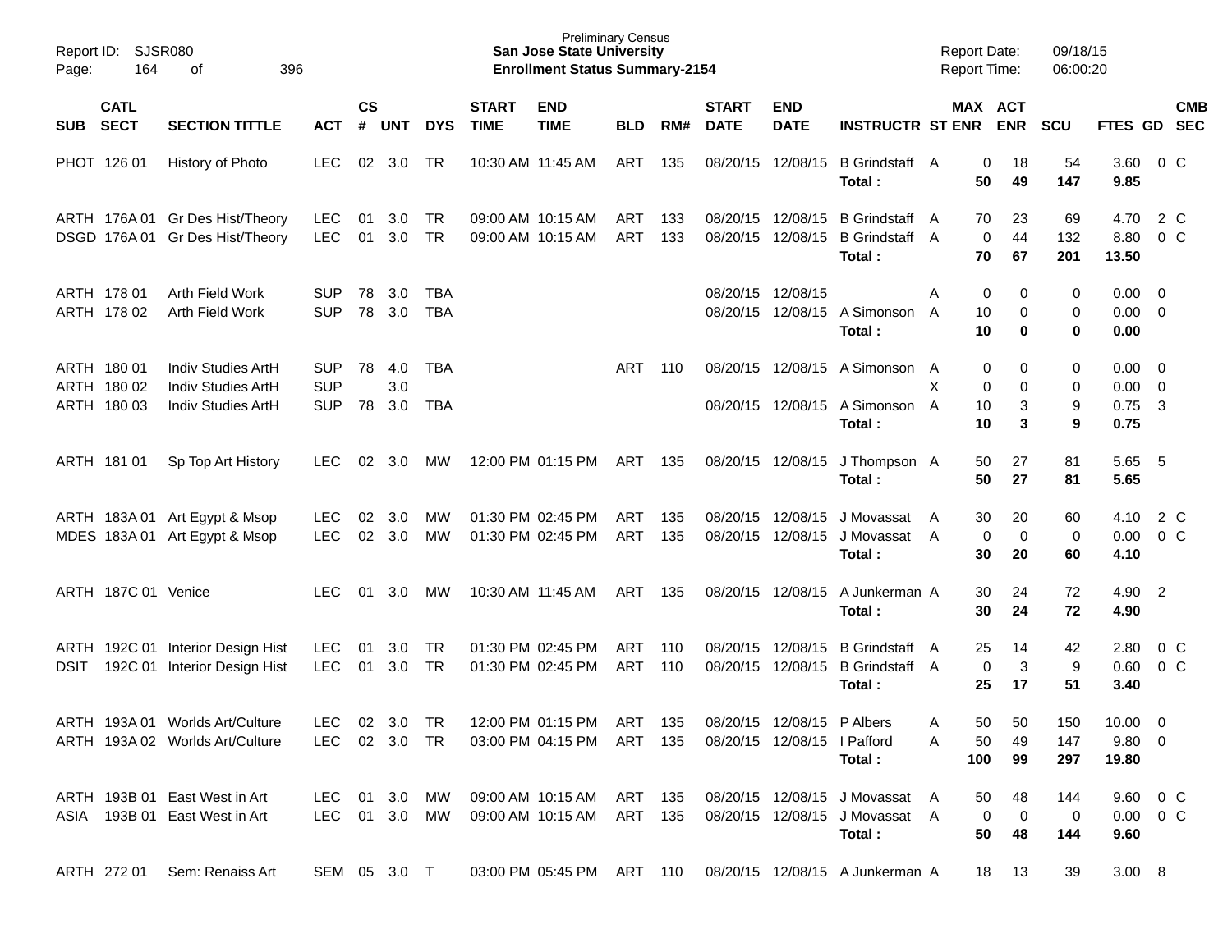Preliminary Census
**San Jose State University**
**Enrollment Status Summary-2154**

Report ID: SJSR080
Report Date: 09/18/15
Report Time: 06:00:20

| SUB | CATL SECT | SECTION TITTLE | ACT | CS # | UNT | DYS | START TIME | END TIME | BLD | RM# | START DATE | END DATE | INSTRUCTR | ST | MAX ENR | ACT ENR | SCU | FTES | GD | CMB SEC |
|---|---|---|---|---|---|---|---|---|---|---|---|---|---|---|---|---|---|---|---|---|
| PHOT | 126 01 | History of Photo | LEC | 02 | 3.0 | TR | 10:30 AM | 11:45 AM | ART | 135 | 08/20/15 | 12/08/15 | B Grindstaff | A | 0 | 18 | 54 | 3.60 | 0 | C |
| | | | | | | | | | | | | | **Total :** | | **50** | **49** | **147** | **9.85** | | |
| ARTH | 176A 01 | Gr Des Hist/Theory | LEC | 01 | 3.0 | TR | 09:00 AM | 10:15 AM | ART | 133 | 08/20/15 | 12/08/15 | B Grindstaff | A | 70 | 23 | 69 | 4.70 | 2 | C |
| DSGD | 176A 01 | Gr Des Hist/Theory | LEC | 01 | 3.0 | TR | 09:00 AM | 10:15 AM | ART | 133 | 08/20/15 | 12/08/15 | B Grindstaff | A | 0 | 44 | 132 | 8.80 | 0 | C |
| | | | | | | | | | | | | | **Total :** | | **70** | **67** | **201** | **13.50** | | |
| ARTH | 178 01 | Arth Field Work | SUP | 78 | 3.0 | TBA | | | | | 08/20/15 | 12/08/15 | | A | 0 | 0 | 0 | 0.00 | 0 | |
| ARTH | 178 02 | Arth Field Work | SUP | 78 | 3.0 | TBA | | | | | 08/20/15 | 12/08/15 | A Simonson | A | 10 | 0 | 0 | 0.00 | 0 | |
| | | | | | | | | | | | | | **Total :** | | **10** | **0** | **0** | **0.00** | | |
| ARTH | 180 01 | Indiv Studies ArtH | SUP | 78 | 4.0 | TBA | | | ART | 110 | 08/20/15 | 12/08/15 | A Simonson | A | 0 | 0 | 0 | 0.00 | 0 | |
| ARTH | 180 02 | Indiv Studies ArtH | SUP | | 3.0 | | | | | | | | | X | 0 | 0 | 0 | 0.00 | 0 | |
| ARTH | 180 03 | Indiv Studies ArtH | SUP | 78 | 3.0 | TBA | | | | | 08/20/15 | 12/08/15 | A Simonson | A | 10 | 3 | 9 | 0.75 | 3 | |
| | | | | | | | | | | | | | **Total :** | | **10** | **3** | **9** | **0.75** | | |
| ARTH | 181 01 | Sp Top Art History | LEC | 02 | 3.0 | MW | 12:00 PM | 01:15 PM | ART | 135 | 08/20/15 | 12/08/15 | J Thompson | A | 50 | 27 | 81 | 5.65 | 5 | |
| | | | | | | | | | | | | | **Total :** | | **50** | **27** | **81** | **5.65** | | |
| ARTH | 183A 01 | Art Egypt & Msop | LEC | 02 | 3.0 | MW | 01:30 PM | 02:45 PM | ART | 135 | 08/20/15 | 12/08/15 | J Movassat | A | 30 | 20 | 60 | 4.10 | 2 | C |
| MDES | 183A 01 | Art Egypt & Msop | LEC | 02 | 3.0 | MW | 01:30 PM | 02:45 PM | ART | 135 | 08/20/15 | 12/08/15 | J Movassat | A | 0 | 0 | 0 | 0.00 | 0 | C |
| | | | | | | | | | | | | | **Total :** | | **30** | **20** | **60** | **4.10** | | |
| ARTH | 187C 01 | Venice | LEC | 01 | 3.0 | MW | 10:30 AM | 11:45 AM | ART | 135 | 08/20/15 | 12/08/15 | A Junkerman | A | 30 | 24 | 72 | 4.90 | 2 | |
| | | | | | | | | | | | | | **Total :** | | **30** | **24** | **72** | **4.90** | | |
| ARTH | 192C 01 | Interior Design Hist | LEC | 01 | 3.0 | TR | 01:30 PM | 02:45 PM | ART | 110 | 08/20/15 | 12/08/15 | B Grindstaff | A | 25 | 14 | 42 | 2.80 | 0 | C |
| DSIT | 192C 01 | Interior Design Hist | LEC | 01 | 3.0 | TR | 01:30 PM | 02:45 PM | ART | 110 | 08/20/15 | 12/08/15 | B Grindstaff | A | 0 | 3 | 9 | 0.60 | 0 | C |
| | | | | | | | | | | | | | **Total :** | | **25** | **17** | **51** | **3.40** | | |
| ARTH | 193A 01 | Worlds Art/Culture | LEC | 02 | 3.0 | TR | 12:00 PM | 01:15 PM | ART | 135 | 08/20/15 | 12/08/15 | P Albers | A | 50 | 50 | 150 | 10.00 | 0 | |
| ARTH | 193A 02 | Worlds Art/Culture | LEC | 02 | 3.0 | TR | 03:00 PM | 04:15 PM | ART | 135 | 08/20/15 | 12/08/15 | I Pafford | A | 50 | 49 | 147 | 9.80 | 0 | |
| | | | | | | | | | | | | | **Total :** | | **100** | **99** | **297** | **19.80** | | |
| ARTH | 193B 01 | East West in Art | LEC | 01 | 3.0 | MW | 09:00 AM | 10:15 AM | ART | 135 | 08/20/15 | 12/08/15 | J Movassat | A | 50 | 48 | 144 | 9.60 | 0 | C |
| ASIA | 193B 01 | East West in Art | LEC | 01 | 3.0 | MW | 09:00 AM | 10:15 AM | ART | 135 | 08/20/15 | 12/08/15 | J Movassat | A | 0 | 0 | 0 | 0.00 | 0 | C |
| | | | | | | | | | | | | | **Total :** | | **50** | **48** | **144** | **9.60** | | |
| ARTH | 272 01 | Sem: Renaiss Art | SEM | 05 | 3.0 | T | 03:00 PM | 05:45 PM | ART | 110 | 08/20/15 | 12/08/15 | A Junkerman | A | 18 | 13 | 39 | 3.00 | 8 | |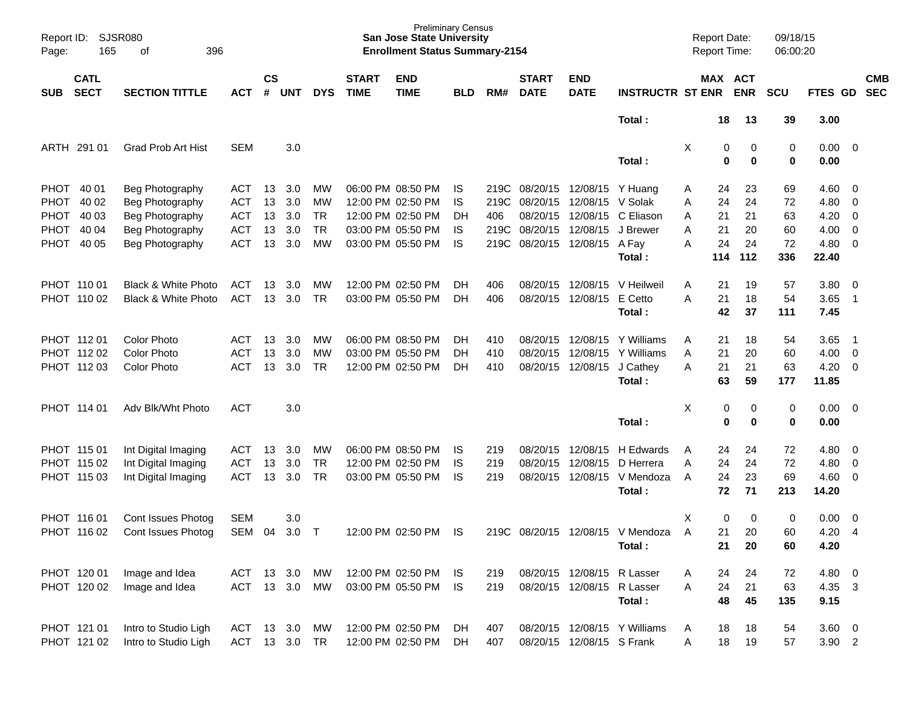Preliminary Census
**San Jose State University**
**Enrollment Status Summary-2154**

Report ID: SJSR080
Report Date: 09/18/15
Report Time: 06:00:20

| SUB | CATL SECT | SECTION TITTLE | ACT | CS # | UNT | DYS | START TIME | END TIME | BLD | RM# | START DATE | END DATE | INSTRUCTR | ST | MAX ENR | ACT ENR | SCU | FTES | GD | CMB SEC |
|---|---|---|---|---|---|---|---|---|---|---|---|---|---|---|---|---|---|---|---|---|
| | | | | | | | | | | | | | **Total :** | | **18** | **13** | **39** | **3.00** | | |
| ARTH | 291 01 | Grad Prob Art Hist | SEM | | 3.0 | | | | | | | | | X | 0 | 0 | 0 | 0.00 | 0 | |
| | | | | | | | | | | | | | **Total :** | | **0** | **0** | **0** | **0.00** | | |
| PHOT | 40 01 | Beg Photography | ACT | 13 | 3.0 | MW | 06:00 PM | 08:50 PM | IS | 219C | 08/20/15 | 12/08/15 | Y Huang | A | 24 | 23 | 69 | 4.60 | 0 | |
| PHOT | 40 02 | Beg Photography | ACT | 13 | 3.0 | MW | 12:00 PM | 02:50 PM | IS | 219C | 08/20/15 | 12/08/15 | V Solak | A | 24 | 24 | 72 | 4.80 | 0 | |
| PHOT | 40 03 | Beg Photography | ACT | 13 | 3.0 | TR | 12:00 PM | 02:50 PM | DH | 406 | 08/20/15 | 12/08/15 | C Eliason | A | 21 | 21 | 63 | 4.20 | 0 | |
| PHOT | 40 04 | Beg Photography | ACT | 13 | 3.0 | TR | 03:00 PM | 05:50 PM | IS | 219C | 08/20/15 | 12/08/15 | J Brewer | A | 21 | 20 | 60 | 4.00 | 0 | |
| PHOT | 40 05 | Beg Photography | ACT | 13 | 3.0 | MW | 03:00 PM | 05:50 PM | IS | 219C | 08/20/15 | 12/08/15 | A Fay | A | 24 | 24 | 72 | 4.80 | 0 | |
| | | | | | | | | | | | | | **Total :** | | **114** | **112** | **336** | **22.40** | | |
| PHOT | 110 01 | Black & White Photo | ACT | 13 | 3.0 | MW | 12:00 PM | 02:50 PM | DH | 406 | 08/20/15 | 12/08/15 | V Heilweil | A | 21 | 19 | 57 | 3.80 | 0 | |
| PHOT | 110 02 | Black & White Photo | ACT | 13 | 3.0 | TR | 03:00 PM | 05:50 PM | DH | 406 | 08/20/15 | 12/08/15 | E Cetto | A | 21 | 18 | 54 | 3.65 | 1 | |
| | | | | | | | | | | | | | **Total :** | | **42** | **37** | **111** | **7.45** | | |
| PHOT | 112 01 | Color Photo | ACT | 13 | 3.0 | MW | 06:00 PM | 08:50 PM | DH | 410 | 08/20/15 | 12/08/15 | Y Williams | A | 21 | 18 | 54 | 3.65 | 1 | |
| PHOT | 112 02 | Color Photo | ACT | 13 | 3.0 | MW | 03:00 PM | 05:50 PM | DH | 410 | 08/20/15 | 12/08/15 | Y Williams | A | 21 | 20 | 60 | 4.00 | 0 | |
| PHOT | 112 03 | Color Photo | ACT | 13 | 3.0 | TR | 12:00 PM | 02:50 PM | DH | 410 | 08/20/15 | 12/08/15 | J Cathey | A | 21 | 21 | 63 | 4.20 | 0 | |
| | | | | | | | | | | | | | **Total :** | | **63** | **59** | **177** | **11.85** | | |
| PHOT | 114 01 | Adv Blk/Wht Photo | ACT | | 3.0 | | | | | | | | | X | 0 | 0 | 0 | 0.00 | 0 | |
| | | | | | | | | | | | | | **Total :** | | **0** | **0** | **0** | **0.00** | | |
| PHOT | 115 01 | Int Digital Imaging | ACT | 13 | 3.0 | MW | 06:00 PM | 08:50 PM | IS | 219 | 08/20/15 | 12/08/15 | H Edwards | A | 24 | 24 | 72 | 4.80 | 0 | |
| PHOT | 115 02 | Int Digital Imaging | ACT | 13 | 3.0 | TR | 12:00 PM | 02:50 PM | IS | 219 | 08/20/15 | 12/08/15 | D Herrera | A | 24 | 24 | 72 | 4.80 | 0 | |
| PHOT | 115 03 | Int Digital Imaging | ACT | 13 | 3.0 | TR | 03:00 PM | 05:50 PM | IS | 219 | 08/20/15 | 12/08/15 | V Mendoza | A | 24 | 23 | 69 | 4.60 | 0 | |
| | | | | | | | | | | | | | **Total :** | | **72** | **71** | **213** | **14.20** | | |
| PHOT | 116 01 | Cont Issues Photog | SEM | | 3.0 | | | | | | | | | X | 0 | 0 | 0 | 0.00 | 0 | |
| PHOT | 116 02 | Cont Issues Photog | SEM | 04 | 3.0 | T | 12:00 PM | 02:50 PM | IS | 219C | 08/20/15 | 12/08/15 | V Mendoza | A | 21 | 20 | 60 | 4.20 | 4 | |
| | | | | | | | | | | | | | **Total :** | | **21** | **20** | **60** | **4.20** | | |
| PHOT | 120 01 | Image and Idea | ACT | 13 | 3.0 | MW | 12:00 PM | 02:50 PM | IS | 219 | 08/20/15 | 12/08/15 | R Lasser | A | 24 | 24 | 72 | 4.80 | 0 | |
| PHOT | 120 02 | Image and Idea | ACT | 13 | 3.0 | MW | 03:00 PM | 05:50 PM | IS | 219 | 08/20/15 | 12/08/15 | R Lasser | A | 24 | 21 | 63 | 4.35 | 3 | |
| | | | | | | | | | | | | | **Total :** | | **48** | **45** | **135** | **9.15** | | |
| PHOT | 121 01 | Intro to Studio Ligh | ACT | 13 | 3.0 | MW | 12:00 PM | 02:50 PM | DH | 407 | 08/20/15 | 12/08/15 | Y Williams | A | 18 | 18 | 54 | 3.60 | 0 | |
| PHOT | 121 02 | Intro to Studio Ligh | ACT | 13 | 3.0 | TR | 12:00 PM | 02:50 PM | DH | 407 | 08/20/15 | 12/08/15 | S Frank | A | 18 | 19 | 57 | 3.90 | 2 | |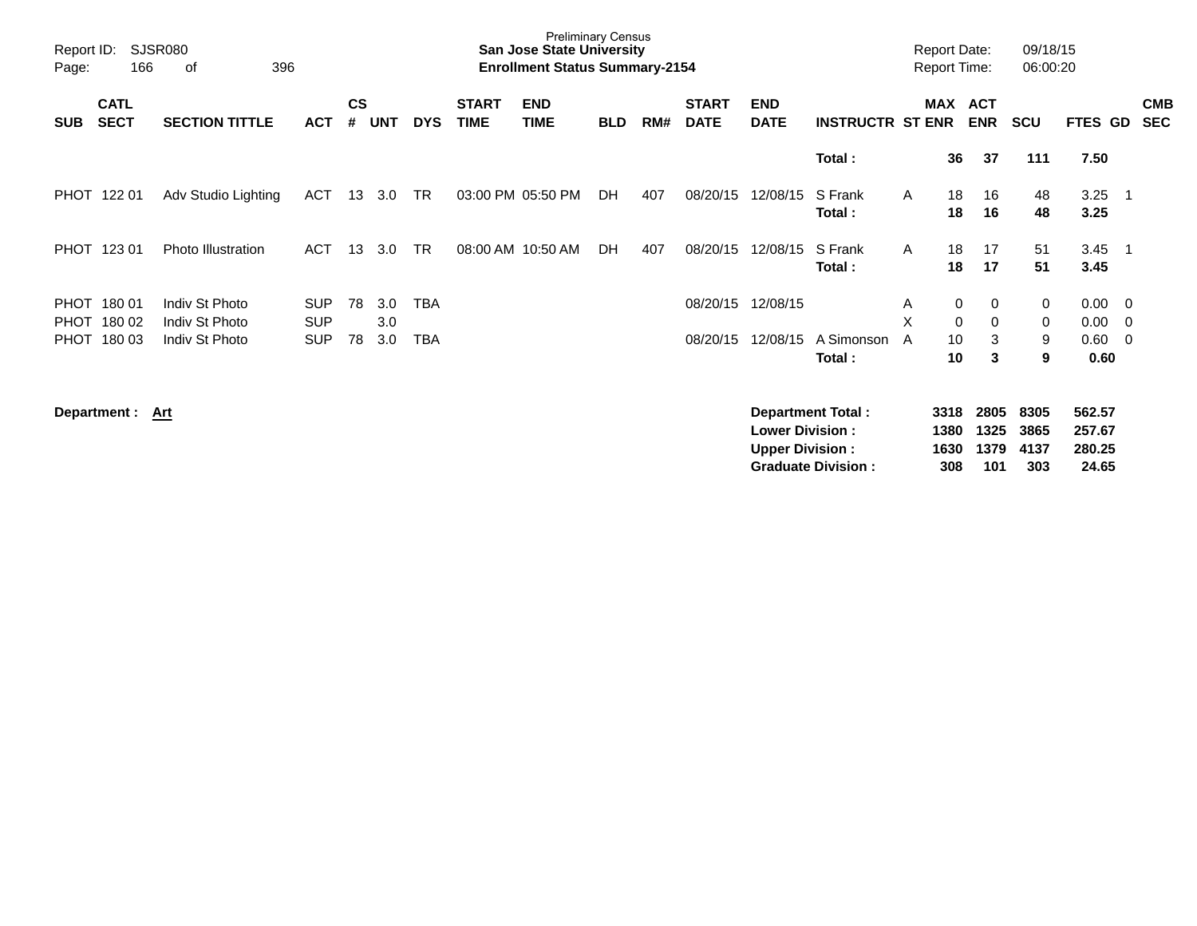Preliminary Census
**San Jose State University**
**Enrollment Status Summary-2154**

Report ID: SJSR080
Report Date: 09/18/15
Report Time: 06:00:20

| SUB | CATL SECT | SECTION TITTLE | ACT | CS # | UNT | DYS | START TIME | END TIME | BLD | RM# | START DATE | END DATE | INSTRUCTR | ST | MAX ENR | ACT ENR | SCU | FTES | GD | CMB SEC |
|---|---|---|---|---|---|---|---|---|---|---|---|---|---|---|---|---|---|---|---|---|
| | | | | | | | | | | | | | **Total :** | | **36** | **37** | **111** | **7.50** | | |
| PHOT | 122 01 | Adv Studio Lighting | ACT | 13 | 3.0 | TR | 03:00 PM | 05:50 PM | DH | 407 | 08/20/15 | 12/08/15 | S Frank | A | 18 | 16 | 48 | 3.25 | 1 | |
| | | | | | | | | | | | | | **Total :** | | **18** | **16** | **48** | **3.25** | | |
| PHOT | 123 01 | Photo Illustration | ACT | 13 | 3.0 | TR | 08:00 AM | 10:50 AM | DH | 407 | 08/20/15 | 12/08/15 | S Frank | A | 18 | 17 | 51 | 3.45 | 1 | |
| | | | | | | | | | | | | | **Total :** | | **18** | **17** | **51** | **3.45** | | |
| PHOT | 180 01 | Indiv St Photo | SUP | 78 | 3.0 | TBA | | | | | 08/20/15 | 12/08/15 | | A | 0 | 0 | 0 | 0.00 | 0 | |
| PHOT | 180 02 | Indiv St Photo | SUP | | 3.0 | | | | | | | | | X | 0 | 0 | 0 | 0.00 | 0 | |
| PHOT | 180 03 | Indiv St Photo | SUP | 78 | 3.0 | TBA | | | | | 08/20/15 | 12/08/15 | A Simonson | A | 10 | 3 | 9 | 0.60 | 0 | |
| | | | | | | | | | | | | | **Total :** | | **10** | **3** | **9** | **0.60** | | |

**Department : Art**

| | MAX ENR | ACT ENR | SCU | FTES |
|---|---|---|---|---|
| **Department Total :** | **3318** | **2805** | **8305** | **562.57** |
| **Lower Division :** | **1380** | **1325** | **3865** | **257.67** |
| **Upper Division :** | **1630** | **1379** | **4137** | **280.25** |
| **Graduate Division :** | **308** | **101** | **303** | **24.65** |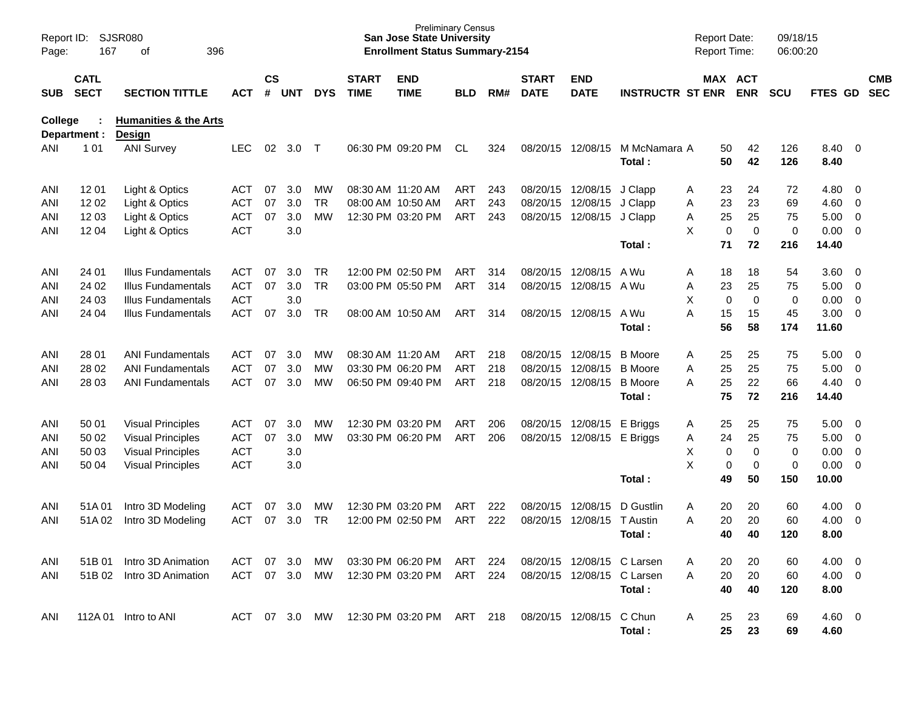Preliminary Census
**San Jose State University**
**Enrollment Status Summary-2154**

Report ID: SJSR080
Report Date: 09/18/15
Report Time: 06:00:20

**College : Humanities & the Arts**
**Department : Design**

| SUB | CATL SECT | SECTION TITTLE | ACT | CS # | UNT | DYS | START TIME | END TIME | BLD | RM# | START DATE | END DATE | INSTRUCTR | ST | MAX ENR | ACT ENR | SCU | FTES | GD | CMB SEC |
|---|---|---|---|---|---|---|---|---|---|---|---|---|---|---|---|---|---|---|---|---|
| ANI | 1 01 | ANI Survey | LEC | 02 | 3.0 | T | 06:30 PM | 09:20 PM | CL | 324 | 08/20/15 | 12/08/15 | M McNamara | A | 50 | 42 | 126 | 8.40 | 0 | |
| | | | | | | | | | | | | | **Total :** | | **50** | **42** | **126** | **8.40** | | |
| ANI | 12 01 | Light & Optics | ACT | 07 | 3.0 | MW | 08:30 AM | 11:20 AM | ART | 243 | 08/20/15 | 12/08/15 | J Clapp | A | 23 | 24 | 72 | 4.80 | 0 | |
| ANI | 12 02 | Light & Optics | ACT | 07 | 3.0 | TR | 08:00 AM | 10:50 AM | ART | 243 | 08/20/15 | 12/08/15 | J Clapp | A | 23 | 23 | 69 | 4.60 | 0 | |
| ANI | 12 03 | Light & Optics | ACT | 07 | 3.0 | MW | 12:30 PM | 03:20 PM | ART | 243 | 08/20/15 | 12/08/15 | J Clapp | A | 25 | 25 | 75 | 5.00 | 0 | |
| ANI | 12 04 | Light & Optics | ACT | | 3.0 | | | | | | | | | X | 0 | 0 | 0 | 0.00 | 0 | |
| | | | | | | | | | | | | | **Total :** | | **71** | **72** | **216** | **14.40** | | |
| ANI | 24 01 | Illus Fundamentals | ACT | 07 | 3.0 | TR | 12:00 PM | 02:50 PM | ART | 314 | 08/20/15 | 12/08/15 | A Wu | A | 18 | 18 | 54 | 3.60 | 0 | |
| ANI | 24 02 | Illus Fundamentals | ACT | 07 | 3.0 | TR | 03:00 PM | 05:50 PM | ART | 314 | 08/20/15 | 12/08/15 | A Wu | A | 23 | 25 | 75 | 5.00 | 0 | |
| ANI | 24 03 | Illus Fundamentals | ACT | | 3.0 | | | | | | | | | X | 0 | 0 | 0 | 0.00 | 0 | |
| ANI | 24 04 | Illus Fundamentals | ACT | 07 | 3.0 | TR | 08:00 AM | 10:50 AM | ART | 314 | 08/20/15 | 12/08/15 | A Wu | A | 15 | 15 | 45 | 3.00 | 0 | |
| | | | | | | | | | | | | | **Total :** | | **56** | **58** | **174** | **11.60** | | |
| ANI | 28 01 | ANI Fundamentals | ACT | 07 | 3.0 | MW | 08:30 AM | 11:20 AM | ART | 218 | 08/20/15 | 12/08/15 | B Moore | A | 25 | 25 | 75 | 5.00 | 0 | |
| ANI | 28 02 | ANI Fundamentals | ACT | 07 | 3.0 | MW | 03:30 PM | 06:20 PM | ART | 218 | 08/20/15 | 12/08/15 | B Moore | A | 25 | 25 | 75 | 5.00 | 0 | |
| ANI | 28 03 | ANI Fundamentals | ACT | 07 | 3.0 | MW | 06:50 PM | 09:40 PM | ART | 218 | 08/20/15 | 12/08/15 | B Moore | A | 25 | 22 | 66 | 4.40 | 0 | |
| | | | | | | | | | | | | | **Total :** | | **75** | **72** | **216** | **14.40** | | |
| ANI | 50 01 | Visual Principles | ACT | 07 | 3.0 | MW | 12:30 PM | 03:20 PM | ART | 206 | 08/20/15 | 12/08/15 | E Briggs | A | 25 | 25 | 75 | 5.00 | 0 | |
| ANI | 50 02 | Visual Principles | ACT | 07 | 3.0 | MW | 03:30 PM | 06:20 PM | ART | 206 | 08/20/15 | 12/08/15 | E Briggs | A | 24 | 25 | 75 | 5.00 | 0 | |
| ANI | 50 03 | Visual Principles | ACT | | 3.0 | | | | | | | | | X | 0 | 0 | 0 | 0.00 | 0 | |
| ANI | 50 04 | Visual Principles | ACT | | 3.0 | | | | | | | | | X | 0 | 0 | 0 | 0.00 | 0 | |
| | | | | | | | | | | | | | **Total :** | | **49** | **50** | **150** | **10.00** | | |
| ANI | 51A 01 | Intro 3D Modeling | ACT | 07 | 3.0 | MW | 12:30 PM | 03:20 PM | ART | 222 | 08/20/15 | 12/08/15 | D Gustlin | A | 20 | 20 | 60 | 4.00 | 0 | |
| ANI | 51A 02 | Intro 3D Modeling | ACT | 07 | 3.0 | TR | 12:00 PM | 02:50 PM | ART | 222 | 08/20/15 | 12/08/15 | T Austin | A | 20 | 20 | 60 | 4.00 | 0 | |
| | | | | | | | | | | | | | **Total :** | | **40** | **40** | **120** | **8.00** | | |
| ANI | 51B 01 | Intro 3D Animation | ACT | 07 | 3.0 | MW | 03:30 PM | 06:20 PM | ART | 224 | 08/20/15 | 12/08/15 | C Larsen | A | 20 | 20 | 60 | 4.00 | 0 | |
| ANI | 51B 02 | Intro 3D Animation | ACT | 07 | 3.0 | MW | 12:30 PM | 03:20 PM | ART | 224 | 08/20/15 | 12/08/15 | C Larsen | A | 20 | 20 | 60 | 4.00 | 0 | |
| | | | | | | | | | | | | | **Total :** | | **40** | **40** | **120** | **8.00** | | |
| ANI | 112A 01 | Intro to ANI | ACT | 07 | 3.0 | MW | 12:30 PM | 03:20 PM | ART | 218 | 08/20/15 | 12/08/15 | C Chun | A | 25 | 23 | 69 | 4.60 | 0 | |
| | | | | | | | | | | | | | **Total :** | | **25** | **23** | **69** | **4.60** | | |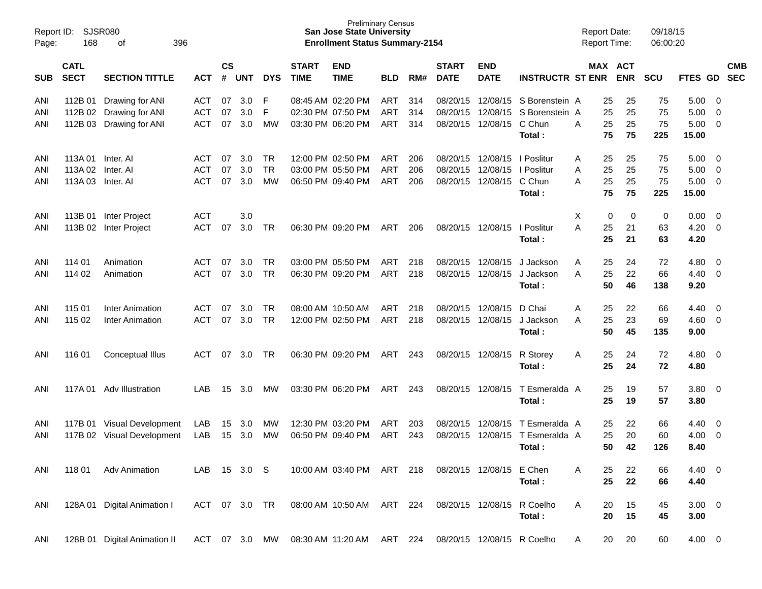Report ID: SJSR080
Page: 168 of 396

Preliminary Census
**San Jose State University**
**Enrollment Status Summary-2154**

Report Date: 09/18/15
Report Time: 06:00:20

| SUB | CATL SECT | SECTION TITTLE | ACT | CS # | UNT | DYS | START TIME | END TIME | BLD | RM# | START DATE | END DATE | INSTRUCTR | ST | MAX ENR | ACT ENR | SCU | FTES | GD | CMB SEC |
|---|---|---|---|---|---|---|---|---|---|---|---|---|---|---|---|---|---|---|---|---|
| ANI | 112B 01 | Drawing for ANI | ACT | 07 | 3.0 | F | 08:45 AM | 02:20 PM | ART | 314 | 08/20/15 | 12/08/15 | S Borenstein | A | 25 | 25 | 75 | 5.00 | 0 | |
| ANI | 112B 02 | Drawing for ANI | ACT | 07 | 3.0 | F | 02:30 PM | 07:50 PM | ART | 314 | 08/20/15 | 12/08/15 | S Borenstein | A | 25 | 25 | 75 | 5.00 | 0 | |
| ANI | 112B 03 | Drawing for ANI | ACT | 07 | 3.0 | MW | 03:30 PM | 06:20 PM | ART | 314 | 08/20/15 | 12/08/15 | C Chun | A | 25 | 25 | 75 | 5.00 | 0 | |
| | | | | | | | | | | | | | **Total :** | | **75** | **75** | **225** | **15.00** | | |
| ANI | 113A 01 | Inter. AI | ACT | 07 | 3.0 | TR | 12:00 PM | 02:50 PM | ART | 206 | 08/20/15 | 12/08/15 | I Poslitur | A | 25 | 25 | 75 | 5.00 | 0 | |
| ANI | 113A 02 | Inter. AI | ACT | 07 | 3.0 | TR | 03:00 PM | 05:50 PM | ART | 206 | 08/20/15 | 12/08/15 | I Poslitur | A | 25 | 25 | 75 | 5.00 | 0 | |
| ANI | 113A 03 | Inter. AI | ACT | 07 | 3.0 | MW | 06:50 PM | 09:40 PM | ART | 206 | 08/20/15 | 12/08/15 | C Chun | A | 25 | 25 | 75 | 5.00 | 0 | |
| | | | | | | | | | | | | | **Total :** | | **75** | **75** | **225** | **15.00** | | |
| ANI | 113B 01 | Inter Project | ACT | | 3.0 | | | | | | | | | X | 0 | 0 | 0 | 0.00 | 0 | |
| ANI | 113B 02 | Inter Project | ACT | 07 | 3.0 | TR | 06:30 PM | 09:20 PM | ART | 206 | 08/20/15 | 12/08/15 | I Poslitur | A | 25 | 21 | 63 | 4.20 | 0 | |
| | | | | | | | | | | | | | **Total :** | | **25** | **21** | **63** | **4.20** | | |
| ANI | 114 01 | Animation | ACT | 07 | 3.0 | TR | 03:00 PM | 05:50 PM | ART | 218 | 08/20/15 | 12/08/15 | J Jackson | A | 25 | 24 | 72 | 4.80 | 0 | |
| ANI | 114 02 | Animation | ACT | 07 | 3.0 | TR | 06:30 PM | 09:20 PM | ART | 218 | 08/20/15 | 12/08/15 | J Jackson | A | 25 | 22 | 66 | 4.40 | 0 | |
| | | | | | | | | | | | | | **Total :** | | **50** | **46** | **138** | **9.20** | | |
| ANI | 115 01 | Inter Animation | ACT | 07 | 3.0 | TR | 08:00 AM | 10:50 AM | ART | 218 | 08/20/15 | 12/08/15 | D Chai | A | 25 | 22 | 66 | 4.40 | 0 | |
| ANI | 115 02 | Inter Animation | ACT | 07 | 3.0 | TR | 12:00 PM | 02:50 PM | ART | 218 | 08/20/15 | 12/08/15 | J Jackson | A | 25 | 23 | 69 | 4.60 | 0 | |
| | | | | | | | | | | | | | **Total :** | | **50** | **45** | **135** | **9.00** | | |
| ANI | 116 01 | Conceptual Illus | ACT | 07 | 3.0 | TR | 06:30 PM | 09:20 PM | ART | 243 | 08/20/15 | 12/08/15 | R Storey | A | 25 | 24 | 72 | 4.80 | 0 | |
| | | | | | | | | | | | | | **Total :** | | **25** | **24** | **72** | **4.80** | | |
| ANI | 117A 01 | Adv Illustration | LAB | 15 | 3.0 | MW | 03:30 PM | 06:20 PM | ART | 243 | 08/20/15 | 12/08/15 | T Esmeralda | A | 25 | 19 | 57 | 3.80 | 0 | |
| | | | | | | | | | | | | | **Total :** | | **25** | **19** | **57** | **3.80** | | |
| ANI | 117B 01 | Visual Development | LAB | 15 | 3.0 | MW | 12:30 PM | 03:20 PM | ART | 203 | 08/20/15 | 12/08/15 | T Esmeralda | A | 25 | 22 | 66 | 4.40 | 0 | |
| ANI | 117B 02 | Visual Development | LAB | 15 | 3.0 | MW | 06:50 PM | 09:40 PM | ART | 243 | 08/20/15 | 12/08/15 | T Esmeralda | A | 25 | 20 | 60 | 4.00 | 0 | |
| | | | | | | | | | | | | | **Total :** | | **50** | **42** | **126** | **8.40** | | |
| ANI | 118 01 | Adv Animation | LAB | 15 | 3.0 | S | 10:00 AM | 03:40 PM | ART | 218 | 08/20/15 | 12/08/15 | E Chen | A | 25 | 22 | 66 | 4.40 | 0 | |
| | | | | | | | | | | | | | **Total :** | | **25** | **22** | **66** | **4.40** | | |
| ANI | 128A 01 | Digital Animation I | ACT | 07 | 3.0 | TR | 08:00 AM | 10:50 AM | ART | 224 | 08/20/15 | 12/08/15 | R Coelho | A | 20 | 15 | 45 | 3.00 | 0 | |
| | | | | | | | | | | | | | **Total :** | | **20** | **15** | **45** | **3.00** | | |
| ANI | 128B 01 | Digital Animation II | ACT | 07 | 3.0 | MW | 08:30 AM | 11:20 AM | ART | 224 | 08/20/15 | 12/08/15 | R Coelho | A | 20 | 20 | 60 | 4.00 | 0 | |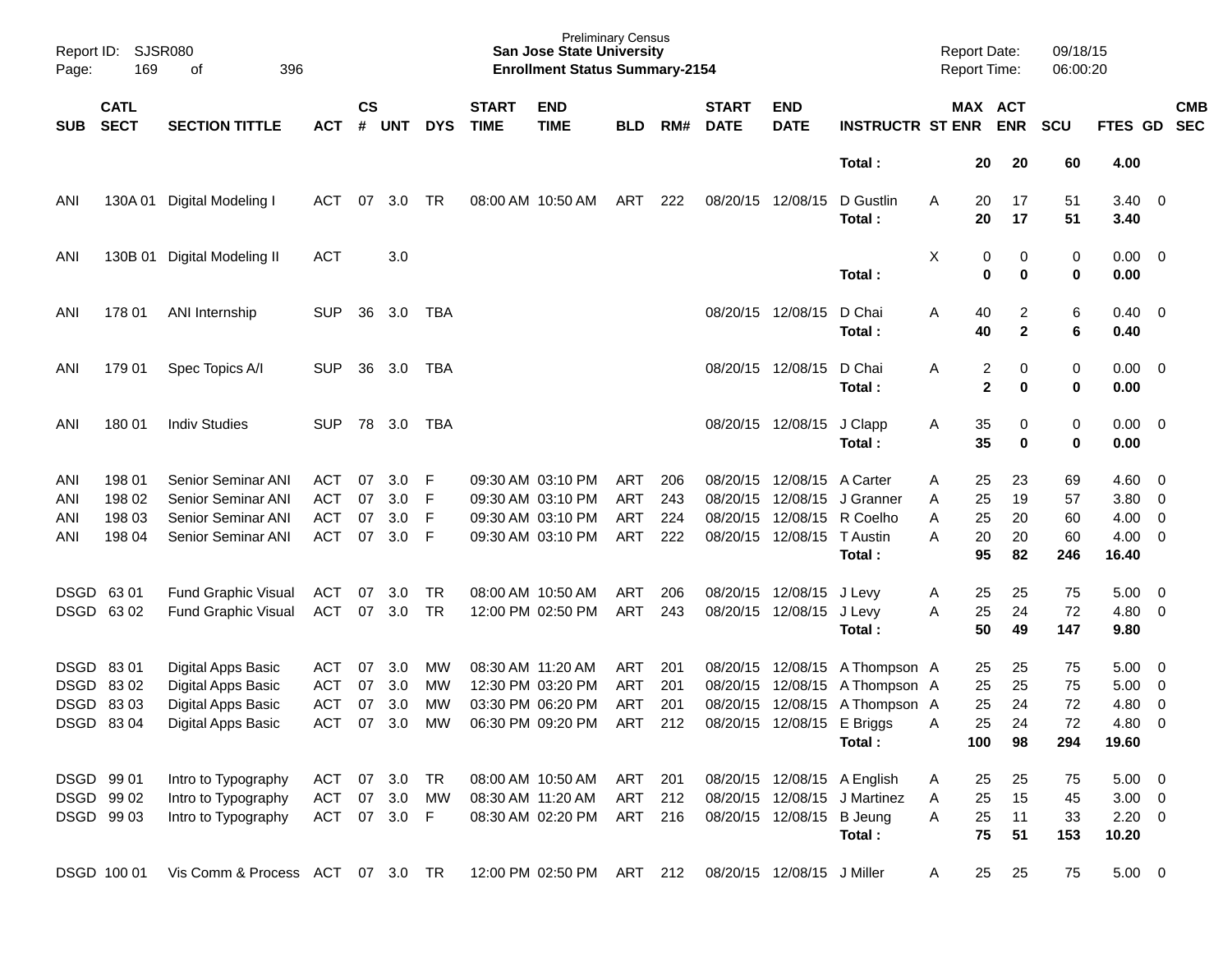Preliminary Census
**San Jose State University**
**Enrollment Status Summary-2154**

Report ID: SJSR080
Report Date: 09/18/15
Report Time: 06:00:20

| SUB | CATL SECT | SECTION TITTLE | ACT | CS # | UNT | DYS | START TIME | END TIME | BLD | RM# | START DATE | END DATE | INSTRUCTR | ST | MAX ENR | ACT ENR | SCU | FTES | GD | CMB SEC |
|---|---|---|---|---|---|---|---|---|---|---|---|---|---|---|---|---|---|---|---|---|
| | | | | | | | | | | | | | **Total :** | | **20** | **20** | **60** | **4.00** | | |
| ANI | 130A 01 | Digital Modeling I | ACT | 07 | 3.0 | TR | 08:00 AM | 10:50 AM | ART | 222 | 08/20/15 | 12/08/15 | D Gustlin | A | 20 | 17 | 51 | 3.40 | 0 | |
| | | | | | | | | | | | | | **Total :** | | **20** | **17** | **51** | **3.40** | | |
| ANI | 130B 01 | Digital Modeling II | ACT | | 3.0 | | | | | | | | | X | 0 | 0 | 0 | 0.00 | 0 | |
| | | | | | | | | | | | | | **Total :** | | **0** | **0** | **0** | **0.00** | | |
| ANI | 178 01 | ANI Internship | SUP | 36 | 3.0 | TBA | | | | | 08/20/15 | 12/08/15 | D Chai | A | 40 | 2 | 6 | 0.40 | 0 | |
| | | | | | | | | | | | | | **Total :** | | **40** | **2** | **6** | **0.40** | | |
| ANI | 179 01 | Spec Topics A/I | SUP | 36 | 3.0 | TBA | | | | | 08/20/15 | 12/08/15 | D Chai | A | 2 | 0 | 0 | 0.00 | 0 | |
| | | | | | | | | | | | | | **Total :** | | **2** | **0** | **0** | **0.00** | | |
| ANI | 180 01 | Indiv Studies | SUP | 78 | 3.0 | TBA | | | | | 08/20/15 | 12/08/15 | J Clapp | A | 35 | 0 | 0 | 0.00 | 0 | |
| | | | | | | | | | | | | | **Total :** | | **35** | **0** | **0** | **0.00** | | |
| ANI | 198 01 | Senior Seminar ANI | ACT | 07 | 3.0 | F | 09:30 AM | 03:10 PM | ART | 206 | 08/20/15 | 12/08/15 | A Carter | A | 25 | 23 | 69 | 4.60 | 0 | |
| ANI | 198 02 | Senior Seminar ANI | ACT | 07 | 3.0 | F | 09:30 AM | 03:10 PM | ART | 243 | 08/20/15 | 12/08/15 | J Granner | A | 25 | 19 | 57 | 3.80 | 0 | |
| ANI | 198 03 | Senior Seminar ANI | ACT | 07 | 3.0 | F | 09:30 AM | 03:10 PM | ART | 224 | 08/20/15 | 12/08/15 | R Coelho | A | 25 | 20 | 60 | 4.00 | 0 | |
| ANI | 198 04 | Senior Seminar ANI | ACT | 07 | 3.0 | F | 09:30 AM | 03:10 PM | ART | 222 | 08/20/15 | 12/08/15 | T Austin | A | 20 | 20 | 60 | 4.00 | 0 | |
| | | | | | | | | | | | | | **Total :** | | **95** | **82** | **246** | **16.40** | | |
| DSGD | 63 01 | Fund Graphic Visual | ACT | 07 | 3.0 | TR | 08:00 AM | 10:50 AM | ART | 206 | 08/20/15 | 12/08/15 | J Levy | A | 25 | 25 | 75 | 5.00 | 0 | |
| DSGD | 63 02 | Fund Graphic Visual | ACT | 07 | 3.0 | TR | 12:00 PM | 02:50 PM | ART | 243 | 08/20/15 | 12/08/15 | J Levy | A | 25 | 24 | 72 | 4.80 | 0 | |
| | | | | | | | | | | | | | **Total :** | | **50** | **49** | **147** | **9.80** | | |
| DSGD | 83 01 | Digital Apps Basic | ACT | 07 | 3.0 | MW | 08:30 AM | 11:20 AM | ART | 201 | 08/20/15 | 12/08/15 | A Thompson | A | 25 | 25 | 75 | 5.00 | 0 | |
| DSGD | 83 02 | Digital Apps Basic | ACT | 07 | 3.0 | MW | 12:30 PM | 03:20 PM | ART | 201 | 08/20/15 | 12/08/15 | A Thompson | A | 25 | 25 | 75 | 5.00 | 0 | |
| DSGD | 83 03 | Digital Apps Basic | ACT | 07 | 3.0 | MW | 03:30 PM | 06:20 PM | ART | 201 | 08/20/15 | 12/08/15 | A Thompson | A | 25 | 24 | 72 | 4.80 | 0 | |
| DSGD | 83 04 | Digital Apps Basic | ACT | 07 | 3.0 | MW | 06:30 PM | 09:20 PM | ART | 212 | 08/20/15 | 12/08/15 | E Briggs | A | 25 | 24 | 72 | 4.80 | 0 | |
| | | | | | | | | | | | | | **Total :** | | **100** | **98** | **294** | **19.60** | | |
| DSGD | 99 01 | Intro to Typography | ACT | 07 | 3.0 | TR | 08:00 AM | 10:50 AM | ART | 201 | 08/20/15 | 12/08/15 | A English | A | 25 | 25 | 75 | 5.00 | 0 | |
| DSGD | 99 02 | Intro to Typography | ACT | 07 | 3.0 | MW | 08:30 AM | 11:20 AM | ART | 212 | 08/20/15 | 12/08/15 | J Martinez | A | 25 | 15 | 45 | 3.00 | 0 | |
| DSGD | 99 03 | Intro to Typography | ACT | 07 | 3.0 | F | 08:30 AM | 02:20 PM | ART | 216 | 08/20/15 | 12/08/15 | B Jeung | A | 25 | 11 | 33 | 2.20 | 0 | |
| | | | | | | | | | | | | | **Total :** | | **75** | **51** | **153** | **10.20** | | |
| DSGD | 100 01 | Vis Comm & Process | ACT | 07 | 3.0 | TR | 12:00 PM | 02:50 PM | ART | 212 | 08/20/15 | 12/08/15 | J Miller | A | 25 | 25 | 75 | 5.00 | 0 | |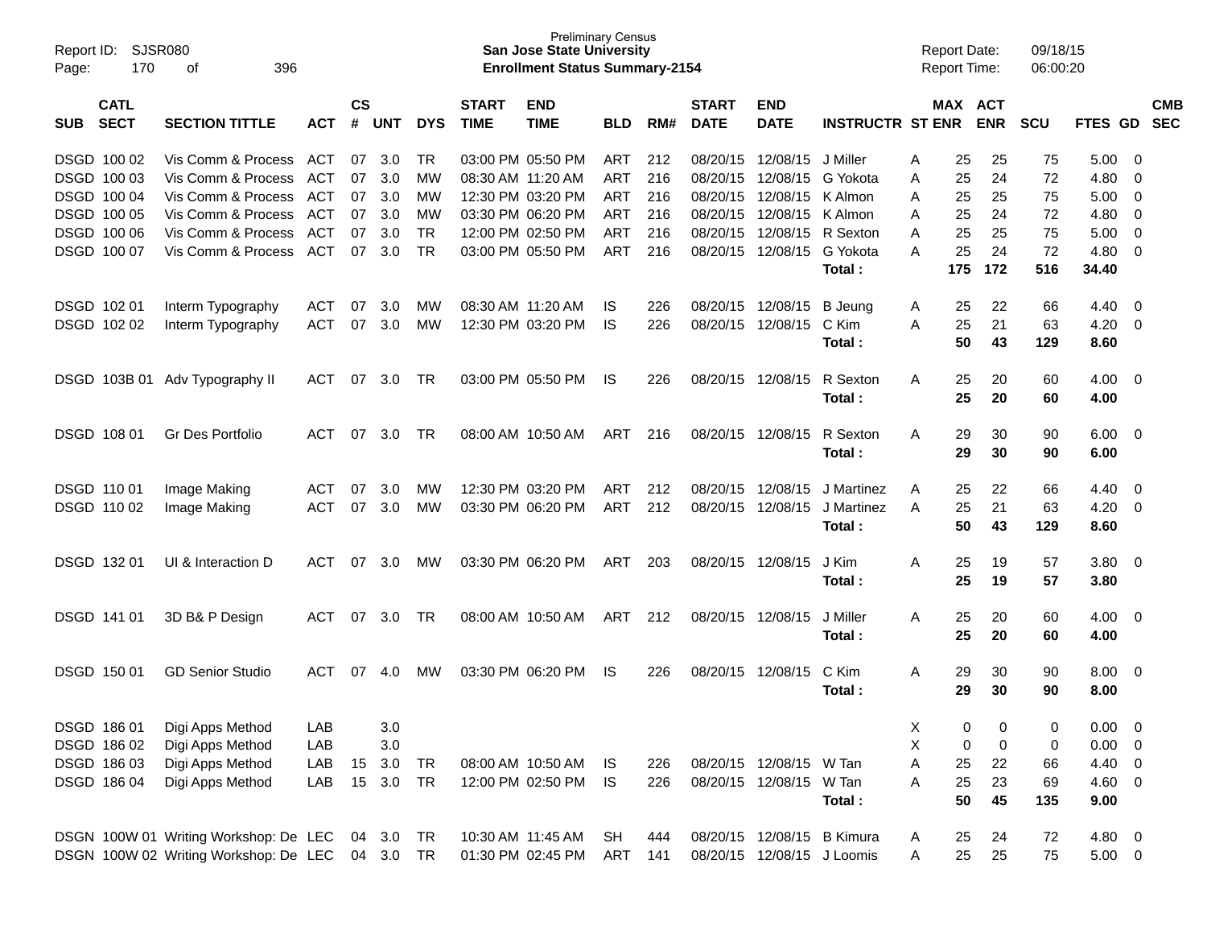Preliminary Census
**San Jose State University**
**Enrollment Status Summary-2154**

Report ID: SJSR080
Report Date: 09/18/15
Report Time: 06:00:20

| SUB | CATL SECT | SECTION TITTLE | ACT | CS # | UNT | DYS | START TIME | END TIME | BLD | RM# | START DATE | END DATE | INSTRUCTR | ST | MAX ENR | ACT ENR | SCU | FTES | GD | CMB SEC |
|---|---|---|---|---|---|---|---|---|---|---|---|---|---|---|---|---|---|---|---|---|
| DSGD | 100 02 | Vis Comm & Process | ACT | 07 | 3.0 | TR | 03:00 PM | 05:50 PM | ART | 212 | 08/20/15 | 12/08/15 | J Miller | A | 25 | 25 | 75 | 5.00 | 0 | |
| DSGD | 100 03 | Vis Comm & Process | ACT | 07 | 3.0 | MW | 08:30 AM | 11:20 AM | ART | 216 | 08/20/15 | 12/08/15 | G Yokota | A | 25 | 24 | 72 | 4.80 | 0 | |
| DSGD | 100 04 | Vis Comm & Process | ACT | 07 | 3.0 | MW | 12:30 PM | 03:20 PM | ART | 216 | 08/20/15 | 12/08/15 | K Almon | A | 25 | 25 | 75 | 5.00 | 0 | |
| DSGD | 100 05 | Vis Comm & Process | ACT | 07 | 3.0 | MW | 03:30 PM | 06:20 PM | ART | 216 | 08/20/15 | 12/08/15 | K Almon | A | 25 | 24 | 72 | 4.80 | 0 | |
| DSGD | 100 06 | Vis Comm & Process | ACT | 07 | 3.0 | TR | 12:00 PM | 02:50 PM | ART | 216 | 08/20/15 | 12/08/15 | R Sexton | A | 25 | 25 | 75 | 5.00 | 0 | |
| DSGD | 100 07 | Vis Comm & Process | ACT | 07 | 3.0 | TR | 03:00 PM | 05:50 PM | ART | 216 | 08/20/15 | 12/08/15 | G Yokota | A | 25 | 24 | 72 | 4.80 | 0 | |
| | | | | | | | | | | | | | **Total :** | | **175** | **172** | **516** | **34.40** | | |
| DSGD | 102 01 | Interm Typography | ACT | 07 | 3.0 | MW | 08:30 AM | 11:20 AM | IS | 226 | 08/20/15 | 12/08/15 | B Jeung | A | 25 | 22 | 66 | 4.40 | 0 | |
| DSGD | 102 02 | Interm Typography | ACT | 07 | 3.0 | MW | 12:30 PM | 03:20 PM | IS | 226 | 08/20/15 | 12/08/15 | C Kim | A | 25 | 21 | 63 | 4.20 | 0 | |
| | | | | | | | | | | | | | **Total :** | | **50** | **43** | **129** | **8.60** | | |
| DSGD | 103B 01 | Adv Typography II | ACT | 07 | 3.0 | TR | 03:00 PM | 05:50 PM | IS | 226 | 08/20/15 | 12/08/15 | R Sexton | A | 25 | 20 | 60 | 4.00 | 0 | |
| | | | | | | | | | | | | | **Total :** | | **25** | **20** | **60** | **4.00** | | |
| DSGD | 108 01 | Gr Des Portfolio | ACT | 07 | 3.0 | TR | 08:00 AM | 10:50 AM | ART | 216 | 08/20/15 | 12/08/15 | R Sexton | A | 29 | 30 | 90 | 6.00 | 0 | |
| | | | | | | | | | | | | | **Total :** | | **29** | **30** | **90** | **6.00** | | |
| DSGD | 110 01 | Image Making | ACT | 07 | 3.0 | MW | 12:30 PM | 03:20 PM | ART | 212 | 08/20/15 | 12/08/15 | J Martinez | A | 25 | 22 | 66 | 4.40 | 0 | |
| DSGD | 110 02 | Image Making | ACT | 07 | 3.0 | MW | 03:30 PM | 06:20 PM | ART | 212 | 08/20/15 | 12/08/15 | J Martinez | A | 25 | 21 | 63 | 4.20 | 0 | |
| | | | | | | | | | | | | | **Total :** | | **50** | **43** | **129** | **8.60** | | |
| DSGD | 132 01 | UI & Interaction D | ACT | 07 | 3.0 | MW | 03:30 PM | 06:20 PM | ART | 203 | 08/20/15 | 12/08/15 | J Kim | A | 25 | 19 | 57 | 3.80 | 0 | |
| | | | | | | | | | | | | | **Total :** | | **25** | **19** | **57** | **3.80** | | |
| DSGD | 141 01 | 3D B& P Design | ACT | 07 | 3.0 | TR | 08:00 AM | 10:50 AM | ART | 212 | 08/20/15 | 12/08/15 | J Miller | A | 25 | 20 | 60 | 4.00 | 0 | |
| | | | | | | | | | | | | | **Total :** | | **25** | **20** | **60** | **4.00** | | |
| DSGD | 150 01 | GD Senior Studio | ACT | 07 | 4.0 | MW | 03:30 PM | 06:20 PM | IS | 226 | 08/20/15 | 12/08/15 | C Kim | A | 29 | 30 | 90 | 8.00 | 0 | |
| | | | | | | | | | | | | | **Total :** | | **29** | **30** | **90** | **8.00** | | |
| DSGD | 186 01 | Digi Apps Method | LAB | | 3.0 | | | | | | | | | X | 0 | 0 | 0 | 0.00 | 0 | |
| DSGD | 186 02 | Digi Apps Method | LAB | | 3.0 | | | | | | | | | X | 0 | 0 | 0 | 0.00 | 0 | |
| DSGD | 186 03 | Digi Apps Method | LAB | 15 | 3.0 | TR | 08:00 AM | 10:50 AM | IS | 226 | 08/20/15 | 12/08/15 | W Tan | A | 25 | 22 | 66 | 4.40 | 0 | |
| DSGD | 186 04 | Digi Apps Method | LAB | 15 | 3.0 | TR | 12:00 PM | 02:50 PM | IS | 226 | 08/20/15 | 12/08/15 | W Tan | A | 25 | 23 | 69 | 4.60 | 0 | |
| | | | | | | | | | | | | | **Total :** | | **50** | **45** | **135** | **9.00** | | |
| DSGN | 100W 01 | Writing Workshop: De | LEC | 04 | 3.0 | TR | 10:30 AM | 11:45 AM | SH | 444 | 08/20/15 | 12/08/15 | B Kimura | A | 25 | 24 | 72 | 4.80 | 0 | |
| DSGN | 100W 02 | Writing Workshop: De | LEC | 04 | 3.0 | TR | 01:30 PM | 02:45 PM | ART | 141 | 08/20/15 | 12/08/15 | J Loomis | A | 25 | 25 | 75 | 5.00 | 0 | |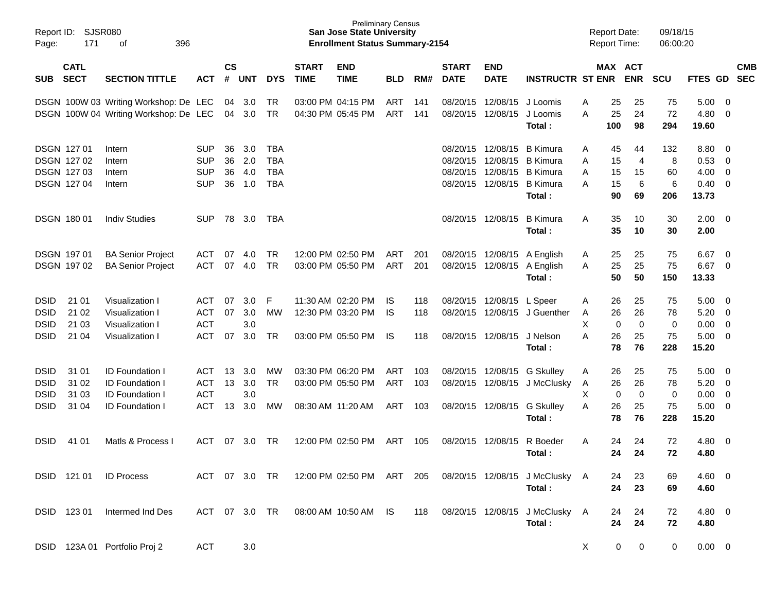Preliminary Census
**San Jose State University**
**Enrollment Status Summary-2154**

Report ID: SJSR080
Report Date: 09/18/15
Report Time: 06:00:20

| SUB | CATL SECT | SECTION TITTLE | ACT | CS # | UNT | DYS | START TIME | END TIME | BLD | RM# | START DATE | END DATE | INSTRUCTR | ST | MAX ENR | ACT ENR | SCU | FTES | GD | CMB SEC |
|---|---|---|---|---|---|---|---|---|---|---|---|---|---|---|---|---|---|---|---|---|
| DSGN | 100W 03 | Writing Workshop: De | LEC | 04 | 3.0 | TR | 03:00 PM | 04:15 PM | ART | 141 | 08/20/15 | 12/08/15 | J Loomis | A | 25 | 25 | 75 | 5.00 | 0 | |
| DSGN | 100W 04 | Writing Workshop: De | LEC | 04 | 3.0 | TR | 04:30 PM | 05:45 PM | ART | 141 | 08/20/15 | 12/08/15 | J Loomis | A | 25 | 24 | 72 | 4.80 | 0 | |
| | | | | | | | | | | | | | **Total :** | | **100** | **98** | **294** | **19.60** | | |
| DSGN | 127 01 | Intern | SUP | 36 | 3.0 | TBA | | | | | 08/20/15 | 12/08/15 | B Kimura | A | 45 | 44 | 132 | 8.80 | 0 | |
| DSGN | 127 02 | Intern | SUP | 36 | 2.0 | TBA | | | | | 08/20/15 | 12/08/15 | B Kimura | A | 15 | 4 | 8 | 0.53 | 0 | |
| DSGN | 127 03 | Intern | SUP | 36 | 4.0 | TBA | | | | | 08/20/15 | 12/08/15 | B Kimura | A | 15 | 15 | 60 | 4.00 | 0 | |
| DSGN | 127 04 | Intern | SUP | 36 | 1.0 | TBA | | | | | 08/20/15 | 12/08/15 | B Kimura | A | 15 | 6 | 6 | 0.40 | 0 | |
| | | | | | | | | | | | | | **Total :** | | **90** | **69** | **206** | **13.73** | | |
| DSGN | 180 01 | Indiv Studies | SUP | 78 | 3.0 | TBA | | | | | 08/20/15 | 12/08/15 | B Kimura | A | 35 | 10 | 30 | 2.00 | 0 | |
| | | | | | | | | | | | | | **Total :** | | **35** | **10** | **30** | **2.00** | | |
| DSGN | 197 01 | BA Senior Project | ACT | 07 | 4.0 | TR | 12:00 PM | 02:50 PM | ART | 201 | 08/20/15 | 12/08/15 | A English | A | 25 | 25 | 75 | 6.67 | 0 | |
| DSGN | 197 02 | BA Senior Project | ACT | 07 | 4.0 | TR | 03:00 PM | 05:50 PM | ART | 201 | 08/20/15 | 12/08/15 | A English | A | 25 | 25 | 75 | 6.67 | 0 | |
| | | | | | | | | | | | | | **Total :** | | **50** | **50** | **150** | **13.33** | | |
| DSID | 21 01 | Visualization I | ACT | 07 | 3.0 | F | 11:30 AM | 02:20 PM | IS | 118 | 08/20/15 | 12/08/15 | L Speer | A | 26 | 25 | 75 | 5.00 | 0 | |
| DSID | 21 02 | Visualization I | ACT | 07 | 3.0 | MW | 12:30 PM | 03:20 PM | IS | 118 | 08/20/15 | 12/08/15 | J Guenther | A | 26 | 26 | 78 | 5.20 | 0 | |
| DSID | 21 03 | Visualization I | ACT | | 3.0 | | | | | | | | | X | 0 | 0 | 0 | 0.00 | 0 | |
| DSID | 21 04 | Visualization I | ACT | 07 | 3.0 | TR | 03:00 PM | 05:50 PM | IS | 118 | 08/20/15 | 12/08/15 | J Nelson | A | 26 | 25 | 75 | 5.00 | 0 | |
| | | | | | | | | | | | | | **Total :** | | **78** | **76** | **228** | **15.20** | | |
| DSID | 31 01 | ID Foundation I | ACT | 13 | 3.0 | MW | 03:30 PM | 06:20 PM | ART | 103 | 08/20/15 | 12/08/15 | G Skulley | A | 26 | 25 | 75 | 5.00 | 0 | |
| DSID | 31 02 | ID Foundation I | ACT | 13 | 3.0 | TR | 03:00 PM | 05:50 PM | ART | 103 | 08/20/15 | 12/08/15 | J McClusky | A | 26 | 26 | 78 | 5.20 | 0 | |
| DSID | 31 03 | ID Foundation I | ACT | | 3.0 | | | | | | | | | X | 0 | 0 | 0 | 0.00 | 0 | |
| DSID | 31 04 | ID Foundation I | ACT | 13 | 3.0 | MW | 08:30 AM | 11:20 AM | ART | 103 | 08/20/15 | 12/08/15 | G Skulley | A | 26 | 25 | 75 | 5.00 | 0 | |
| | | | | | | | | | | | | | **Total :** | | **78** | **76** | **228** | **15.20** | | |
| DSID | 41 01 | Matls & Process I | ACT | 07 | 3.0 | TR | 12:00 PM | 02:50 PM | ART | 105 | 08/20/15 | 12/08/15 | R Boeder | A | 24 | 24 | 72 | 4.80 | 0 | |
| | | | | | | | | | | | | | **Total :** | | **24** | **24** | **72** | **4.80** | | |
| DSID | 121 01 | ID Process | ACT | 07 | 3.0 | TR | 12:00 PM | 02:50 PM | ART | 205 | 08/20/15 | 12/08/15 | J McClusky | A | 24 | 23 | 69 | 4.60 | 0 | |
| | | | | | | | | | | | | | **Total :** | | **24** | **23** | **69** | **4.60** | | |
| DSID | 123 01 | Intermed Ind Des | ACT | 07 | 3.0 | TR | 08:00 AM | 10:50 AM | IS | 118 | 08/20/15 | 12/08/15 | J McClusky | A | 24 | 24 | 72 | 4.80 | 0 | |
| | | | | | | | | | | | | | **Total :** | | **24** | **24** | **72** | **4.80** | | |
| DSID | 123A 01 | Portfolio Proj 2 | ACT | | 3.0 | | | | | | | | | X | 0 | 0 | 0 | 0.00 | 0 | |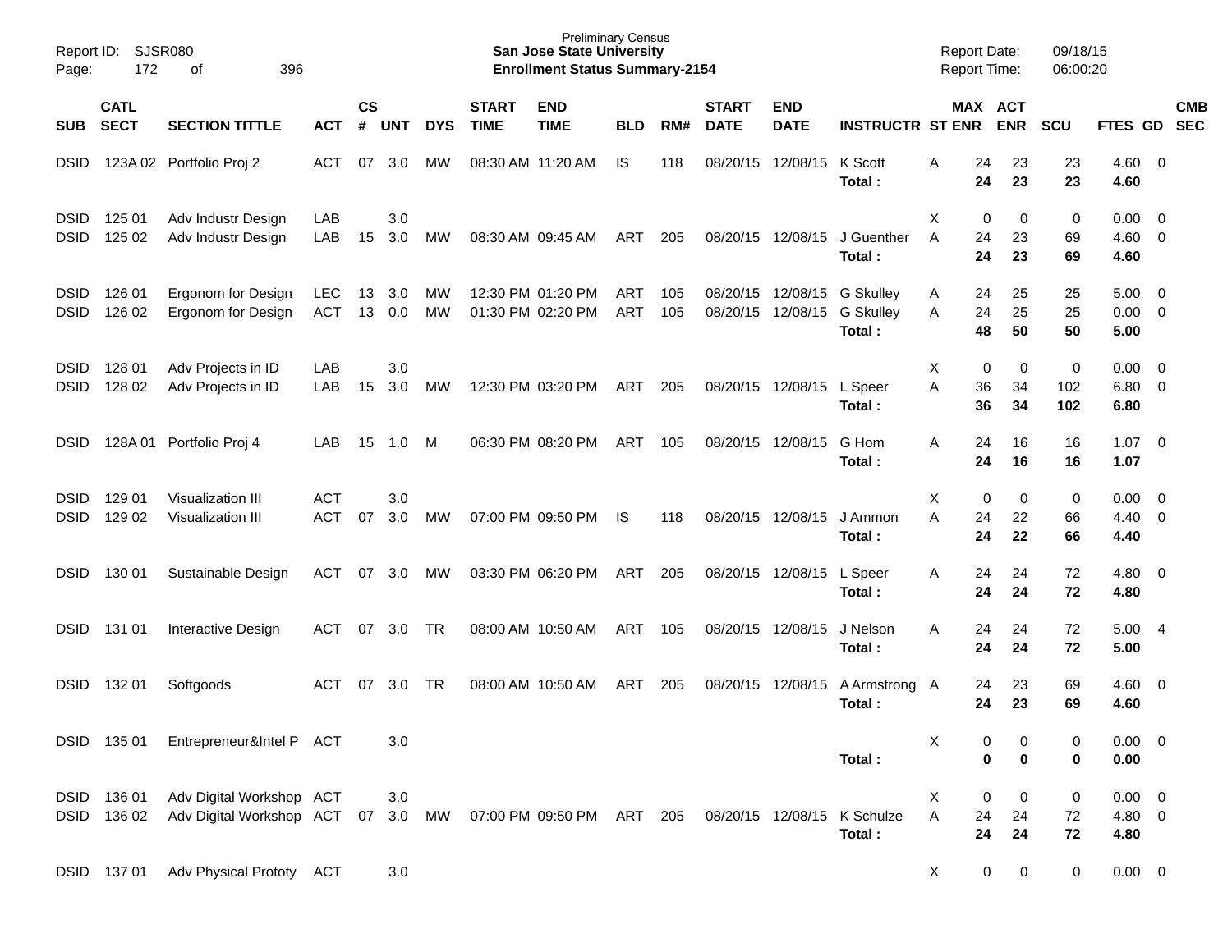Preliminary Census
**San Jose State University**
**Enrollment Status Summary-2154**

Report ID: SJSR080
Report Date: 09/18/15
Report Time: 06:00:20

| SUB | CATL SECT | SECTION TITTLE | ACT | CS # | UNT | DYS | START TIME | END TIME | BLD | RM# | START DATE | END DATE | INSTRUCTR | ST | MAX ENR | ACT ENR | SCU | FTES | GD | CMB SEC |
|---|---|---|---|---|---|---|---|---|---|---|---|---|---|---|---|---|---|---|---|---|
| DSID | 123A 02 | Portfolio Proj 2 | ACT | 07 | 3.0 | MW | 08:30 AM | 11:20 AM | IS | 118 | 08/20/15 | 12/08/15 | K Scott | A | 24 | 23 | 23 | 4.60 | 0 | |
| | | | | | | | | | | | | | **Total :** | | **24** | **23** | **23** | **4.60** | | |
| DSID | 125 01 | Adv Industr Design | LAB | | 3.0 | | | | | | | | | X | 0 | 0 | 0 | 0.00 | 0 | |
| DSID | 125 02 | Adv Industr Design | LAB | 15 | 3.0 | MW | 08:30 AM | 09:45 AM | ART | 205 | 08/20/15 | 12/08/15 | J Guenther | A | 24 | 23 | 69 | 4.60 | 0 | |
| | | | | | | | | | | | | | **Total :** | | **24** | **23** | **69** | **4.60** | | |
| DSID | 126 01 | Ergonom for Design | LEC | 13 | 3.0 | MW | 12:30 PM | 01:20 PM | ART | 105 | 08/20/15 | 12/08/15 | G Skulley | A | 24 | 25 | 25 | 5.00 | 0 | |
| DSID | 126 02 | Ergonom for Design | ACT | 13 | 0.0 | MW | 01:30 PM | 02:20 PM | ART | 105 | 08/20/15 | 12/08/15 | G Skulley | A | 24 | 25 | 25 | 0.00 | 0 | |
| | | | | | | | | | | | | | **Total :** | | **48** | **50** | **50** | **5.00** | | |
| DSID | 128 01 | Adv Projects in ID | LAB | | 3.0 | | | | | | | | | X | 0 | 0 | 0 | 0.00 | 0 | |
| DSID | 128 02 | Adv Projects in ID | LAB | 15 | 3.0 | MW | 12:30 PM | 03:20 PM | ART | 205 | 08/20/15 | 12/08/15 | L Speer | A | 36 | 34 | 102 | 6.80 | 0 | |
| | | | | | | | | | | | | | **Total :** | | **36** | **34** | **102** | **6.80** | | |
| DSID | 128A 01 | Portfolio Proj 4 | LAB | 15 | 1.0 | M | 06:30 PM | 08:20 PM | ART | 105 | 08/20/15 | 12/08/15 | G Hom | A | 24 | 16 | 16 | 1.07 | 0 | |
| | | | | | | | | | | | | | **Total :** | | **24** | **16** | **16** | **1.07** | | |
| DSID | 129 01 | Visualization III | ACT | | 3.0 | | | | | | | | | X | 0 | 0 | 0 | 0.00 | 0 | |
| DSID | 129 02 | Visualization III | ACT | 07 | 3.0 | MW | 07:00 PM | 09:50 PM | IS | 118 | 08/20/15 | 12/08/15 | J Ammon | A | 24 | 22 | 66 | 4.40 | 0 | |
| | | | | | | | | | | | | | **Total :** | | **24** | **22** | **66** | **4.40** | | |
| DSID | 130 01 | Sustainable Design | ACT | 07 | 3.0 | MW | 03:30 PM | 06:20 PM | ART | 205 | 08/20/15 | 12/08/15 | L Speer | A | 24 | 24 | 72 | 4.80 | 0 | |
| | | | | | | | | | | | | | **Total :** | | **24** | **24** | **72** | **4.80** | | |
| DSID | 131 01 | Interactive Design | ACT | 07 | 3.0 | TR | 08:00 AM | 10:50 AM | ART | 105 | 08/20/15 | 12/08/15 | J Nelson | A | 24 | 24 | 72 | 5.00 | 4 | |
| | | | | | | | | | | | | | **Total :** | | **24** | **24** | **72** | **5.00** | | |
| DSID | 132 01 | Softgoods | ACT | 07 | 3.0 | TR | 08:00 AM | 10:50 AM | ART | 205 | 08/20/15 | 12/08/15 | A Armstrong | A | 24 | 23 | 69 | 4.60 | 0 | |
| | | | | | | | | | | | | | **Total :** | | **24** | **23** | **69** | **4.60** | | |
| DSID | 135 01 | Entrepreneur&Intel P | ACT | | 3.0 | | | | | | | | | X | 0 | 0 | 0 | 0.00 | 0 | |
| | | | | | | | | | | | | | **Total :** | | **0** | **0** | **0** | **0.00** | | |
| DSID | 136 01 | Adv Digital Workshop | ACT | | 3.0 | | | | | | | | | X | 0 | 0 | 0 | 0.00 | 0 | |
| DSID | 136 02 | Adv Digital Workshop | ACT | 07 | 3.0 | MW | 07:00 PM | 09:50 PM | ART | 205 | 08/20/15 | 12/08/15 | K Schulze | A | 24 | 24 | 72 | 4.80 | 0 | |
| | | | | | | | | | | | | | **Total :** | | **24** | **24** | **72** | **4.80** | | |
| DSID | 137 01 | Adv Physical Prototy | ACT | | 3.0 | | | | | | | | | X | 0 | 0 | 0 | 0.00 | 0 | |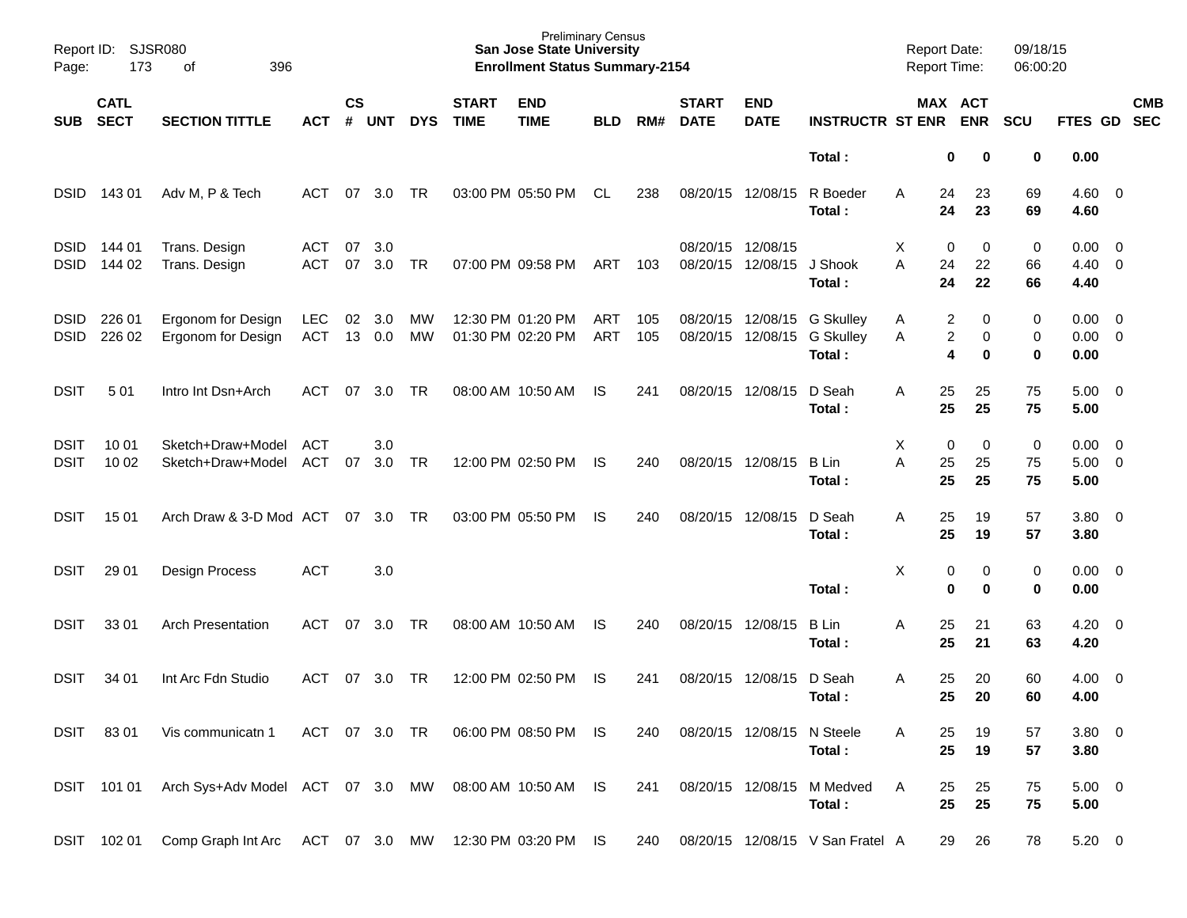| SUB | CATL SECT | SECTION TITTLE | ACT | CS # | UNT | DYS | START TIME | END TIME | BLD | RM# | START DATE | END DATE | INSTRUCTR | ST | MAX ENR | ACT ENR | SCU | FTES | GD | CMB SEC |
|---|---|---|---|---|---|---|---|---|---|---|---|---|---|---|---|---|---|---|---|---|
| | | | | | | | | | | | | | **Total :** | | **0** | **0** | **0** | **0.00** | | |
| DSID | 143 01 | Adv M, P & Tech | ACT | 07 | 3.0 | TR | 03:00 PM | 05:50 PM | CL | 238 | 08/20/15 | 12/08/15 | R Boeder | A | 24 | 23 | 69 | 4.60 | 0 | |
| | | | | | | | | | | | | | **Total :** | | **24** | **23** | **69** | **4.60** | | |
| DSID | 144 01 | Trans. Design | ACT | 07 | 3.0 | | | | | | 08/20/15 | 12/08/15 | | X | 0 | 0 | 0 | 0.00 | 0 | |
| DSID | 144 02 | Trans. Design | ACT | 07 | 3.0 | TR | 07:00 PM | 09:58 PM | ART | 103 | 08/20/15 | 12/08/15 | J Shook | A | 24 | 22 | 66 | 4.40 | 0 | |
| | | | | | | | | | | | | | **Total :** | | **24** | **22** | **66** | **4.40** | | |
| DSID | 226 01 | Ergonom for Design | LEC | 02 | 3.0 | MW | 12:30 PM | 01:20 PM | ART | 105 | 08/20/15 | 12/08/15 | G Skulley | A | 2 | 0 | 0 | 0.00 | 0 | |
| DSID | 226 02 | Ergonom for Design | ACT | 13 | 0.0 | MW | 01:30 PM | 02:20 PM | ART | 105 | 08/20/15 | 12/08/15 | G Skulley | A | 2 | 0 | 0 | 0.00 | 0 | |
| | | | | | | | | | | | | | **Total :** | | **4** | **0** | **0** | **0.00** | | |
| DSIT | 5 01 | Intro Int Dsn+Arch | ACT | 07 | 3.0 | TR | 08:00 AM | 10:50 AM | IS | 241 | 08/20/15 | 12/08/15 | D Seah | A | 25 | 25 | 75 | 5.00 | 0 | |
| | | | | | | | | | | | | | **Total :** | | **25** | **25** | **75** | **5.00** | | |
| DSIT | 10 01 | Sketch+Draw+Model | ACT | | 3.0 | | | | | | | | | X | 0 | 0 | 0 | 0.00 | 0 | |
| DSIT | 10 02 | Sketch+Draw+Model | ACT | 07 | 3.0 | TR | 12:00 PM | 02:50 PM | IS | 240 | 08/20/15 | 12/08/15 | B Lin | A | 25 | 25 | 75 | 5.00 | 0 | |
| | | | | | | | | | | | | | **Total :** | | **25** | **25** | **75** | **5.00** | | |
| DSIT | 15 01 | Arch Draw & 3-D Mod | ACT | 07 | 3.0 | TR | 03:00 PM | 05:50 PM | IS | 240 | 08/20/15 | 12/08/15 | D Seah | A | 25 | 19 | 57 | 3.80 | 0 | |
| | | | | | | | | | | | | | **Total :** | | **25** | **19** | **57** | **3.80** | | |
| DSIT | 29 01 | Design Process | ACT | | 3.0 | | | | | | | | | X | 0 | 0 | 0 | 0.00 | 0 | |
| | | | | | | | | | | | | | **Total :** | | **0** | **0** | **0** | **0.00** | | |
| DSIT | 33 01 | Arch Presentation | ACT | 07 | 3.0 | TR | 08:00 AM | 10:50 AM | IS | 240 | 08/20/15 | 12/08/15 | B Lin | A | 25 | 21 | 63 | 4.20 | 0 | |
| | | | | | | | | | | | | | **Total :** | | **25** | **21** | **63** | **4.20** | | |
| DSIT | 34 01 | Int Arc Fdn Studio | ACT | 07 | 3.0 | TR | 12:00 PM | 02:50 PM | IS | 241 | 08/20/15 | 12/08/15 | D Seah | A | 25 | 20 | 60 | 4.00 | 0 | |
| | | | | | | | | | | | | | **Total :** | | **25** | **20** | **60** | **4.00** | | |
| DSIT | 83 01 | Vis communicatn 1 | ACT | 07 | 3.0 | TR | 06:00 PM | 08:50 PM | IS | 240 | 08/20/15 | 12/08/15 | N Steele | A | 25 | 19 | 57 | 3.80 | 0 | |
| | | | | | | | | | | | | | **Total :** | | **25** | **19** | **57** | **3.80** | | |
| DSIT | 101 01 | Arch Sys+Adv Model | ACT | 07 | 3.0 | MW | 08:00 AM | 10:50 AM | IS | 241 | 08/20/15 | 12/08/15 | M Medved | A | 25 | 25 | 75 | 5.00 | 0 | |
| | | | | | | | | | | | | | **Total :** | | **25** | **25** | **75** | **5.00** | | |
| DSIT | 102 01 | Comp Graph Int Arc | ACT | 07 | 3.0 | MW | 12:30 PM | 03:20 PM | IS | 240 | 08/20/15 | 12/08/15 | V San Fratel | A | 29 | 26 | 78 | 5.20 | 0 | |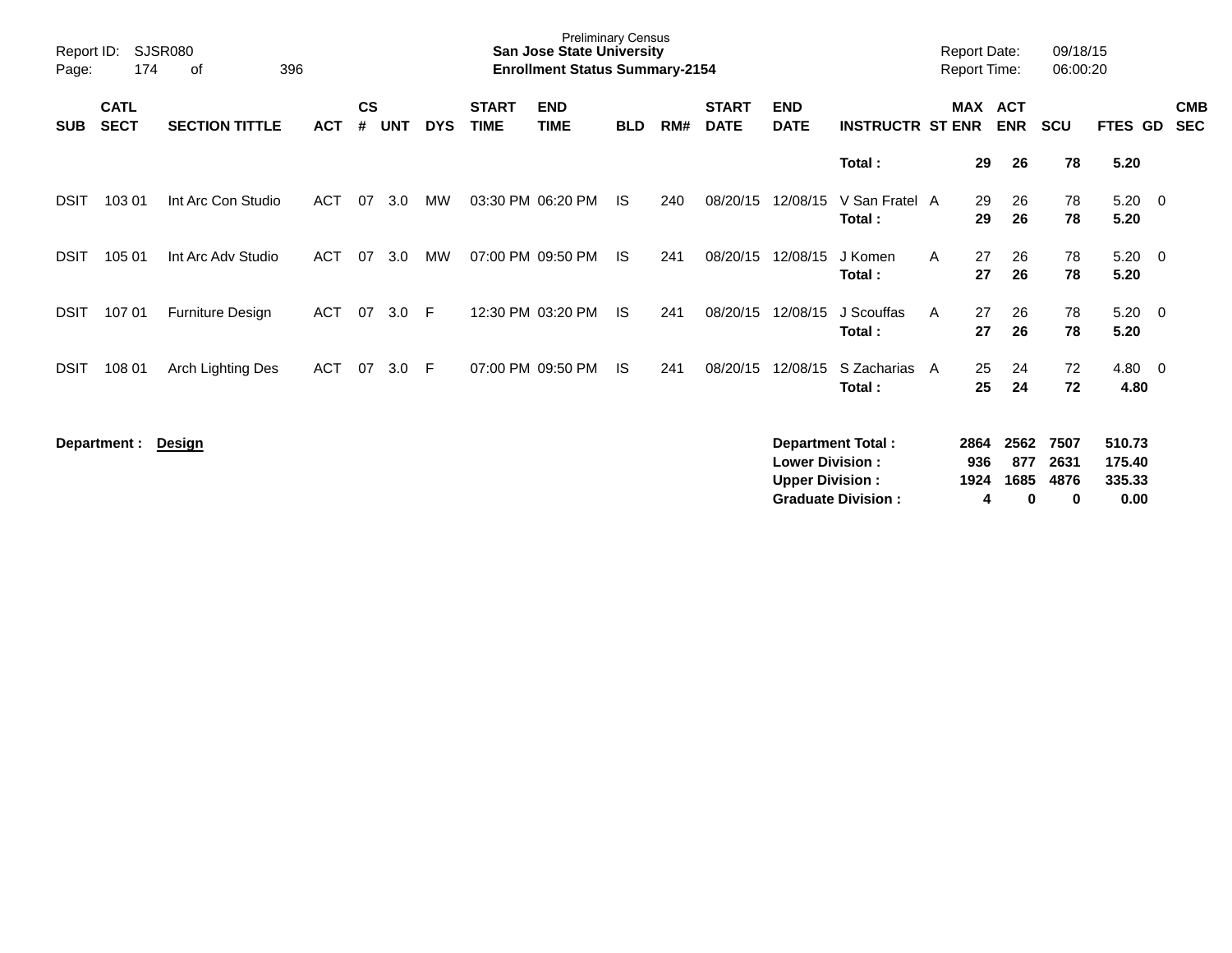Preliminary Census
**San Jose State University**
**Enrollment Status Summary-2154**

Report ID: SJSR080
Report Date: 09/18/15
Report Time: 06:00:20

| SUB | CATL SECT | SECTION TITTLE | ACT | CS # | UNT | DYS | START TIME | END TIME | BLD | RM# | START DATE | END DATE | INSTRUCTR | ST | MAX ENR | ACT ENR | SCU | FTES | GD | CMB SEC |
|---|---|---|---|---|---|---|---|---|---|---|---|---|---|---|---|---|---|---|---|---|
| | | | | | | | | | | | | | **Total :** | | **29** | **26** | **78** | **5.20** | | |
| DSIT | 103 01 | Int Arc Con Studio | ACT | 07 | 3.0 | MW | 03:30 PM | 06:20 PM | IS | 240 | 08/20/15 | 12/08/15 | V San Fratel | A | 29 | 26 | 78 | 5.20 | 0 | |
| | | | | | | | | | | | | | **Total :** | | **29** | **26** | **78** | **5.20** | | |
| DSIT | 105 01 | Int Arc Adv Studio | ACT | 07 | 3.0 | MW | 07:00 PM | 09:50 PM | IS | 241 | 08/20/15 | 12/08/15 | J Komen | A | 27 | 26 | 78 | 5.20 | 0 | |
| | | | | | | | | | | | | | **Total :** | | **27** | **26** | **78** | **5.20** | | |
| DSIT | 107 01 | Furniture Design | ACT | 07 | 3.0 | F | 12:30 PM | 03:20 PM | IS | 241 | 08/20/15 | 12/08/15 | J Scouffas | A | 27 | 26 | 78 | 5.20 | 0 | |
| | | | | | | | | | | | | | **Total :** | | **27** | **26** | **78** | **5.20** | | |
| DSIT | 108 01 | Arch Lighting Des | ACT | 07 | 3.0 | F | 07:00 PM | 09:50 PM | IS | 241 | 08/20/15 | 12/08/15 | S Zacharias | A | 25 | 24 | 72 | 4.80 | 0 | |
| | | | | | | | | | | | | | **Total :** | | **25** | **24** | **72** | **4.80** | | |

**Department :** **Design**

| | MAX ENR | ACT ENR | SCU | FTES |
|---|---|---|---|---|
| **Department Total :** | **2864** | **2562** | **7507** | **510.73** |
| **Lower Division :** | **936** | **877** | **2631** | **175.40** |
| **Upper Division :** | **1924** | **1685** | **4876** | **335.33** |
| **Graduate Division :** | **4** | **0** | **0** | **0.00** |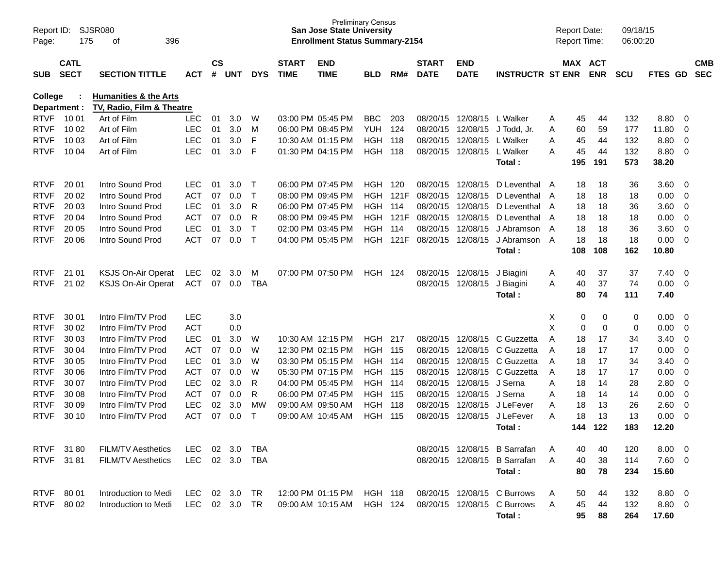Preliminary Census
**San Jose State University**
**Enrollment Status Summary-2154**

Report ID: SJSR080
Report Date: 09/18/15
Report Time: 06:00:20

**College : Humanities & the Arts**
**Department : TV, Radio, Film & Theatre**

| SUB | CATL SECT | SECTION TITTLE | ACT | CS # | UNT | DYS | START TIME | END TIME | BLD | RM# | START DATE | END DATE | INSTRUCTR | ST | MAX ENR | ACT ENR | SCU | FTES | GD | CMB SEC |
|---|---|---|---|---|---|---|---|---|---|---|---|---|---|---|---|---|---|---|---|---|
| RTVF | 10 01 | Art of Film | LEC | 01 | 3.0 | W | 03:00 PM | 05:45 PM | BBC | 203 | 08/20/15 | 12/08/15 | L Walker | A | 45 | 44 | 132 | 8.80 | 0 | |
| RTVF | 10 02 | Art of Film | LEC | 01 | 3.0 | M | 06:00 PM | 08:45 PM | YUH | 124 | 08/20/15 | 12/08/15 | J Todd, Jr. | A | 60 | 59 | 177 | 11.80 | 0 | |
| RTVF | 10 03 | Art of Film | LEC | 01 | 3.0 | F | 10:30 AM | 01:15 PM | HGH | 118 | 08/20/15 | 12/08/15 | L Walker | A | 45 | 44 | 132 | 8.80 | 0 | |
| RTVF | 10 04 | Art of Film | LEC | 01 | 3.0 | F | 01:30 PM | 04:15 PM | HGH | 118 | 08/20/15 | 12/08/15 | L Walker | A | 45 | 44 | 132 | 8.80 | 0 | |
| | | | | | | | | | | | | | **Total :** | | **195** | **191** | **573** | **38.20** | | |
| RTVF | 20 01 | Intro Sound Prod | LEC | 01 | 3.0 | T | 06:00 PM | 07:45 PM | HGH | 120 | 08/20/15 | 12/08/15 | D Leventhal | A | 18 | 18 | 36 | 3.60 | 0 | |
| RTVF | 20 02 | Intro Sound Prod | ACT | 07 | 0.0 | T | 08:00 PM | 09:45 PM | HGH | 121F | 08/20/15 | 12/08/15 | D Leventhal | A | 18 | 18 | 18 | 0.00 | 0 | |
| RTVF | 20 03 | Intro Sound Prod | LEC | 01 | 3.0 | R | 06:00 PM | 07:45 PM | HGH | 114 | 08/20/15 | 12/08/15 | D Leventhal | A | 18 | 18 | 36 | 3.60 | 0 | |
| RTVF | 20 04 | Intro Sound Prod | ACT | 07 | 0.0 | R | 08:00 PM | 09:45 PM | HGH | 121F | 08/20/15 | 12/08/15 | D Leventhal | A | 18 | 18 | 18 | 0.00 | 0 | |
| RTVF | 20 05 | Intro Sound Prod | LEC | 01 | 3.0 | T | 02:00 PM | 03:45 PM | HGH | 114 | 08/20/15 | 12/08/15 | J Abramson | A | 18 | 18 | 36 | 3.60 | 0 | |
| RTVF | 20 06 | Intro Sound Prod | ACT | 07 | 0.0 | T | 04:00 PM | 05:45 PM | HGH | 121F | 08/20/15 | 12/08/15 | J Abramson | A | 18 | 18 | 18 | 0.00 | 0 | |
| | | | | | | | | | | | | | **Total :** | | **108** | **108** | **162** | **10.80** | | |
| RTVF | 21 01 | KSJS On-Air Operat | LEC | 02 | 3.0 | M | 07:00 PM | 07:50 PM | HGH | 124 | 08/20/15 | 12/08/15 | J Biagini | A | 40 | 37 | 37 | 7.40 | 0 | |
| RTVF | 21 02 | KSJS On-Air Operat | ACT | 07 | 0.0 | TBA | | | | | 08/20/15 | 12/08/15 | J Biagini | A | 40 | 37 | 74 | 0.00 | 0 | |
| | | | | | | | | | | | | | **Total :** | | **80** | **74** | **111** | **7.40** | | |
| RTVF | 30 01 | Intro Film/TV Prod | LEC | | 3.0 | | | | | | | | | X | 0 | 0 | 0 | 0.00 | 0 | |
| RTVF | 30 02 | Intro Film/TV Prod | ACT | | 0.0 | | | | | | | | | X | 0 | 0 | 0 | 0.00 | 0 | |
| RTVF | 30 03 | Intro Film/TV Prod | LEC | 01 | 3.0 | W | 10:30 AM | 12:15 PM | HGH | 217 | 08/20/15 | 12/08/15 | C Guzzetta | A | 18 | 17 | 34 | 3.40 | 0 | |
| RTVF | 30 04 | Intro Film/TV Prod | ACT | 07 | 0.0 | W | 12:30 PM | 02:15 PM | HGH | 115 | 08/20/15 | 12/08/15 | C Guzzetta | A | 18 | 17 | 17 | 0.00 | 0 | |
| RTVF | 30 05 | Intro Film/TV Prod | LEC | 01 | 3.0 | W | 03:30 PM | 05:15 PM | HGH | 114 | 08/20/15 | 12/08/15 | C Guzzetta | A | 18 | 17 | 34 | 3.40 | 0 | |
| RTVF | 30 06 | Intro Film/TV Prod | ACT | 07 | 0.0 | W | 05:30 PM | 07:15 PM | HGH | 115 | 08/20/15 | 12/08/15 | C Guzzetta | A | 18 | 17 | 17 | 0.00 | 0 | |
| RTVF | 30 07 | Intro Film/TV Prod | LEC | 02 | 3.0 | R | 04:00 PM | 05:45 PM | HGH | 114 | 08/20/15 | 12/08/15 | J Serna | A | 18 | 14 | 28 | 2.80 | 0 | |
| RTVF | 30 08 | Intro Film/TV Prod | ACT | 07 | 0.0 | R | 06:00 PM | 07:45 PM | HGH | 115 | 08/20/15 | 12/08/15 | J Serna | A | 18 | 14 | 14 | 0.00 | 0 | |
| RTVF | 30 09 | Intro Film/TV Prod | LEC | 02 | 3.0 | MW | 09:00 AM | 09:50 AM | HGH | 118 | 08/20/15 | 12/08/15 | J LeFever | A | 18 | 13 | 26 | 2.60 | 0 | |
| RTVF | 30 10 | Intro Film/TV Prod | ACT | 07 | 0.0 | T | 09:00 AM | 10:45 AM | HGH | 115 | 08/20/15 | 12/08/15 | J LeFever | A | 18 | 13 | 13 | 0.00 | 0 | |
| | | | | | | | | | | | | | **Total :** | | **144** | **122** | **183** | **12.20** | | |
| RTVF | 31 80 | FILM/TV Aesthetics | LEC | 02 | 3.0 | TBA | | | | | 08/20/15 | 12/08/15 | B Sarrafan | A | 40 | 40 | 120 | 8.00 | 0 | |
| RTVF | 31 81 | FILM/TV Aesthetics | LEC | 02 | 3.0 | TBA | | | | | 08/20/15 | 12/08/15 | B Sarrafan | A | 40 | 38 | 114 | 7.60 | 0 | |
| | | | | | | | | | | | | | **Total :** | | **80** | **78** | **234** | **15.60** | | |
| RTVF | 80 01 | Introduction to Medi | LEC | 02 | 3.0 | TR | 12:00 PM | 01:15 PM | HGH | 118 | 08/20/15 | 12/08/15 | C Burrows | A | 50 | 44 | 132 | 8.80 | 0 | |
| RTVF | 80 02 | Introduction to Medi | LEC | 02 | 3.0 | TR | 09:00 AM | 10:15 AM | HGH | 124 | 08/20/15 | 12/08/15 | C Burrows | A | 45 | 44 | 132 | 8.80 | 0 | |
| | | | | | | | | | | | | | **Total :** | | **95** | **88** | **264** | **17.60** | | |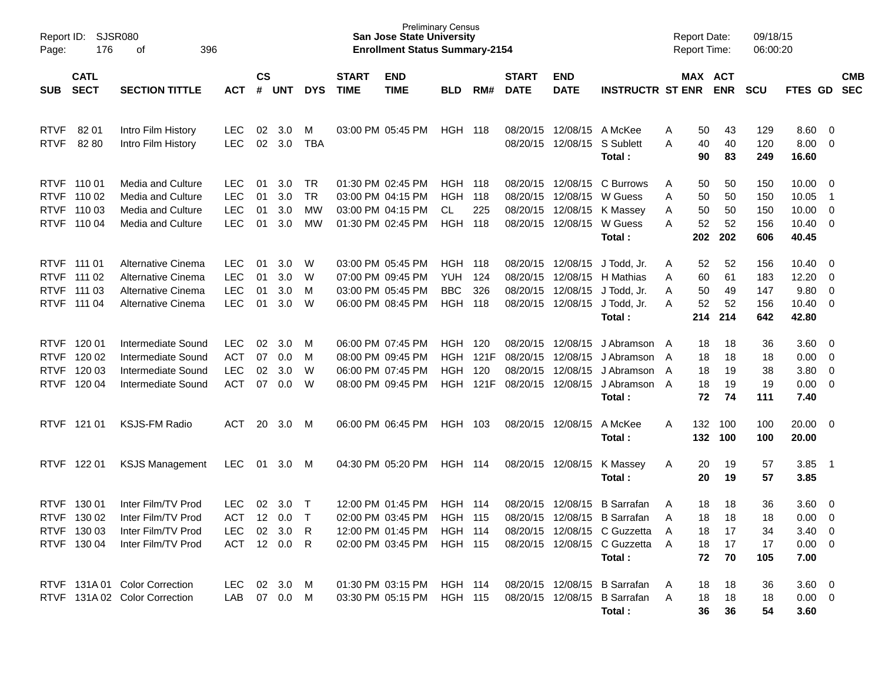Preliminary Census
**San Jose State University**
**Enrollment Status Summary-2154**

Report ID: SJSR080
Report Date: 09/18/15
Report Time: 06:00:20

| SUB | CATL SECT | SECTION TITTLE | ACT | CS # | UNT | DYS | START TIME | END TIME | BLD | RM# | START DATE | END DATE | INSTRUCTR | ST | MAX ENR | ACT ENR | SCU | FTES | GD | CMB SEC |
|---|---|---|---|---|---|---|---|---|---|---|---|---|---|---|---|---|---|---|---|---|
| RTVF | 82 01 | Intro Film History | LEC | 02 | 3.0 | M | 03:00 PM | 05:45 PM | HGH | 118 | 08/20/15 | 12/08/15 | A McKee | A | 50 | 43 | 129 | 8.60 | 0 | |
| RTVF | 82 80 | Intro Film History | LEC | 02 | 3.0 | TBA | | | | | 08/20/15 | 12/08/15 | S Sublett | A | 40 | 40 | 120 | 8.00 | 0 | |
| | | | | | | | | | | | | | **Total :** | | **90** | **83** | **249** | **16.60** | | |
| RTVF | 110 01 | Media and Culture | LEC | 01 | 3.0 | TR | 01:30 PM | 02:45 PM | HGH | 118 | 08/20/15 | 12/08/15 | C Burrows | A | 50 | 50 | 150 | 10.00 | 0 | |
| RTVF | 110 02 | Media and Culture | LEC | 01 | 3.0 | TR | 03:00 PM | 04:15 PM | HGH | 118 | 08/20/15 | 12/08/15 | W Guess | A | 50 | 50 | 150 | 10.05 | 1 | |
| RTVF | 110 03 | Media and Culture | LEC | 01 | 3.0 | MW | 03:00 PM | 04:15 PM | CL | 225 | 08/20/15 | 12/08/15 | K Massey | A | 50 | 50 | 150 | 10.00 | 0 | |
| RTVF | 110 04 | Media and Culture | LEC | 01 | 3.0 | MW | 01:30 PM | 02:45 PM | HGH | 118 | 08/20/15 | 12/08/15 | W Guess | A | 52 | 52 | 156 | 10.40 | 0 | |
| | | | | | | | | | | | | | **Total :** | | **202** | **202** | **606** | **40.45** | | |
| RTVF | 111 01 | Alternative Cinema | LEC | 01 | 3.0 | W | 03:00 PM | 05:45 PM | HGH | 118 | 08/20/15 | 12/08/15 | J Todd, Jr. | A | 52 | 52 | 156 | 10.40 | 0 | |
| RTVF | 111 02 | Alternative Cinema | LEC | 01 | 3.0 | W | 07:00 PM | 09:45 PM | YUH | 124 | 08/20/15 | 12/08/15 | H Mathias | A | 60 | 61 | 183 | 12.20 | 0 | |
| RTVF | 111 03 | Alternative Cinema | LEC | 01 | 3.0 | M | 03:00 PM | 05:45 PM | BBC | 326 | 08/20/15 | 12/08/15 | J Todd, Jr. | A | 50 | 49 | 147 | 9.80 | 0 | |
| RTVF | 111 04 | Alternative Cinema | LEC | 01 | 3.0 | W | 06:00 PM | 08:45 PM | HGH | 118 | 08/20/15 | 12/08/15 | J Todd, Jr. | A | 52 | 52 | 156 | 10.40 | 0 | |
| | | | | | | | | | | | | | **Total :** | | **214** | **214** | **642** | **42.80** | | |
| RTVF | 120 01 | Intermediate Sound | LEC | 02 | 3.0 | M | 06:00 PM | 07:45 PM | HGH | 120 | 08/20/15 | 12/08/15 | J Abramson | A | 18 | 18 | 36 | 3.60 | 0 | |
| RTVF | 120 02 | Intermediate Sound | ACT | 07 | 0.0 | M | 08:00 PM | 09:45 PM | HGH | 121F | 08/20/15 | 12/08/15 | J Abramson | A | 18 | 18 | 18 | 0.00 | 0 | |
| RTVF | 120 03 | Intermediate Sound | LEC | 02 | 3.0 | W | 06:00 PM | 07:45 PM | HGH | 120 | 08/20/15 | 12/08/15 | J Abramson | A | 18 | 19 | 38 | 3.80 | 0 | |
| RTVF | 120 04 | Intermediate Sound | ACT | 07 | 0.0 | W | 08:00 PM | 09:45 PM | HGH | 121F | 08/20/15 | 12/08/15 | J Abramson | A | 18 | 19 | 19 | 0.00 | 0 | |
| | | | | | | | | | | | | | **Total :** | | **72** | **74** | **111** | **7.40** | | |
| RTVF | 121 01 | KSJS-FM Radio | ACT | 20 | 3.0 | M | 06:00 PM | 06:45 PM | HGH | 103 | 08/20/15 | 12/08/15 | A McKee | A | 132 | 100 | 100 | 20.00 | 0 | |
| | | | | | | | | | | | | | **Total :** | | **132** | **100** | **100** | **20.00** | | |
| RTVF | 122 01 | KSJS Management | LEC | 01 | 3.0 | M | 04:30 PM | 05:20 PM | HGH | 114 | 08/20/15 | 12/08/15 | K Massey | A | 20 | 19 | 57 | 3.85 | 1 | |
| | | | | | | | | | | | | | **Total :** | | **20** | **19** | **57** | **3.85** | | |
| RTVF | 130 01 | Inter Film/TV Prod | LEC | 02 | 3.0 | T | 12:00 PM | 01:45 PM | HGH | 114 | 08/20/15 | 12/08/15 | B Sarrafan | A | 18 | 18 | 36 | 3.60 | 0 | |
| RTVF | 130 02 | Inter Film/TV Prod | ACT | 12 | 0.0 | T | 02:00 PM | 03:45 PM | HGH | 115 | 08/20/15 | 12/08/15 | B Sarrafan | A | 18 | 18 | 18 | 0.00 | 0 | |
| RTVF | 130 03 | Inter Film/TV Prod | LEC | 02 | 3.0 | R | 12:00 PM | 01:45 PM | HGH | 114 | 08/20/15 | 12/08/15 | C Guzzetta | A | 18 | 17 | 34 | 3.40 | 0 | |
| RTVF | 130 04 | Inter Film/TV Prod | ACT | 12 | 0.0 | R | 02:00 PM | 03:45 PM | HGH | 115 | 08/20/15 | 12/08/15 | C Guzzetta | A | 18 | 17 | 17 | 0.00 | 0 | |
| | | | | | | | | | | | | | **Total :** | | **72** | **70** | **105** | **7.00** | | |
| RTVF | 131A 01 | Color Correction | LEC | 02 | 3.0 | M | 01:30 PM | 03:15 PM | HGH | 114 | 08/20/15 | 12/08/15 | B Sarrafan | A | 18 | 18 | 36 | 3.60 | 0 | |
| RTVF | 131A 02 | Color Correction | LAB | 07 | 0.0 | M | 03:30 PM | 05:15 PM | HGH | 115 | 08/20/15 | 12/08/15 | B Sarrafan | A | 18 | 18 | 18 | 0.00 | 0 | |
| | | | | | | | | | | | | | **Total :** | | **36** | **36** | **54** | **3.60** | | |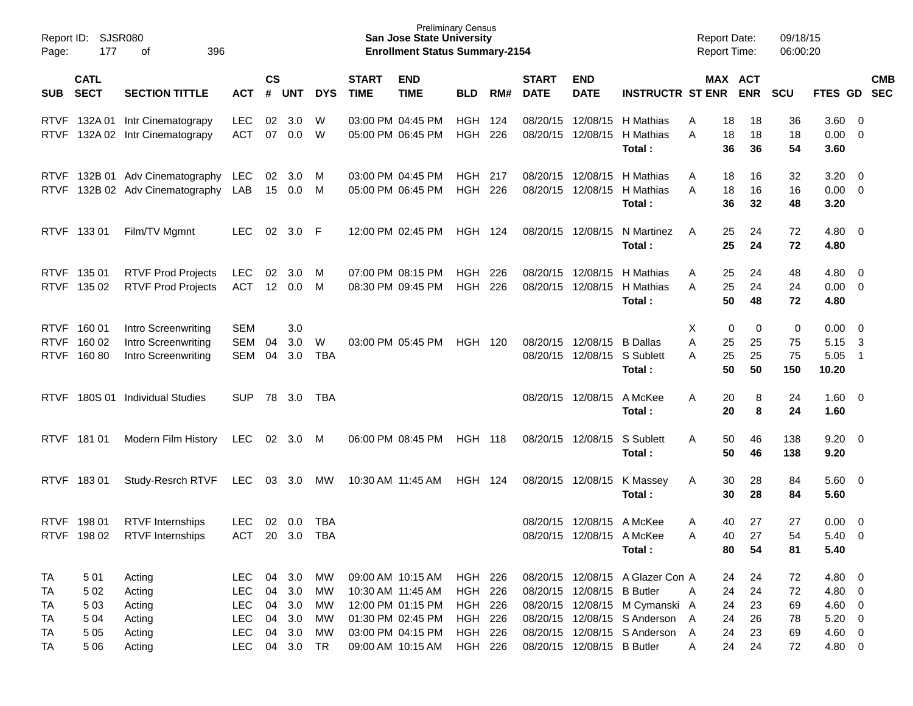Preliminary Census
**San Jose State University**
**Enrollment Status Summary-2154**

Report ID: SJSR080
Report Date: 09/18/15
Report Time: 06:00:20

| SUB | CATL SECT | SECTION TITTLE | ACT | CS # | UNT | DYS | START TIME | END TIME | BLD | RM# | START DATE | END DATE | INSTRUCTR | ST | MAX ENR | ACT ENR | SCU | FTES | GD | CMB SEC |
|---|---|---|---|---|---|---|---|---|---|---|---|---|---|---|---|---|---|---|---|---|
| RTVF | 132A 01 | Intr Cinematograpy | LEC | 02 | 3.0 | W | 03:00 PM | 04:45 PM | HGH | 124 | 08/20/15 | 12/08/15 | H Mathias | A | 18 | 18 | 36 | 3.60 | 0 | |
| RTVF | 132A 02 | Intr Cinematograpy | ACT | 07 | 0.0 | W | 05:00 PM | 06:45 PM | HGH | 226 | 08/20/15 | 12/08/15 | H Mathias | A | 18 | 18 | 18 | 0.00 | 0 | |
| | | | | | | | | | | | | | **Total :** | | **36** | **36** | **54** | **3.60** | | |
| RTVF | 132B 01 | Adv Cinematography | LEC | 02 | 3.0 | M | 03:00 PM | 04:45 PM | HGH | 217 | 08/20/15 | 12/08/15 | H Mathias | A | 18 | 16 | 32 | 3.20 | 0 | |
| RTVF | 132B 02 | Adv Cinematography | LAB | 15 | 0.0 | M | 05:00 PM | 06:45 PM | HGH | 226 | 08/20/15 | 12/08/15 | H Mathias | A | 18 | 16 | 16 | 0.00 | 0 | |
| | | | | | | | | | | | | | **Total :** | | **36** | **32** | **48** | **3.20** | | |
| RTVF | 133 01 | Film/TV Mgmnt | LEC | 02 | 3.0 | F | 12:00 PM | 02:45 PM | HGH | 124 | 08/20/15 | 12/08/15 | N Martinez | A | 25 | 24 | 72 | 4.80 | 0 | |
| | | | | | | | | | | | | | **Total :** | | **25** | **24** | **72** | **4.80** | | |
| RTVF | 135 01 | RTVF Prod Projects | LEC | 02 | 3.0 | M | 07:00 PM | 08:15 PM | HGH | 226 | 08/20/15 | 12/08/15 | H Mathias | A | 25 | 24 | 48 | 4.80 | 0 | |
| RTVF | 135 02 | RTVF Prod Projects | ACT | 12 | 0.0 | M | 08:30 PM | 09:45 PM | HGH | 226 | 08/20/15 | 12/08/15 | H Mathias | A | 25 | 24 | 24 | 0.00 | 0 | |
| | | | | | | | | | | | | | **Total :** | | **50** | **48** | **72** | **4.80** | | |
| RTVF | 160 01 | Intro Screenwriting | SEM | | 3.0 | | | | | | | | | X | 0 | 0 | 0 | 0.00 | 0 | |
| RTVF | 160 02 | Intro Screenwriting | SEM | 04 | 3.0 | W | 03:00 PM | 05:45 PM | HGH | 120 | 08/20/15 | 12/08/15 | B Dallas | A | 25 | 25 | 75 | 5.15 | 3 | |
| RTVF | 160 80 | Intro Screenwriting | SEM | 04 | 3.0 | TBA | | | | | 08/20/15 | 12/08/15 | S Sublett | A | 25 | 25 | 75 | 5.05 | 1 | |
| | | | | | | | | | | | | | **Total :** | | **50** | **50** | **150** | **10.20** | | |
| RTVF | 180S 01 | Individual Studies | SUP | 78 | 3.0 | TBA | | | | | 08/20/15 | 12/08/15 | A McKee | A | 20 | 8 | 24 | 1.60 | 0 | |
| | | | | | | | | | | | | | **Total :** | | **20** | **8** | **24** | **1.60** | | |
| RTVF | 181 01 | Modern Film History | LEC | 02 | 3.0 | M | 06:00 PM | 08:45 PM | HGH | 118 | 08/20/15 | 12/08/15 | S Sublett | A | 50 | 46 | 138 | 9.20 | 0 | |
| | | | | | | | | | | | | | **Total :** | | **50** | **46** | **138** | **9.20** | | |
| RTVF | 183 01 | Study-Resrch RTVF | LEC | 03 | 3.0 | MW | 10:30 AM | 11:45 AM | HGH | 124 | 08/20/15 | 12/08/15 | K Massey | A | 30 | 28 | 84 | 5.60 | 0 | |
| | | | | | | | | | | | | | **Total :** | | **30** | **28** | **84** | **5.60** | | |
| RTVF | 198 01 | RTVF Internships | LEC | 02 | 0.0 | TBA | | | | | 08/20/15 | 12/08/15 | A McKee | A | 40 | 27 | 27 | 0.00 | 0 | |
| RTVF | 198 02 | RTVF Internships | ACT | 20 | 3.0 | TBA | | | | | 08/20/15 | 12/08/15 | A McKee | A | 40 | 27 | 54 | 5.40 | 0 | |
| | | | | | | | | | | | | | **Total :** | | **80** | **54** | **81** | **5.40** | | |
| TA | 5 01 | Acting | LEC | 04 | 3.0 | MW | 09:00 AM | 10:15 AM | HGH | 226 | 08/20/15 | 12/08/15 | A Glazer Con | A | 24 | 24 | 72 | 4.80 | 0 | |
| TA | 5 02 | Acting | LEC | 04 | 3.0 | MW | 10:30 AM | 11:45 AM | HGH | 226 | 08/20/15 | 12/08/15 | B Butler | A | 24 | 24 | 72 | 4.80 | 0 | |
| TA | 5 03 | Acting | LEC | 04 | 3.0 | MW | 12:00 PM | 01:15 PM | HGH | 226 | 08/20/15 | 12/08/15 | M Cymanski | A | 24 | 23 | 69 | 4.60 | 0 | |
| TA | 5 04 | Acting | LEC | 04 | 3.0 | MW | 01:30 PM | 02:45 PM | HGH | 226 | 08/20/15 | 12/08/15 | S Anderson | A | 24 | 26 | 78 | 5.20 | 0 | |
| TA | 5 05 | Acting | LEC | 04 | 3.0 | MW | 03:00 PM | 04:15 PM | HGH | 226 | 08/20/15 | 12/08/15 | S Anderson | A | 24 | 23 | 69 | 4.60 | 0 | |
| TA | 5 06 | Acting | LEC | 04 | 3.0 | TR | 09:00 AM | 10:15 AM | HGH | 226 | 08/20/15 | 12/08/15 | B Butler | A | 24 | 24 | 72 | 4.80 | 0 | |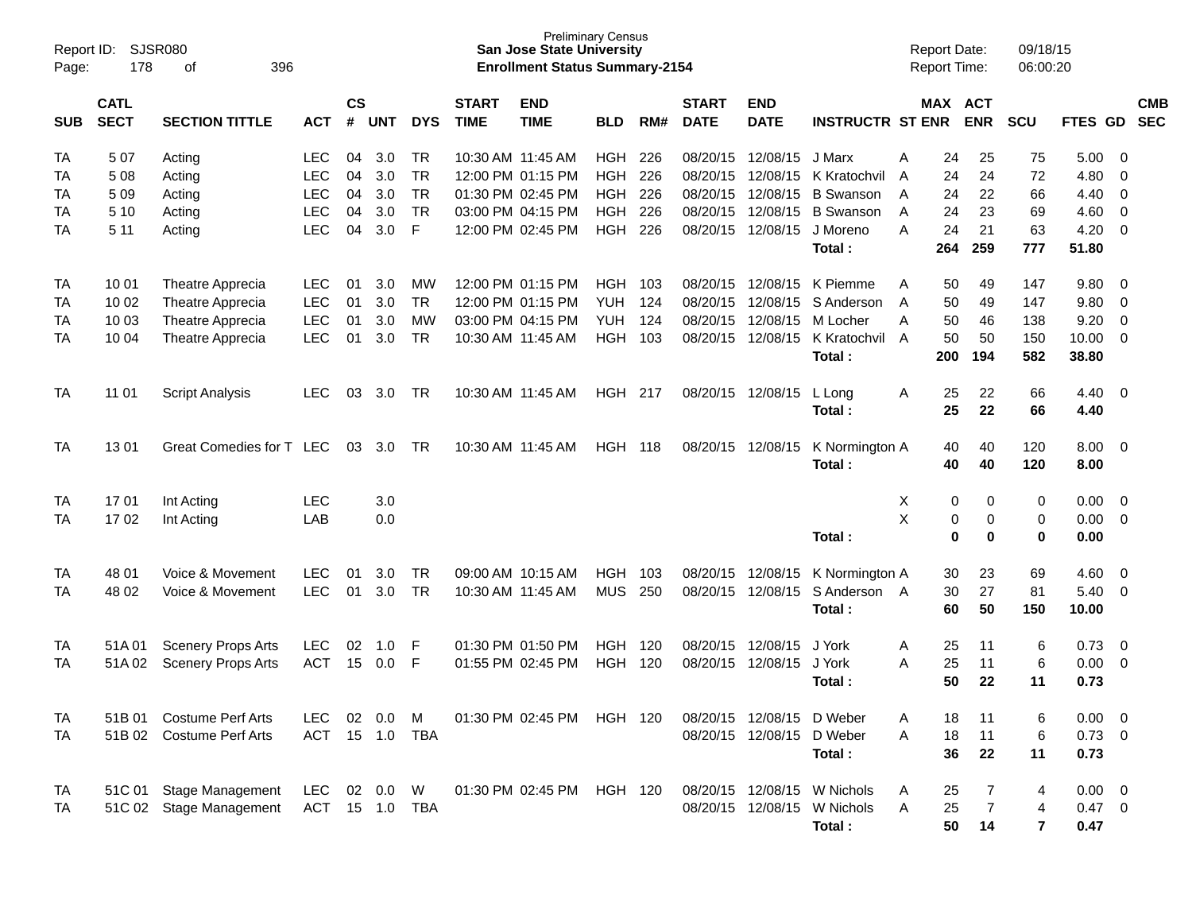Report ID: SJSR080
Page: 178 of 396

Preliminary Census
**San Jose State University**
**Enrollment Status Summary-2154**

Report Date: 09/18/15
Report Time: 06:00:20

| SUB | CATL SECT | SECTION TITTLE | ACT | CS # | UNT | DYS | START TIME | END TIME | BLD | RM# | START DATE | END DATE | INSTRUCTR | ST | MAX ENR | ACT ENR | SCU | FTES | GD | CMB SEC |
|---|---|---|---|---|---|---|---|---|---|---|---|---|---|---|---|---|---|---|---|---|
| TA | 5 07 | Acting | LEC | 04 | 3.0 | TR | 10:30 AM | 11:45 AM | HGH | 226 | 08/20/15 | 12/08/15 | J Marx | A | 24 | 25 | 75 | 5.00 | 0 | |
| TA | 5 08 | Acting | LEC | 04 | 3.0 | TR | 12:00 PM | 01:15 PM | HGH | 226 | 08/20/15 | 12/08/15 | K Kratochvil | A | 24 | 24 | 72 | 4.80 | 0 | |
| TA | 5 09 | Acting | LEC | 04 | 3.0 | TR | 01:30 PM | 02:45 PM | HGH | 226 | 08/20/15 | 12/08/15 | B Swanson | A | 24 | 22 | 66 | 4.40 | 0 | |
| TA | 5 10 | Acting | LEC | 04 | 3.0 | TR | 03:00 PM | 04:15 PM | HGH | 226 | 08/20/15 | 12/08/15 | B Swanson | A | 24 | 23 | 69 | 4.60 | 0 | |
| TA | 5 11 | Acting | LEC | 04 | 3.0 | F | 12:00 PM | 02:45 PM | HGH | 226 | 08/20/15 | 12/08/15 | J Moreno | A | 24 | 21 | 63 | 4.20 | 0 | |
| | | | | | | | | | | | | | **Total :** | | **264** | **259** | **777** | **51.80** | | |
| TA | 10 01 | Theatre Apprecia | LEC | 01 | 3.0 | MW | 12:00 PM | 01:15 PM | HGH | 103 | 08/20/15 | 12/08/15 | K Piemme | A | 50 | 49 | 147 | 9.80 | 0 | |
| TA | 10 02 | Theatre Apprecia | LEC | 01 | 3.0 | TR | 12:00 PM | 01:15 PM | YUH | 124 | 08/20/15 | 12/08/15 | S Anderson | A | 50 | 49 | 147 | 9.80 | 0 | |
| TA | 10 03 | Theatre Apprecia | LEC | 01 | 3.0 | MW | 03:00 PM | 04:15 PM | YUH | 124 | 08/20/15 | 12/08/15 | M Locher | A | 50 | 46 | 138 | 9.20 | 0 | |
| TA | 10 04 | Theatre Apprecia | LEC | 01 | 3.0 | TR | 10:30 AM | 11:45 AM | HGH | 103 | 08/20/15 | 12/08/15 | K Kratochvil | A | 50 | 50 | 150 | 10.00 | 0 | |
| | | | | | | | | | | | | | **Total :** | | **200** | **194** | **582** | **38.80** | | |
| TA | 11 01 | Script Analysis | LEC | 03 | 3.0 | TR | 10:30 AM | 11:45 AM | HGH | 217 | 08/20/15 | 12/08/15 | L Long | A | 25 | 22 | 66 | 4.40 | 0 | |
| | | | | | | | | | | | | | **Total :** | | **25** | **22** | **66** | **4.40** | | |
| TA | 13 01 | Great Comedies for T | LEC | 03 | 3.0 | TR | 10:30 AM | 11:45 AM | HGH | 118 | 08/20/15 | 12/08/15 | K Normington | A | 40 | 40 | 120 | 8.00 | 0 | |
| | | | | | | | | | | | | | **Total :** | | **40** | **40** | **120** | **8.00** | | |
| TA | 17 01 | Int Acting | LEC | | 3.0 | | | | | | | | | X | 0 | 0 | 0 | 0.00 | 0 | |
| TA | 17 02 | Int Acting | LAB | | 0.0 | | | | | | | | | X | 0 | 0 | 0 | 0.00 | 0 | |
| | | | | | | | | | | | | | **Total :** | | **0** | **0** | **0** | **0.00** | | |
| TA | 48 01 | Voice & Movement | LEC | 01 | 3.0 | TR | 09:00 AM | 10:15 AM | HGH | 103 | 08/20/15 | 12/08/15 | K Normington | A | 30 | 23 | 69 | 4.60 | 0 | |
| TA | 48 02 | Voice & Movement | LEC | 01 | 3.0 | TR | 10:30 AM | 11:45 AM | MUS | 250 | 08/20/15 | 12/08/15 | S Anderson | A | 30 | 27 | 81 | 5.40 | 0 | |
| | | | | | | | | | | | | | **Total :** | | **60** | **50** | **150** | **10.00** | | |
| TA | 51A 01 | Scenery Props Arts | LEC | 02 | 1.0 | F | 01:30 PM | 01:50 PM | HGH | 120 | 08/20/15 | 12/08/15 | J York | A | 25 | 11 | 6 | 0.73 | 0 | |
| TA | 51A 02 | Scenery Props Arts | ACT | 15 | 0.0 | F | 01:55 PM | 02:45 PM | HGH | 120 | 08/20/15 | 12/08/15 | J York | A | 25 | 11 | 6 | 0.00 | 0 | |
| | | | | | | | | | | | | | **Total :** | | **50** | **22** | **11** | **0.73** | | |
| TA | 51B 01 | Costume Perf Arts | LEC | 02 | 0.0 | M | 01:30 PM | 02:45 PM | HGH | 120 | 08/20/15 | 12/08/15 | D Weber | A | 18 | 11 | 6 | 0.00 | 0 | |
| TA | 51B 02 | Costume Perf Arts | ACT | 15 | 1.0 | TBA | | | | | 08/20/15 | 12/08/15 | D Weber | A | 18 | 11 | 6 | 0.73 | 0 | |
| | | | | | | | | | | | | | **Total :** | | **36** | **22** | **11** | **0.73** | | |
| TA | 51C 01 | Stage Management | LEC | 02 | 0.0 | W | 01:30 PM | 02:45 PM | HGH | 120 | 08/20/15 | 12/08/15 | W Nichols | A | 25 | 7 | 4 | 0.00 | 0 | |
| TA | 51C 02 | Stage Management | ACT | 15 | 1.0 | TBA | | | | | 08/20/15 | 12/08/15 | W Nichols | A | 25 | 7 | 4 | 0.47 | 0 | |
| | | | | | | | | | | | | | **Total :** | | **50** | **14** | **7** | **0.47** | | |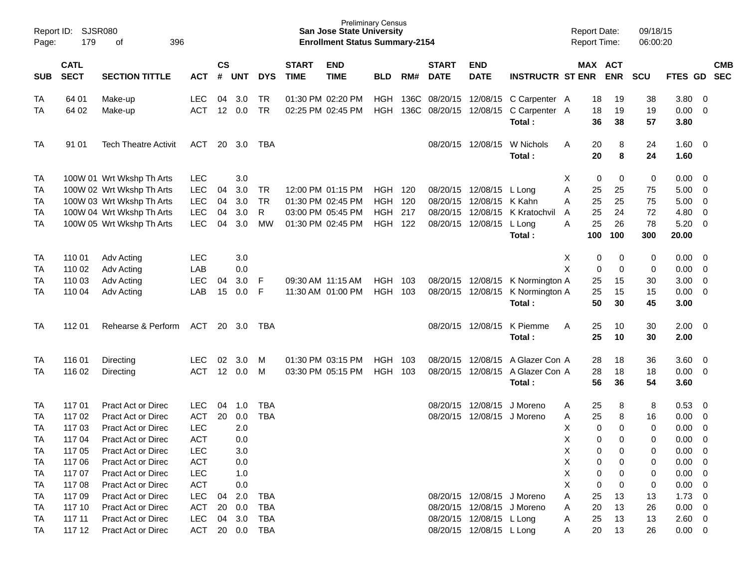Report ID: SJSR080
Page: 179 of 396

Preliminary Census
**San Jose State University**
**Enrollment Status Summary-2154**

Report Date: 09/18/15
Report Time: 06:00:20

| SUB | CATL SECT | SECTION TITTLE | ACT | CS # | UNT | DYS | START TIME | END TIME | BLD | RM# | START DATE | END DATE | INSTRUCTR | ST | MAX ENR | ACT ENR | SCU | FTES | GD | CMB SEC |
|---|---|---|---|---|---|---|---|---|---|---|---|---|---|---|---|---|---|---|---|---|
| TA | 64 01 | Make-up | LEC | 04 | 3.0 | TR | 01:30 PM | 02:20 PM | HGH | 136C | 08/20/15 | 12/08/15 | C Carpenter | A | 18 | 19 | 38 | 3.80 | 0 | |
| TA | 64 02 | Make-up | ACT | 12 | 0.0 | TR | 02:25 PM | 02:45 PM | HGH | 136C | 08/20/15 | 12/08/15 | C Carpenter | A | 18 | 19 | 19 | 0.00 | 0 | |
| | | | | | | | | | | | | | **Total :** | | **36** | **38** | **57** | **3.80** | | |
| TA | 91 01 | Tech Theatre Activit | ACT | 20 | 3.0 | TBA | | | | | 08/20/15 | 12/08/15 | W Nichols | A | 20 | 8 | 24 | 1.60 | 0 | |
| | | | | | | | | | | | | | **Total :** | | **20** | **8** | **24** | **1.60** | | |
| TA | 100W 01 | Wrt Wkshp Th Arts | LEC | | 3.0 | | | | | | | | | X | 0 | 0 | 0 | 0.00 | 0 | |
| TA | 100W 02 | Wrt Wkshp Th Arts | LEC | 04 | 3.0 | TR | 12:00 PM | 01:15 PM | HGH | 120 | 08/20/15 | 12/08/15 | L Long | A | 25 | 25 | 75 | 5.00 | 0 | |
| TA | 100W 03 | Wrt Wkshp Th Arts | LEC | 04 | 3.0 | TR | 01:30 PM | 02:45 PM | HGH | 120 | 08/20/15 | 12/08/15 | K Kahn | A | 25 | 25 | 75 | 5.00 | 0 | |
| TA | 100W 04 | Wrt Wkshp Th Arts | LEC | 04 | 3.0 | R | 03:00 PM | 05:45 PM | HGH | 217 | 08/20/15 | 12/08/15 | K Kratochvil | A | 25 | 24 | 72 | 4.80 | 0 | |
| TA | 100W 05 | Wrt Wkshp Th Arts | LEC | 04 | 3.0 | MW | 01:30 PM | 02:45 PM | HGH | 122 | 08/20/15 | 12/08/15 | L Long | A | 25 | 26 | 78 | 5.20 | 0 | |
| | | | | | | | | | | | | | **Total :** | | **100** | **100** | **300** | **20.00** | | |
| TA | 110 01 | Adv Acting | LEC | | 3.0 | | | | | | | | | X | 0 | 0 | 0 | 0.00 | 0 | |
| TA | 110 02 | Adv Acting | LAB | | 0.0 | | | | | | | | | X | 0 | 0 | 0 | 0.00 | 0 | |
| TA | 110 03 | Adv Acting | LEC | 04 | 3.0 | F | 09:30 AM | 11:15 AM | HGH | 103 | 08/20/15 | 12/08/15 | K Normington | A | 25 | 15 | 30 | 3.00 | 0 | |
| TA | 110 04 | Adv Acting | LAB | 15 | 0.0 | F | 11:30 AM | 01:00 PM | HGH | 103 | 08/20/15 | 12/08/15 | K Normington | A | 25 | 15 | 15 | 0.00 | 0 | |
| | | | | | | | | | | | | | **Total :** | | **50** | **30** | **45** | **3.00** | | |
| TA | 112 01 | Rehearse & Perform | ACT | 20 | 3.0 | TBA | | | | | 08/20/15 | 12/08/15 | K Piemme | A | 25 | 10 | 30 | 2.00 | 0 | |
| | | | | | | | | | | | | | **Total :** | | **25** | **10** | **30** | **2.00** | | |
| TA | 116 01 | Directing | LEC | 02 | 3.0 | M | 01:30 PM | 03:15 PM | HGH | 103 | 08/20/15 | 12/08/15 | A Glazer Con | A | 28 | 18 | 36 | 3.60 | 0 | |
| TA | 116 02 | Directing | ACT | 12 | 0.0 | M | 03:30 PM | 05:15 PM | HGH | 103 | 08/20/15 | 12/08/15 | A Glazer Con | A | 28 | 18 | 18 | 0.00 | 0 | |
| | | | | | | | | | | | | | **Total :** | | **56** | **36** | **54** | **3.60** | | |
| TA | 117 01 | Pract Act or Direc | LEC | 04 | 1.0 | TBA | | | | | 08/20/15 | 12/08/15 | J Moreno | A | 25 | 8 | 8 | 0.53 | 0 | |
| TA | 117 02 | Pract Act or Direc | ACT | 20 | 0.0 | TBA | | | | | 08/20/15 | 12/08/15 | J Moreno | A | 25 | 8 | 16 | 0.00 | 0 | |
| TA | 117 03 | Pract Act or Direc | LEC | | 2.0 | | | | | | | | | X | 0 | 0 | 0 | 0.00 | 0 | |
| TA | 117 04 | Pract Act or Direc | ACT | | 0.0 | | | | | | | | | X | 0 | 0 | 0 | 0.00 | 0 | |
| TA | 117 05 | Pract Act or Direc | LEC | | 3.0 | | | | | | | | | X | 0 | 0 | 0 | 0.00 | 0 | |
| TA | 117 06 | Pract Act or Direc | ACT | | 0.0 | | | | | | | | | X | 0 | 0 | 0 | 0.00 | 0 | |
| TA | 117 07 | Pract Act or Direc | LEC | | 1.0 | | | | | | | | | X | 0 | 0 | 0 | 0.00 | 0 | |
| TA | 117 08 | Pract Act or Direc | ACT | | 0.0 | | | | | | | | | X | 0 | 0 | 0 | 0.00 | 0 | |
| TA | 117 09 | Pract Act or Direc | LEC | 04 | 2.0 | TBA | | | | | 08/20/15 | 12/08/15 | J Moreno | A | 25 | 13 | 13 | 1.73 | 0 | |
| TA | 117 10 | Pract Act or Direc | ACT | 20 | 0.0 | TBA | | | | | 08/20/15 | 12/08/15 | J Moreno | A | 20 | 13 | 26 | 0.00 | 0 | |
| TA | 117 11 | Pract Act or Direc | LEC | 04 | 3.0 | TBA | | | | | 08/20/15 | 12/08/15 | L Long | A | 25 | 13 | 13 | 2.60 | 0 | |
| TA | 117 12 | Pract Act or Direc | ACT | 20 | 0.0 | TBA | | | | | 08/20/15 | 12/08/15 | L Long | A | 20 | 13 | 26 | 0.00 | 0 | |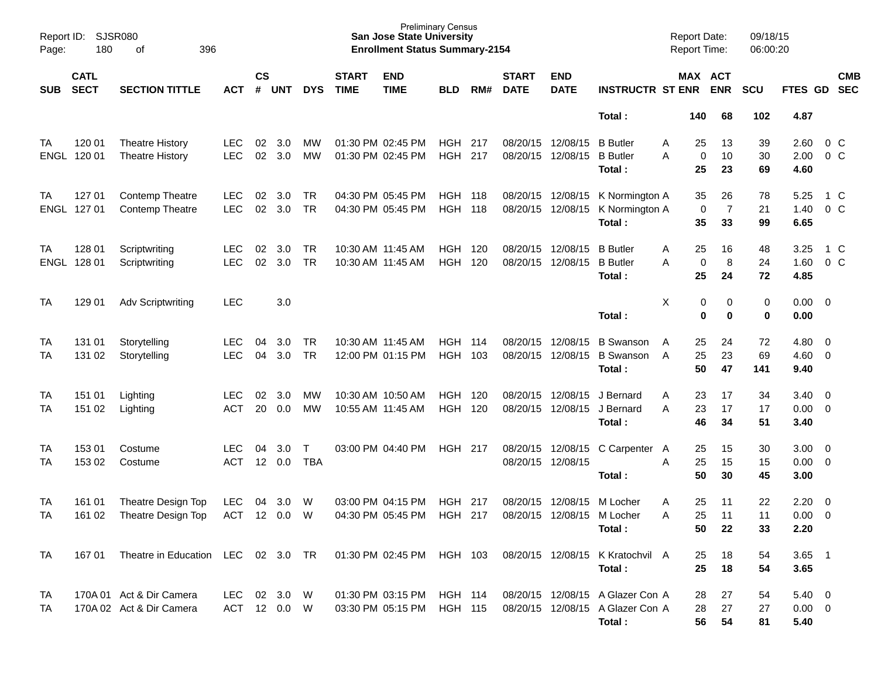Report ID: SJSR080
Page: 180 of 396

Preliminary Census
**San Jose State University**
**Enrollment Status Summary-2154**

Report Date: 09/18/15
Report Time: 06:00:20

| SUB | CATL SECT | SECTION TITTLE | ACT | CS # | UNT | DYS | START TIME | END TIME | BLD | RM# | START DATE | END DATE | INSTRUCTR | ST | MAX ENR | ACT ENR | SCU | FTES | GD | CMB SEC |
|---|---|---|---|---|---|---|---|---|---|---|---|---|---|---|---|---|---|---|---|---|
| | | | | | | | | | | | | | **Total :** | | **140** | **68** | **102** | **4.87** | | |
| TA | 120 01 | Theatre History | LEC | 02 | 3.0 | MW | 01:30 PM | 02:45 PM | HGH | 217 | 08/20/15 | 12/08/15 | B Butler | A | 25 | 13 | 39 | 2.60 | 0 | C |
| ENGL | 120 01 | Theatre History | LEC | 02 | 3.0 | MW | 01:30 PM | 02:45 PM | HGH | 217 | 08/20/15 | 12/08/15 | B Butler | A | 0 | 10 | 30 | 2.00 | 0 | C |
| | | | | | | | | | | | | | **Total :** | | **25** | **23** | **69** | **4.60** | | |
| TA | 127 01 | Contemp Theatre | LEC | 02 | 3.0 | TR | 04:30 PM | 05:45 PM | HGH | 118 | 08/20/15 | 12/08/15 | K Normington | A | 35 | 26 | 78 | 5.25 | 1 | C |
| ENGL | 127 01 | Contemp Theatre | LEC | 02 | 3.0 | TR | 04:30 PM | 05:45 PM | HGH | 118 | 08/20/15 | 12/08/15 | K Normington | A | 0 | 7 | 21 | 1.40 | 0 | C |
| | | | | | | | | | | | | | **Total :** | | **35** | **33** | **99** | **6.65** | | |
| TA | 128 01 | Scriptwriting | LEC | 02 | 3.0 | TR | 10:30 AM | 11:45 AM | HGH | 120 | 08/20/15 | 12/08/15 | B Butler | A | 25 | 16 | 48 | 3.25 | 1 | C |
| ENGL | 128 01 | Scriptwriting | LEC | 02 | 3.0 | TR | 10:30 AM | 11:45 AM | HGH | 120 | 08/20/15 | 12/08/15 | B Butler | A | 0 | 8 | 24 | 1.60 | 0 | C |
| | | | | | | | | | | | | | **Total :** | | **25** | **24** | **72** | **4.85** | | |
| TA | 129 01 | Adv Scriptwriting | LEC | | 3.0 | | | | | | | | | X | 0 | 0 | 0 | 0.00 | 0 | |
| | | | | | | | | | | | | | **Total :** | | **0** | **0** | **0** | **0.00** | | |
| TA | 131 01 | Storytelling | LEC | 04 | 3.0 | TR | 10:30 AM | 11:45 AM | HGH | 114 | 08/20/15 | 12/08/15 | B Swanson | A | 25 | 24 | 72 | 4.80 | 0 | |
| TA | 131 02 | Storytelling | LEC | 04 | 3.0 | TR | 12:00 PM | 01:15 PM | HGH | 103 | 08/20/15 | 12/08/15 | B Swanson | A | 25 | 23 | 69 | 4.60 | 0 | |
| | | | | | | | | | | | | | **Total :** | | **50** | **47** | **141** | **9.40** | | |
| TA | 151 01 | Lighting | LEC | 02 | 3.0 | MW | 10:30 AM | 10:50 AM | HGH | 120 | 08/20/15 | 12/08/15 | J Bernard | A | 23 | 17 | 34 | 3.40 | 0 | |
| TA | 151 02 | Lighting | ACT | 20 | 0.0 | MW | 10:55 AM | 11:45 AM | HGH | 120 | 08/20/15 | 12/08/15 | J Bernard | A | 23 | 17 | 17 | 0.00 | 0 | |
| | | | | | | | | | | | | | **Total :** | | **46** | **34** | **51** | **3.40** | | |
| TA | 153 01 | Costume | LEC | 04 | 3.0 | T | 03:00 PM | 04:40 PM | HGH | 217 | 08/20/15 | 12/08/15 | C Carpenter | A | 25 | 15 | 30 | 3.00 | 0 | |
| TA | 153 02 | Costume | ACT | 12 | 0.0 | TBA | | | | | 08/20/15 | 12/08/15 | | A | 25 | 15 | 15 | 0.00 | 0 | |
| | | | | | | | | | | | | | **Total :** | | **50** | **30** | **45** | **3.00** | | |
| TA | 161 01 | Theatre Design Top | LEC | 04 | 3.0 | W | 03:00 PM | 04:15 PM | HGH | 217 | 08/20/15 | 12/08/15 | M Locher | A | 25 | 11 | 22 | 2.20 | 0 | |
| TA | 161 02 | Theatre Design Top | ACT | 12 | 0.0 | W | 04:30 PM | 05:45 PM | HGH | 217 | 08/20/15 | 12/08/15 | M Locher | A | 25 | 11 | 11 | 0.00 | 0 | |
| | | | | | | | | | | | | | **Total :** | | **50** | **22** | **33** | **2.20** | | |
| TA | 167 01 | Theatre in Education | LEC | 02 | 3.0 | TR | 01:30 PM | 02:45 PM | HGH | 103 | 08/20/15 | 12/08/15 | K Kratochvil | A | 25 | 18 | 54 | 3.65 | 1 | |
| | | | | | | | | | | | | | **Total :** | | **25** | **18** | **54** | **3.65** | | |
| TA | 170A 01 | Act & Dir Camera | LEC | 02 | 3.0 | W | 01:30 PM | 03:15 PM | HGH | 114 | 08/20/15 | 12/08/15 | A Glazer Con | A | 28 | 27 | 54 | 5.40 | 0 | |
| TA | 170A 02 | Act & Dir Camera | ACT | 12 | 0.0 | W | 03:30 PM | 05:15 PM | HGH | 115 | 08/20/15 | 12/08/15 | A Glazer Con | A | 28 | 27 | 27 | 0.00 | 0 | |
| | | | | | | | | | | | | | **Total :** | | **56** | **54** | **81** | **5.40** | | |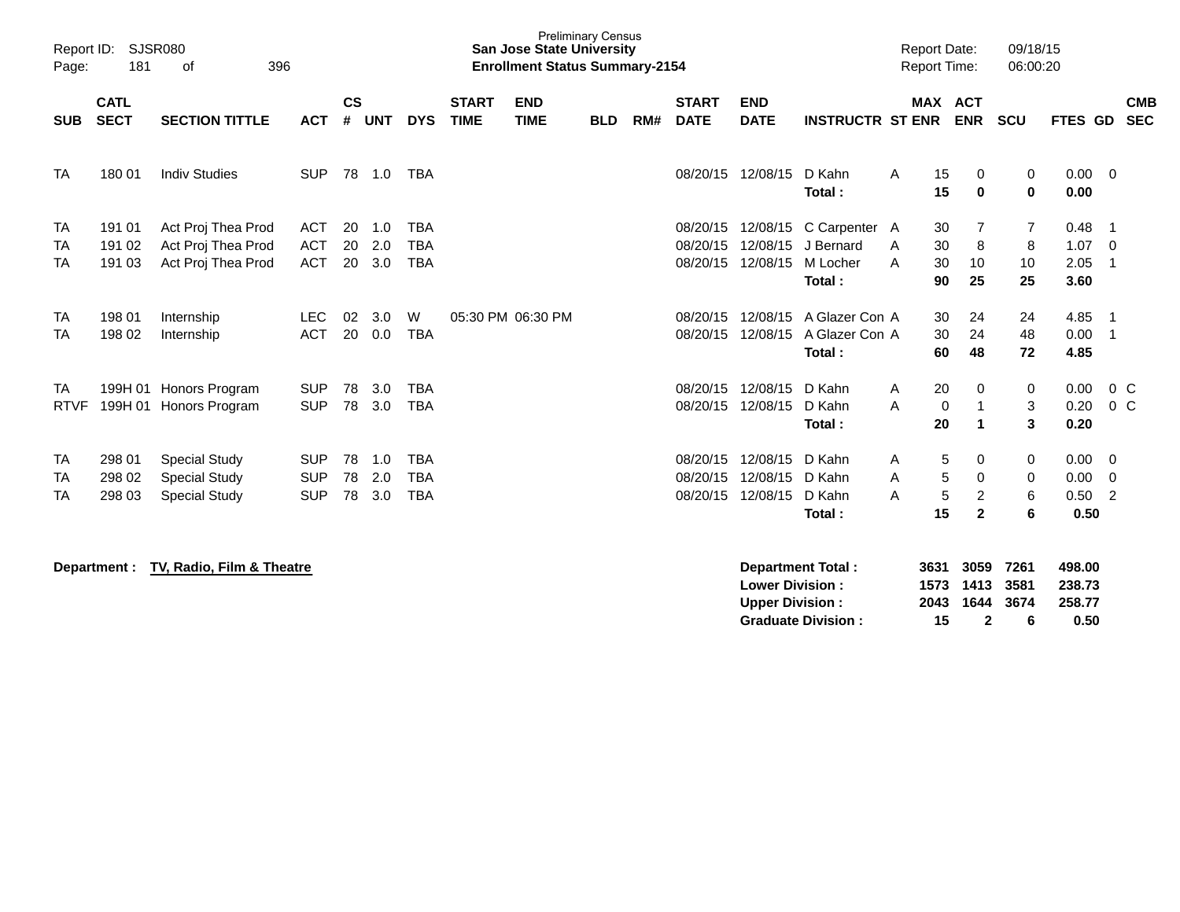Preliminary Census
**San Jose State University**
**Enrollment Status Summary-2154**

Report ID: SJSR080
Report Date: 09/18/15
Report Time: 06:00:20

| SUB | CATL SECT | SECTION TITTLE | ACT | CS # | UNT | DYS | START TIME | END TIME | BLD | RM# | START DATE | END DATE | INSTRUCTR | ST | MAX ENR | ACT ENR | SCU | FTES | GD | CMB SEC |
|---|---|---|---|---|---|---|---|---|---|---|---|---|---|---|---|---|---|---|---|---|
| TA | 180 01 | Indiv Studies | SUP | 78 | 1.0 | TBA | | | | | 08/20/15 | 12/08/15 | D Kahn | A | 15 | 0 | 0 | 0.00 | 0 | |
| | | | | | | | | | | | | | **Total :** | | **15** | **0** | **0** | **0.00** | | |
| TA | 191 01 | Act Proj Thea Prod | ACT | 20 | 1.0 | TBA | | | | | 08/20/15 | 12/08/15 | C Carpenter | A | 30 | 7 | 7 | 0.48 | 1 | |
| TA | 191 02 | Act Proj Thea Prod | ACT | 20 | 2.0 | TBA | | | | | 08/20/15 | 12/08/15 | J Bernard | A | 30 | 8 | 8 | 1.07 | 0 | |
| TA | 191 03 | Act Proj Thea Prod | ACT | 20 | 3.0 | TBA | | | | | 08/20/15 | 12/08/15 | M Locher | A | 30 | 10 | 10 | 2.05 | 1 | |
| | | | | | | | | | | | | | **Total :** | | **90** | **25** | **25** | **3.60** | | |
| TA | 198 01 | Internship | LEC | 02 | 3.0 | W | 05:30 PM | 06:30 PM | | | 08/20/15 | 12/08/15 | A Glazer Con | A | 30 | 24 | 24 | 4.85 | 1 | |
| TA | 198 02 | Internship | ACT | 20 | 0.0 | TBA | | | | | 08/20/15 | 12/08/15 | A Glazer Con | A | 30 | 24 | 48 | 0.00 | 1 | |
| | | | | | | | | | | | | | **Total :** | | **60** | **48** | **72** | **4.85** | | |
| TA | 199H 01 | Honors Program | SUP | 78 | 3.0 | TBA | | | | | 08/20/15 | 12/08/15 | D Kahn | A | 20 | 0 | 0 | 0.00 | 0 | C |
| RTVF | 199H 01 | Honors Program | SUP | 78 | 3.0 | TBA | | | | | 08/20/15 | 12/08/15 | D Kahn | A | 0 | 1 | 3 | 0.20 | 0 | C |
| | | | | | | | | | | | | | **Total :** | | **20** | **1** | **3** | **0.20** | | |
| TA | 298 01 | Special Study | SUP | 78 | 1.0 | TBA | | | | | 08/20/15 | 12/08/15 | D Kahn | A | 5 | 0 | 0 | 0.00 | 0 | |
| TA | 298 02 | Special Study | SUP | 78 | 2.0 | TBA | | | | | 08/20/15 | 12/08/15 | D Kahn | A | 5 | 0 | 0 | 0.00 | 0 | |
| TA | 298 03 | Special Study | SUP | 78 | 3.0 | TBA | | | | | 08/20/15 | 12/08/15 | D Kahn | A | 5 | 2 | 6 | 0.50 | 2 | |
| | | | | | | | | | | | | | **Total :** | | **15** | **2** | **6** | **0.50** | | |

**Department : TV, Radio, Film & Theatre**

| | MAX ENR | ACT ENR | SCU | FTES |
|---|---|---|---|---|
| **Department Total :** | **3631** | **3059** | **7261** | **498.00** |
| **Lower Division :** | **1573** | **1413** | **3581** | **238.73** |
| **Upper Division :** | **2043** | **1644** | **3674** | **258.77** |
| **Graduate Division :** | **15** | **2** | **6** | **0.50** |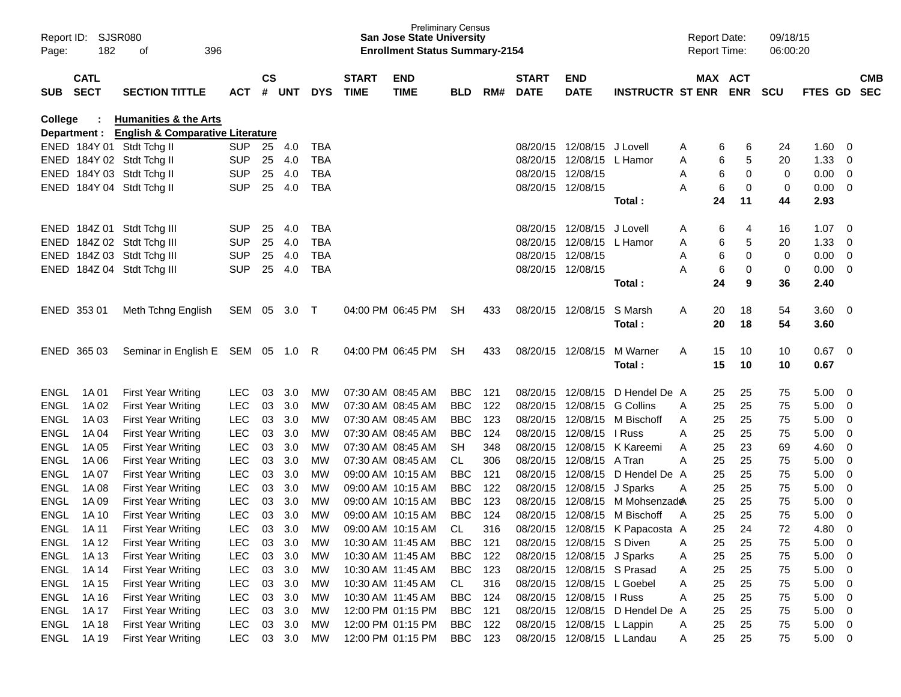Preliminary Census
**San Jose State University**
**Enrollment Status Summary-2154**

Report ID: SJSR080
Report Date: 09/18/15
Report Time: 06:00:20

**College : Humanities & the Arts**
**Department : English & Comparative Literature**

| SUB | CATL SECT | SECTION TITTLE | ACT | CS # | UNT | DYS | START TIME | END TIME | BLD | RM# | START DATE | END DATE | INSTRUCTR | ST | MAX ENR | ACT ENR | SCU | FTES | GD | CMB SEC |
|---|---|---|---|---|---|---|---|---|---|---|---|---|---|---|---|---|---|---|---|---|
| ENED | 184Y 01 | Stdt Tchg II | SUP | 25 | 4.0 | TBA | | | | | 08/20/15 | 12/08/15 | J Lovell | A | 6 | 6 | 24 | 1.60 | 0 | |
| ENED | 184Y 02 | Stdt Tchg II | SUP | 25 | 4.0 | TBA | | | | | 08/20/15 | 12/08/15 | L Hamor | A | 6 | 5 | 20 | 1.33 | 0 | |
| ENED | 184Y 03 | Stdt Tchg II | SUP | 25 | 4.0 | TBA | | | | | 08/20/15 | 12/08/15 | | A | 6 | 0 | 0 | 0.00 | 0 | |
| ENED | 184Y 04 | Stdt Tchg II | SUP | 25 | 4.0 | TBA | | | | | 08/20/15 | 12/08/15 | | A | 6 | 0 | 0 | 0.00 | 0 | |
| | | | | | | | | | | | | | **Total :** | | **24** | **11** | **44** | **2.93** | | |
| ENED | 184Z 01 | Stdt Tchg III | SUP | 25 | 4.0 | TBA | | | | | 08/20/15 | 12/08/15 | J Lovell | A | 6 | 4 | 16 | 1.07 | 0 | |
| ENED | 184Z 02 | Stdt Tchg III | SUP | 25 | 4.0 | TBA | | | | | 08/20/15 | 12/08/15 | L Hamor | A | 6 | 5 | 20 | 1.33 | 0 | |
| ENED | 184Z 03 | Stdt Tchg III | SUP | 25 | 4.0 | TBA | | | | | 08/20/15 | 12/08/15 | | A | 6 | 0 | 0 | 0.00 | 0 | |
| ENED | 184Z 04 | Stdt Tchg III | SUP | 25 | 4.0 | TBA | | | | | 08/20/15 | 12/08/15 | | A | 6 | 0 | 0 | 0.00 | 0 | |
| | | | | | | | | | | | | | **Total :** | | **24** | **9** | **36** | **2.40** | | |
| ENED | 353 01 | Meth Tchng English | SEM | 05 | 3.0 | T | 04:00 PM | 06:45 PM | SH | 433 | 08/20/15 | 12/08/15 | S Marsh | A | 20 | 18 | 54 | 3.60 | 0 | |
| | | | | | | | | | | | | | **Total :** | | **20** | **18** | **54** | **3.60** | | |
| ENED | 365 03 | Seminar in English E | SEM | 05 | 1.0 | R | 04:00 PM | 06:45 PM | SH | 433 | 08/20/15 | 12/08/15 | M Warner | A | 15 | 10 | 10 | 0.67 | 0 | |
| | | | | | | | | | | | | | **Total :** | | **15** | **10** | **10** | **0.67** | | |
| ENGL | 1A 01 | First Year Writing | LEC | 03 | 3.0 | MW | 07:30 AM | 08:45 AM | BBC | 121 | 08/20/15 | 12/08/15 | D Hendel De | A | 25 | 25 | 75 | 5.00 | 0 | |
| ENGL | 1A 02 | First Year Writing | LEC | 03 | 3.0 | MW | 07:30 AM | 08:45 AM | BBC | 122 | 08/20/15 | 12/08/15 | G Collins | A | 25 | 25 | 75 | 5.00 | 0 | |
| ENGL | 1A 03 | First Year Writing | LEC | 03 | 3.0 | MW | 07:30 AM | 08:45 AM | BBC | 123 | 08/20/15 | 12/08/15 | M Bischoff | A | 25 | 25 | 75 | 5.00 | 0 | |
| ENGL | 1A 04 | First Year Writing | LEC | 03 | 3.0 | MW | 07:30 AM | 08:45 AM | BBC | 124 | 08/20/15 | 12/08/15 | I Russ | A | 25 | 25 | 75 | 5.00 | 0 | |
| ENGL | 1A 05 | First Year Writing | LEC | 03 | 3.0 | MW | 07:30 AM | 08:45 AM | SH | 348 | 08/20/15 | 12/08/15 | K Kareemi | A | 25 | 23 | 69 | 4.60 | 0 | |
| ENGL | 1A 06 | First Year Writing | LEC | 03 | 3.0 | MW | 07:30 AM | 08:45 AM | CL | 306 | 08/20/15 | 12/08/15 | A Tran | A | 25 | 25 | 75 | 5.00 | 0 | |
| ENGL | 1A 07 | First Year Writing | LEC | 03 | 3.0 | MW | 09:00 AM | 10:15 AM | BBC | 121 | 08/20/15 | 12/08/15 | D Hendel De | A | 25 | 25 | 75 | 5.00 | 0 | |
| ENGL | 1A 08 | First Year Writing | LEC | 03 | 3.0 | MW | 09:00 AM | 10:15 AM | BBC | 122 | 08/20/15 | 12/08/15 | J Sparks | A | 25 | 25 | 75 | 5.00 | 0 | |
| ENGL | 1A 09 | First Year Writing | LEC | 03 | 3.0 | MW | 09:00 AM | 10:15 AM | BBC | 123 | 08/20/15 | 12/08/15 | M Mohsenzade | A | 25 | 25 | 75 | 5.00 | 0 | |
| ENGL | 1A 10 | First Year Writing | LEC | 03 | 3.0 | MW | 09:00 AM | 10:15 AM | BBC | 124 | 08/20/15 | 12/08/15 | M Bischoff | A | 25 | 25 | 75 | 5.00 | 0 | |
| ENGL | 1A 11 | First Year Writing | LEC | 03 | 3.0 | MW | 09:00 AM | 10:15 AM | CL | 316 | 08/20/15 | 12/08/15 | K Papacosta | A | 25 | 24 | 72 | 4.80 | 0 | |
| ENGL | 1A 12 | First Year Writing | LEC | 03 | 3.0 | MW | 10:30 AM | 11:45 AM | BBC | 121 | 08/20/15 | 12/08/15 | S Diven | A | 25 | 25 | 75 | 5.00 | 0 | |
| ENGL | 1A 13 | First Year Writing | LEC | 03 | 3.0 | MW | 10:30 AM | 11:45 AM | BBC | 122 | 08/20/15 | 12/08/15 | J Sparks | A | 25 | 25 | 75 | 5.00 | 0 | |
| ENGL | 1A 14 | First Year Writing | LEC | 03 | 3.0 | MW | 10:30 AM | 11:45 AM | BBC | 123 | 08/20/15 | 12/08/15 | S Prasad | A | 25 | 25 | 75 | 5.00 | 0 | |
| ENGL | 1A 15 | First Year Writing | LEC | 03 | 3.0 | MW | 10:30 AM | 11:45 AM | CL | 316 | 08/20/15 | 12/08/15 | L Goebel | A | 25 | 25 | 75 | 5.00 | 0 | |
| ENGL | 1A 16 | First Year Writing | LEC | 03 | 3.0 | MW | 10:30 AM | 11:45 AM | BBC | 124 | 08/20/15 | 12/08/15 | I Russ | A | 25 | 25 | 75 | 5.00 | 0 | |
| ENGL | 1A 17 | First Year Writing | LEC | 03 | 3.0 | MW | 12:00 PM | 01:15 PM | BBC | 121 | 08/20/15 | 12/08/15 | D Hendel De | A | 25 | 25 | 75 | 5.00 | 0 | |
| ENGL | 1A 18 | First Year Writing | LEC | 03 | 3.0 | MW | 12:00 PM | 01:15 PM | BBC | 122 | 08/20/15 | 12/08/15 | L Lappin | A | 25 | 25 | 75 | 5.00 | 0 | |
| ENGL | 1A 19 | First Year Writing | LEC | 03 | 3.0 | MW | 12:00 PM | 01:15 PM | BBC | 123 | 08/20/15 | 12/08/15 | L Landau | A | 25 | 25 | 75 | 5.00 | 0 | |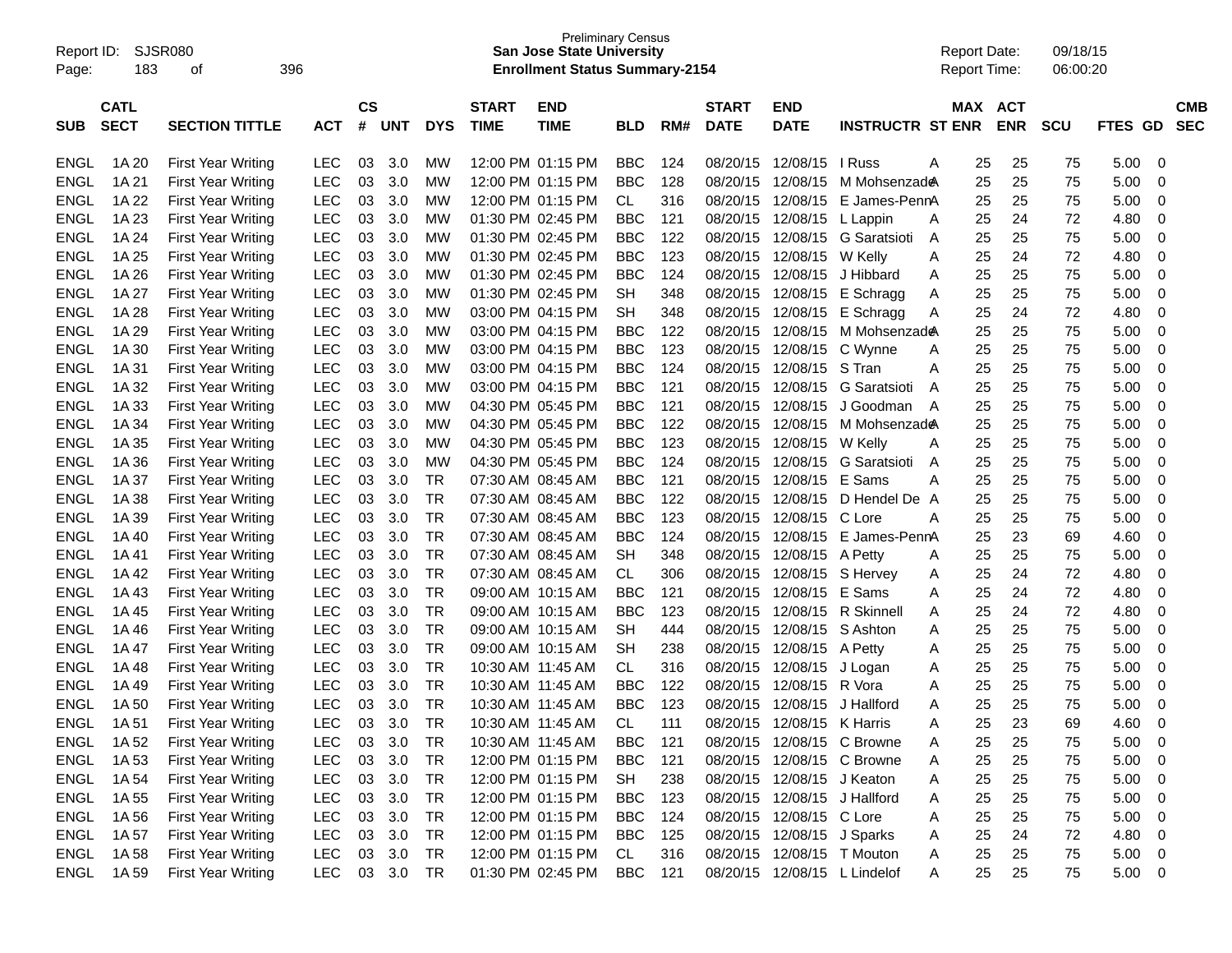Report ID: SJSR080
Page: 183 of 396

Preliminary Census
**San Jose State University**
**Enrollment Status Summary-2154**

Report Date: 09/18/15
Report Time: 06:00:20

| SUB | CATL SECT | SECTION TITTLE | ACT | CS # | UNT | DYS | START TIME | END TIME | BLD | RM# | START DATE | END DATE | INSTRUCTR | ST | MAX ENR | ACT ENR | SCU | FTES | GD | CMB SEC |
|---|---|---|---|---|---|---|---|---|---|---|---|---|---|---|---|---|---|---|---|---|
| ENGL | 1A 20 | First Year Writing | LEC | 03 | 3.0 | MW | 12:00 PM | 01:15 PM | BBC | 124 | 08/20/15 | 12/08/15 | I Russ | A | 25 | 25 | 75 | 5.00 | 0 | |
| ENGL | 1A 21 | First Year Writing | LEC | 03 | 3.0 | MW | 12:00 PM | 01:15 PM | BBC | 128 | 08/20/15 | 12/08/15 | M Mohsenzade | A | 25 | 25 | 75 | 5.00 | 0 | |
| ENGL | 1A 22 | First Year Writing | LEC | 03 | 3.0 | MW | 12:00 PM | 01:15 PM | CL | 316 | 08/20/15 | 12/08/15 | E James-Penn | A | 25 | 25 | 75 | 5.00 | 0 | |
| ENGL | 1A 23 | First Year Writing | LEC | 03 | 3.0 | MW | 01:30 PM | 02:45 PM | BBC | 121 | 08/20/15 | 12/08/15 | L Lappin | A | 25 | 24 | 72 | 4.80 | 0 | |
| ENGL | 1A 24 | First Year Writing | LEC | 03 | 3.0 | MW | 01:30 PM | 02:45 PM | BBC | 122 | 08/20/15 | 12/08/15 | G Saratsioti | A | 25 | 25 | 75 | 5.00 | 0 | |
| ENGL | 1A 25 | First Year Writing | LEC | 03 | 3.0 | MW | 01:30 PM | 02:45 PM | BBC | 123 | 08/20/15 | 12/08/15 | W Kelly | A | 25 | 24 | 72 | 4.80 | 0 | |
| ENGL | 1A 26 | First Year Writing | LEC | 03 | 3.0 | MW | 01:30 PM | 02:45 PM | BBC | 124 | 08/20/15 | 12/08/15 | J Hibbard | A | 25 | 25 | 75 | 5.00 | 0 | |
| ENGL | 1A 27 | First Year Writing | LEC | 03 | 3.0 | MW | 01:30 PM | 02:45 PM | SH | 348 | 08/20/15 | 12/08/15 | E Schragg | A | 25 | 25 | 75 | 5.00 | 0 | |
| ENGL | 1A 28 | First Year Writing | LEC | 03 | 3.0 | MW | 03:00 PM | 04:15 PM | SH | 348 | 08/20/15 | 12/08/15 | E Schragg | A | 25 | 24 | 72 | 4.80 | 0 | |
| ENGL | 1A 29 | First Year Writing | LEC | 03 | 3.0 | MW | 03:00 PM | 04:15 PM | BBC | 122 | 08/20/15 | 12/08/15 | M Mohsenzade | A | 25 | 25 | 75 | 5.00 | 0 | |
| ENGL | 1A 30 | First Year Writing | LEC | 03 | 3.0 | MW | 03:00 PM | 04:15 PM | BBC | 123 | 08/20/15 | 12/08/15 | C Wynne | A | 25 | 25 | 75 | 5.00 | 0 | |
| ENGL | 1A 31 | First Year Writing | LEC | 03 | 3.0 | MW | 03:00 PM | 04:15 PM | BBC | 124 | 08/20/15 | 12/08/15 | S Tran | A | 25 | 25 | 75 | 5.00 | 0 | |
| ENGL | 1A 32 | First Year Writing | LEC | 03 | 3.0 | MW | 03:00 PM | 04:15 PM | BBC | 121 | 08/20/15 | 12/08/15 | G Saratsioti | A | 25 | 25 | 75 | 5.00 | 0 | |
| ENGL | 1A 33 | First Year Writing | LEC | 03 | 3.0 | MW | 04:30 PM | 05:45 PM | BBC | 121 | 08/20/15 | 12/08/15 | J Goodman | A | 25 | 25 | 75 | 5.00 | 0 | |
| ENGL | 1A 34 | First Year Writing | LEC | 03 | 3.0 | MW | 04:30 PM | 05:45 PM | BBC | 122 | 08/20/15 | 12/08/15 | M Mohsenzade | A | 25 | 25 | 75 | 5.00 | 0 | |
| ENGL | 1A 35 | First Year Writing | LEC | 03 | 3.0 | MW | 04:30 PM | 05:45 PM | BBC | 123 | 08/20/15 | 12/08/15 | W Kelly | A | 25 | 25 | 75 | 5.00 | 0 | |
| ENGL | 1A 36 | First Year Writing | LEC | 03 | 3.0 | MW | 04:30 PM | 05:45 PM | BBC | 124 | 08/20/15 | 12/08/15 | G Saratsioti | A | 25 | 25 | 75 | 5.00 | 0 | |
| ENGL | 1A 37 | First Year Writing | LEC | 03 | 3.0 | TR | 07:30 AM | 08:45 AM | BBC | 121 | 08/20/15 | 12/08/15 | E Sams | A | 25 | 25 | 75 | 5.00 | 0 | |
| ENGL | 1A 38 | First Year Writing | LEC | 03 | 3.0 | TR | 07:30 AM | 08:45 AM | BBC | 122 | 08/20/15 | 12/08/15 | D Hendel De | A | 25 | 25 | 75 | 5.00 | 0 | |
| ENGL | 1A 39 | First Year Writing | LEC | 03 | 3.0 | TR | 07:30 AM | 08:45 AM | BBC | 123 | 08/20/15 | 12/08/15 | C Lore | A | 25 | 25 | 75 | 5.00 | 0 | |
| ENGL | 1A 40 | First Year Writing | LEC | 03 | 3.0 | TR | 07:30 AM | 08:45 AM | BBC | 124 | 08/20/15 | 12/08/15 | E James-Penn | A | 25 | 23 | 69 | 4.60 | 0 | |
| ENGL | 1A 41 | First Year Writing | LEC | 03 | 3.0 | TR | 07:30 AM | 08:45 AM | SH | 348 | 08/20/15 | 12/08/15 | A Petty | A | 25 | 25 | 75 | 5.00 | 0 | |
| ENGL | 1A 42 | First Year Writing | LEC | 03 | 3.0 | TR | 07:30 AM | 08:45 AM | CL | 306 | 08/20/15 | 12/08/15 | S Hervey | A | 25 | 24 | 72 | 4.80 | 0 | |
| ENGL | 1A 43 | First Year Writing | LEC | 03 | 3.0 | TR | 09:00 AM | 10:15 AM | BBC | 121 | 08/20/15 | 12/08/15 | E Sams | A | 25 | 24 | 72 | 4.80 | 0 | |
| ENGL | 1A 45 | First Year Writing | LEC | 03 | 3.0 | TR | 09:00 AM | 10:15 AM | BBC | 123 | 08/20/15 | 12/08/15 | R Skinnell | A | 25 | 24 | 72 | 4.80 | 0 | |
| ENGL | 1A 46 | First Year Writing | LEC | 03 | 3.0 | TR | 09:00 AM | 10:15 AM | SH | 444 | 08/20/15 | 12/08/15 | S Ashton | A | 25 | 25 | 75 | 5.00 | 0 | |
| ENGL | 1A 47 | First Year Writing | LEC | 03 | 3.0 | TR | 09:00 AM | 10:15 AM | SH | 238 | 08/20/15 | 12/08/15 | A Petty | A | 25 | 25 | 75 | 5.00 | 0 | |
| ENGL | 1A 48 | First Year Writing | LEC | 03 | 3.0 | TR | 10:30 AM | 11:45 AM | CL | 316 | 08/20/15 | 12/08/15 | J Logan | A | 25 | 25 | 75 | 5.00 | 0 | |
| ENGL | 1A 49 | First Year Writing | LEC | 03 | 3.0 | TR | 10:30 AM | 11:45 AM | BBC | 122 | 08/20/15 | 12/08/15 | R Vora | A | 25 | 25 | 75 | 5.00 | 0 | |
| ENGL | 1A 50 | First Year Writing | LEC | 03 | 3.0 | TR | 10:30 AM | 11:45 AM | BBC | 123 | 08/20/15 | 12/08/15 | J Hallford | A | 25 | 25 | 75 | 5.00 | 0 | |
| ENGL | 1A 51 | First Year Writing | LEC | 03 | 3.0 | TR | 10:30 AM | 11:45 AM | CL | 111 | 08/20/15 | 12/08/15 | K Harris | A | 25 | 23 | 69 | 4.60 | 0 | |
| ENGL | 1A 52 | First Year Writing | LEC | 03 | 3.0 | TR | 10:30 AM | 11:45 AM | BBC | 121 | 08/20/15 | 12/08/15 | C Browne | A | 25 | 25 | 75 | 5.00 | 0 | |
| ENGL | 1A 53 | First Year Writing | LEC | 03 | 3.0 | TR | 12:00 PM | 01:15 PM | BBC | 121 | 08/20/15 | 12/08/15 | C Browne | A | 25 | 25 | 75 | 5.00 | 0 | |
| ENGL | 1A 54 | First Year Writing | LEC | 03 | 3.0 | TR | 12:00 PM | 01:15 PM | SH | 238 | 08/20/15 | 12/08/15 | J Keaton | A | 25 | 25 | 75 | 5.00 | 0 | |
| ENGL | 1A 55 | First Year Writing | LEC | 03 | 3.0 | TR | 12:00 PM | 01:15 PM | BBC | 123 | 08/20/15 | 12/08/15 | J Hallford | A | 25 | 25 | 75 | 5.00 | 0 | |
| ENGL | 1A 56 | First Year Writing | LEC | 03 | 3.0 | TR | 12:00 PM | 01:15 PM | BBC | 124 | 08/20/15 | 12/08/15 | C Lore | A | 25 | 25 | 75 | 5.00 | 0 | |
| ENGL | 1A 57 | First Year Writing | LEC | 03 | 3.0 | TR | 12:00 PM | 01:15 PM | BBC | 125 | 08/20/15 | 12/08/15 | J Sparks | A | 25 | 24 | 72 | 4.80 | 0 | |
| ENGL | 1A 58 | First Year Writing | LEC | 03 | 3.0 | TR | 12:00 PM | 01:15 PM | CL | 316 | 08/20/15 | 12/08/15 | T Mouton | A | 25 | 25 | 75 | 5.00 | 0 | |
| ENGL | 1A 59 | First Year Writing | LEC | 03 | 3.0 | TR | 01:30 PM | 02:45 PM | BBC | 121 | 08/20/15 | 12/08/15 | L Lindelof | A | 25 | 25 | 75 | 5.00 | 0 | |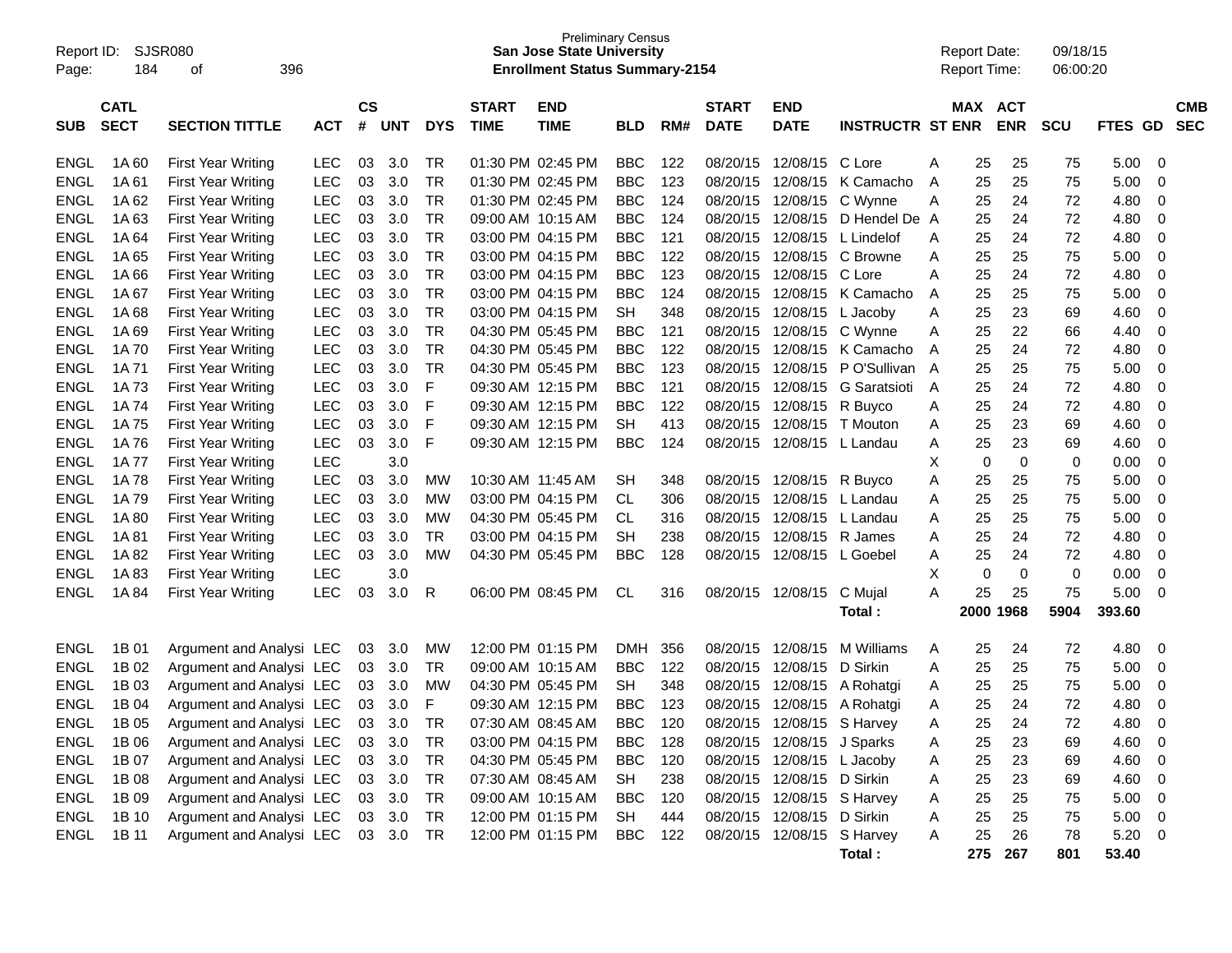Preliminary Census

**San Jose State University**

**Enrollment Status Summary-2154**

Report ID: SJSR080

Report Date: 09/18/15
Report Time: 06:00:20

| SUB | CATL SECT | SECTION TITTLE | ACT | CS # | UNT | DYS | START TIME | END TIME | BLD | RM# | START DATE | END DATE | INSTRUCTR | ST | MAX ENR | ACT ENR | SCU | FTES | GD | CMB SEC |
|---|---|---|---|---|---|---|---|---|---|---|---|---|---|---|---|---|---|---|---|---|
| ENGL | 1A 60 | First Year Writing | LEC | 03 | 3.0 | TR | 01:30 PM | 02:45 PM | BBC | 122 | 08/20/15 | 12/08/15 | C Lore | A | 25 | 25 | 75 | 5.00 | 0 | |
| ENGL | 1A 61 | First Year Writing | LEC | 03 | 3.0 | TR | 01:30 PM | 02:45 PM | BBC | 123 | 08/20/15 | 12/08/15 | K Camacho | A | 25 | 25 | 75 | 5.00 | 0 | |
| ENGL | 1A 62 | First Year Writing | LEC | 03 | 3.0 | TR | 01:30 PM | 02:45 PM | BBC | 124 | 08/20/15 | 12/08/15 | C Wynne | A | 25 | 24 | 72 | 4.80 | 0 | |
| ENGL | 1A 63 | First Year Writing | LEC | 03 | 3.0 | TR | 09:00 AM | 10:15 AM | BBC | 124 | 08/20/15 | 12/08/15 | D Hendel De | A | 25 | 24 | 72 | 4.80 | 0 | |
| ENGL | 1A 64 | First Year Writing | LEC | 03 | 3.0 | TR | 03:00 PM | 04:15 PM | BBC | 121 | 08/20/15 | 12/08/15 | L Lindelof | A | 25 | 24 | 72 | 4.80 | 0 | |
| ENGL | 1A 65 | First Year Writing | LEC | 03 | 3.0 | TR | 03:00 PM | 04:15 PM | BBC | 122 | 08/20/15 | 12/08/15 | C Browne | A | 25 | 25 | 75 | 5.00 | 0 | |
| ENGL | 1A 66 | First Year Writing | LEC | 03 | 3.0 | TR | 03:00 PM | 04:15 PM | BBC | 123 | 08/20/15 | 12/08/15 | C Lore | A | 25 | 24 | 72 | 4.80 | 0 | |
| ENGL | 1A 67 | First Year Writing | LEC | 03 | 3.0 | TR | 03:00 PM | 04:15 PM | BBC | 124 | 08/20/15 | 12/08/15 | K Camacho | A | 25 | 25 | 75 | 5.00 | 0 | |
| ENGL | 1A 68 | First Year Writing | LEC | 03 | 3.0 | TR | 03:00 PM | 04:15 PM | SH | 348 | 08/20/15 | 12/08/15 | L Jacoby | A | 25 | 23 | 69 | 4.60 | 0 | |
| ENGL | 1A 69 | First Year Writing | LEC | 03 | 3.0 | TR | 04:30 PM | 05:45 PM | BBC | 121 | 08/20/15 | 12/08/15 | C Wynne | A | 25 | 22 | 66 | 4.40 | 0 | |
| ENGL | 1A 70 | First Year Writing | LEC | 03 | 3.0 | TR | 04:30 PM | 05:45 PM | BBC | 122 | 08/20/15 | 12/08/15 | K Camacho | A | 25 | 24 | 72 | 4.80 | 0 | |
| ENGL | 1A 71 | First Year Writing | LEC | 03 | 3.0 | TR | 04:30 PM | 05:45 PM | BBC | 123 | 08/20/15 | 12/08/15 | P O'Sullivan | A | 25 | 25 | 75 | 5.00 | 0 | |
| ENGL | 1A 73 | First Year Writing | LEC | 03 | 3.0 | F | 09:30 AM | 12:15 PM | BBC | 121 | 08/20/15 | 12/08/15 | G Saratsioti | A | 25 | 24 | 72 | 4.80 | 0 | |
| ENGL | 1A 74 | First Year Writing | LEC | 03 | 3.0 | F | 09:30 AM | 12:15 PM | BBC | 122 | 08/20/15 | 12/08/15 | R Buyco | A | 25 | 24 | 72 | 4.80 | 0 | |
| ENGL | 1A 75 | First Year Writing | LEC | 03 | 3.0 | F | 09:30 AM | 12:15 PM | SH | 413 | 08/20/15 | 12/08/15 | T Mouton | A | 25 | 23 | 69 | 4.60 | 0 | |
| ENGL | 1A 76 | First Year Writing | LEC | 03 | 3.0 | F | 09:30 AM | 12:15 PM | BBC | 124 | 08/20/15 | 12/08/15 | L Landau | A | 25 | 23 | 69 | 4.60 | 0 | |
| ENGL | 1A 77 | First Year Writing | LEC | | 3.0 | | | | | | | | | X | 0 | 0 | 0 | 0.00 | 0 | |
| ENGL | 1A 78 | First Year Writing | LEC | 03 | 3.0 | MW | 10:30 AM | 11:45 AM | SH | 348 | 08/20/15 | 12/08/15 | R Buyco | A | 25 | 25 | 75 | 5.00 | 0 | |
| ENGL | 1A 79 | First Year Writing | LEC | 03 | 3.0 | MW | 03:00 PM | 04:15 PM | CL | 306 | 08/20/15 | 12/08/15 | L Landau | A | 25 | 25 | 75 | 5.00 | 0 | |
| ENGL | 1A 80 | First Year Writing | LEC | 03 | 3.0 | MW | 04:30 PM | 05:45 PM | CL | 316 | 08/20/15 | 12/08/15 | L Landau | A | 25 | 25 | 75 | 5.00 | 0 | |
| ENGL | 1A 81 | First Year Writing | LEC | 03 | 3.0 | TR | 03:00 PM | 04:15 PM | SH | 238 | 08/20/15 | 12/08/15 | R James | A | 25 | 24 | 72 | 4.80 | 0 | |
| ENGL | 1A 82 | First Year Writing | LEC | 03 | 3.0 | MW | 04:30 PM | 05:45 PM | BBC | 128 | 08/20/15 | 12/08/15 | L Goebel | A | 25 | 24 | 72 | 4.80 | 0 | |
| ENGL | 1A 83 | First Year Writing | LEC | | 3.0 | | | | | | | | | X | 0 | 0 | 0 | 0.00 | 0 | |
| ENGL | 1A 84 | First Year Writing | LEC | 03 | 3.0 | R | 06:00 PM | 08:45 PM | CL | 316 | 08/20/15 | 12/08/15 | C Mujal | A | 25 | 25 | 75 | 5.00 | 0 | |
| | | | | | | | | | | | | | **Total :** | | **2000** | **1968** | **5904** | **393.60** | | |
| ENGL | 1B 01 | Argument and Analysi | LEC | 03 | 3.0 | MW | 12:00 PM | 01:15 PM | DMH | 356 | 08/20/15 | 12/08/15 | M Williams | A | 25 | 24 | 72 | 4.80 | 0 | |
| ENGL | 1B 02 | Argument and Analysi | LEC | 03 | 3.0 | TR | 09:00 AM | 10:15 AM | BBC | 122 | 08/20/15 | 12/08/15 | D Sirkin | A | 25 | 25 | 75 | 5.00 | 0 | |
| ENGL | 1B 03 | Argument and Analysi | LEC | 03 | 3.0 | MW | 04:30 PM | 05:45 PM | SH | 348 | 08/20/15 | 12/08/15 | A Rohatgi | A | 25 | 25 | 75 | 5.00 | 0 | |
| ENGL | 1B 04 | Argument and Analysi | LEC | 03 | 3.0 | F | 09:30 AM | 12:15 PM | BBC | 123 | 08/20/15 | 12/08/15 | A Rohatgi | A | 25 | 24 | 72 | 4.80 | 0 | |
| ENGL | 1B 05 | Argument and Analysi | LEC | 03 | 3.0 | TR | 07:30 AM | 08:45 AM | BBC | 120 | 08/20/15 | 12/08/15 | S Harvey | A | 25 | 24 | 72 | 4.80 | 0 | |
| ENGL | 1B 06 | Argument and Analysi | LEC | 03 | 3.0 | TR | 03:00 PM | 04:15 PM | BBC | 128 | 08/20/15 | 12/08/15 | J Sparks | A | 25 | 23 | 69 | 4.60 | 0 | |
| ENGL | 1B 07 | Argument and Analysi | LEC | 03 | 3.0 | TR | 04:30 PM | 05:45 PM | BBC | 120 | 08/20/15 | 12/08/15 | L Jacoby | A | 25 | 23 | 69 | 4.60 | 0 | |
| ENGL | 1B 08 | Argument and Analysi | LEC | 03 | 3.0 | TR | 07:30 AM | 08:45 AM | SH | 238 | 08/20/15 | 12/08/15 | D Sirkin | A | 25 | 23 | 69 | 4.60 | 0 | |
| ENGL | 1B 09 | Argument and Analysi | LEC | 03 | 3.0 | TR | 09:00 AM | 10:15 AM | BBC | 120 | 08/20/15 | 12/08/15 | S Harvey | A | 25 | 25 | 75 | 5.00 | 0 | |
| ENGL | 1B 10 | Argument and Analysi | LEC | 03 | 3.0 | TR | 12:00 PM | 01:15 PM | SH | 444 | 08/20/15 | 12/08/15 | D Sirkin | A | 25 | 25 | 75 | 5.00 | 0 | |
| ENGL | 1B 11 | Argument and Analysi | LEC | 03 | 3.0 | TR | 12:00 PM | 01:15 PM | BBC | 122 | 08/20/15 | 12/08/15 | S Harvey | A | 25 | 26 | 78 | 5.20 | 0 | |
| | | | | | | | | | | | | | **Total :** | | **275** | **267** | **801** | **53.40** | | |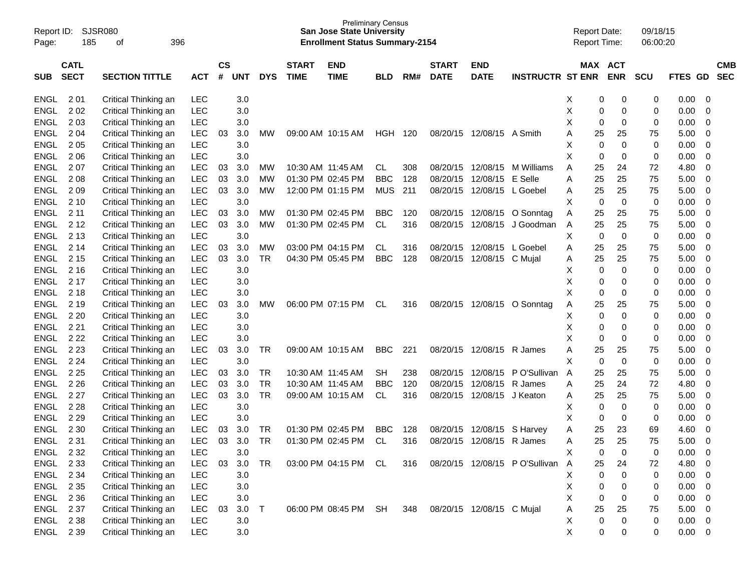Preliminary Census
**San Jose State University**
**Enrollment Status Summary-2154**

Report ID: SJSR080
Report Date: 09/18/15
Report Time: 06:00:20

| SUB | CATL SECT | SECTION TITTLE | ACT | CS # | UNT | DYS | START TIME | END TIME | BLD | RM# | START DATE | END DATE | INSTRUCTR | ST | MAX ENR | ACT ENR | SCU | FTES | GD | CMB SEC |
|---|---|---|---|---|---|---|---|---|---|---|---|---|---|---|---|---|---|---|---|---|
| ENGL | 2 01 | Critical Thinking an | LEC | | 3.0 | | | | | | | | | X | 0 | 0 | 0 | 0.00 | 0 | |
| ENGL | 2 02 | Critical Thinking an | LEC | | 3.0 | | | | | | | | | X | 0 | 0 | 0 | 0.00 | 0 | |
| ENGL | 2 03 | Critical Thinking an | LEC | | 3.0 | | | | | | | | | X | 0 | 0 | 0 | 0.00 | 0 | |
| ENGL | 2 04 | Critical Thinking an | LEC | 03 | 3.0 | MW | 09:00 AM | 10:15 AM | HGH | 120 | 08/20/15 | 12/08/15 | A Smith | A | 25 | 25 | 75 | 5.00 | 0 | |
| ENGL | 2 05 | Critical Thinking an | LEC | | 3.0 | | | | | | | | | X | 0 | 0 | 0 | 0.00 | 0 | |
| ENGL | 2 06 | Critical Thinking an | LEC | | 3.0 | | | | | | | | | X | 0 | 0 | 0 | 0.00 | 0 | |
| ENGL | 2 07 | Critical Thinking an | LEC | 03 | 3.0 | MW | 10:30 AM | 11:45 AM | CL | 308 | 08/20/15 | 12/08/15 | M Williams | A | 25 | 24 | 72 | 4.80 | 0 | |
| ENGL | 2 08 | Critical Thinking an | LEC | 03 | 3.0 | MW | 01:30 PM | 02:45 PM | BBC | 128 | 08/20/15 | 12/08/15 | E Selle | A | 25 | 25 | 75 | 5.00 | 0 | |
| ENGL | 2 09 | Critical Thinking an | LEC | 03 | 3.0 | MW | 12:00 PM | 01:15 PM | MUS | 211 | 08/20/15 | 12/08/15 | L Goebel | A | 25 | 25 | 75 | 5.00 | 0 | |
| ENGL | 2 10 | Critical Thinking an | LEC | | 3.0 | | | | | | | | | X | 0 | 0 | 0 | 0.00 | 0 | |
| ENGL | 2 11 | Critical Thinking an | LEC | 03 | 3.0 | MW | 01:30 PM | 02:45 PM | BBC | 120 | 08/20/15 | 12/08/15 | O Sonntag | A | 25 | 25 | 75 | 5.00 | 0 | |
| ENGL | 2 12 | Critical Thinking an | LEC | 03 | 3.0 | MW | 01:30 PM | 02:45 PM | CL | 316 | 08/20/15 | 12/08/15 | J Goodman | A | 25 | 25 | 75 | 5.00 | 0 | |
| ENGL | 2 13 | Critical Thinking an | LEC | | 3.0 | | | | | | | | | X | 0 | 0 | 0 | 0.00 | 0 | |
| ENGL | 2 14 | Critical Thinking an | LEC | 03 | 3.0 | MW | 03:00 PM | 04:15 PM | CL | 316 | 08/20/15 | 12/08/15 | L Goebel | A | 25 | 25 | 75 | 5.00 | 0 | |
| ENGL | 2 15 | Critical Thinking an | LEC | 03 | 3.0 | TR | 04:30 PM | 05:45 PM | BBC | 128 | 08/20/15 | 12/08/15 | C Mujal | A | 25 | 25 | 75 | 5.00 | 0 | |
| ENGL | 2 16 | Critical Thinking an | LEC | | 3.0 | | | | | | | | | X | 0 | 0 | 0 | 0.00 | 0 | |
| ENGL | 2 17 | Critical Thinking an | LEC | | 3.0 | | | | | | | | | X | 0 | 0 | 0 | 0.00 | 0 | |
| ENGL | 2 18 | Critical Thinking an | LEC | | 3.0 | | | | | | | | | X | 0 | 0 | 0 | 0.00 | 0 | |
| ENGL | 2 19 | Critical Thinking an | LEC | 03 | 3.0 | MW | 06:00 PM | 07:15 PM | CL | 316 | 08/20/15 | 12/08/15 | O Sonntag | A | 25 | 25 | 75 | 5.00 | 0 | |
| ENGL | 2 20 | Critical Thinking an | LEC | | 3.0 | | | | | | | | | X | 0 | 0 | 0 | 0.00 | 0 | |
| ENGL | 2 21 | Critical Thinking an | LEC | | 3.0 | | | | | | | | | X | 0 | 0 | 0 | 0.00 | 0 | |
| ENGL | 2 22 | Critical Thinking an | LEC | | 3.0 | | | | | | | | | X | 0 | 0 | 0 | 0.00 | 0 | |
| ENGL | 2 23 | Critical Thinking an | LEC | 03 | 3.0 | TR | 09:00 AM | 10:15 AM | BBC | 221 | 08/20/15 | 12/08/15 | R James | A | 25 | 25 | 75 | 5.00 | 0 | |
| ENGL | 2 24 | Critical Thinking an | LEC | | 3.0 | | | | | | | | | X | 0 | 0 | 0 | 0.00 | 0 | |
| ENGL | 2 25 | Critical Thinking an | LEC | 03 | 3.0 | TR | 10:30 AM | 11:45 AM | SH | 238 | 08/20/15 | 12/08/15 | P O'Sullivan | A | 25 | 25 | 75 | 5.00 | 0 | |
| ENGL | 2 26 | Critical Thinking an | LEC | 03 | 3.0 | TR | 10:30 AM | 11:45 AM | BBC | 120 | 08/20/15 | 12/08/15 | R James | A | 25 | 24 | 72 | 4.80 | 0 | |
| ENGL | 2 27 | Critical Thinking an | LEC | 03 | 3.0 | TR | 09:00 AM | 10:15 AM | CL | 316 | 08/20/15 | 12/08/15 | J Keaton | A | 25 | 25 | 75 | 5.00 | 0 | |
| ENGL | 2 28 | Critical Thinking an | LEC | | 3.0 | | | | | | | | | X | 0 | 0 | 0 | 0.00 | 0 | |
| ENGL | 2 29 | Critical Thinking an | LEC | | 3.0 | | | | | | | | | X | 0 | 0 | 0 | 0.00 | 0 | |
| ENGL | 2 30 | Critical Thinking an | LEC | 03 | 3.0 | TR | 01:30 PM | 02:45 PM | BBC | 128 | 08/20/15 | 12/08/15 | S Harvey | A | 25 | 23 | 69 | 4.60 | 0 | |
| ENGL | 2 31 | Critical Thinking an | LEC | 03 | 3.0 | TR | 01:30 PM | 02:45 PM | CL | 316 | 08/20/15 | 12/08/15 | R James | A | 25 | 25 | 75 | 5.00 | 0 | |
| ENGL | 2 32 | Critical Thinking an | LEC | | 3.0 | | | | | | | | | X | 0 | 0 | 0 | 0.00 | 0 | |
| ENGL | 2 33 | Critical Thinking an | LEC | 03 | 3.0 | TR | 03:00 PM | 04:15 PM | CL | 316 | 08/20/15 | 12/08/15 | P O'Sullivan | A | 25 | 24 | 72 | 4.80 | 0 | |
| ENGL | 2 34 | Critical Thinking an | LEC | | 3.0 | | | | | | | | | X | 0 | 0 | 0 | 0.00 | 0 | |
| ENGL | 2 35 | Critical Thinking an | LEC | | 3.0 | | | | | | | | | X | 0 | 0 | 0 | 0.00 | 0 | |
| ENGL | 2 36 | Critical Thinking an | LEC | | 3.0 | | | | | | | | | X | 0 | 0 | 0 | 0.00 | 0 | |
| ENGL | 2 37 | Critical Thinking an | LEC | 03 | 3.0 | T | 06:00 PM | 08:45 PM | SH | 348 | 08/20/15 | 12/08/15 | C Mujal | A | 25 | 25 | 75 | 5.00 | 0 | |
| ENGL | 2 38 | Critical Thinking an | LEC | | 3.0 | | | | | | | | | X | 0 | 0 | 0 | 0.00 | 0 | |
| ENGL | 2 39 | Critical Thinking an | LEC | | 3.0 | | | | | | | | | X | 0 | 0 | 0 | 0.00 | 0 | |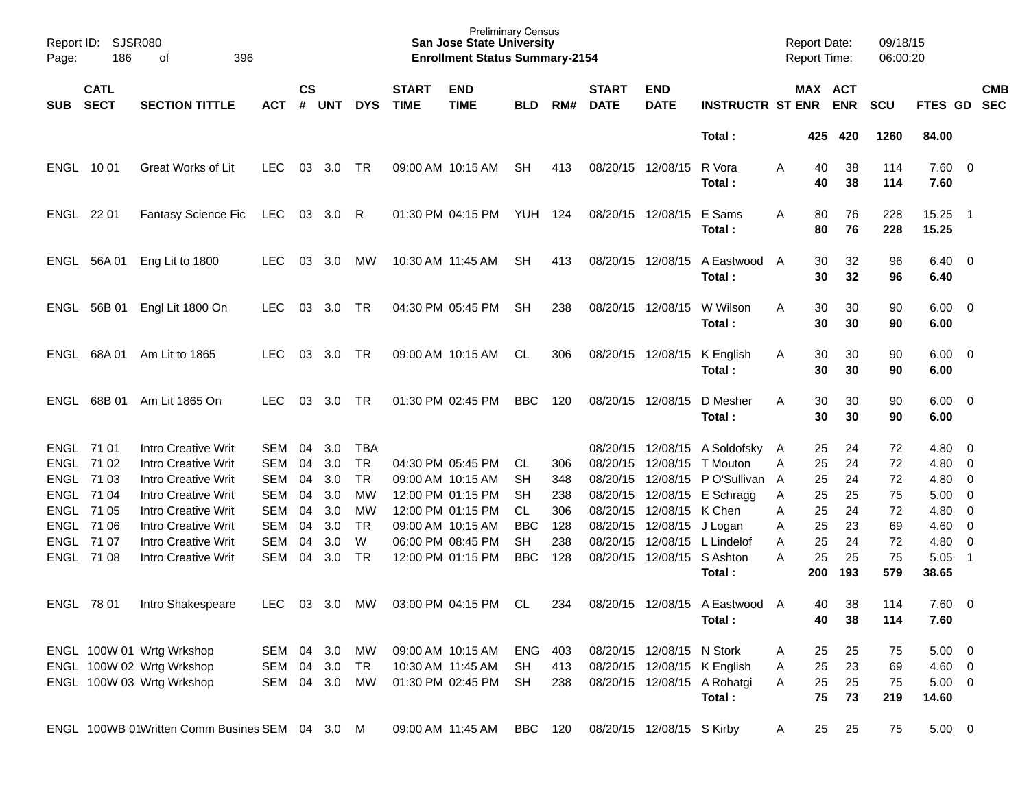| SUB | CATL SECT | SECTION TITTLE | ACT | CS # | UNT | DYS | START TIME | END TIME | BLD | RM# | START DATE | END DATE | INSTRUCTR | ST | MAX ENR | ACT ENR | SCU | FTES | GD | CMB SEC |
|---|---|---|---|---|---|---|---|---|---|---|---|---|---|---|---|---|---|---|---|---|
| | | | | | | | | | | | | | Total : | | 425 | 420 | 1260 | 84.00 | | |
| ENGL | 10 01 | Great Works of Lit | LEC | 03 | 3.0 | TR | 09:00 AM | 10:15 AM | SH | 413 | 08/20/15 | 12/08/15 | R Vora | A | 40 | 38 | 114 | 7.60 | 0 | |
| | | | | | | | | | | | | | Total : | | 40 | 38 | 114 | 7.60 | | |
| ENGL | 22 01 | Fantasy Science Fic | LEC | 03 | 3.0 | R | 01:30 PM | 04:15 PM | YUH | 124 | 08/20/15 | 12/08/15 | E Sams | A | 80 | 76 | 228 | 15.25 | 1 | |
| | | | | | | | | | | | | | Total : | | 80 | 76 | 228 | 15.25 | | |
| ENGL | 56A 01 | Eng Lit to 1800 | LEC | 03 | 3.0 | MW | 10:30 AM | 11:45 AM | SH | 413 | 08/20/15 | 12/08/15 | A Eastwood | A | 30 | 32 | 96 | 6.40 | 0 | |
| | | | | | | | | | | | | | Total : | | 30 | 32 | 96 | 6.40 | | |
| ENGL | 56B 01 | Engl Lit 1800 On | LEC | 03 | 3.0 | TR | 04:30 PM | 05:45 PM | SH | 238 | 08/20/15 | 12/08/15 | W Wilson | A | 30 | 30 | 90 | 6.00 | 0 | |
| | | | | | | | | | | | | | Total : | | 30 | 30 | 90 | 6.00 | | |
| ENGL | 68A 01 | Am Lit to 1865 | LEC | 03 | 3.0 | TR | 09:00 AM | 10:15 AM | CL | 306 | 08/20/15 | 12/08/15 | K English | A | 30 | 30 | 90 | 6.00 | 0 | |
| | | | | | | | | | | | | | Total : | | 30 | 30 | 90 | 6.00 | | |
| ENGL | 68B 01 | Am Lit 1865 On | LEC | 03 | 3.0 | TR | 01:30 PM | 02:45 PM | BBC | 120 | 08/20/15 | 12/08/15 | D Mesher | A | 30 | 30 | 90 | 6.00 | 0 | |
| | | | | | | | | | | | | | Total : | | 30 | 30 | 90 | 6.00 | | |
| ENGL | 71 01 | Intro Creative Writ | SEM | 04 | 3.0 | TBA | | | | | 08/20/15 | 12/08/15 | A Soldofsky | A | 25 | 24 | 72 | 4.80 | 0 | |
| ENGL | 71 02 | Intro Creative Writ | SEM | 04 | 3.0 | TR | 04:30 PM | 05:45 PM | CL | 306 | 08/20/15 | 12/08/15 | T Mouton | A | 25 | 24 | 72 | 4.80 | 0 | |
| ENGL | 71 03 | Intro Creative Writ | SEM | 04 | 3.0 | TR | 09:00 AM | 10:15 AM | SH | 348 | 08/20/15 | 12/08/15 | P O'Sullivan | A | 25 | 24 | 72 | 4.80 | 0 | |
| ENGL | 71 04 | Intro Creative Writ | SEM | 04 | 3.0 | MW | 12:00 PM | 01:15 PM | SH | 238 | 08/20/15 | 12/08/15 | E Schragg | A | 25 | 25 | 75 | 5.00 | 0 | |
| ENGL | 71 05 | Intro Creative Writ | SEM | 04 | 3.0 | MW | 12:00 PM | 01:15 PM | CL | 306 | 08/20/15 | 12/08/15 | K Chen | A | 25 | 24 | 72 | 4.80 | 0 | |
| ENGL | 71 06 | Intro Creative Writ | SEM | 04 | 3.0 | TR | 09:00 AM | 10:15 AM | BBC | 128 | 08/20/15 | 12/08/15 | J Logan | A | 25 | 23 | 69 | 4.60 | 0 | |
| ENGL | 71 07 | Intro Creative Writ | SEM | 04 | 3.0 | W | 06:00 PM | 08:45 PM | SH | 238 | 08/20/15 | 12/08/15 | L Lindelof | A | 25 | 24 | 72 | 4.80 | 0 | |
| ENGL | 71 08 | Intro Creative Writ | SEM | 04 | 3.0 | TR | 12:00 PM | 01:15 PM | BBC | 128 | 08/20/15 | 12/08/15 | S Ashton | A | 25 | 25 | 75 | 5.05 | 1 | |
| | | | | | | | | | | | | | Total : | | 200 | 193 | 579 | 38.65 | | |
| ENGL | 78 01 | Intro Shakespeare | LEC | 03 | 3.0 | MW | 03:00 PM | 04:15 PM | CL | 234 | 08/20/15 | 12/08/15 | A Eastwood | A | 40 | 38 | 114 | 7.60 | 0 | |
| | | | | | | | | | | | | | Total : | | 40 | 38 | 114 | 7.60 | | |
| ENGL | 100W 01 | Wrtg Wrkshop | SEM | 04 | 3.0 | MW | 09:00 AM | 10:15 AM | ENG | 403 | 08/20/15 | 12/08/15 | N Stork | A | 25 | 25 | 75 | 5.00 | 0 | |
| ENGL | 100W 02 | Wrtg Wrkshop | SEM | 04 | 3.0 | TR | 10:30 AM | 11:45 AM | SH | 413 | 08/20/15 | 12/08/15 | K English | A | 25 | 23 | 69 | 4.60 | 0 | |
| ENGL | 100W 03 | Wrtg Wrkshop | SEM | 04 | 3.0 | MW | 01:30 PM | 02:45 PM | SH | 238 | 08/20/15 | 12/08/15 | A Rohatgi | A | 25 | 25 | 75 | 5.00 | 0 | |
| | | | | | | | | | | | | | Total : | | 75 | 73 | 219 | 14.60 | | |
| ENGL | 100WB 01 | Written Comm Busines | SEM | 04 | 3.0 | M | 09:00 AM | 11:45 AM | BBC | 120 | 08/20/15 | 12/08/15 | S Kirby | A | 25 | 25 | 75 | 5.00 | 0 | |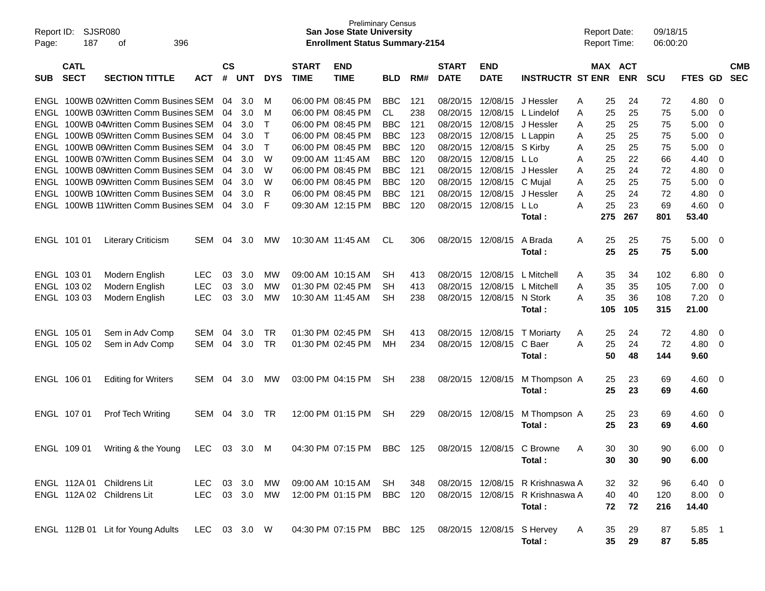Preliminary Census
**San Jose State University**
**Enrollment Status Summary-2154**

Report ID: SJSR080
Report Date: 09/18/15
Report Time: 06:00:20

| SUB | CATL SECT | SECTION TITTLE | ACT | CS # | UNT | DYS | START TIME | END TIME | BLD | RM# | START DATE | END DATE | INSTRUCTR | ST | MAX ENR | ACT ENR | SCU | FTES | GD | CMB SEC |
|---|---|---|---|---|---|---|---|---|---|---|---|---|---|---|---|---|---|---|---|---|
| ENGL | 100WB 02 | Written Comm Busines | SEM | 04 | 3.0 | M | 06:00 PM | 08:45 PM | BBC | 121 | 08/20/15 | 12/08/15 | J Hessler | A | 25 | 24 | 72 | 4.80 | 0 | |
| ENGL | 100WB 03 | Written Comm Busines | SEM | 04 | 3.0 | M | 06:00 PM | 08:45 PM | CL | 238 | 08/20/15 | 12/08/15 | L Lindelof | A | 25 | 25 | 75 | 5.00 | 0 | |
| ENGL | 100WB 04 | Written Comm Busines | SEM | 04 | 3.0 | T | 06:00 PM | 08:45 PM | BBC | 121 | 08/20/15 | 12/08/15 | J Hessler | A | 25 | 25 | 75 | 5.00 | 0 | |
| ENGL | 100WB 05 | Written Comm Busines | SEM | 04 | 3.0 | T | 06:00 PM | 08:45 PM | BBC | 123 | 08/20/15 | 12/08/15 | L Lappin | A | 25 | 25 | 75 | 5.00 | 0 | |
| ENGL | 100WB 06 | Written Comm Busines | SEM | 04 | 3.0 | T | 06:00 PM | 08:45 PM | BBC | 120 | 08/20/15 | 12/08/15 | S Kirby | A | 25 | 25 | 75 | 5.00 | 0 | |
| ENGL | 100WB 07 | Written Comm Busines | SEM | 04 | 3.0 | W | 09:00 AM | 11:45 AM | BBC | 120 | 08/20/15 | 12/08/15 | L Lo | A | 25 | 22 | 66 | 4.40 | 0 | |
| ENGL | 100WB 08 | Written Comm Busines | SEM | 04 | 3.0 | W | 06:00 PM | 08:45 PM | BBC | 121 | 08/20/15 | 12/08/15 | J Hessler | A | 25 | 24 | 72 | 4.80 | 0 | |
| ENGL | 100WB 09 | Written Comm Busines | SEM | 04 | 3.0 | W | 06:00 PM | 08:45 PM | BBC | 120 | 08/20/15 | 12/08/15 | C Mujal | A | 25 | 25 | 75 | 5.00 | 0 | |
| ENGL | 100WB 10 | Written Comm Busines | SEM | 04 | 3.0 | R | 06:00 PM | 08:45 PM | BBC | 121 | 08/20/15 | 12/08/15 | J Hessler | A | 25 | 24 | 72 | 4.80 | 0 | |
| ENGL | 100WB 11 | Written Comm Busines | SEM | 04 | 3.0 | F | 09:30 AM | 12:15 PM | BBC | 120 | 08/20/15 | 12/08/15 | L Lo | A | 25 | 23 | 69 | 4.60 | 0 | |
| | | | | | | | | | | | | | **Total :** | | **275** | **267** | **801** | **53.40** | | |
| ENGL | 101 01 | Literary Criticism | SEM | 04 | 3.0 | MW | 10:30 AM | 11:45 AM | CL | 306 | 08/20/15 | 12/08/15 | A Brada | A | 25 | 25 | 75 | 5.00 | 0 | |
| | | | | | | | | | | | | | **Total :** | | **25** | **25** | **75** | **5.00** | | |
| ENGL | 103 01 | Modern English | LEC | 03 | 3.0 | MW | 09:00 AM | 10:15 AM | SH | 413 | 08/20/15 | 12/08/15 | L Mitchell | A | 35 | 34 | 102 | 6.80 | 0 | |
| ENGL | 103 02 | Modern English | LEC | 03 | 3.0 | MW | 01:30 PM | 02:45 PM | SH | 413 | 08/20/15 | 12/08/15 | L Mitchell | A | 35 | 35 | 105 | 7.00 | 0 | |
| ENGL | 103 03 | Modern English | LEC | 03 | 3.0 | MW | 10:30 AM | 11:45 AM | SH | 238 | 08/20/15 | 12/08/15 | N Stork | A | 35 | 36 | 108 | 7.20 | 0 | |
| | | | | | | | | | | | | | **Total :** | | **105** | **105** | **315** | **21.00** | | |
| ENGL | 105 01 | Sem in Adv Comp | SEM | 04 | 3.0 | TR | 01:30 PM | 02:45 PM | SH | 413 | 08/20/15 | 12/08/15 | T Moriarty | A | 25 | 24 | 72 | 4.80 | 0 | |
| ENGL | 105 02 | Sem in Adv Comp | SEM | 04 | 3.0 | TR | 01:30 PM | 02:45 PM | MH | 234 | 08/20/15 | 12/08/15 | C Baer | A | 25 | 24 | 72 | 4.80 | 0 | |
| | | | | | | | | | | | | | **Total :** | | **50** | **48** | **144** | **9.60** | | |
| ENGL | 106 01 | Editing for Writers | SEM | 04 | 3.0 | MW | 03:00 PM | 04:15 PM | SH | 238 | 08/20/15 | 12/08/15 | M Thompson | A | 25 | 23 | 69 | 4.60 | 0 | |
| | | | | | | | | | | | | | **Total :** | | **25** | **23** | **69** | **4.60** | | |
| ENGL | 107 01 | Prof Tech Writing | SEM | 04 | 3.0 | TR | 12:00 PM | 01:15 PM | SH | 229 | 08/20/15 | 12/08/15 | M Thompson | A | 25 | 23 | 69 | 4.60 | 0 | |
| | | | | | | | | | | | | | **Total :** | | **25** | **23** | **69** | **4.60** | | |
| ENGL | 109 01 | Writing & the Young | LEC | 03 | 3.0 | M | 04:30 PM | 07:15 PM | BBC | 125 | 08/20/15 | 12/08/15 | C Browne | A | 30 | 30 | 90 | 6.00 | 0 | |
| | | | | | | | | | | | | | **Total :** | | **30** | **30** | **90** | **6.00** | | |
| ENGL | 112A 01 | Childrens Lit | LEC | 03 | 3.0 | MW | 09:00 AM | 10:15 AM | SH | 348 | 08/20/15 | 12/08/15 | R Krishnaswa | A | 32 | 32 | 96 | 6.40 | 0 | |
| ENGL | 112A 02 | Childrens Lit | LEC | 03 | 3.0 | MW | 12:00 PM | 01:15 PM | BBC | 120 | 08/20/15 | 12/08/15 | R Krishnaswa | A | 40 | 40 | 120 | 8.00 | 0 | |
| | | | | | | | | | | | | | **Total :** | | **72** | **72** | **216** | **14.40** | | |
| ENGL | 112B 01 | Lit for Young Adults | LEC | 03 | 3.0 | W | 04:30 PM | 07:15 PM | BBC | 125 | 08/20/15 | 12/08/15 | S Hervey | A | 35 | 29 | 87 | 5.85 | 1 | |
| | | | | | | | | | | | | | **Total :** | | **35** | **29** | **87** | **5.85** | | |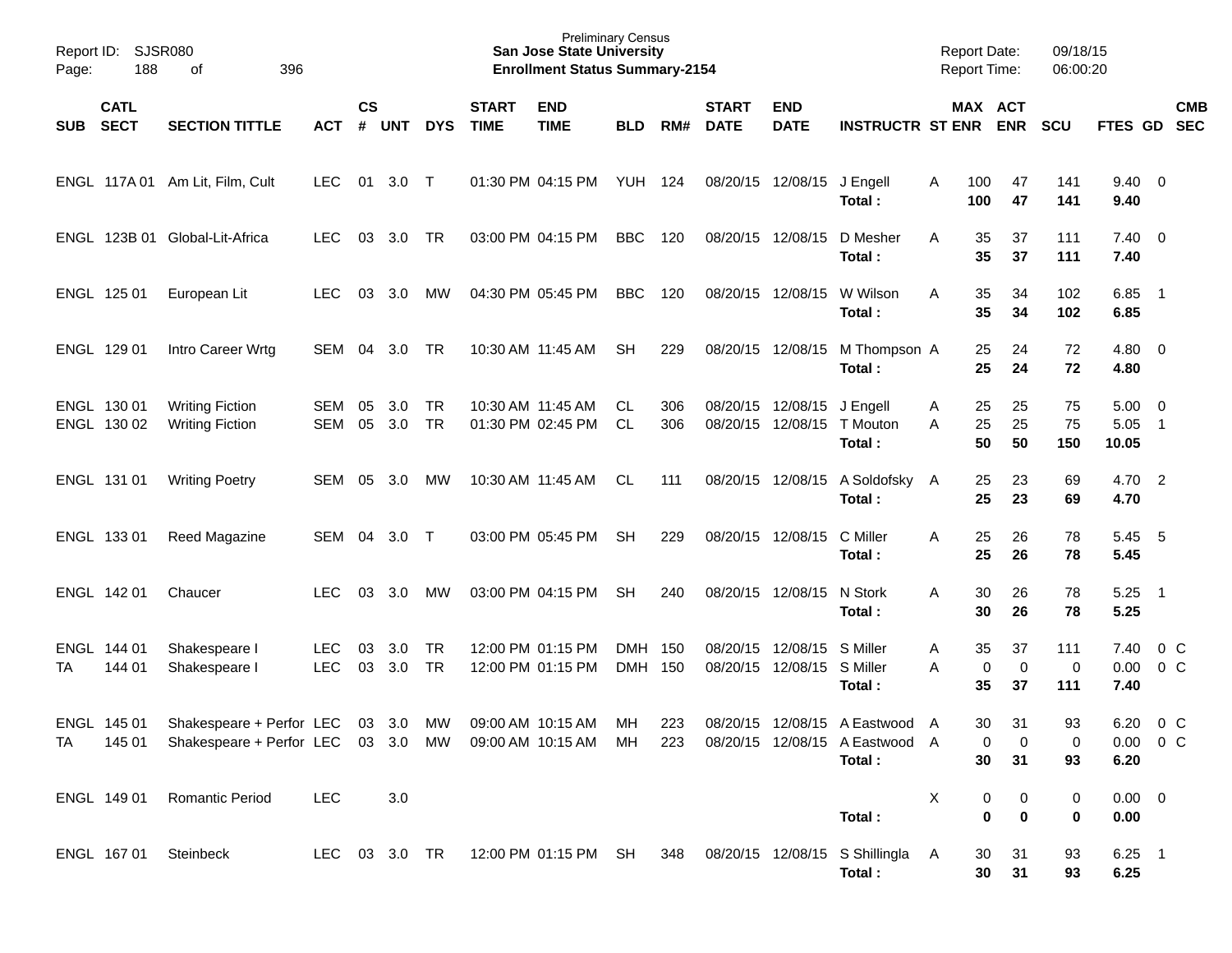Preliminary Census
**San Jose State University**
**Enrollment Status Summary-2154**

Report ID: SJSR080
Report Date: 09/18/15
Report Time: 06:00:20

| SUB | CATL SECT | SECTION TITTLE | ACT | CS # | UNT | DYS | START TIME | END TIME | BLD | RM# | START DATE | END DATE | INSTRUCTR | ST | MAX ENR | ACT ENR | SCU | FTES | GD | CMB SEC |
|---|---|---|---|---|---|---|---|---|---|---|---|---|---|---|---|---|---|---|---|---|
| ENGL | 117A 01 | Am Lit, Film, Cult | LEC | 01 | 3.0 | T | 01:30 PM | 04:15 PM | YUH | 124 | 08/20/15 | 12/08/15 | J Engell | A | 100 | 47 | 141 | 9.40 | 0 | |
| | | | | | | | | | | | | | **Total :** | | **100** | **47** | **141** | **9.40** | | |
| ENGL | 123B 01 | Global-Lit-Africa | LEC | 03 | 3.0 | TR | 03:00 PM | 04:15 PM | BBC | 120 | 08/20/15 | 12/08/15 | D Mesher | A | 35 | 37 | 111 | 7.40 | 0 | |
| | | | | | | | | | | | | | **Total :** | | **35** | **37** | **111** | **7.40** | | |
| ENGL | 125 01 | European Lit | LEC | 03 | 3.0 | MW | 04:30 PM | 05:45 PM | BBC | 120 | 08/20/15 | 12/08/15 | W Wilson | A | 35 | 34 | 102 | 6.85 | 1 | |
| | | | | | | | | | | | | | **Total :** | | **35** | **34** | **102** | **6.85** | | |
| ENGL | 129 01 | Intro Career Wrtg | SEM | 04 | 3.0 | TR | 10:30 AM | 11:45 AM | SH | 229 | 08/20/15 | 12/08/15 | M Thompson | A | 25 | 24 | 72 | 4.80 | 0 | |
| | | | | | | | | | | | | | **Total :** | | **25** | **24** | **72** | **4.80** | | |
| ENGL | 130 01 | Writing Fiction | SEM | 05 | 3.0 | TR | 10:30 AM | 11:45 AM | CL | 306 | 08/20/15 | 12/08/15 | J Engell | A | 25 | 25 | 75 | 5.00 | 0 | |
| ENGL | 130 02 | Writing Fiction | SEM | 05 | 3.0 | TR | 01:30 PM | 02:45 PM | CL | 306 | 08/20/15 | 12/08/15 | T Mouton | A | 25 | 25 | 75 | 5.05 | 1 | |
| | | | | | | | | | | | | | **Total :** | | **50** | **50** | **150** | **10.05** | | |
| ENGL | 131 01 | Writing Poetry | SEM | 05 | 3.0 | MW | 10:30 AM | 11:45 AM | CL | 111 | 08/20/15 | 12/08/15 | A Soldofsky | A | 25 | 23 | 69 | 4.70 | 2 | |
| | | | | | | | | | | | | | **Total :** | | **25** | **23** | **69** | **4.70** | | |
| ENGL | 133 01 | Reed Magazine | SEM | 04 | 3.0 | T | 03:00 PM | 05:45 PM | SH | 229 | 08/20/15 | 12/08/15 | C Miller | A | 25 | 26 | 78 | 5.45 | 5 | |
| | | | | | | | | | | | | | **Total :** | | **25** | **26** | **78** | **5.45** | | |
| ENGL | 142 01 | Chaucer | LEC | 03 | 3.0 | MW | 03:00 PM | 04:15 PM | SH | 240 | 08/20/15 | 12/08/15 | N Stork | A | 30 | 26 | 78 | 5.25 | 1 | |
| | | | | | | | | | | | | | **Total :** | | **30** | **26** | **78** | **5.25** | | |
| ENGL | 144 01 | Shakespeare I | LEC | 03 | 3.0 | TR | 12:00 PM | 01:15 PM | DMH | 150 | 08/20/15 | 12/08/15 | S Miller | A | 35 | 37 | 111 | 7.40 | 0 | C |
| TA | 144 01 | Shakespeare I | LEC | 03 | 3.0 | TR | 12:00 PM | 01:15 PM | DMH | 150 | 08/20/15 | 12/08/15 | S Miller | A | 0 | 0 | 0 | 0.00 | 0 | C |
| | | | | | | | | | | | | | **Total :** | | **35** | **37** | **111** | **7.40** | | |
| ENGL | 145 01 | Shakespeare + Perfor | LEC | 03 | 3.0 | MW | 09:00 AM | 10:15 AM | MH | 223 | 08/20/15 | 12/08/15 | A Eastwood | A | 30 | 31 | 93 | 6.20 | 0 | C |
| TA | 145 01 | Shakespeare + Perfor | LEC | 03 | 3.0 | MW | 09:00 AM | 10:15 AM | MH | 223 | 08/20/15 | 12/08/15 | A Eastwood | A | 0 | 0 | 0 | 0.00 | 0 | C |
| | | | | | | | | | | | | | **Total :** | | **30** | **31** | **93** | **6.20** | | |
| ENGL | 149 01 | Romantic Period | LEC | | 3.0 | | | | | | | | | X | 0 | 0 | 0 | 0.00 | 0 | |
| | | | | | | | | | | | | | **Total :** | | **0** | **0** | **0** | **0.00** | | |
| ENGL | 167 01 | Steinbeck | LEC | 03 | 3.0 | TR | 12:00 PM | 01:15 PM | SH | 348 | 08/20/15 | 12/08/15 | S Shillingla | A | 30 | 31 | 93 | 6.25 | 1 | |
| | | | | | | | | | | | | | **Total :** | | **30** | **31** | **93** | **6.25** | | |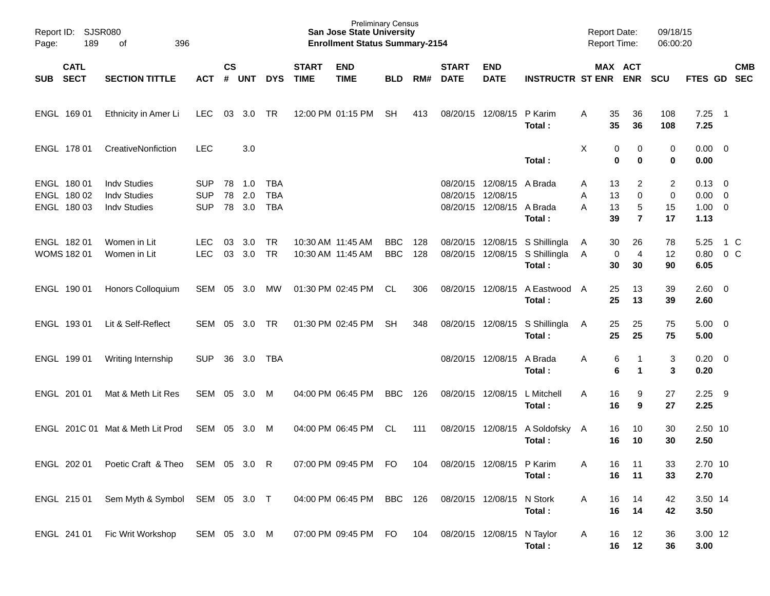Preliminary Census
**San Jose State University**
**Enrollment Status Summary-2154**

Report ID: SJSR080
Report Date: 09/18/15
Report Time: 06:00:20

| SUB | CATL SECT | SECTION TITTLE | ACT | CS # | UNT | DYS | START TIME | END TIME | BLD | RM# | START DATE | END DATE | INSTRUCTR | ST | MAX ENR | ACT ENR | SCU | FTES | GD | CMB SEC |
|---|---|---|---|---|---|---|---|---|---|---|---|---|---|---|---|---|---|---|---|---|
| ENGL | 169 01 | Ethnicity in Amer Li | LEC | 03 | 3.0 | TR | 12:00 PM | 01:15 PM | SH | 413 | 08/20/15 | 12/08/15 | P Karim | A | 35 | 36 | 108 | 7.25 | 1 | |
| | | | | | | | | | | | | | **Total :** | | **35** | **36** | **108** | **7.25** | | |
| ENGL | 178 01 | CreativeNonfiction | LEC | | 3.0 | | | | | | | | | X | 0 | 0 | 0 | 0.00 | 0 | |
| | | | | | | | | | | | | | **Total :** | | **0** | **0** | **0** | **0.00** | | |
| ENGL | 180 01 | Indv Studies | SUP | 78 | 1.0 | TBA | | | | | 08/20/15 | 12/08/15 | A Brada | A | 13 | 2 | 2 | 0.13 | 0 | |
| ENGL | 180 02 | Indv Studies | SUP | 78 | 2.0 | TBA | | | | | 08/20/15 | 12/08/15 | | A | 13 | 0 | 0 | 0.00 | 0 | |
| ENGL | 180 03 | Indv Studies | SUP | 78 | 3.0 | TBA | | | | | 08/20/15 | 12/08/15 | A Brada | A | 13 | 5 | 15 | 1.00 | 0 | |
| | | | | | | | | | | | | | **Total :** | | **39** | **7** | **17** | **1.13** | | |
| ENGL | 182 01 | Women in Lit | LEC | 03 | 3.0 | TR | 10:30 AM | 11:45 AM | BBC | 128 | 08/20/15 | 12/08/15 | S Shillingla | A | 30 | 26 | 78 | 5.25 | 1 | C |
| WOMS | 182 01 | Women in Lit | LEC | 03 | 3.0 | TR | 10:30 AM | 11:45 AM | BBC | 128 | 08/20/15 | 12/08/15 | S Shillingla | A | 0 | 4 | 12 | 0.80 | 0 | C |
| | | | | | | | | | | | | | **Total :** | | **30** | **30** | **90** | **6.05** | | |
| ENGL | 190 01 | Honors Colloquium | SEM | 05 | 3.0 | MW | 01:30 PM | 02:45 PM | CL | 306 | 08/20/15 | 12/08/15 | A Eastwood | A | 25 | 13 | 39 | 2.60 | 0 | |
| | | | | | | | | | | | | | **Total :** | | **25** | **13** | **39** | **2.60** | | |
| ENGL | 193 01 | Lit & Self-Reflect | SEM | 05 | 3.0 | TR | 01:30 PM | 02:45 PM | SH | 348 | 08/20/15 | 12/08/15 | S Shillingla | A | 25 | 25 | 75 | 5.00 | 0 | |
| | | | | | | | | | | | | | **Total :** | | **25** | **25** | **75** | **5.00** | | |
| ENGL | 199 01 | Writing Internship | SUP | 36 | 3.0 | TBA | | | | | 08/20/15 | 12/08/15 | A Brada | A | 6 | 1 | 3 | 0.20 | 0 | |
| | | | | | | | | | | | | | **Total :** | | **6** | **1** | **3** | **0.20** | | |
| ENGL | 201 01 | Mat & Meth Lit Res | SEM | 05 | 3.0 | M | 04:00 PM | 06:45 PM | BBC | 126 | 08/20/15 | 12/08/15 | L Mitchell | A | 16 | 9 | 27 | 2.25 | 9 | |
| | | | | | | | | | | | | | **Total :** | | **16** | **9** | **27** | **2.25** | | |
| ENGL | 201C 01 | Mat & Meth Lit Prod | SEM | 05 | 3.0 | M | 04:00 PM | 06:45 PM | CL | 111 | 08/20/15 | 12/08/15 | A Soldofsky | A | 16 | 10 | 30 | 2.50 | 10 | |
| | | | | | | | | | | | | | **Total :** | | **16** | **10** | **30** | **2.50** | | |
| ENGL | 202 01 | Poetic Craft & Theo | SEM | 05 | 3.0 | R | 07:00 PM | 09:45 PM | FO | 104 | 08/20/15 | 12/08/15 | P Karim | A | 16 | 11 | 33 | 2.70 | 10 | |
| | | | | | | | | | | | | | **Total :** | | **16** | **11** | **33** | **2.70** | | |
| ENGL | 215 01 | Sem Myth & Symbol | SEM | 05 | 3.0 | T | 04:00 PM | 06:45 PM | BBC | 126 | 08/20/15 | 12/08/15 | N Stork | A | 16 | 14 | 42 | 3.50 | 14 | |
| | | | | | | | | | | | | | **Total :** | | **16** | **14** | **42** | **3.50** | | |
| ENGL | 241 01 | Fic Writ Workshop | SEM | 05 | 3.0 | M | 07:00 PM | 09:45 PM | FO | 104 | 08/20/15 | 12/08/15 | N Taylor | A | 16 | 12 | 36 | 3.00 | 12 | |
| | | | | | | | | | | | | | **Total :** | | **16** | **12** | **36** | **3.00** | | |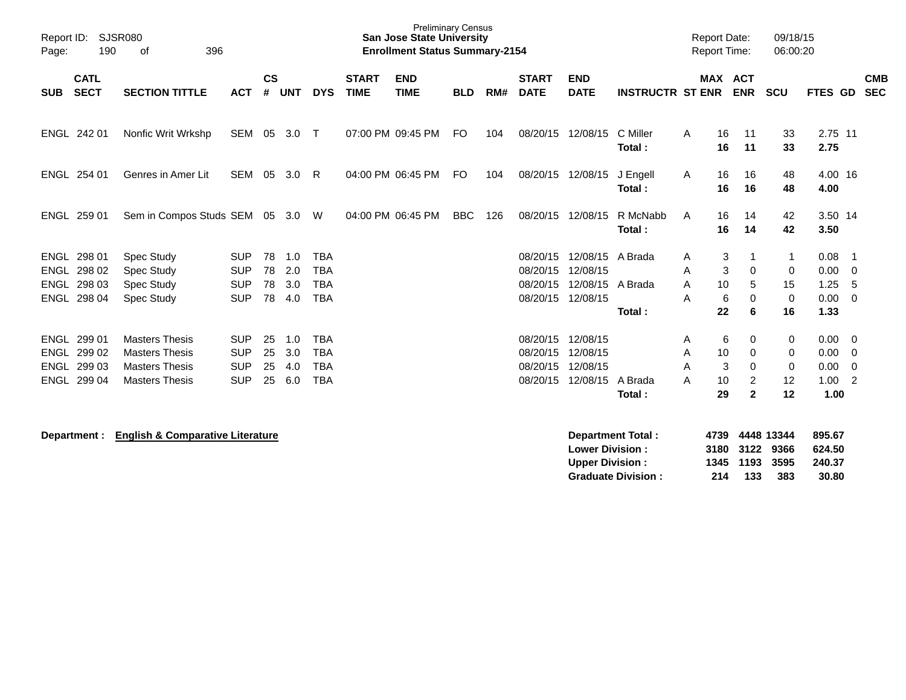Preliminary Census
**San Jose State University**
**Enrollment Status Summary-2154**

Report ID: SJSR080
Report Date: 09/18/15
Report Time: 06:00:20

| SUB | CATL SECT | SECTION TITTLE | ACT | CS # | UNT | DYS | START TIME | END TIME | BLD | RM# | START DATE | END DATE | INSTRUCTR | ST | MAX ENR | ACT ENR | SCU | FTES | GD | CMB SEC |
|---|---|---|---|---|---|---|---|---|---|---|---|---|---|---|---|---|---|---|---|---|
| ENGL | 242 01 | Nonfic Writ Wrkshp | SEM | 05 | 3.0 | T | 07:00 PM | 09:45 PM | FO | 104 | 08/20/15 | 12/08/15 | C Miller | A | 16 | 11 | 33 | 2.75 | 11 | |
| | | | | | | | | | | | | | **Total :** | | **16** | **11** | **33** | **2.75** | | |
| ENGL | 254 01 | Genres in Amer Lit | SEM | 05 | 3.0 | R | 04:00 PM | 06:45 PM | FO | 104 | 08/20/15 | 12/08/15 | J Engell | A | 16 | 16 | 48 | 4.00 | 16 | |
| | | | | | | | | | | | | | **Total :** | | **16** | **16** | **48** | **4.00** | | |
| ENGL | 259 01 | Sem in Compos Studs | SEM | 05 | 3.0 | W | 04:00 PM | 06:45 PM | BBC | 126 | 08/20/15 | 12/08/15 | R McNabb | A | 16 | 14 | 42 | 3.50 | 14 | |
| | | | | | | | | | | | | | **Total :** | | **16** | **14** | **42** | **3.50** | | |
| ENGL | 298 01 | Spec Study | SUP | 78 | 1.0 | TBA | | | | | 08/20/15 | 12/08/15 | A Brada | A | 3 | 1 | 1 | 0.08 | 1 | |
| ENGL | 298 02 | Spec Study | SUP | 78 | 2.0 | TBA | | | | | 08/20/15 | 12/08/15 | | A | 3 | 0 | 0 | 0.00 | 0 | |
| ENGL | 298 03 | Spec Study | SUP | 78 | 3.0 | TBA | | | | | 08/20/15 | 12/08/15 | A Brada | A | 10 | 5 | 15 | 1.25 | 5 | |
| ENGL | 298 04 | Spec Study | SUP | 78 | 4.0 | TBA | | | | | 08/20/15 | 12/08/15 | | A | 6 | 0 | 0 | 0.00 | 0 | |
| | | | | | | | | | | | | | **Total :** | | **22** | **6** | **16** | **1.33** | | |
| ENGL | 299 01 | Masters Thesis | SUP | 25 | 1.0 | TBA | | | | | 08/20/15 | 12/08/15 | | A | 6 | 0 | 0 | 0.00 | 0 | |
| ENGL | 299 02 | Masters Thesis | SUP | 25 | 3.0 | TBA | | | | | 08/20/15 | 12/08/15 | | A | 10 | 0 | 0 | 0.00 | 0 | |
| ENGL | 299 03 | Masters Thesis | SUP | 25 | 4.0 | TBA | | | | | 08/20/15 | 12/08/15 | | A | 3 | 0 | 0 | 0.00 | 0 | |
| ENGL | 299 04 | Masters Thesis | SUP | 25 | 6.0 | TBA | | | | | 08/20/15 | 12/08/15 | A Brada | A | 10 | 2 | 12 | 1.00 | 2 | |
| | | | | | | | | | | | | | **Total :** | | **29** | **2** | **12** | **1.00** | | |

**Department :** **English & Comparative Literature**

| | MAX ENR | ACT ENR | SCU | FTES |
|---|---|---|---|---|
| **Department Total :** | **4739** | **4448** | **13344** | **895.67** |
| **Lower Division :** | **3180** | **3122** | **9366** | **624.50** |
| **Upper Division :** | **1345** | **1193** | **3595** | **240.37** |
| **Graduate Division :** | **214** | **133** | **383** | **30.80** |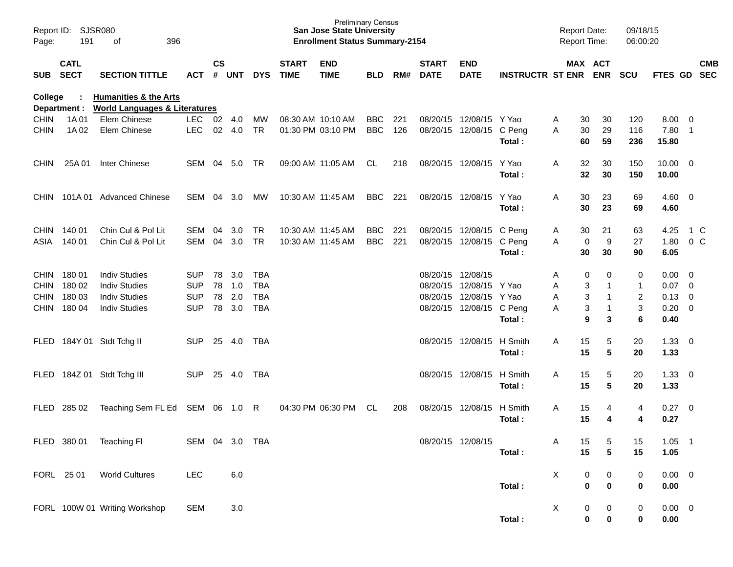Preliminary Census
**San Jose State University**
**Enrollment Status Summary-2154**

Report ID: SJSR080
Report Date: 09/18/15
Report Time: 06:00:20

**College : Humanities & the Arts**
**Department : World Languages & Literatures**

| SUB | CATL SECT | SECTION TITTLE | ACT | CS # | UNT | DYS | START TIME | END TIME | BLD | RM# | START DATE | END DATE | INSTRUCTR | ST | MAX ENR | ACT ENR | SCU | FTES | GD | CMB SEC |
|---|---|---|---|---|---|---|---|---|---|---|---|---|---|---|---|---|---|---|---|---|
| CHIN | 1A 01 | Elem Chinese | LEC | 02 | 4.0 | MW | 08:30 AM | 10:10 AM | BBC | 221 | 08/20/15 | 12/08/15 | Y Yao | A | 30 | 30 | 120 | 8.00 | 0 | |
| CHIN | 1A 02 | Elem Chinese | LEC | 02 | 4.0 | TR | 01:30 PM | 03:10 PM | BBC | 126 | 08/20/15 | 12/08/15 | C Peng | A | 30 | 29 | 116 | 7.80 | 1 | |
| | | | | | | | | | | | | | **Total :** | | **60** | **59** | **236** | **15.80** | | |
| CHIN | 25A 01 | Inter Chinese | SEM | 04 | 5.0 | TR | 09:00 AM | 11:05 AM | CL | 218 | 08/20/15 | 12/08/15 | Y Yao | A | 32 | 30 | 150 | 10.00 | 0 | |
| | | | | | | | | | | | | | **Total :** | | **32** | **30** | **150** | **10.00** | | |
| CHIN | 101A 01 | Advanced Chinese | SEM | 04 | 3.0 | MW | 10:30 AM | 11:45 AM | BBC | 221 | 08/20/15 | 12/08/15 | Y Yao | A | 30 | 23 | 69 | 4.60 | 0 | |
| | | | | | | | | | | | | | **Total :** | | **30** | **23** | **69** | **4.60** | | |
| CHIN | 140 01 | Chin Cul & Pol Lit | SEM | 04 | 3.0 | TR | 10:30 AM | 11:45 AM | BBC | 221 | 08/20/15 | 12/08/15 | C Peng | A | 30 | 21 | 63 | 4.25 | 1 | C |
| ASIA | 140 01 | Chin Cul & Pol Lit | SEM | 04 | 3.0 | TR | 10:30 AM | 11:45 AM | BBC | 221 | 08/20/15 | 12/08/15 | C Peng | A | 0 | 9 | 27 | 1.80 | 0 | C |
| | | | | | | | | | | | | | **Total :** | | **30** | **30** | **90** | **6.05** | | |
| CHIN | 180 01 | Indiv Studies | SUP | 78 | 3.0 | TBA | | | | | 08/20/15 | 12/08/15 | | A | 0 | 0 | 0 | 0.00 | 0 | |
| CHIN | 180 02 | Indiv Studies | SUP | 78 | 1.0 | TBA | | | | | 08/20/15 | 12/08/15 | Y Yao | A | 3 | 1 | 1 | 0.07 | 0 | |
| CHIN | 180 03 | Indiv Studies | SUP | 78 | 2.0 | TBA | | | | | 08/20/15 | 12/08/15 | Y Yao | A | 3 | 1 | 2 | 0.13 | 0 | |
| CHIN | 180 04 | Indiv Studies | SUP | 78 | 3.0 | TBA | | | | | 08/20/15 | 12/08/15 | C Peng | A | 3 | 1 | 3 | 0.20 | 0 | |
| | | | | | | | | | | | | | **Total :** | | **9** | **3** | **6** | **0.40** | | |
| FLED | 184Y 01 | Stdt Tchg II | SUP | 25 | 4.0 | TBA | | | | | 08/20/15 | 12/08/15 | H Smith | A | 15 | 5 | 20 | 1.33 | 0 | |
| | | | | | | | | | | | | | **Total :** | | **15** | **5** | **20** | **1.33** | | |
| FLED | 184Z 01 | Stdt Tchg III | SUP | 25 | 4.0 | TBA | | | | | 08/20/15 | 12/08/15 | H Smith | A | 15 | 5 | 20 | 1.33 | 0 | |
| | | | | | | | | | | | | | **Total :** | | **15** | **5** | **20** | **1.33** | | |
| FLED | 285 02 | Teaching Sem FL Ed | SEM | 06 | 1.0 | R | 04:30 PM | 06:30 PM | CL | 208 | 08/20/15 | 12/08/15 | H Smith | A | 15 | 4 | 4 | 0.27 | 0 | |
| | | | | | | | | | | | | | **Total :** | | **15** | **4** | **4** | **0.27** | | |
| FLED | 380 01 | Teaching Fl | SEM | 04 | 3.0 | TBA | | | | | 08/20/15 | 12/08/15 | | A | 15 | 5 | 15 | 1.05 | 1 | |
| | | | | | | | | | | | | | **Total :** | | **15** | **5** | **15** | **1.05** | | |
| FORL | 25 01 | World Cultures | LEC | | 6.0 | | | | | | | | | X | 0 | 0 | 0 | 0.00 | 0 | |
| | | | | | | | | | | | | | **Total :** | | **0** | **0** | **0** | **0.00** | | |
| FORL | 100W 01 | Writing Workshop | SEM | | 3.0 | | | | | | | | | X | 0 | 0 | 0 | 0.00 | 0 | |
| | | | | | | | | | | | | | **Total :** | | **0** | **0** | **0** | **0.00** | | |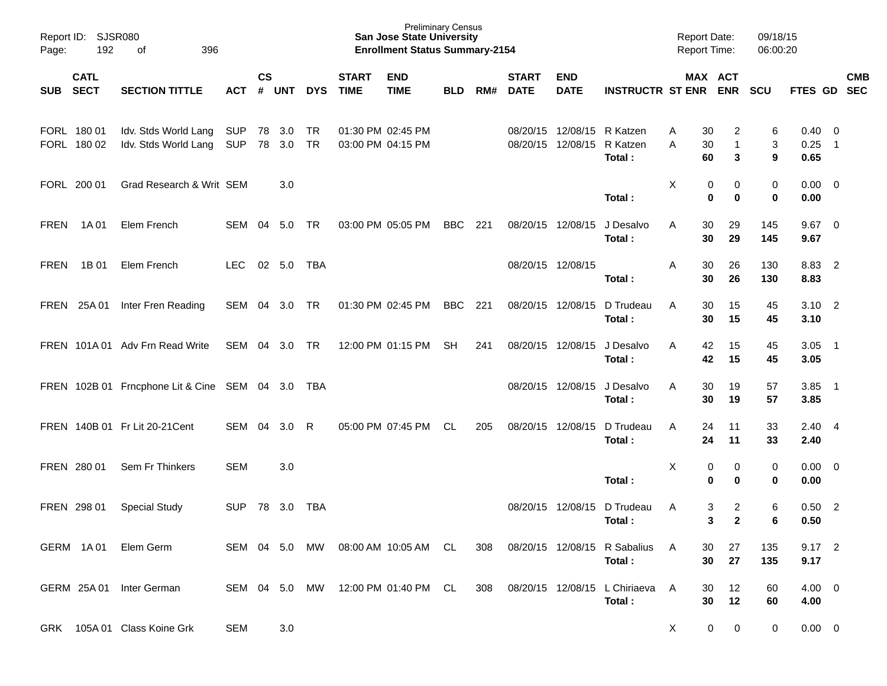Preliminary Census
**San Jose State University**
**Enrollment Status Summary-2154**

Report ID: SJSR080
Report Date: 09/18/15
Report Time: 06:00:20

| SUB | CATL SECT | SECTION TITTLE | ACT | CS # | UNT | DYS | START TIME | END TIME | BLD | RM# | START DATE | END DATE | INSTRUCTR | ST | MAX ENR | ACT ENR | SCU | FTES | GD | CMB SEC |
|---|---|---|---|---|---|---|---|---|---|---|---|---|---|---|---|---|---|---|---|---|
| FORL | 180 01 | Idv. Stds World Lang | SUP | 78 | 3.0 | TR | 01:30 PM | 02:45 PM | | | 08/20/15 | 12/08/15 | R Katzen | A | 30 | 2 | 6 | 0.40 | 0 | |
| FORL | 180 02 | Idv. Stds World Lang | SUP | 78 | 3.0 | TR | 03:00 PM | 04:15 PM | | | 08/20/15 | 12/08/15 | R Katzen | A | 30 | 1 | 3 | 0.25 | 1 | |
| | | | | | | | | | | | | | **Total :** | | **60** | **3** | **9** | **0.65** | | |
| FORL | 200 01 | Grad Research & Writ | SEM | | 3.0 | | | | | | | | | X | 0 | 0 | 0 | 0.00 | 0 | |
| | | | | | | | | | | | | | **Total :** | | **0** | **0** | **0** | **0.00** | | |
| FREN | 1A 01 | Elem French | SEM | 04 | 5.0 | TR | 03:00 PM | 05:05 PM | BBC | 221 | 08/20/15 | 12/08/15 | J Desalvo | A | 30 | 29 | 145 | 9.67 | 0 | |
| | | | | | | | | | | | | | **Total :** | | **30** | **29** | **145** | **9.67** | | |
| FREN | 1B 01 | Elem French | LEC | 02 | 5.0 | TBA | | | | | 08/20/15 | 12/08/15 | | A | 30 | 26 | 130 | 8.83 | 2 | |
| | | | | | | | | | | | | | **Total :** | | **30** | **26** | **130** | **8.83** | | |
| FREN | 25A 01 | Inter Fren Reading | SEM | 04 | 3.0 | TR | 01:30 PM | 02:45 PM | BBC | 221 | 08/20/15 | 12/08/15 | D Trudeau | A | 30 | 15 | 45 | 3.10 | 2 | |
| | | | | | | | | | | | | | **Total :** | | **30** | **15** | **45** | **3.10** | | |
| FREN | 101A 01 | Adv Frn Read Write | SEM | 04 | 3.0 | TR | 12:00 PM | 01:15 PM | SH | 241 | 08/20/15 | 12/08/15 | J Desalvo | A | 42 | 15 | 45 | 3.05 | 1 | |
| | | | | | | | | | | | | | **Total :** | | **42** | **15** | **45** | **3.05** | | |
| FREN | 102B 01 | Frncphone Lit & Cine | SEM | 04 | 3.0 | TBA | | | | | 08/20/15 | 12/08/15 | J Desalvo | A | 30 | 19 | 57 | 3.85 | 1 | |
| | | | | | | | | | | | | | **Total :** | | **30** | **19** | **57** | **3.85** | | |
| FREN | 140B 01 | Fr Lit 20-21Cent | SEM | 04 | 3.0 | R | 05:00 PM | 07:45 PM | CL | 205 | 08/20/15 | 12/08/15 | D Trudeau | A | 24 | 11 | 33 | 2.40 | 4 | |
| | | | | | | | | | | | | | **Total :** | | **24** | **11** | **33** | **2.40** | | |
| FREN | 280 01 | Sem Fr Thinkers | SEM | | 3.0 | | | | | | | | | X | 0 | 0 | 0 | 0.00 | 0 | |
| | | | | | | | | | | | | | **Total :** | | **0** | **0** | **0** | **0.00** | | |
| FREN | 298 01 | Special Study | SUP | 78 | 3.0 | TBA | | | | | 08/20/15 | 12/08/15 | D Trudeau | A | 3 | 2 | 6 | 0.50 | 2 | |
| | | | | | | | | | | | | | **Total :** | | **3** | **2** | **6** | **0.50** | | |
| GERM | 1A 01 | Elem Germ | SEM | 04 | 5.0 | MW | 08:00 AM | 10:05 AM | CL | 308 | 08/20/15 | 12/08/15 | R Sabalius | A | 30 | 27 | 135 | 9.17 | 2 | |
| | | | | | | | | | | | | | **Total :** | | **30** | **27** | **135** | **9.17** | | |
| GERM | 25A 01 | Inter German | SEM | 04 | 5.0 | MW | 12:00 PM | 01:40 PM | CL | 308 | 08/20/15 | 12/08/15 | L Chiriaeva | A | 30 | 12 | 60 | 4.00 | 0 | |
| | | | | | | | | | | | | | **Total :** | | **30** | **12** | **60** | **4.00** | | |
| GRK | 105A 01 | Class Koine Grk | SEM | | 3.0 | | | | | | | | | X | 0 | 0 | 0 | 0.00 | 0 | |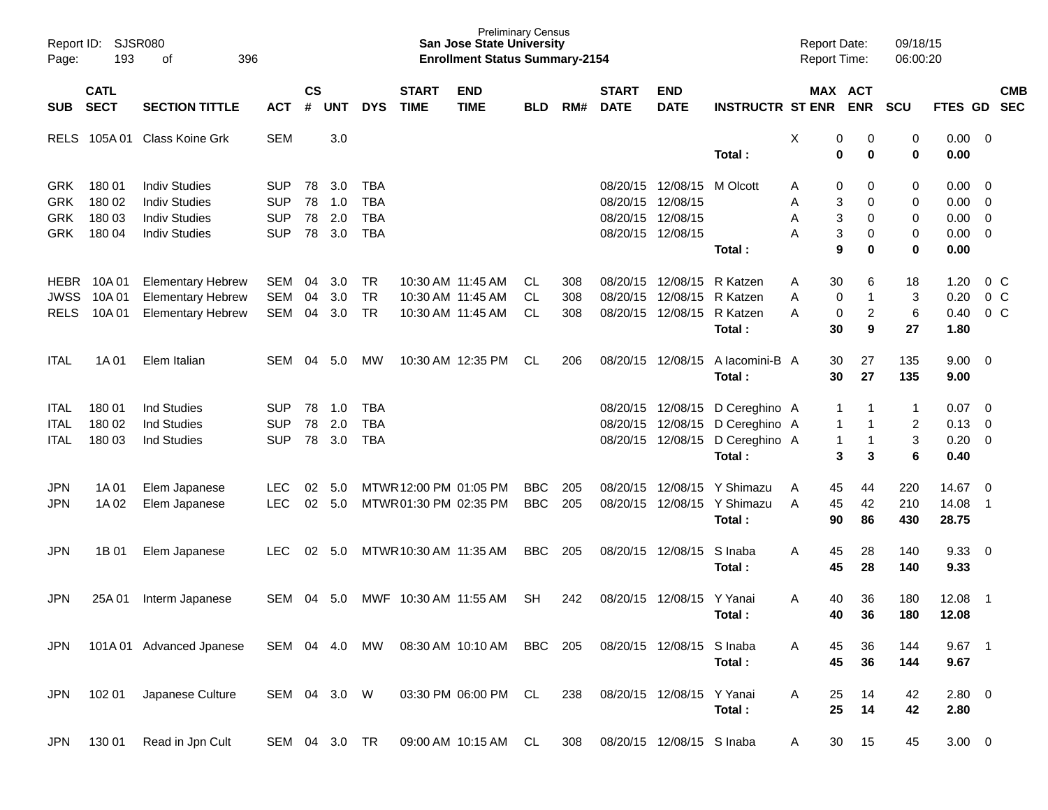Report ID: SJSR080
Page: 193 of 396

Preliminary Census
**San Jose State University**
**Enrollment Status Summary-2154**

Report Date: 09/18/15
Report Time: 06:00:20

| SUB | CATL SECT | SECTION TITTLE | ACT | CS # | UNT | DYS | START TIME | END TIME | BLD | RM# | START DATE | END DATE | INSTRUCTR | ST | MAX ENR | ACT ENR | SCU | FTES | GD | CMB SEC |
|---|---|---|---|---|---|---|---|---|---|---|---|---|---|---|---|---|---|---|---|---|
| RELS | 105A 01 | Class Koine Grk | SEM | | 3.0 | | | | | | | | | X | 0 | 0 | 0 | 0.00 | 0 | |
| | | | | | | | | | | | | | **Total :** | | **0** | **0** | **0** | **0.00** | | |
| GRK | 180 01 | Indiv Studies | SUP | 78 | 3.0 | TBA | | | | | 08/20/15 | 12/08/15 | M Olcott | A | 0 | 0 | 0 | 0.00 | 0 | |
| GRK | 180 02 | Indiv Studies | SUP | 78 | 1.0 | TBA | | | | | 08/20/15 | 12/08/15 | | A | 3 | 0 | 0 | 0.00 | 0 | |
| GRK | 180 03 | Indiv Studies | SUP | 78 | 2.0 | TBA | | | | | 08/20/15 | 12/08/15 | | A | 3 | 0 | 0 | 0.00 | 0 | |
| GRK | 180 04 | Indiv Studies | SUP | 78 | 3.0 | TBA | | | | | 08/20/15 | 12/08/15 | | A | 3 | 0 | 0 | 0.00 | 0 | |
| | | | | | | | | | | | | | **Total :** | | **9** | **0** | **0** | **0.00** | | |
| HEBR | 10A 01 | Elementary Hebrew | SEM | 04 | 3.0 | TR | 10:30 AM | 11:45 AM | CL | 308 | 08/20/15 | 12/08/15 | R Katzen | A | 30 | 6 | 18 | 1.20 | 0 | C |
| JWSS | 10A 01 | Elementary Hebrew | SEM | 04 | 3.0 | TR | 10:30 AM | 11:45 AM | CL | 308 | 08/20/15 | 12/08/15 | R Katzen | A | 0 | 1 | 3 | 0.20 | 0 | C |
| RELS | 10A 01 | Elementary Hebrew | SEM | 04 | 3.0 | TR | 10:30 AM | 11:45 AM | CL | 308 | 08/20/15 | 12/08/15 | R Katzen | A | 0 | 2 | 6 | 0.40 | 0 | C |
| | | | | | | | | | | | | | **Total :** | | **30** | **9** | **27** | **1.80** | | |
| ITAL | 1A 01 | Elem Italian | SEM | 04 | 5.0 | MW | 10:30 AM | 12:35 PM | CL | 206 | 08/20/15 | 12/08/15 | A Iacomini-B | A | 30 | 27 | 135 | 9.00 | 0 | |
| | | | | | | | | | | | | | **Total :** | | **30** | **27** | **135** | **9.00** | | |
| ITAL | 180 01 | Ind Studies | SUP | 78 | 1.0 | TBA | | | | | 08/20/15 | 12/08/15 | D Cereghino | A | 1 | 1 | 1 | 0.07 | 0 | |
| ITAL | 180 02 | Ind Studies | SUP | 78 | 2.0 | TBA | | | | | 08/20/15 | 12/08/15 | D Cereghino | A | 1 | 1 | 2 | 0.13 | 0 | |
| ITAL | 180 03 | Ind Studies | SUP | 78 | 3.0 | TBA | | | | | 08/20/15 | 12/08/15 | D Cereghino | A | 1 | 1 | 3 | 0.20 | 0 | |
| | | | | | | | | | | | | | **Total :** | | **3** | **3** | **6** | **0.40** | | |
| JPN | 1A 01 | Elem Japanese | LEC | 02 | 5.0 | MTWR | 12:00 PM | 01:05 PM | BBC | 205 | 08/20/15 | 12/08/15 | Y Shimazu | A | 45 | 44 | 220 | 14.67 | 0 | |
| JPN | 1A 02 | Elem Japanese | LEC | 02 | 5.0 | MTWR | 01:30 PM | 02:35 PM | BBC | 205 | 08/20/15 | 12/08/15 | Y Shimazu | A | 45 | 42 | 210 | 14.08 | 1 | |
| | | | | | | | | | | | | | **Total :** | | **90** | **86** | **430** | **28.75** | | |
| JPN | 1B 01 | Elem Japanese | LEC | 02 | 5.0 | MTWR | 10:30 AM | 11:35 AM | BBC | 205 | 08/20/15 | 12/08/15 | S Inaba | A | 45 | 28 | 140 | 9.33 | 0 | |
| | | | | | | | | | | | | | **Total :** | | **45** | **28** | **140** | **9.33** | | |
| JPN | 25A 01 | Interm Japanese | SEM | 04 | 5.0 | MWF | 10:30 AM | 11:55 AM | SH | 242 | 08/20/15 | 12/08/15 | Y Yanai | A | 40 | 36 | 180 | 12.08 | 1 | |
| | | | | | | | | | | | | | **Total :** | | **40** | **36** | **180** | **12.08** | | |
| JPN | 101A 01 | Advanced Jpanese | SEM | 04 | 4.0 | MW | 08:30 AM | 10:10 AM | BBC | 205 | 08/20/15 | 12/08/15 | S Inaba | A | 45 | 36 | 144 | 9.67 | 1 | |
| | | | | | | | | | | | | | **Total :** | | **45** | **36** | **144** | **9.67** | | |
| JPN | 102 01 | Japanese Culture | SEM | 04 | 3.0 | W | 03:30 PM | 06:00 PM | CL | 238 | 08/20/15 | 12/08/15 | Y Yanai | A | 25 | 14 | 42 | 2.80 | 0 | |
| | | | | | | | | | | | | | **Total :** | | **25** | **14** | **42** | **2.80** | | |
| JPN | 130 01 | Read in Jpn Cult | SEM | 04 | 3.0 | TR | 09:00 AM | 10:15 AM | CL | 308 | 08/20/15 | 12/08/15 | S Inaba | A | 30 | 15 | 45 | 3.00 | 0 | |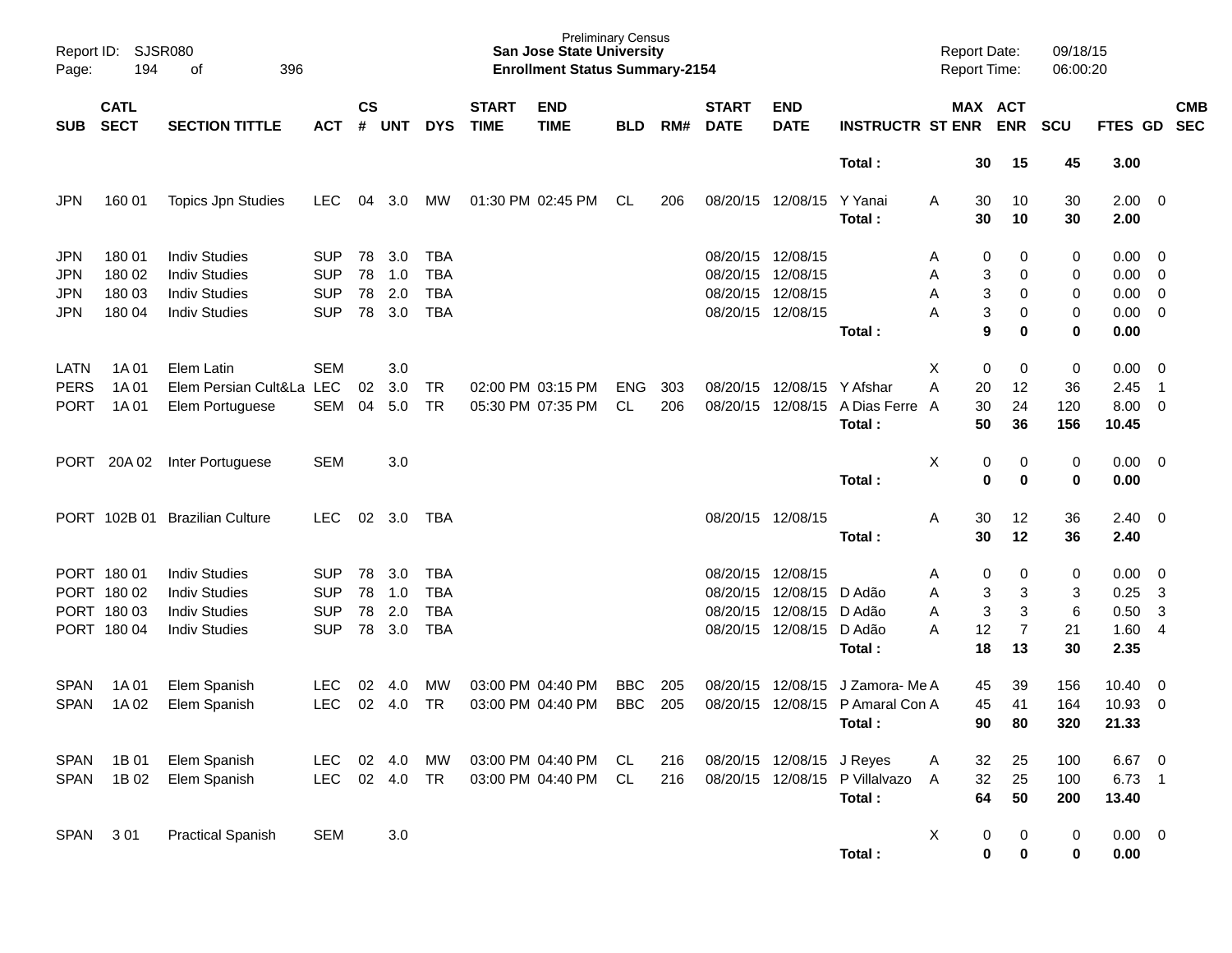Preliminary Census
**San Jose State University**
**Enrollment Status Summary-2154**

Report ID: SJSR080
Report Date: 09/18/15
Report Time: 06:00:20

| SUB | CATL SECT | SECTION TITTLE | ACT | CS # | UNT | DYS | START TIME | END TIME | BLD | RM# | START DATE | END DATE | INSTRUCTR | ST | MAX ENR | ACT ENR | SCU | FTES | GD | CMB SEC |
|---|---|---|---|---|---|---|---|---|---|---|---|---|---|---|---|---|---|---|---|---|
| | | | | | | | | | | | | | **Total :** | | **30** | **15** | **45** | **3.00** | | |
| JPN | 160 01 | Topics Jpn Studies | LEC | 04 | 3.0 | MW | 01:30 PM | 02:45 PM | CL | 206 | 08/20/15 | 12/08/15 | Y Yanai | A | 30 | 10 | 30 | 2.00 | 0 | |
| | | | | | | | | | | | | | **Total :** | | **30** | **10** | **30** | **2.00** | | |
| JPN | 180 01 | Indiv Studies | SUP | 78 | 3.0 | TBA | | | | | 08/20/15 | 12/08/15 | | A | 0 | 0 | 0 | 0.00 | 0 | |
| JPN | 180 02 | Indiv Studies | SUP | 78 | 1.0 | TBA | | | | | 08/20/15 | 12/08/15 | | A | 3 | 0 | 0 | 0.00 | 0 | |
| JPN | 180 03 | Indiv Studies | SUP | 78 | 2.0 | TBA | | | | | 08/20/15 | 12/08/15 | | A | 3 | 0 | 0 | 0.00 | 0 | |
| JPN | 180 04 | Indiv Studies | SUP | 78 | 3.0 | TBA | | | | | 08/20/15 | 12/08/15 | | A | 3 | 0 | 0 | 0.00 | 0 | |
| | | | | | | | | | | | | | **Total :** | | **9** | **0** | **0** | **0.00** | | |
| LATN | 1A 01 | Elem Latin | SEM | | 3.0 | | | | | | | | | X | 0 | 0 | 0 | 0.00 | 0 | |
| PERS | 1A 01 | Elem Persian Cult&La | LEC | 02 | 3.0 | TR | 02:00 PM | 03:15 PM | ENG | 303 | 08/20/15 | 12/08/15 | Y Afshar | A | 20 | 12 | 36 | 2.45 | 1 | |
| PORT | 1A 01 | Elem Portuguese | SEM | 04 | 5.0 | TR | 05:30 PM | 07:35 PM | CL | 206 | 08/20/15 | 12/08/15 | A Dias Ferre | A | 30 | 24 | 120 | 8.00 | 0 | |
| | | | | | | | | | | | | | **Total :** | | **50** | **36** | **156** | **10.45** | | |
| PORT | 20A 02 | Inter Portuguese | SEM | | 3.0 | | | | | | | | | X | 0 | 0 | 0 | 0.00 | 0 | |
| | | | | | | | | | | | | | **Total :** | | **0** | **0** | **0** | **0.00** | | |
| PORT | 102B 01 | Brazilian Culture | LEC | 02 | 3.0 | TBA | | | | | 08/20/15 | 12/08/15 | | A | 30 | 12 | 36 | 2.40 | 0 | |
| | | | | | | | | | | | | | **Total :** | | **30** | **12** | **36** | **2.40** | | |
| PORT | 180 01 | Indiv Studies | SUP | 78 | 3.0 | TBA | | | | | 08/20/15 | 12/08/15 | | A | 0 | 0 | 0 | 0.00 | 0 | |
| PORT | 180 02 | Indiv Studies | SUP | 78 | 1.0 | TBA | | | | | 08/20/15 | 12/08/15 | D Adão | A | 3 | 3 | 3 | 0.25 | 3 | |
| PORT | 180 03 | Indiv Studies | SUP | 78 | 2.0 | TBA | | | | | 08/20/15 | 12/08/15 | D Adão | A | 3 | 3 | 6 | 0.50 | 3 | |
| PORT | 180 04 | Indiv Studies | SUP | 78 | 3.0 | TBA | | | | | 08/20/15 | 12/08/15 | D Adão | A | 12 | 7 | 21 | 1.60 | 4 | |
| | | | | | | | | | | | | | **Total :** | | **18** | **13** | **30** | **2.35** | | |
| SPAN | 1A 01 | Elem Spanish | LEC | 02 | 4.0 | MW | 03:00 PM | 04:40 PM | BBC | 205 | 08/20/15 | 12/08/15 | J Zamora- Me | A | 45 | 39 | 156 | 10.40 | 0 | |
| SPAN | 1A 02 | Elem Spanish | LEC | 02 | 4.0 | TR | 03:00 PM | 04:40 PM | BBC | 205 | 08/20/15 | 12/08/15 | P Amaral Con | A | 45 | 41 | 164 | 10.93 | 0 | |
| | | | | | | | | | | | | | **Total :** | | **90** | **80** | **320** | **21.33** | | |
| SPAN | 1B 01 | Elem Spanish | LEC | 02 | 4.0 | MW | 03:00 PM | 04:40 PM | CL | 216 | 08/20/15 | 12/08/15 | J Reyes | A | 32 | 25 | 100 | 6.67 | 0 | |
| SPAN | 1B 02 | Elem Spanish | LEC | 02 | 4.0 | TR | 03:00 PM | 04:40 PM | CL | 216 | 08/20/15 | 12/08/15 | P Villalvazo | A | 32 | 25 | 100 | 6.73 | 1 | |
| | | | | | | | | | | | | | **Total :** | | **64** | **50** | **200** | **13.40** | | |
| SPAN | 3 01 | Practical Spanish | SEM | | 3.0 | | | | | | | | | X | 0 | 0 | 0 | 0.00 | 0 | |
| | | | | | | | | | | | | | **Total :** | | **0** | **0** | **0** | **0.00** | | |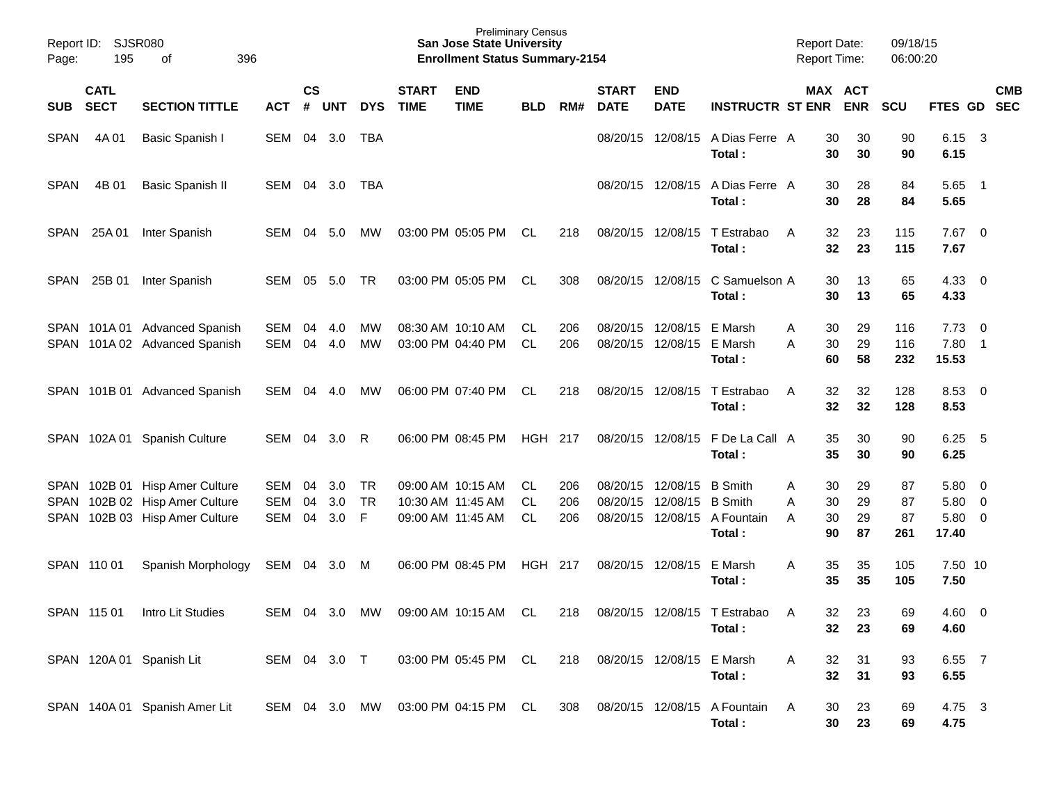Report ID: SJSR080
Page: 195 of 396

**Preliminary Census**
**San Jose State University**
**Enrollment Status Summary-2154**

Report Date: 09/18/15
Report Time: 06:00:20

| SUB | CATL SECT | SECTION TITTLE | ACT | CS # | UNT | DYS | START TIME | END TIME | BLD | RM# | START DATE | END DATE | INSTRUCTR | ST | MAX ENR | ACT ENR | SCU | FTES | GD | CMB SEC |
|---|---|---|---|---|---|---|---|---|---|---|---|---|---|---|---|---|---|---|---|---|
| SPAN | 4A 01 | Basic Spanish I | SEM | 04 | 3.0 | TBA | | | | | 08/20/15 | 12/08/15 | A Dias Ferre | A | 30 | 30 | 90 | 6.15 | 3 | |
| | | | | | | | | | | | | | **Total :** | | **30** | **30** | **90** | **6.15** | | |
| SPAN | 4B 01 | Basic Spanish II | SEM | 04 | 3.0 | TBA | | | | | 08/20/15 | 12/08/15 | A Dias Ferre | A | 30 | 28 | 84 | 5.65 | 1 | |
| | | | | | | | | | | | | | **Total :** | | **30** | **28** | **84** | **5.65** | | |
| SPAN | 25A 01 | Inter Spanish | SEM | 04 | 5.0 | MW | 03:00 PM | 05:05 PM | CL | 218 | 08/20/15 | 12/08/15 | T Estrabao | A | 32 | 23 | 115 | 7.67 | 0 | |
| | | | | | | | | | | | | | **Total :** | | **32** | **23** | **115** | **7.67** | | |
| SPAN | 25B 01 | Inter Spanish | SEM | 05 | 5.0 | TR | 03:00 PM | 05:05 PM | CL | 308 | 08/20/15 | 12/08/15 | C Samuelson | A | 30 | 13 | 65 | 4.33 | 0 | |
| | | | | | | | | | | | | | **Total :** | | **30** | **13** | **65** | **4.33** | | |
| SPAN | 101A 01 | Advanced Spanish | SEM | 04 | 4.0 | MW | 08:30 AM | 10:10 AM | CL | 206 | 08/20/15 | 12/08/15 | E Marsh | A | 30 | 29 | 116 | 7.73 | 0 | |
| SPAN | 101A 02 | Advanced Spanish | SEM | 04 | 4.0 | MW | 03:00 PM | 04:40 PM | CL | 206 | 08/20/15 | 12/08/15 | E Marsh | A | 30 | 29 | 116 | 7.80 | 1 | |
| | | | | | | | | | | | | | **Total :** | | **60** | **58** | **232** | **15.53** | | |
| SPAN | 101B 01 | Advanced Spanish | SEM | 04 | 4.0 | MW | 06:00 PM | 07:40 PM | CL | 218 | 08/20/15 | 12/08/15 | T Estrabao | A | 32 | 32 | 128 | 8.53 | 0 | |
| | | | | | | | | | | | | | **Total :** | | **32** | **32** | **128** | **8.53** | | |
| SPAN | 102A 01 | Spanish Culture | SEM | 04 | 3.0 | R | 06:00 PM | 08:45 PM | HGH | 217 | 08/20/15 | 12/08/15 | F De La Call | A | 35 | 30 | 90 | 6.25 | 5 | |
| | | | | | | | | | | | | | **Total :** | | **35** | **30** | **90** | **6.25** | | |
| SPAN | 102B 01 | Hisp Amer Culture | SEM | 04 | 3.0 | TR | 09:00 AM | 10:15 AM | CL | 206 | 08/20/15 | 12/08/15 | B Smith | A | 30 | 29 | 87 | 5.80 | 0 | |
| SPAN | 102B 02 | Hisp Amer Culture | SEM | 04 | 3.0 | TR | 10:30 AM | 11:45 AM | CL | 206 | 08/20/15 | 12/08/15 | B Smith | A | 30 | 29 | 87 | 5.80 | 0 | |
| SPAN | 102B 03 | Hisp Amer Culture | SEM | 04 | 3.0 | F | 09:00 AM | 11:45 AM | CL | 206 | 08/20/15 | 12/08/15 | A Fountain | A | 30 | 29 | 87 | 5.80 | 0 | |
| | | | | | | | | | | | | | **Total :** | | **90** | **87** | **261** | **17.40** | | |
| SPAN | 110 01 | Spanish Morphology | SEM | 04 | 3.0 | M | 06:00 PM | 08:45 PM | HGH | 217 | 08/20/15 | 12/08/15 | E Marsh | A | 35 | 35 | 105 | 7.50 | 10 | |
| | | | | | | | | | | | | | **Total :** | | **35** | **35** | **105** | **7.50** | | |
| SPAN | 115 01 | Intro Lit Studies | SEM | 04 | 3.0 | MW | 09:00 AM | 10:15 AM | CL | 218 | 08/20/15 | 12/08/15 | T Estrabao | A | 32 | 23 | 69 | 4.60 | 0 | |
| | | | | | | | | | | | | | **Total :** | | **32** | **23** | **69** | **4.60** | | |
| SPAN | 120A 01 | Spanish Lit | SEM | 04 | 3.0 | T | 03:00 PM | 05:45 PM | CL | 218 | 08/20/15 | 12/08/15 | E Marsh | A | 32 | 31 | 93 | 6.55 | 7 | |
| | | | | | | | | | | | | | **Total :** | | **32** | **31** | **93** | **6.55** | | |
| SPAN | 140A 01 | Spanish Amer Lit | SEM | 04 | 3.0 | MW | 03:00 PM | 04:15 PM | CL | 308 | 08/20/15 | 12/08/15 | A Fountain | A | 30 | 23 | 69 | 4.75 | 3 | |
| | | | | | | | | | | | | | **Total :** | | **30** | **23** | **69** | **4.75** | | |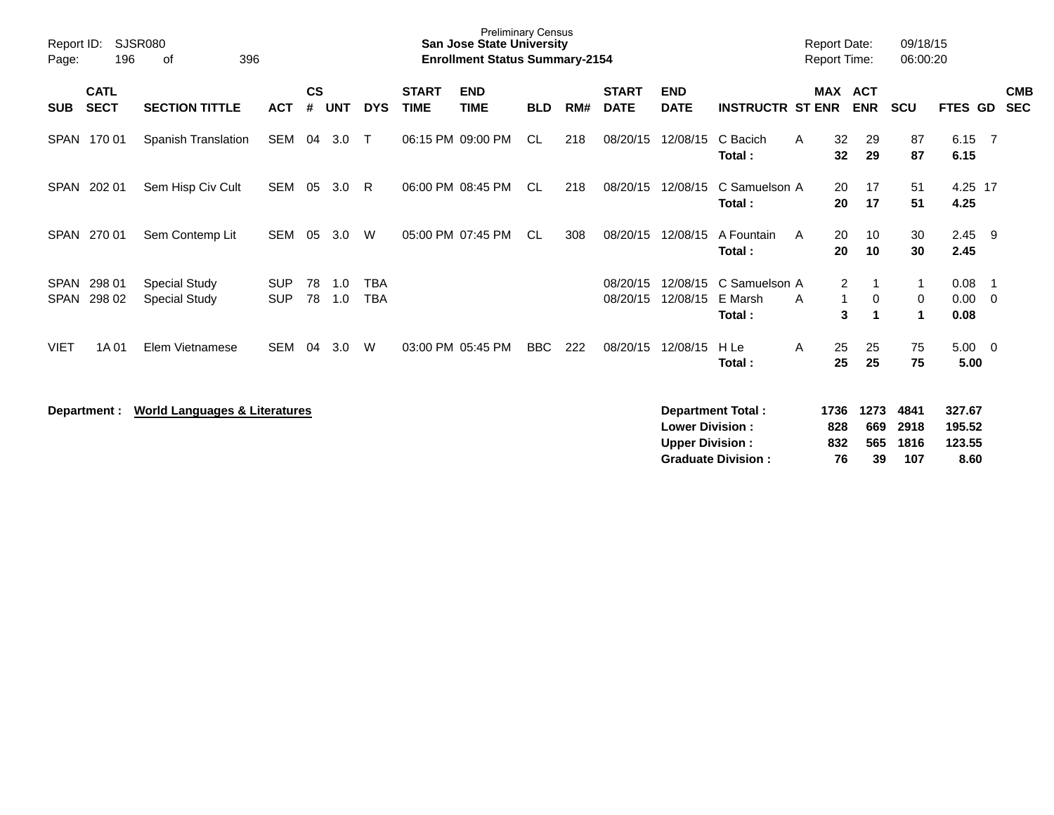Preliminary Census
**San Jose State University**
**Enrollment Status Summary-2154**

Report ID: SJSR080
Report Date: 09/18/15
Report Time: 06:00:20

| SUB | CATL SECT | SECTION TITTLE | ACT | CS # | UNT | DYS | START TIME | END TIME | BLD | RM# | START DATE | END DATE | INSTRUCTR | ST | MAX ENR | ACT ENR | SCU | FTES | GD | CMB SEC |
|---|---|---|---|---|---|---|---|---|---|---|---|---|---|---|---|---|---|---|---|---|
| SPAN | 170 01 | Spanish Translation | SEM | 04 | 3.0 | T | 06:15 PM | 09:00 PM | CL | 218 | 08/20/15 | 12/08/15 | C Bacich | A | 32 | 29 | 87 | 6.15 | 7 | |
| | | | | | | | | | | | | | **Total :** | | **32** | **29** | **87** | **6.15** | | |
| SPAN | 202 01 | Sem Hisp Civ Cult | SEM | 05 | 3.0 | R | 06:00 PM | 08:45 PM | CL | 218 | 08/20/15 | 12/08/15 | C Samuelson | A | 20 | 17 | 51 | 4.25 | 17 | |
| | | | | | | | | | | | | | **Total :** | | **20** | **17** | **51** | **4.25** | | |
| SPAN | 270 01 | Sem Contemp Lit | SEM | 05 | 3.0 | W | 05:00 PM | 07:45 PM | CL | 308 | 08/20/15 | 12/08/15 | A Fountain | A | 20 | 10 | 30 | 2.45 | 9 | |
| | | | | | | | | | | | | | **Total :** | | **20** | **10** | **30** | **2.45** | | |
| SPAN | 298 01 | Special Study | SUP | 78 | 1.0 | TBA | | | | | 08/20/15 | 12/08/15 | C Samuelson | A | 2 | 1 | 1 | 0.08 | 1 | |
| SPAN | 298 02 | Special Study | SUP | 78 | 1.0 | TBA | | | | | 08/20/15 | 12/08/15 | E Marsh | A | 1 | 0 | 0 | 0.00 | 0 | |
| | | | | | | | | | | | | | **Total :** | | **3** | **1** | **1** | **0.08** | | |
| VIET | 1A 01 | Elem Vietnamese | SEM | 04 | 3.0 | W | 03:00 PM | 05:45 PM | BBC | 222 | 08/20/15 | 12/08/15 | H Le | A | 25 | 25 | 75 | 5.00 | 0 | |
| | | | | | | | | | | | | | **Total :** | | **25** | **25** | **75** | **5.00** | | |

**Department :** **World Languages & Literatures**

| | MAX ENR | ACT ENR | SCU | FTES |
|---|---|---|---|---|
| **Department Total :** | **1736** | **1273** | **4841** | **327.67** |
| **Lower Division :** | **828** | **669** | **2918** | **195.52** |
| **Upper Division :** | **832** | **565** | **1816** | **123.55** |
| **Graduate Division :** | **76** | **39** | **107** | **8.60** |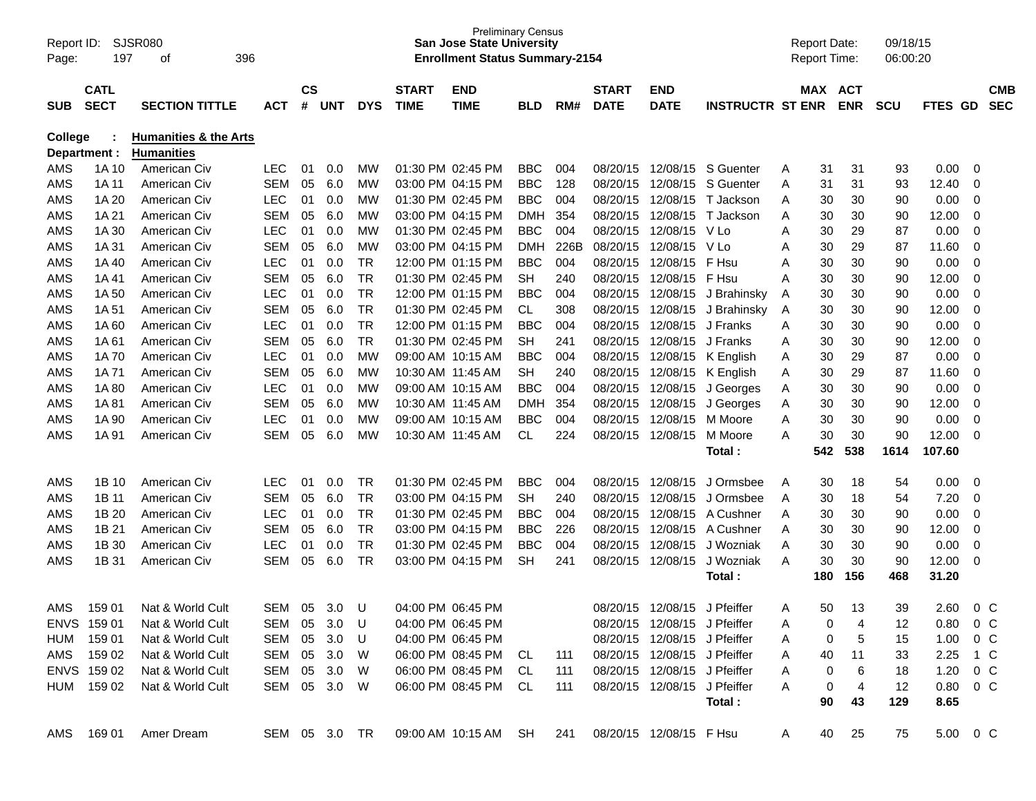Preliminary Census
**San Jose State University**
**Enrollment Status Summary-2154**

Report ID: SJSR080
Report Date: 09/18/15
Report Time: 06:00:20

**College : Humanities & the Arts**
**Department : Humanities**

| SUB | CATL SECT | SECTION TITTLE | ACT | CS # | UNT | DYS | START TIME | END TIME | BLD | RM# | START DATE | END DATE | INSTRUCTR | ST | MAX ENR | ACT ENR | SCU | FTES | GD | CMB SEC |
|---|---|---|---|---|---|---|---|---|---|---|---|---|---|---|---|---|---|---|---|---|
| AMS | 1A 10 | American Civ | LEC | 01 | 0.0 | MW | 01:30 PM | 02:45 PM | BBC | 004 | 08/20/15 | 12/08/15 | S Guenter | A | 31 | 31 | 93 | 0.00 | 0 | |
| AMS | 1A 11 | American Civ | SEM | 05 | 6.0 | MW | 03:00 PM | 04:15 PM | BBC | 128 | 08/20/15 | 12/08/15 | S Guenter | A | 31 | 31 | 93 | 12.40 | 0 | |
| AMS | 1A 20 | American Civ | LEC | 01 | 0.0 | MW | 01:30 PM | 02:45 PM | BBC | 004 | 08/20/15 | 12/08/15 | T Jackson | A | 30 | 30 | 90 | 0.00 | 0 | |
| AMS | 1A 21 | American Civ | SEM | 05 | 6.0 | MW | 03:00 PM | 04:15 PM | DMH | 354 | 08/20/15 | 12/08/15 | T Jackson | A | 30 | 30 | 90 | 12.00 | 0 | |
| AMS | 1A 30 | American Civ | LEC | 01 | 0.0 | MW | 01:30 PM | 02:45 PM | BBC | 004 | 08/20/15 | 12/08/15 | V Lo | A | 30 | 29 | 87 | 0.00 | 0 | |
| AMS | 1A 31 | American Civ | SEM | 05 | 6.0 | MW | 03:00 PM | 04:15 PM | DMH | 226B | 08/20/15 | 12/08/15 | V Lo | A | 30 | 29 | 87 | 11.60 | 0 | |
| AMS | 1A 40 | American Civ | LEC | 01 | 0.0 | TR | 12:00 PM | 01:15 PM | BBC | 004 | 08/20/15 | 12/08/15 | F Hsu | A | 30 | 30 | 90 | 0.00 | 0 | |
| AMS | 1A 41 | American Civ | SEM | 05 | 6.0 | TR | 01:30 PM | 02:45 PM | SH | 240 | 08/20/15 | 12/08/15 | F Hsu | A | 30 | 30 | 90 | 12.00 | 0 | |
| AMS | 1A 50 | American Civ | LEC | 01 | 0.0 | TR | 12:00 PM | 01:15 PM | BBC | 004 | 08/20/15 | 12/08/15 | J Brahinsky | A | 30 | 30 | 90 | 0.00 | 0 | |
| AMS | 1A 51 | American Civ | SEM | 05 | 6.0 | TR | 01:30 PM | 02:45 PM | CL | 308 | 08/20/15 | 12/08/15 | J Brahinsky | A | 30 | 30 | 90 | 12.00 | 0 | |
| AMS | 1A 60 | American Civ | LEC | 01 | 0.0 | TR | 12:00 PM | 01:15 PM | BBC | 004 | 08/20/15 | 12/08/15 | J Franks | A | 30 | 30 | 90 | 0.00 | 0 | |
| AMS | 1A 61 | American Civ | SEM | 05 | 6.0 | TR | 01:30 PM | 02:45 PM | SH | 241 | 08/20/15 | 12/08/15 | J Franks | A | 30 | 30 | 90 | 12.00 | 0 | |
| AMS | 1A 70 | American Civ | LEC | 01 | 0.0 | MW | 09:00 AM | 10:15 AM | BBC | 004 | 08/20/15 | 12/08/15 | K English | A | 30 | 29 | 87 | 0.00 | 0 | |
| AMS | 1A 71 | American Civ | SEM | 05 | 6.0 | MW | 10:30 AM | 11:45 AM | SH | 240 | 08/20/15 | 12/08/15 | K English | A | 30 | 29 | 87 | 11.60 | 0 | |
| AMS | 1A 80 | American Civ | LEC | 01 | 0.0 | MW | 09:00 AM | 10:15 AM | BBC | 004 | 08/20/15 | 12/08/15 | J Georges | A | 30 | 30 | 90 | 0.00 | 0 | |
| AMS | 1A 81 | American Civ | SEM | 05 | 6.0 | MW | 10:30 AM | 11:45 AM | DMH | 354 | 08/20/15 | 12/08/15 | J Georges | A | 30 | 30 | 90 | 12.00 | 0 | |
| AMS | 1A 90 | American Civ | LEC | 01 | 0.0 | MW | 09:00 AM | 10:15 AM | BBC | 004 | 08/20/15 | 12/08/15 | M Moore | A | 30 | 30 | 90 | 0.00 | 0 | |
| AMS | 1A 91 | American Civ | SEM | 05 | 6.0 | MW | 10:30 AM | 11:45 AM | CL | 224 | 08/20/15 | 12/08/15 | M Moore | A | 30 | 30 | 90 | 12.00 | 0 | |
| | | | | | | | | | | | | | **Total :** | | **542** | **538** | **1614** | **107.60** | | |
| AMS | 1B 10 | American Civ | LEC | 01 | 0.0 | TR | 01:30 PM | 02:45 PM | BBC | 004 | 08/20/15 | 12/08/15 | J Ormsbee | A | 30 | 18 | 54 | 0.00 | 0 | |
| AMS | 1B 11 | American Civ | SEM | 05 | 6.0 | TR | 03:00 PM | 04:15 PM | SH | 240 | 08/20/15 | 12/08/15 | J Ormsbee | A | 30 | 18 | 54 | 7.20 | 0 | |
| AMS | 1B 20 | American Civ | LEC | 01 | 0.0 | TR | 01:30 PM | 02:45 PM | BBC | 004 | 08/20/15 | 12/08/15 | A Cushner | A | 30 | 30 | 90 | 0.00 | 0 | |
| AMS | 1B 21 | American Civ | SEM | 05 | 6.0 | TR | 03:00 PM | 04:15 PM | BBC | 226 | 08/20/15 | 12/08/15 | A Cushner | A | 30 | 30 | 90 | 12.00 | 0 | |
| AMS | 1B 30 | American Civ | LEC | 01 | 0.0 | TR | 01:30 PM | 02:45 PM | BBC | 004 | 08/20/15 | 12/08/15 | J Wozniak | A | 30 | 30 | 90 | 0.00 | 0 | |
| AMS | 1B 31 | American Civ | SEM | 05 | 6.0 | TR | 03:00 PM | 04:15 PM | SH | 241 | 08/20/15 | 12/08/15 | J Wozniak | A | 30 | 30 | 90 | 12.00 | 0 | |
| | | | | | | | | | | | | | **Total :** | | **180** | **156** | **468** | **31.20** | | |
| AMS | 159 01 | Nat & World Cult | SEM | 05 | 3.0 | U | 04:00 PM | 06:45 PM | | | 08/20/15 | 12/08/15 | J Pfeiffer | A | 50 | 13 | 39 | 2.60 | 0 | C |
| ENVS | 159 01 | Nat & World Cult | SEM | 05 | 3.0 | U | 04:00 PM | 06:45 PM | | | 08/20/15 | 12/08/15 | J Pfeiffer | A | 0 | 4 | 12 | 0.80 | 0 | C |
| HUM | 159 01 | Nat & World Cult | SEM | 05 | 3.0 | U | 04:00 PM | 06:45 PM | | | 08/20/15 | 12/08/15 | J Pfeiffer | A | 0 | 5 | 15 | 1.00 | 0 | C |
| AMS | 159 02 | Nat & World Cult | SEM | 05 | 3.0 | W | 06:00 PM | 08:45 PM | CL | 111 | 08/20/15 | 12/08/15 | J Pfeiffer | A | 40 | 11 | 33 | 2.25 | 1 | C |
| ENVS | 159 02 | Nat & World Cult | SEM | 05 | 3.0 | W | 06:00 PM | 08:45 PM | CL | 111 | 08/20/15 | 12/08/15 | J Pfeiffer | A | 0 | 6 | 18 | 1.20 | 0 | C |
| HUM | 159 02 | Nat & World Cult | SEM | 05 | 3.0 | W | 06:00 PM | 08:45 PM | CL | 111 | 08/20/15 | 12/08/15 | J Pfeiffer | A | 0 | 4 | 12 | 0.80 | 0 | C |
| | | | | | | | | | | | | | **Total :** | | **90** | **43** | **129** | **8.65** | | |
| AMS | 169 01 | Amer Dream | SEM | 05 | 3.0 | TR | 09:00 AM | 10:15 AM | SH | 241 | 08/20/15 | 12/08/15 | F Hsu | A | 40 | 25 | 75 | 5.00 | 0 | C |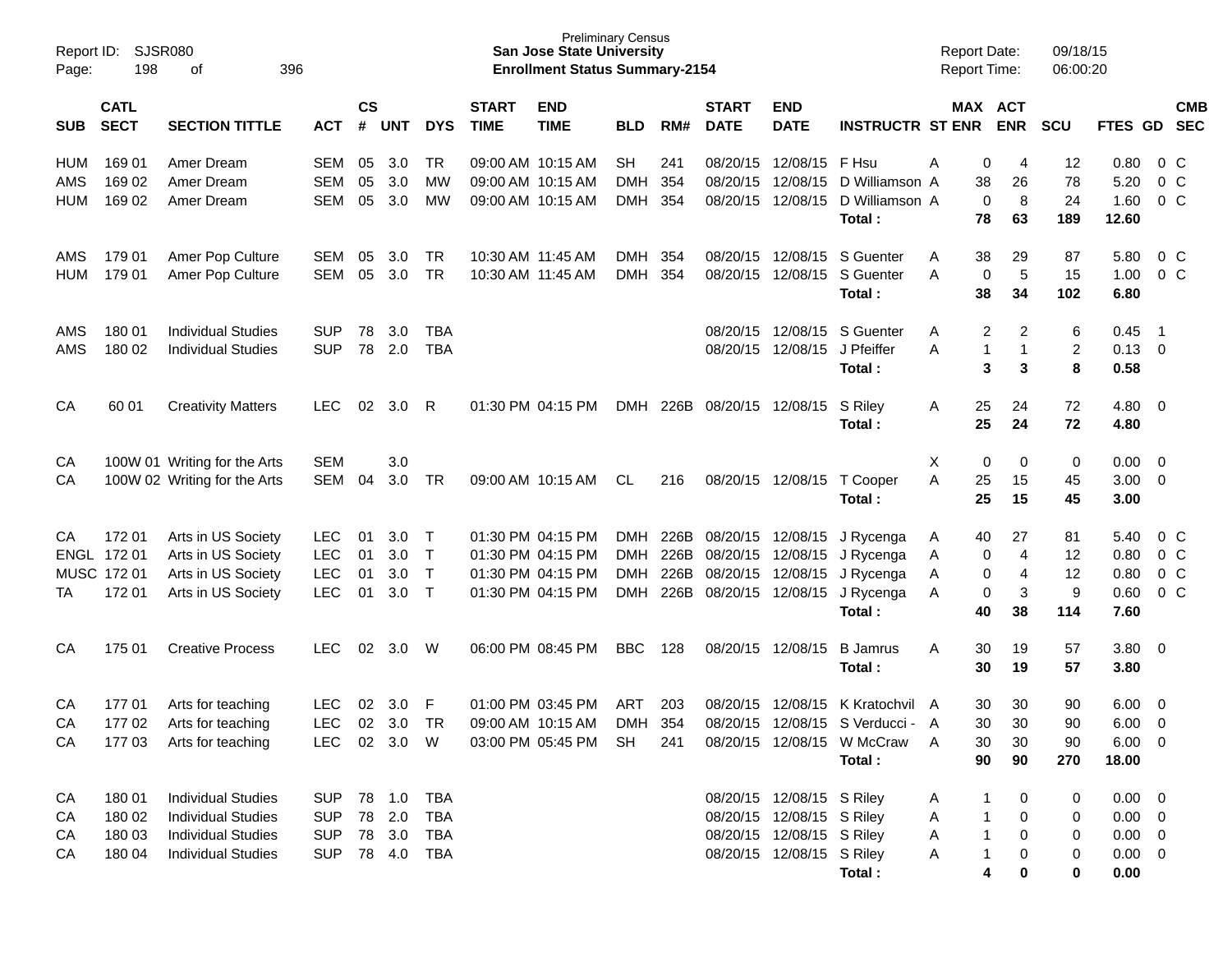Preliminary Census
**San Jose State University**
**Enrollment Status Summary-2154**

Report ID: SJSR080
Page: 198 of 396

Report Date: 09/18/15
Report Time: 06:00:20

| SUB | CATL SECT | SECTION TITTLE | ACT | CS # | UNT | DYS | START TIME | END TIME | BLD | RM# | START DATE | END DATE | INSTRUCTR | ST | MAX ENR | ACT ENR | SCU | FTES | GD | CMB SEC |
|---|---|---|---|---|---|---|---|---|---|---|---|---|---|---|---|---|---|---|---|---|
| HUM | 169 01 | Amer Dream | SEM | 05 | 3.0 | TR | 09:00 AM | 10:15 AM | SH | 241 | 08/20/15 | 12/08/15 | F Hsu | A | 0 | 4 | 12 | 0.80 | 0 | C |
| AMS | 169 02 | Amer Dream | SEM | 05 | 3.0 | MW | 09:00 AM | 10:15 AM | DMH | 354 | 08/20/15 | 12/08/15 | D Williamson | A | 38 | 26 | 78 | 5.20 | 0 | C |
| HUM | 169 02 | Amer Dream | SEM | 05 | 3.0 | MW | 09:00 AM | 10:15 AM | DMH | 354 | 08/20/15 | 12/08/15 | D Williamson | A | 0 | 8 | 24 | 1.60 | 0 | C |
| | | | | | | | | | | | | | **Total :** | | **78** | **63** | **189** | **12.60** | | |
| AMS | 179 01 | Amer Pop Culture | SEM | 05 | 3.0 | TR | 10:30 AM | 11:45 AM | DMH | 354 | 08/20/15 | 12/08/15 | S Guenter | A | 38 | 29 | 87 | 5.80 | 0 | C |
| HUM | 179 01 | Amer Pop Culture | SEM | 05 | 3.0 | TR | 10:30 AM | 11:45 AM | DMH | 354 | 08/20/15 | 12/08/15 | S Guenter | A | 0 | 5 | 15 | 1.00 | 0 | C |
| | | | | | | | | | | | | | **Total :** | | **38** | **34** | **102** | **6.80** | | |
| AMS | 180 01 | Individual Studies | SUP | 78 | 3.0 | TBA | | | | | 08/20/15 | 12/08/15 | S Guenter | A | 2 | 2 | 6 | 0.45 | 1 | |
| AMS | 180 02 | Individual Studies | SUP | 78 | 2.0 | TBA | | | | | 08/20/15 | 12/08/15 | J Pfeiffer | A | 1 | 1 | 2 | 0.13 | 0 | |
| | | | | | | | | | | | | | **Total :** | | **3** | **3** | **8** | **0.58** | | |
| CA | 60 01 | Creativity Matters | LEC | 02 | 3.0 | R | 01:30 PM | 04:15 PM | DMH | 226B | 08/20/15 | 12/08/15 | S Riley | A | 25 | 24 | 72 | 4.80 | 0 | |
| | | | | | | | | | | | | | **Total :** | | **25** | **24** | **72** | **4.80** | | |
| CA | 100W 01 | Writing for the Arts | SEM | | 3.0 | | | | | | | | | X | 0 | 0 | 0 | 0.00 | 0 | |
| CA | 100W 02 | Writing for the Arts | SEM | 04 | 3.0 | TR | 09:00 AM | 10:15 AM | CL | 216 | 08/20/15 | 12/08/15 | T Cooper | A | 25 | 15 | 45 | 3.00 | 0 | |
| | | | | | | | | | | | | | **Total :** | | **25** | **15** | **45** | **3.00** | | |
| CA | 172 01 | Arts in US Society | LEC | 01 | 3.0 | T | 01:30 PM | 04:15 PM | DMH | 226B | 08/20/15 | 12/08/15 | J Rycenga | A | 40 | 27 | 81 | 5.40 | 0 | C |
| ENGL | 172 01 | Arts in US Society | LEC | 01 | 3.0 | T | 01:30 PM | 04:15 PM | DMH | 226B | 08/20/15 | 12/08/15 | J Rycenga | A | 0 | 4 | 12 | 0.80 | 0 | C |
| MUSC | 172 01 | Arts in US Society | LEC | 01 | 3.0 | T | 01:30 PM | 04:15 PM | DMH | 226B | 08/20/15 | 12/08/15 | J Rycenga | A | 0 | 4 | 12 | 0.80 | 0 | C |
| TA | 172 01 | Arts in US Society | LEC | 01 | 3.0 | T | 01:30 PM | 04:15 PM | DMH | 226B | 08/20/15 | 12/08/15 | J Rycenga | A | 0 | 3 | 9 | 0.60 | 0 | C |
| | | | | | | | | | | | | | **Total :** | | **40** | **38** | **114** | **7.60** | | |
| CA | 175 01 | Creative Process | LEC | 02 | 3.0 | W | 06:00 PM | 08:45 PM | BBC | 128 | 08/20/15 | 12/08/15 | B Jamrus | A | 30 | 19 | 57 | 3.80 | 0 | |
| | | | | | | | | | | | | | **Total :** | | **30** | **19** | **57** | **3.80** | | |
| CA | 177 01 | Arts for teaching | LEC | 02 | 3.0 | F | 01:00 PM | 03:45 PM | ART | 203 | 08/20/15 | 12/08/15 | K Kratochvil | A | 30 | 30 | 90 | 6.00 | 0 | |
| CA | 177 02 | Arts for teaching | LEC | 02 | 3.0 | TR | 09:00 AM | 10:15 AM | DMH | 354 | 08/20/15 | 12/08/15 | S Verducci - | A | 30 | 30 | 90 | 6.00 | 0 | |
| CA | 177 03 | Arts for teaching | LEC | 02 | 3.0 | W | 03:00 PM | 05:45 PM | SH | 241 | 08/20/15 | 12/08/15 | W McCraw | A | 30 | 30 | 90 | 6.00 | 0 | |
| | | | | | | | | | | | | | **Total :** | | **90** | **90** | **270** | **18.00** | | |
| CA | 180 01 | Individual Studies | SUP | 78 | 1.0 | TBA | | | | | 08/20/15 | 12/08/15 | S Riley | A | 1 | 0 | 0 | 0.00 | 0 | |
| CA | 180 02 | Individual Studies | SUP | 78 | 2.0 | TBA | | | | | 08/20/15 | 12/08/15 | S Riley | A | 1 | 0 | 0 | 0.00 | 0 | |
| CA | 180 03 | Individual Studies | SUP | 78 | 3.0 | TBA | | | | | 08/20/15 | 12/08/15 | S Riley | A | 1 | 0 | 0 | 0.00 | 0 | |
| CA | 180 04 | Individual Studies | SUP | 78 | 4.0 | TBA | | | | | 08/20/15 | 12/08/15 | S Riley | A | 1 | 0 | 0 | 0.00 | 0 | |
| | | | | | | | | | | | | | **Total :** | | **4** | **0** | **0** | **0.00** | | |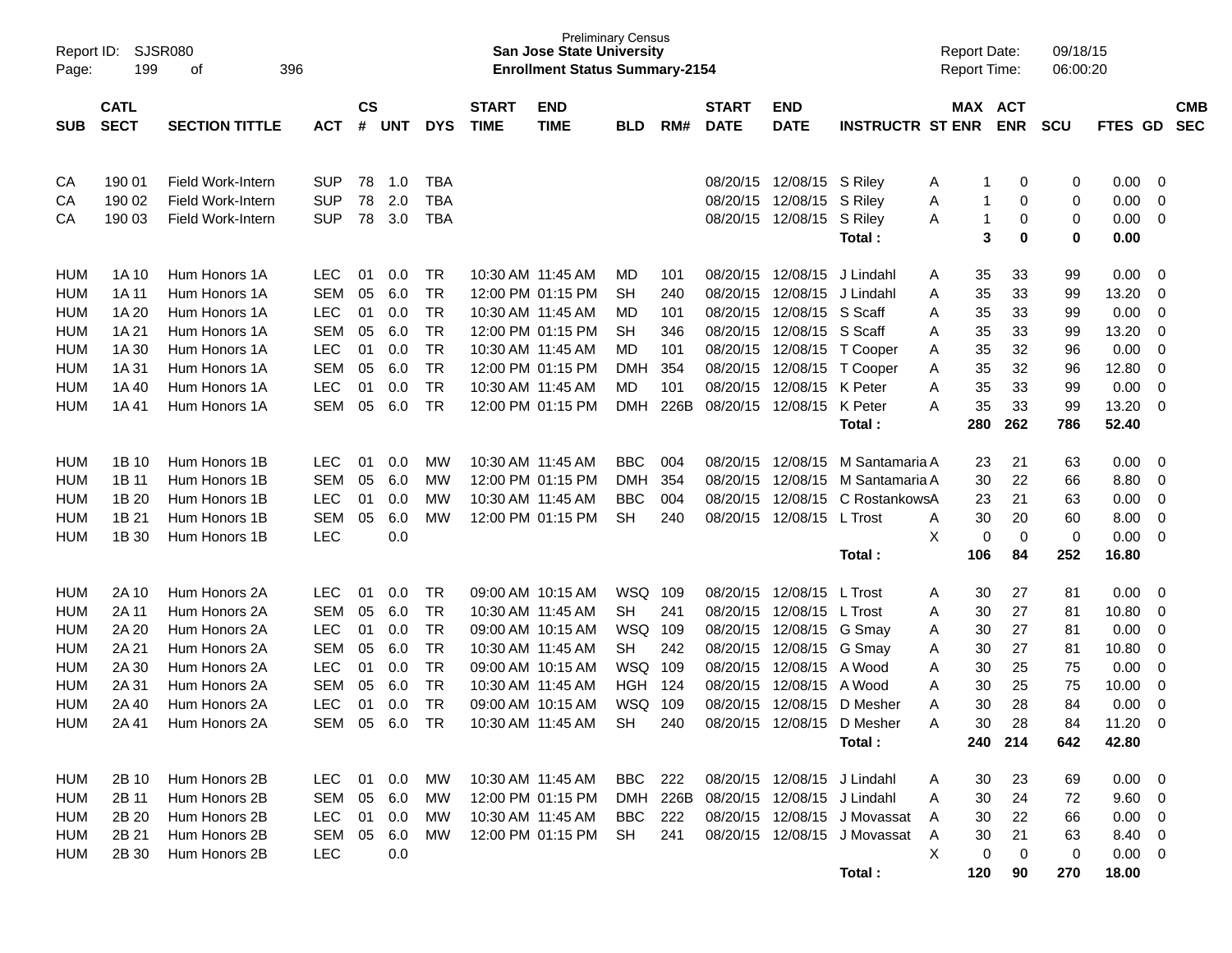Preliminary Census
**San Jose State University**
**Enrollment Status Summary-2154**

Report ID: SJSR080
Report Date: 09/18/15
Report Time: 06:00:20

| SUB | CATL SECT | SECTION TITTLE | ACT | CS # | UNT | DYS | START TIME | END TIME | BLD | RM# | START DATE | END DATE | INSTRUCTR | ST | MAX ENR | ACT ENR | SCU | FTES | GD | CMB SEC |
|---|---|---|---|---|---|---|---|---|---|---|---|---|---|---|---|---|---|---|---|---|
| CA | 190 01 | Field Work-Intern | SUP | 78 | 1.0 | TBA | | | | | 08/20/15 | 12/08/15 | S Riley | A | 1 | 0 | 0 | 0.00 | 0 | |
| CA | 190 02 | Field Work-Intern | SUP | 78 | 2.0 | TBA | | | | | 08/20/15 | 12/08/15 | S Riley | A | 1 | 0 | 0 | 0.00 | 0 | |
| CA | 190 03 | Field Work-Intern | SUP | 78 | 3.0 | TBA | | | | | 08/20/15 | 12/08/15 | S Riley | A | 1 | 0 | 0 | 0.00 | 0 | |
| | | | | | | | | | | | | | **Total :** | | **3** | **0** | **0** | **0.00** | | |
| HUM | 1A 10 | Hum Honors 1A | LEC | 01 | 0.0 | TR | 10:30 AM | 11:45 AM | MD | 101 | 08/20/15 | 12/08/15 | J Lindahl | A | 35 | 33 | 99 | 0.00 | 0 | |
| HUM | 1A 11 | Hum Honors 1A | SEM | 05 | 6.0 | TR | 12:00 PM | 01:15 PM | SH | 240 | 08/20/15 | 12/08/15 | J Lindahl | A | 35 | 33 | 99 | 13.20 | 0 | |
| HUM | 1A 20 | Hum Honors 1A | LEC | 01 | 0.0 | TR | 10:30 AM | 11:45 AM | MD | 101 | 08/20/15 | 12/08/15 | S Scaff | A | 35 | 33 | 99 | 0.00 | 0 | |
| HUM | 1A 21 | Hum Honors 1A | SEM | 05 | 6.0 | TR | 12:00 PM | 01:15 PM | SH | 346 | 08/20/15 | 12/08/15 | S Scaff | A | 35 | 33 | 99 | 13.20 | 0 | |
| HUM | 1A 30 | Hum Honors 1A | LEC | 01 | 0.0 | TR | 10:30 AM | 11:45 AM | MD | 101 | 08/20/15 | 12/08/15 | T Cooper | A | 35 | 32 | 96 | 0.00 | 0 | |
| HUM | 1A 31 | Hum Honors 1A | SEM | 05 | 6.0 | TR | 12:00 PM | 01:15 PM | DMH | 354 | 08/20/15 | 12/08/15 | T Cooper | A | 35 | 32 | 96 | 12.80 | 0 | |
| HUM | 1A 40 | Hum Honors 1A | LEC | 01 | 0.0 | TR | 10:30 AM | 11:45 AM | MD | 101 | 08/20/15 | 12/08/15 | K Peter | A | 35 | 33 | 99 | 0.00 | 0 | |
| HUM | 1A 41 | Hum Honors 1A | SEM | 05 | 6.0 | TR | 12:00 PM | 01:15 PM | DMH | 226B | 08/20/15 | 12/08/15 | K Peter | A | 35 | 33 | 99 | 13.20 | 0 | |
| | | | | | | | | | | | | | **Total :** | | **280** | **262** | **786** | **52.40** | | |
| HUM | 1B 10 | Hum Honors 1B | LEC | 01 | 0.0 | MW | 10:30 AM | 11:45 AM | BBC | 004 | 08/20/15 | 12/08/15 | M Santamaria | A | 23 | 21 | 63 | 0.00 | 0 | |
| HUM | 1B 11 | Hum Honors 1B | SEM | 05 | 6.0 | MW | 12:00 PM | 01:15 PM | DMH | 354 | 08/20/15 | 12/08/15 | M Santamaria | A | 30 | 22 | 66 | 8.80 | 0 | |
| HUM | 1B 20 | Hum Honors 1B | LEC | 01 | 0.0 | MW | 10:30 AM | 11:45 AM | BBC | 004 | 08/20/15 | 12/08/15 | C Rostankows | A | 23 | 21 | 63 | 0.00 | 0 | |
| HUM | 1B 21 | Hum Honors 1B | SEM | 05 | 6.0 | MW | 12:00 PM | 01:15 PM | SH | 240 | 08/20/15 | 12/08/15 | L Trost | A | 30 | 20 | 60 | 8.00 | 0 | |
| HUM | 1B 30 | Hum Honors 1B | LEC | | 0.0 | | | | | | | | | X | 0 | 0 | 0 | 0.00 | 0 | |
| | | | | | | | | | | | | | **Total :** | | **106** | **84** | **252** | **16.80** | | |
| HUM | 2A 10 | Hum Honors 2A | LEC | 01 | 0.0 | TR | 09:00 AM | 10:15 AM | WSQ | 109 | 08/20/15 | 12/08/15 | L Trost | A | 30 | 27 | 81 | 0.00 | 0 | |
| HUM | 2A 11 | Hum Honors 2A | SEM | 05 | 6.0 | TR | 10:30 AM | 11:45 AM | SH | 241 | 08/20/15 | 12/08/15 | L Trost | A | 30 | 27 | 81 | 10.80 | 0 | |
| HUM | 2A 20 | Hum Honors 2A | LEC | 01 | 0.0 | TR | 09:00 AM | 10:15 AM | WSQ | 109 | 08/20/15 | 12/08/15 | G Smay | A | 30 | 27 | 81 | 0.00 | 0 | |
| HUM | 2A 21 | Hum Honors 2A | SEM | 05 | 6.0 | TR | 10:30 AM | 11:45 AM | SH | 242 | 08/20/15 | 12/08/15 | G Smay | A | 30 | 27 | 81 | 10.80 | 0 | |
| HUM | 2A 30 | Hum Honors 2A | LEC | 01 | 0.0 | TR | 09:00 AM | 10:15 AM | WSQ | 109 | 08/20/15 | 12/08/15 | A Wood | A | 30 | 25 | 75 | 0.00 | 0 | |
| HUM | 2A 31 | Hum Honors 2A | SEM | 05 | 6.0 | TR | 10:30 AM | 11:45 AM | HGH | 124 | 08/20/15 | 12/08/15 | A Wood | A | 30 | 25 | 75 | 10.00 | 0 | |
| HUM | 2A 40 | Hum Honors 2A | LEC | 01 | 0.0 | TR | 09:00 AM | 10:15 AM | WSQ | 109 | 08/20/15 | 12/08/15 | D Mesher | A | 30 | 28 | 84 | 0.00 | 0 | |
| HUM | 2A 41 | Hum Honors 2A | SEM | 05 | 6.0 | TR | 10:30 AM | 11:45 AM | SH | 240 | 08/20/15 | 12/08/15 | D Mesher | A | 30 | 28 | 84 | 11.20 | 0 | |
| | | | | | | | | | | | | | **Total :** | | **240** | **214** | **642** | **42.80** | | |
| HUM | 2B 10 | Hum Honors 2B | LEC | 01 | 0.0 | MW | 10:30 AM | 11:45 AM | BBC | 222 | 08/20/15 | 12/08/15 | J Lindahl | A | 30 | 23 | 69 | 0.00 | 0 | |
| HUM | 2B 11 | Hum Honors 2B | SEM | 05 | 6.0 | MW | 12:00 PM | 01:15 PM | DMH | 226B | 08/20/15 | 12/08/15 | J Lindahl | A | 30 | 24 | 72 | 9.60 | 0 | |
| HUM | 2B 20 | Hum Honors 2B | LEC | 01 | 0.0 | MW | 10:30 AM | 11:45 AM | BBC | 222 | 08/20/15 | 12/08/15 | J Movassat | A | 30 | 22 | 66 | 0.00 | 0 | |
| HUM | 2B 21 | Hum Honors 2B | SEM | 05 | 6.0 | MW | 12:00 PM | 01:15 PM | SH | 241 | 08/20/15 | 12/08/15 | J Movassat | A | 30 | 21 | 63 | 8.40 | 0 | |
| HUM | 2B 30 | Hum Honors 2B | LEC | | 0.0 | | | | | | | | | X | 0 | 0 | 0 | 0.00 | 0 | |
| | | | | | | | | | | | | | **Total :** | | **120** | **90** | **270** | **18.00** | | |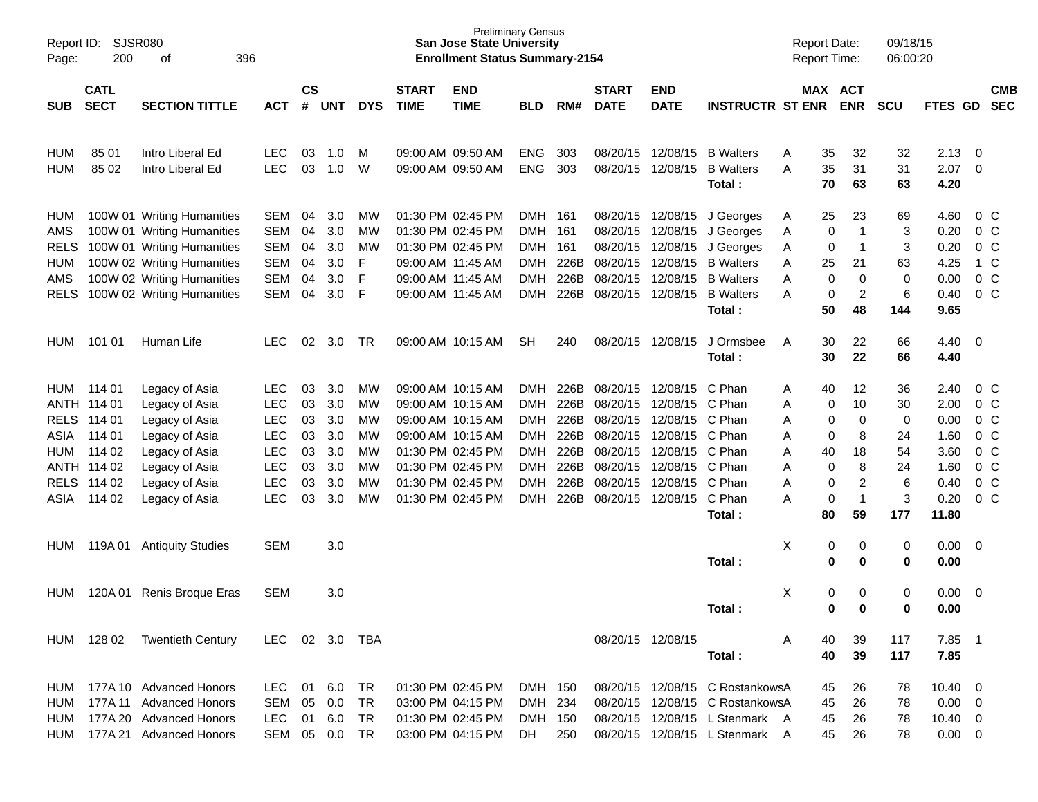Report ID: SJSR080
Page: 200 of 396

Preliminary Census
**San Jose State University**
**Enrollment Status Summary-2154**

Report Date: 09/18/15
Report Time: 06:00:20

| SUB | CATL SECT | SECTION TITTLE | ACT | CS # | UNT | DYS | START TIME | END TIME | BLD | RM# | START DATE | END DATE | INSTRUCTR | ST | MAX ENR | ACT ENR | SCU | FTES | GD | CMB SEC |
|---|---|---|---|---|---|---|---|---|---|---|---|---|---|---|---|---|---|---|---|---|
| HUM | 85 01 | Intro Liberal Ed | LEC | 03 | 1.0 | M | 09:00 AM | 09:50 AM | ENG | 303 | 08/20/15 | 12/08/15 | B Walters | A | 35 | 32 | 32 | 2.13 | 0 | |
| HUM | 85 02 | Intro Liberal Ed | LEC | 03 | 1.0 | W | 09:00 AM | 09:50 AM | ENG | 303 | 08/20/15 | 12/08/15 | B Walters | A | 35 | 31 | 31 | 2.07 | 0 | |
| | | | | | | | | | | | | | **Total :** | | **70** | **63** | **63** | **4.20** | | |
| HUM | 100W 01 | Writing Humanities | SEM | 04 | 3.0 | MW | 01:30 PM | 02:45 PM | DMH | 161 | 08/20/15 | 12/08/15 | J Georges | A | 25 | 23 | 69 | 4.60 | 0 | C |
| AMS | 100W 01 | Writing Humanities | SEM | 04 | 3.0 | MW | 01:30 PM | 02:45 PM | DMH | 161 | 08/20/15 | 12/08/15 | J Georges | A | 0 | 1 | 3 | 0.20 | 0 | C |
| RELS | 100W 01 | Writing Humanities | SEM | 04 | 3.0 | MW | 01:30 PM | 02:45 PM | DMH | 161 | 08/20/15 | 12/08/15 | J Georges | A | 0 | 1 | 3 | 0.20 | 0 | C |
| HUM | 100W 02 | Writing Humanities | SEM | 04 | 3.0 | F | 09:00 AM | 11:45 AM | DMH | 226B | 08/20/15 | 12/08/15 | B Walters | A | 25 | 21 | 63 | 4.25 | 1 | C |
| AMS | 100W 02 | Writing Humanities | SEM | 04 | 3.0 | F | 09:00 AM | 11:45 AM | DMH | 226B | 08/20/15 | 12/08/15 | B Walters | A | 0 | 0 | 0 | 0.00 | 0 | C |
| RELS | 100W 02 | Writing Humanities | SEM | 04 | 3.0 | F | 09:00 AM | 11:45 AM | DMH | 226B | 08/20/15 | 12/08/15 | B Walters | A | 0 | 2 | 6 | 0.40 | 0 | C |
| | | | | | | | | | | | | | **Total :** | | **50** | **48** | **144** | **9.65** | | |
| HUM | 101 01 | Human Life | LEC | 02 | 3.0 | TR | 09:00 AM | 10:15 AM | SH | 240 | 08/20/15 | 12/08/15 | J Ormsbee | A | 30 | 22 | 66 | 4.40 | 0 | |
| | | | | | | | | | | | | | **Total :** | | **30** | **22** | **66** | **4.40** | | |
| HUM | 114 01 | Legacy of Asia | LEC | 03 | 3.0 | MW | 09:00 AM | 10:15 AM | DMH | 226B | 08/20/15 | 12/08/15 | C Phan | A | 40 | 12 | 36 | 2.40 | 0 | C |
| ANTH | 114 01 | Legacy of Asia | LEC | 03 | 3.0 | MW | 09:00 AM | 10:15 AM | DMH | 226B | 08/20/15 | 12/08/15 | C Phan | A | 0 | 10 | 30 | 2.00 | 0 | C |
| RELS | 114 01 | Legacy of Asia | LEC | 03 | 3.0 | MW | 09:00 AM | 10:15 AM | DMH | 226B | 08/20/15 | 12/08/15 | C Phan | A | 0 | 0 | 0 | 0.00 | 0 | C |
| ASIA | 114 01 | Legacy of Asia | LEC | 03 | 3.0 | MW | 09:00 AM | 10:15 AM | DMH | 226B | 08/20/15 | 12/08/15 | C Phan | A | 0 | 8 | 24 | 1.60 | 0 | C |
| HUM | 114 02 | Legacy of Asia | LEC | 03 | 3.0 | MW | 01:30 PM | 02:45 PM | DMH | 226B | 08/20/15 | 12/08/15 | C Phan | A | 40 | 18 | 54 | 3.60 | 0 | C |
| ANTH | 114 02 | Legacy of Asia | LEC | 03 | 3.0 | MW | 01:30 PM | 02:45 PM | DMH | 226B | 08/20/15 | 12/08/15 | C Phan | A | 0 | 8 | 24 | 1.60 | 0 | C |
| RELS | 114 02 | Legacy of Asia | LEC | 03 | 3.0 | MW | 01:30 PM | 02:45 PM | DMH | 226B | 08/20/15 | 12/08/15 | C Phan | A | 0 | 2 | 6 | 0.40 | 0 | C |
| ASIA | 114 02 | Legacy of Asia | LEC | 03 | 3.0 | MW | 01:30 PM | 02:45 PM | DMH | 226B | 08/20/15 | 12/08/15 | C Phan | A | 0 | 1 | 3 | 0.20 | 0 | C |
| | | | | | | | | | | | | | **Total :** | | **80** | **59** | **177** | **11.80** | | |
| HUM | 119A 01 | Antiquity Studies | SEM | | 3.0 | | | | | | | | | X | 0 | 0 | 0 | 0.00 | 0 | |
| | | | | | | | | | | | | | **Total :** | | **0** | **0** | **0** | **0.00** | | |
| HUM | 120A 01 | Renis Broque Eras | SEM | | 3.0 | | | | | | | | | X | 0 | 0 | 0 | 0.00 | 0 | |
| | | | | | | | | | | | | | **Total :** | | **0** | **0** | **0** | **0.00** | | |
| HUM | 128 02 | Twentieth Century | LEC | 02 | 3.0 | TBA | | | | | 08/20/15 | 12/08/15 | | A | 40 | 39 | 117 | 7.85 | 1 | |
| | | | | | | | | | | | | | **Total :** | | **40** | **39** | **117** | **7.85** | | |
| HUM | 177A 10 | Advanced Honors | LEC | 01 | 6.0 | TR | 01:30 PM | 02:45 PM | DMH | 150 | 08/20/15 | 12/08/15 | C Rostankows | A | 45 | 26 | 78 | 10.40 | 0 | |
| HUM | 177A 11 | Advanced Honors | SEM | 05 | 0.0 | TR | 03:00 PM | 04:15 PM | DMH | 234 | 08/20/15 | 12/08/15 | C Rostankows | A | 45 | 26 | 78 | 0.00 | 0 | |
| HUM | 177A 20 | Advanced Honors | LEC | 01 | 6.0 | TR | 01:30 PM | 02:45 PM | DMH | 150 | 08/20/15 | 12/08/15 | L Stenmark | A | 45 | 26 | 78 | 10.40 | 0 | |
| HUM | 177A 21 | Advanced Honors | SEM | 05 | 0.0 | TR | 03:00 PM | 04:15 PM | DH | 250 | 08/20/15 | 12/08/15 | L Stenmark | A | 45 | 26 | 78 | 0.00 | 0 | |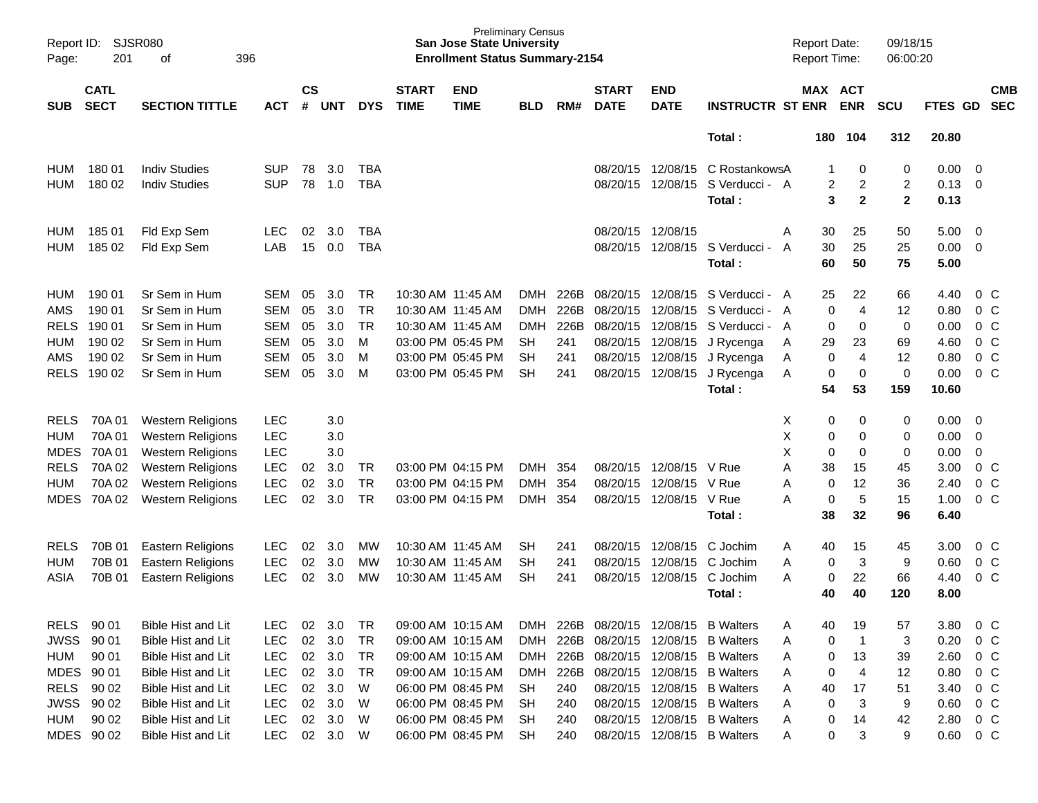Preliminary Census
**San Jose State University**
**Enrollment Status Summary-2154**

Report ID: SJSR080
Report Date: 09/18/15
Report Time: 06:00:20

| SUB | CATL SECT | SECTION TITTLE | ACT | CS # | UNT | DYS | START TIME | END TIME | BLD | RM# | START DATE | END DATE | INSTRUCTR | ST | MAX ENR | ACT ENR | SCU | FTES | GD | CMB SEC |
|---|---|---|---|---|---|---|---|---|---|---|---|---|---|---|---|---|---|---|---|---|
| | | | | | | | | | | | | | **Total :** | | **180** | **104** | **312** | **20.80** | | |
| HUM | 180 01 | Indiv Studies | SUP | 78 | 3.0 | TBA | | | | | 08/20/15 | 12/08/15 | C Rostankows | A | 1 | 0 | 0 | 0.00 | 0 | |
| HUM | 180 02 | Indiv Studies | SUP | 78 | 1.0 | TBA | | | | | 08/20/15 | 12/08/15 | S Verducci - | A | 2 | 2 | 2 | 0.13 | 0 | |
| | | | | | | | | | | | | | **Total :** | | **3** | **2** | **2** | **0.13** | | |
| HUM | 185 01 | Fld Exp Sem | LEC | 02 | 3.0 | TBA | | | | | 08/20/15 | 12/08/15 | | A | 30 | 25 | 50 | 5.00 | 0 | |
| HUM | 185 02 | Fld Exp Sem | LAB | 15 | 0.0 | TBA | | | | | 08/20/15 | 12/08/15 | S Verducci - | A | 30 | 25 | 25 | 0.00 | 0 | |
| | | | | | | | | | | | | | **Total :** | | **60** | **50** | **75** | **5.00** | | |
| HUM | 190 01 | Sr Sem in Hum | SEM | 05 | 3.0 | TR | 10:30 AM | 11:45 AM | DMH | 226B | 08/20/15 | 12/08/15 | S Verducci - | A | 25 | 22 | 66 | 4.40 | 0 | C |
| AMS | 190 01 | Sr Sem in Hum | SEM | 05 | 3.0 | TR | 10:30 AM | 11:45 AM | DMH | 226B | 08/20/15 | 12/08/15 | S Verducci - | A | 0 | 4 | 12 | 0.80 | 0 | C |
| RELS | 190 01 | Sr Sem in Hum | SEM | 05 | 3.0 | TR | 10:30 AM | 11:45 AM | DMH | 226B | 08/20/15 | 12/08/15 | S Verducci - | A | 0 | 0 | 0 | 0.00 | 0 | C |
| HUM | 190 02 | Sr Sem in Hum | SEM | 05 | 3.0 | M | 03:00 PM | 05:45 PM | SH | 241 | 08/20/15 | 12/08/15 | J Rycenga | A | 29 | 23 | 69 | 4.60 | 0 | C |
| AMS | 190 02 | Sr Sem in Hum | SEM | 05 | 3.0 | M | 03:00 PM | 05:45 PM | SH | 241 | 08/20/15 | 12/08/15 | J Rycenga | A | 0 | 4 | 12 | 0.80 | 0 | C |
| RELS | 190 02 | Sr Sem in Hum | SEM | 05 | 3.0 | M | 03:00 PM | 05:45 PM | SH | 241 | 08/20/15 | 12/08/15 | J Rycenga | A | 0 | 0 | 0 | 0.00 | 0 | C |
| | | | | | | | | | | | | | **Total :** | | **54** | **53** | **159** | **10.60** | | |
| RELS | 70A 01 | Western Religions | LEC | | 3.0 | | | | | | | | | X | 0 | 0 | 0 | 0.00 | 0 | |
| HUM | 70A 01 | Western Religions | LEC | | 3.0 | | | | | | | | | X | 0 | 0 | 0 | 0.00 | 0 | |
| MDES | 70A 01 | Western Religions | LEC | | 3.0 | | | | | | | | | X | 0 | 0 | 0 | 0.00 | 0 | |
| RELS | 70A 02 | Western Religions | LEC | 02 | 3.0 | TR | 03:00 PM | 04:15 PM | DMH | 354 | 08/20/15 | 12/08/15 | V Rue | A | 38 | 15 | 45 | 3.00 | 0 | C |
| HUM | 70A 02 | Western Religions | LEC | 02 | 3.0 | TR | 03:00 PM | 04:15 PM | DMH | 354 | 08/20/15 | 12/08/15 | V Rue | A | 0 | 12 | 36 | 2.40 | 0 | C |
| MDES | 70A 02 | Western Religions | LEC | 02 | 3.0 | TR | 03:00 PM | 04:15 PM | DMH | 354 | 08/20/15 | 12/08/15 | V Rue | A | 0 | 5 | 15 | 1.00 | 0 | C |
| | | | | | | | | | | | | | **Total :** | | **38** | **32** | **96** | **6.40** | | |
| RELS | 70B 01 | Eastern Religions | LEC | 02 | 3.0 | MW | 10:30 AM | 11:45 AM | SH | 241 | 08/20/15 | 12/08/15 | C Jochim | A | 40 | 15 | 45 | 3.00 | 0 | C |
| HUM | 70B 01 | Eastern Religions | LEC | 02 | 3.0 | MW | 10:30 AM | 11:45 AM | SH | 241 | 08/20/15 | 12/08/15 | C Jochim | A | 0 | 3 | 9 | 0.60 | 0 | C |
| ASIA | 70B 01 | Eastern Religions | LEC | 02 | 3.0 | MW | 10:30 AM | 11:45 AM | SH | 241 | 08/20/15 | 12/08/15 | C Jochim | A | 0 | 22 | 66 | 4.40 | 0 | C |
| | | | | | | | | | | | | | **Total :** | | **40** | **40** | **120** | **8.00** | | |
| RELS | 90 01 | Bible Hist and Lit | LEC | 02 | 3.0 | TR | 09:00 AM | 10:15 AM | DMH | 226B | 08/20/15 | 12/08/15 | B Walters | A | 40 | 19 | 57 | 3.80 | 0 | C |
| JWSS | 90 01 | Bible Hist and Lit | LEC | 02 | 3.0 | TR | 09:00 AM | 10:15 AM | DMH | 226B | 08/20/15 | 12/08/15 | B Walters | A | 0 | 1 | 3 | 0.20 | 0 | C |
| HUM | 90 01 | Bible Hist and Lit | LEC | 02 | 3.0 | TR | 09:00 AM | 10:15 AM | DMH | 226B | 08/20/15 | 12/08/15 | B Walters | A | 0 | 13 | 39 | 2.60 | 0 | C |
| MDES | 90 01 | Bible Hist and Lit | LEC | 02 | 3.0 | TR | 09:00 AM | 10:15 AM | DMH | 226B | 08/20/15 | 12/08/15 | B Walters | A | 0 | 4 | 12 | 0.80 | 0 | C |
| RELS | 90 02 | Bible Hist and Lit | LEC | 02 | 3.0 | W | 06:00 PM | 08:45 PM | SH | 240 | 08/20/15 | 12/08/15 | B Walters | A | 40 | 17 | 51 | 3.40 | 0 | C |
| JWSS | 90 02 | Bible Hist and Lit | LEC | 02 | 3.0 | W | 06:00 PM | 08:45 PM | SH | 240 | 08/20/15 | 12/08/15 | B Walters | A | 0 | 3 | 9 | 0.60 | 0 | C |
| HUM | 90 02 | Bible Hist and Lit | LEC | 02 | 3.0 | W | 06:00 PM | 08:45 PM | SH | 240 | 08/20/15 | 12/08/15 | B Walters | A | 0 | 14 | 42 | 2.80 | 0 | C |
| MDES | 90 02 | Bible Hist and Lit | LEC | 02 | 3.0 | W | 06:00 PM | 08:45 PM | SH | 240 | 08/20/15 | 12/08/15 | B Walters | A | 0 | 3 | 9 | 0.60 | 0 | C |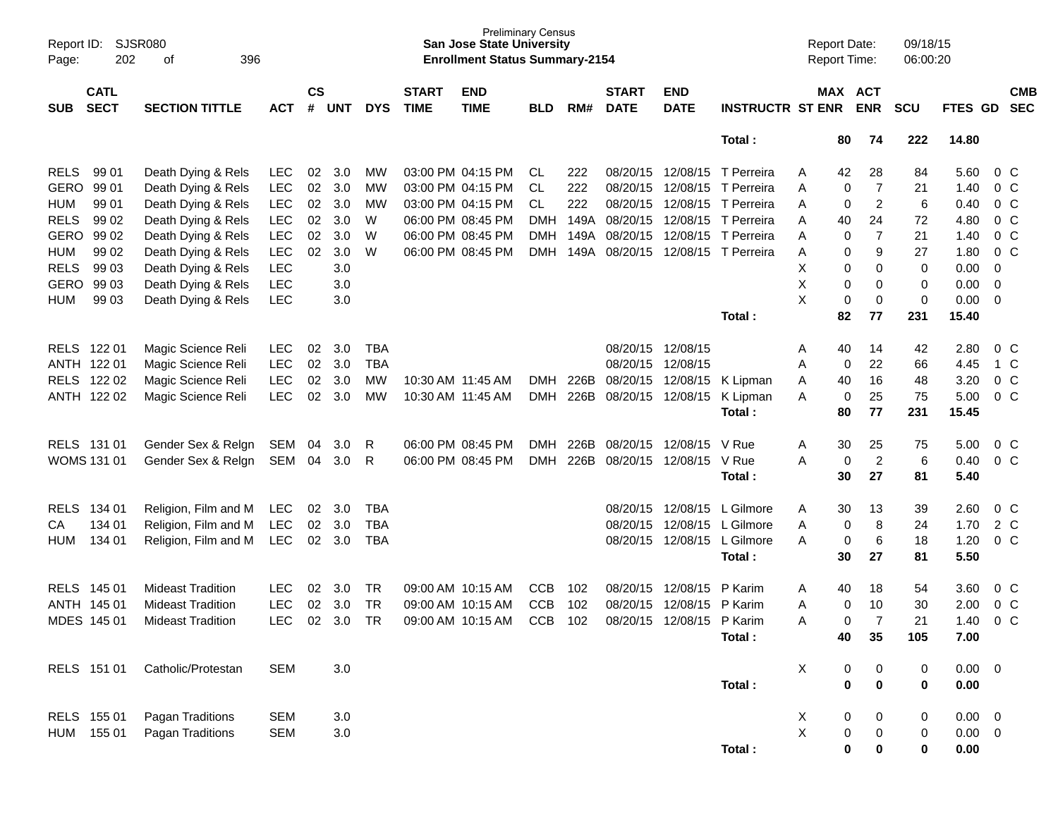Preliminary Census
**San Jose State University**
**Enrollment Status Summary-2154**

Report ID: SJSR080
Report Date: 09/18/15
Report Time: 06:00:20

| SUB | CATL SECT | SECTION TITTLE | ACT | CS # | UNT | DYS | START TIME | END TIME | BLD | RM# | START DATE | END DATE | INSTRUCTR | ST | MAX ENR | ACT ENR | SCU | FTES | GD | CMB SEC |
|---|---|---|---|---|---|---|---|---|---|---|---|---|---|---|---|---|---|---|---|---|
| | | | | | | | | | | | | | **Total :** | | **80** | **74** | **222** | **14.80** | | |
| RELS | 99 01 | Death Dying & Rels | LEC | 02 | 3.0 | MW | 03:00 PM | 04:15 PM | CL | 222 | 08/20/15 | 12/08/15 | T Perreira | A | 42 | 28 | 84 | 5.60 | 0 | C |
| GERO | 99 01 | Death Dying & Rels | LEC | 02 | 3.0 | MW | 03:00 PM | 04:15 PM | CL | 222 | 08/20/15 | 12/08/15 | T Perreira | A | 0 | 7 | 21 | 1.40 | 0 | C |
| HUM | 99 01 | Death Dying & Rels | LEC | 02 | 3.0 | MW | 03:00 PM | 04:15 PM | CL | 222 | 08/20/15 | 12/08/15 | T Perreira | A | 0 | 2 | 6 | 0.40 | 0 | C |
| RELS | 99 02 | Death Dying & Rels | LEC | 02 | 3.0 | W | 06:00 PM | 08:45 PM | DMH | 149A | 08/20/15 | 12/08/15 | T Perreira | A | 40 | 24 | 72 | 4.80 | 0 | C |
| GERO | 99 02 | Death Dying & Rels | LEC | 02 | 3.0 | W | 06:00 PM | 08:45 PM | DMH | 149A | 08/20/15 | 12/08/15 | T Perreira | A | 0 | 7 | 21 | 1.40 | 0 | C |
| HUM | 99 02 | Death Dying & Rels | LEC | 02 | 3.0 | W | 06:00 PM | 08:45 PM | DMH | 149A | 08/20/15 | 12/08/15 | T Perreira | A | 0 | 9 | 27 | 1.80 | 0 | C |
| RELS | 99 03 | Death Dying & Rels | LEC | | 3.0 | | | | | | | | | X | 0 | 0 | 0 | 0.00 | 0 | |
| GERO | 99 03 | Death Dying & Rels | LEC | | 3.0 | | | | | | | | | X | 0 | 0 | 0 | 0.00 | 0 | |
| HUM | 99 03 | Death Dying & Rels | LEC | | 3.0 | | | | | | | | | X | 0 | 0 | 0 | 0.00 | 0 | |
| | | | | | | | | | | | | | **Total :** | | **82** | **77** | **231** | **15.40** | | |
| RELS | 122 01 | Magic Science Reli | LEC | 02 | 3.0 | TBA | | | | | 08/20/15 | 12/08/15 | | A | 40 | 14 | 42 | 2.80 | 0 | C |
| ANTH | 122 01 | Magic Science Reli | LEC | 02 | 3.0 | TBA | | | | | 08/20/15 | 12/08/15 | | A | 0 | 22 | 66 | 4.45 | 1 | C |
| RELS | 122 02 | Magic Science Reli | LEC | 02 | 3.0 | MW | 10:30 AM | 11:45 AM | DMH | 226B | 08/20/15 | 12/08/15 | K Lipman | A | 40 | 16 | 48 | 3.20 | 0 | C |
| ANTH | 122 02 | Magic Science Reli | LEC | 02 | 3.0 | MW | 10:30 AM | 11:45 AM | DMH | 226B | 08/20/15 | 12/08/15 | K Lipman | A | 0 | 25 | 75 | 5.00 | 0 | C |
| | | | | | | | | | | | | | **Total :** | | **80** | **77** | **231** | **15.45** | | |
| RELS | 131 01 | Gender Sex & Relgn | SEM | 04 | 3.0 | R | 06:00 PM | 08:45 PM | DMH | 226B | 08/20/15 | 12/08/15 | V Rue | A | 30 | 25 | 75 | 5.00 | 0 | C |
| WOMS | 131 01 | Gender Sex & Relgn | SEM | 04 | 3.0 | R | 06:00 PM | 08:45 PM | DMH | 226B | 08/20/15 | 12/08/15 | V Rue | A | 0 | 2 | 6 | 0.40 | 0 | C |
| | | | | | | | | | | | | | **Total :** | | **30** | **27** | **81** | **5.40** | | |
| RELS | 134 01 | Religion, Film and M | LEC | 02 | 3.0 | TBA | | | | | 08/20/15 | 12/08/15 | L Gilmore | A | 30 | 13 | 39 | 2.60 | 0 | C |
| CA | 134 01 | Religion, Film and M | LEC | 02 | 3.0 | TBA | | | | | 08/20/15 | 12/08/15 | L Gilmore | A | 0 | 8 | 24 | 1.70 | 2 | C |
| HUM | 134 01 | Religion, Film and M | LEC | 02 | 3.0 | TBA | | | | | 08/20/15 | 12/08/15 | L Gilmore | A | 0 | 6 | 18 | 1.20 | 0 | C |
| | | | | | | | | | | | | | **Total :** | | **30** | **27** | **81** | **5.50** | | |
| RELS | 145 01 | Mideast Tradition | LEC | 02 | 3.0 | TR | 09:00 AM | 10:15 AM | CCB | 102 | 08/20/15 | 12/08/15 | P Karim | A | 40 | 18 | 54 | 3.60 | 0 | C |
| ANTH | 145 01 | Mideast Tradition | LEC | 02 | 3.0 | TR | 09:00 AM | 10:15 AM | CCB | 102 | 08/20/15 | 12/08/15 | P Karim | A | 0 | 10 | 30 | 2.00 | 0 | C |
| MDES | 145 01 | Mideast Tradition | LEC | 02 | 3.0 | TR | 09:00 AM | 10:15 AM | CCB | 102 | 08/20/15 | 12/08/15 | P Karim | A | 0 | 7 | 21 | 1.40 | 0 | C |
| | | | | | | | | | | | | | **Total :** | | **40** | **35** | **105** | **7.00** | | |
| RELS | 151 01 | Catholic/Protestan | SEM | | 3.0 | | | | | | | | | X | 0 | 0 | 0 | 0.00 | 0 | |
| | | | | | | | | | | | | | **Total :** | | **0** | **0** | **0** | **0.00** | | |
| RELS | 155 01 | Pagan Traditions | SEM | | 3.0 | | | | | | | | | X | 0 | 0 | 0 | 0.00 | 0 | |
| HUM | 155 01 | Pagan Traditions | SEM | | 3.0 | | | | | | | | | X | 0 | 0 | 0 | 0.00 | 0 | |
| | | | | | | | | | | | | | **Total :** | | **0** | **0** | **0** | **0.00** | | |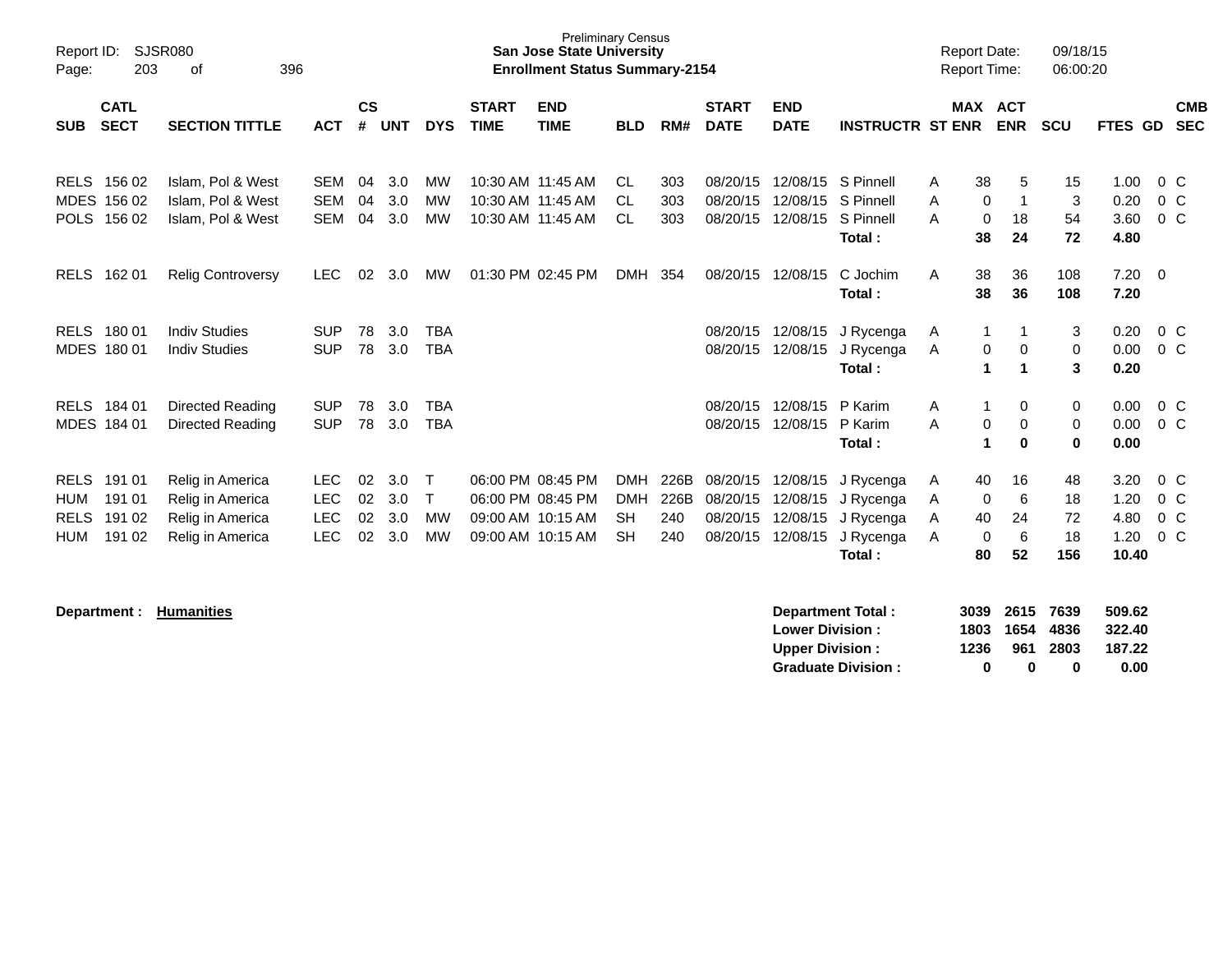Report ID: SJSR080
Page: 203 of 396

Preliminary Census
**San Jose State University**
**Enrollment Status Summary-2154**

Report Date: 09/18/15
Report Time: 06:00:20

| SUB | CATL SECT | SECTION TITTLE | ACT | CS # | UNT | DYS | START TIME | END TIME | BLD | RM# | START DATE | END DATE | INSTRUCTR | ST | MAX ENR | ACT ENR | SCU | FTES | GD | CMB SEC |
|---|---|---|---|---|---|---|---|---|---|---|---|---|---|---|---|---|---|---|---|---|
| RELS | 156 02 | Islam, Pol & West | SEM | 04 | 3.0 | MW | 10:30 AM | 11:45 AM | CL | 303 | 08/20/15 | 12/08/15 | S Pinnell | A | 38 | 5 | 15 | 1.00 | 0 | C |
| MDES | 156 02 | Islam, Pol & West | SEM | 04 | 3.0 | MW | 10:30 AM | 11:45 AM | CL | 303 | 08/20/15 | 12/08/15 | S Pinnell | A | 0 | 1 | 3 | 0.20 | 0 | C |
| POLS | 156 02 | Islam, Pol & West | SEM | 04 | 3.0 | MW | 10:30 AM | 11:45 AM | CL | 303 | 08/20/15 | 12/08/15 | S Pinnell | A | 0 | 18 | 54 | 3.60 | 0 | C |
| | | | | | | | | | | | | | **Total :** | | **38** | **24** | **72** | **4.80** | | |
| RELS | 162 01 | Relig Controversy | LEC | 02 | 3.0 | MW | 01:30 PM | 02:45 PM | DMH | 354 | 08/20/15 | 12/08/15 | C Jochim | A | 38 | 36 | 108 | 7.20 | 0 | |
| | | | | | | | | | | | | | **Total :** | | **38** | **36** | **108** | **7.20** | | |
| RELS | 180 01 | Indiv Studies | SUP | 78 | 3.0 | TBA | | | | | 08/20/15 | 12/08/15 | J Rycenga | A | 1 | 1 | 3 | 0.20 | 0 | C |
| MDES | 180 01 | Indiv Studies | SUP | 78 | 3.0 | TBA | | | | | 08/20/15 | 12/08/15 | J Rycenga | A | 0 | 0 | 0 | 0.00 | 0 | C |
| | | | | | | | | | | | | | **Total :** | | **1** | **1** | **3** | **0.20** | | |
| RELS | 184 01 | Directed Reading | SUP | 78 | 3.0 | TBA | | | | | 08/20/15 | 12/08/15 | P Karim | A | 1 | 0 | 0 | 0.00 | 0 | C |
| MDES | 184 01 | Directed Reading | SUP | 78 | 3.0 | TBA | | | | | 08/20/15 | 12/08/15 | P Karim | A | 0 | 0 | 0 | 0.00 | 0 | C |
| | | | | | | | | | | | | | **Total :** | | **1** | **0** | **0** | **0.00** | | |
| RELS | 191 01 | Relig in America | LEC | 02 | 3.0 | T | 06:00 PM | 08:45 PM | DMH | 226B | 08/20/15 | 12/08/15 | J Rycenga | A | 40 | 16 | 48 | 3.20 | 0 | C |
| HUM | 191 01 | Relig in America | LEC | 02 | 3.0 | T | 06:00 PM | 08:45 PM | DMH | 226B | 08/20/15 | 12/08/15 | J Rycenga | A | 0 | 6 | 18 | 1.20 | 0 | C |
| RELS | 191 02 | Relig in America | LEC | 02 | 3.0 | MW | 09:00 AM | 10:15 AM | SH | 240 | 08/20/15 | 12/08/15 | J Rycenga | A | 40 | 24 | 72 | 4.80 | 0 | C |
| HUM | 191 02 | Relig in America | LEC | 02 | 3.0 | MW | 09:00 AM | 10:15 AM | SH | 240 | 08/20/15 | 12/08/15 | J Rycenga | A | 0 | 6 | 18 | 1.20 | 0 | C |
| | | | | | | | | | | | | | **Total :** | | **80** | **52** | **156** | **10.40** | | |

**Department : Humanities**

| | MAX ENR | ACT ENR | SCU | FTES |
|---|---|---|---|---|
| **Department Total :** | **3039** | **2615** | **7639** | **509.62** |
| **Lower Division :** | **1803** | **1654** | **4836** | **322.40** |
| **Upper Division :** | **1236** | **961** | **2803** | **187.22** |
| **Graduate Division :** | **0** | **0** | **0** | **0.00** |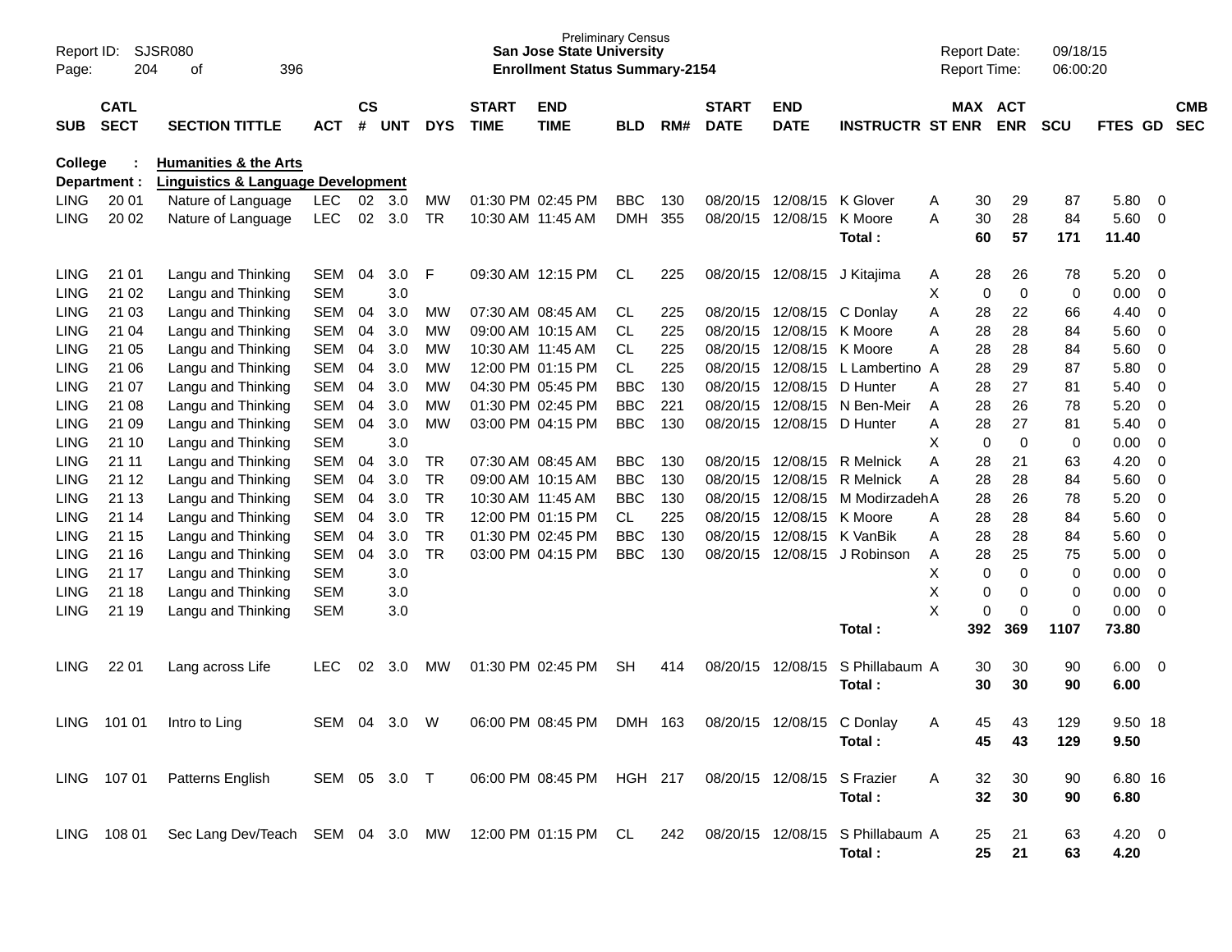Report ID: SJSR080
Page: 204 of 396

**Preliminary Census**
**San Jose State University**
**Enrollment Status Summary-2154**

Report Date: 09/18/15
Report Time: 06:00:20

| SUB | CATL SECT | SECTION TITTLE | ACT | CS # | UNT | DYS | START TIME | END TIME | BLD | RM# | START DATE | END DATE | INSTRUCTR | ST | MAX ENR | ACT ENR | SCU | FTES | GD | CMB SEC |
|---|---|---|---|---|---|---|---|---|---|---|---|---|---|---|---|---|---|---|---|---|
| **College :** | | **Humanities & the Arts** | | | | | | | | | | | | | | | | | | |
| **Department :** | | **Linguistics & Language Development** | | | | | | | | | | | | | | | | | | |
| LING | 20 01 | Nature of Language | LEC | 02 | 3.0 | MW | 01:30 PM | 02:45 PM | BBC | 130 | 08/20/15 | 12/08/15 | K Glover | A | 30 | 29 | 87 | 5.80 | 0 | |
| LING | 20 02 | Nature of Language | LEC | 02 | 3.0 | TR | 10:30 AM | 11:45 AM | DMH | 355 | 08/20/15 | 12/08/15 | K Moore | A | 30 | 28 | 84 | 5.60 | 0 | |
| | | | | | | | | | | | | | **Total :** | | **60** | **57** | **171** | **11.40** | | |
| LING | 21 01 | Langu and Thinking | SEM | 04 | 3.0 | F | 09:30 AM | 12:15 PM | CL | 225 | 08/20/15 | 12/08/15 | J Kitajima | A | 28 | 26 | 78 | 5.20 | 0 | |
| LING | 21 02 | Langu and Thinking | SEM | | 3.0 | | | | | | | | | X | 0 | 0 | 0 | 0.00 | 0 | |
| LING | 21 03 | Langu and Thinking | SEM | 04 | 3.0 | MW | 07:30 AM | 08:45 AM | CL | 225 | 08/20/15 | 12/08/15 | C Donlay | A | 28 | 22 | 66 | 4.40 | 0 | |
| LING | 21 04 | Langu and Thinking | SEM | 04 | 3.0 | MW | 09:00 AM | 10:15 AM | CL | 225 | 08/20/15 | 12/08/15 | K Moore | A | 28 | 28 | 84 | 5.60 | 0 | |
| LING | 21 05 | Langu and Thinking | SEM | 04 | 3.0 | MW | 10:30 AM | 11:45 AM | CL | 225 | 08/20/15 | 12/08/15 | K Moore | A | 28 | 28 | 84 | 5.60 | 0 | |
| LING | 21 06 | Langu and Thinking | SEM | 04 | 3.0 | MW | 12:00 PM | 01:15 PM | CL | 225 | 08/20/15 | 12/08/15 | L Lambertino | A | 28 | 29 | 87 | 5.80 | 0 | |
| LING | 21 07 | Langu and Thinking | SEM | 04 | 3.0 | MW | 04:30 PM | 05:45 PM | BBC | 130 | 08/20/15 | 12/08/15 | D Hunter | A | 28 | 27 | 81 | 5.40 | 0 | |
| LING | 21 08 | Langu and Thinking | SEM | 04 | 3.0 | MW | 01:30 PM | 02:45 PM | BBC | 221 | 08/20/15 | 12/08/15 | N Ben-Meir | A | 28 | 26 | 78 | 5.20 | 0 | |
| LING | 21 09 | Langu and Thinking | SEM | 04 | 3.0 | MW | 03:00 PM | 04:15 PM | BBC | 130 | 08/20/15 | 12/08/15 | D Hunter | A | 28 | 27 | 81 | 5.40 | 0 | |
| LING | 21 10 | Langu and Thinking | SEM | | 3.0 | | | | | | | | | X | 0 | 0 | 0 | 0.00 | 0 | |
| LING | 21 11 | Langu and Thinking | SEM | 04 | 3.0 | TR | 07:30 AM | 08:45 AM | BBC | 130 | 08/20/15 | 12/08/15 | R Melnick | A | 28 | 21 | 63 | 4.20 | 0 | |
| LING | 21 12 | Langu and Thinking | SEM | 04 | 3.0 | TR | 09:00 AM | 10:15 AM | BBC | 130 | 08/20/15 | 12/08/15 | R Melnick | A | 28 | 28 | 84 | 5.60 | 0 | |
| LING | 21 13 | Langu and Thinking | SEM | 04 | 3.0 | TR | 10:30 AM | 11:45 AM | BBC | 130 | 08/20/15 | 12/08/15 | M Modirzadeh | A | 28 | 26 | 78 | 5.20 | 0 | |
| LING | 21 14 | Langu and Thinking | SEM | 04 | 3.0 | TR | 12:00 PM | 01:15 PM | CL | 225 | 08/20/15 | 12/08/15 | K Moore | A | 28 | 28 | 84 | 5.60 | 0 | |
| LING | 21 15 | Langu and Thinking | SEM | 04 | 3.0 | TR | 01:30 PM | 02:45 PM | BBC | 130 | 08/20/15 | 12/08/15 | K VanBik | A | 28 | 28 | 84 | 5.60 | 0 | |
| LING | 21 16 | Langu and Thinking | SEM | 04 | 3.0 | TR | 03:00 PM | 04:15 PM | BBC | 130 | 08/20/15 | 12/08/15 | J Robinson | A | 28 | 25 | 75 | 5.00 | 0 | |
| LING | 21 17 | Langu and Thinking | SEM | | 3.0 | | | | | | | | | X | 0 | 0 | 0 | 0.00 | 0 | |
| LING | 21 18 | Langu and Thinking | SEM | | 3.0 | | | | | | | | | X | 0 | 0 | 0 | 0.00 | 0 | |
| LING | 21 19 | Langu and Thinking | SEM | | 3.0 | | | | | | | | | X | 0 | 0 | 0 | 0.00 | 0 | |
| | | | | | | | | | | | | | **Total :** | | **392** | **369** | **1107** | **73.80** | | |
| LING | 22 01 | Lang across Life | LEC | 02 | 3.0 | MW | 01:30 PM | 02:45 PM | SH | 414 | 08/20/15 | 12/08/15 | S Phillabaum | A | 30 | 30 | 90 | 6.00 | 0 | |
| | | | | | | | | | | | | | **Total :** | | **30** | **30** | **90** | **6.00** | | |
| LING | 101 01 | Intro to Ling | SEM | 04 | 3.0 | W | 06:00 PM | 08:45 PM | DMH | 163 | 08/20/15 | 12/08/15 | C Donlay | A | 45 | 43 | 129 | 9.50 | 18 | |
| | | | | | | | | | | | | | **Total :** | | **45** | **43** | **129** | **9.50** | | |
| LING | 107 01 | Patterns English | SEM | 05 | 3.0 | T | 06:00 PM | 08:45 PM | HGH | 217 | 08/20/15 | 12/08/15 | S Frazier | A | 32 | 30 | 90 | 6.80 | 16 | |
| | | | | | | | | | | | | | **Total :** | | **32** | **30** | **90** | **6.80** | | |
| LING | 108 01 | Sec Lang Dev/Teach | SEM | 04 | 3.0 | MW | 12:00 PM | 01:15 PM | CL | 242 | 08/20/15 | 12/08/15 | S Phillabaum | A | 25 | 21 | 63 | 4.20 | 0 | |
| | | | | | | | | | | | | | **Total :** | | **25** | **21** | **63** | **4.20** | | |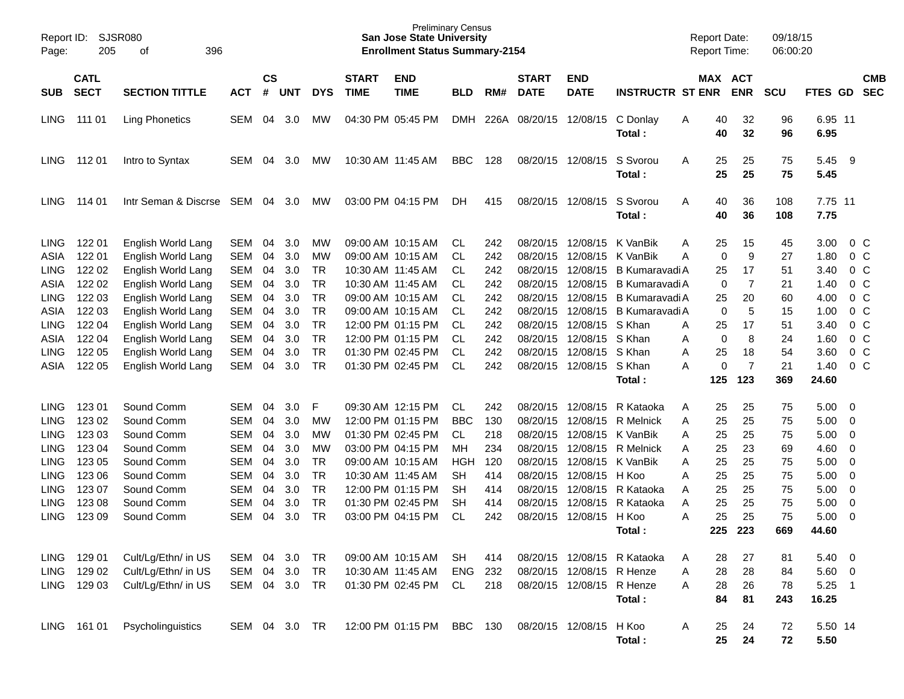Preliminary Census
**San Jose State University**
**Enrollment Status Summary-2154**

Report ID: SJSR080
Report Date: 09/18/15
Report Time: 06:00:20

| SUB | CATL SECT | SECTION TITTLE | ACT | CS # | UNT | DYS | START TIME | END TIME | BLD | RM# | START DATE | END DATE | INSTRUCTR | ST | MAX ENR | ACT ENR | SCU | FTES | GD | CMB SEC |
|---|---|---|---|---|---|---|---|---|---|---|---|---|---|---|---|---|---|---|---|---|
| LING | 111 01 | Ling Phonetics | SEM | 04 | 3.0 | MW | 04:30 PM | 05:45 PM | DMH | 226A | 08/20/15 | 12/08/15 | C Donlay | A | 40 | 32 | 96 | 6.95 | 11 | |
| | | | | | | | | | | | | | **Total :** | | **40** | **32** | **96** | **6.95** | | |
| LING | 112 01 | Intro to Syntax | SEM | 04 | 3.0 | MW | 10:30 AM | 11:45 AM | BBC | 128 | 08/20/15 | 12/08/15 | S Svorou | A | 25 | 25 | 75 | 5.45 | 9 | |
| | | | | | | | | | | | | | **Total :** | | **25** | **25** | **75** | **5.45** | | |
| LING | 114 01 | Intr Seman & Discrse | SEM | 04 | 3.0 | MW | 03:00 PM | 04:15 PM | DH | 415 | 08/20/15 | 12/08/15 | S Svorou | A | 40 | 36 | 108 | 7.75 | 11 | |
| | | | | | | | | | | | | | **Total :** | | **40** | **36** | **108** | **7.75** | | |
| LING | 122 01 | English World Lang | SEM | 04 | 3.0 | MW | 09:00 AM | 10:15 AM | CL | 242 | 08/20/15 | 12/08/15 | K VanBik | A | 25 | 15 | 45 | 3.00 | 0 | C |
| ASIA | 122 01 | English World Lang | SEM | 04 | 3.0 | MW | 09:00 AM | 10:15 AM | CL | 242 | 08/20/15 | 12/08/15 | K VanBik | A | 0 | 9 | 27 | 1.80 | 0 | C |
| LING | 122 02 | English World Lang | SEM | 04 | 3.0 | TR | 10:30 AM | 11:45 AM | CL | 242 | 08/20/15 | 12/08/15 | B Kumaravadi | A | 25 | 17 | 51 | 3.40 | 0 | C |
| ASIA | 122 02 | English World Lang | SEM | 04 | 3.0 | TR | 10:30 AM | 11:45 AM | CL | 242 | 08/20/15 | 12/08/15 | B Kumaravadi | A | 0 | 7 | 21 | 1.40 | 0 | C |
| LING | 122 03 | English World Lang | SEM | 04 | 3.0 | TR | 09:00 AM | 10:15 AM | CL | 242 | 08/20/15 | 12/08/15 | B Kumaravadi | A | 25 | 20 | 60 | 4.00 | 0 | C |
| ASIA | 122 03 | English World Lang | SEM | 04 | 3.0 | TR | 09:00 AM | 10:15 AM | CL | 242 | 08/20/15 | 12/08/15 | B Kumaravadi | A | 0 | 5 | 15 | 1.00 | 0 | C |
| LING | 122 04 | English World Lang | SEM | 04 | 3.0 | TR | 12:00 PM | 01:15 PM | CL | 242 | 08/20/15 | 12/08/15 | S Khan | A | 25 | 17 | 51 | 3.40 | 0 | C |
| ASIA | 122 04 | English World Lang | SEM | 04 | 3.0 | TR | 12:00 PM | 01:15 PM | CL | 242 | 08/20/15 | 12/08/15 | S Khan | A | 0 | 8 | 24 | 1.60 | 0 | C |
| LING | 122 05 | English World Lang | SEM | 04 | 3.0 | TR | 01:30 PM | 02:45 PM | CL | 242 | 08/20/15 | 12/08/15 | S Khan | A | 25 | 18 | 54 | 3.60 | 0 | C |
| ASIA | 122 05 | English World Lang | SEM | 04 | 3.0 | TR | 01:30 PM | 02:45 PM | CL | 242 | 08/20/15 | 12/08/15 | S Khan | A | 0 | 7 | 21 | 1.40 | 0 | C |
| | | | | | | | | | | | | | **Total :** | | **125** | **123** | **369** | **24.60** | | |
| LING | 123 01 | Sound Comm | SEM | 04 | 3.0 | F | 09:30 AM | 12:15 PM | CL | 242 | 08/20/15 | 12/08/15 | R Kataoka | A | 25 | 25 | 75 | 5.00 | 0 | |
| LING | 123 02 | Sound Comm | SEM | 04 | 3.0 | MW | 12:00 PM | 01:15 PM | BBC | 130 | 08/20/15 | 12/08/15 | R Melnick | A | 25 | 25 | 75 | 5.00 | 0 | |
| LING | 123 03 | Sound Comm | SEM | 04 | 3.0 | MW | 01:30 PM | 02:45 PM | CL | 218 | 08/20/15 | 12/08/15 | K VanBik | A | 25 | 25 | 75 | 5.00 | 0 | |
| LING | 123 04 | Sound Comm | SEM | 04 | 3.0 | MW | 03:00 PM | 04:15 PM | MH | 234 | 08/20/15 | 12/08/15 | R Melnick | A | 25 | 23 | 69 | 4.60 | 0 | |
| LING | 123 05 | Sound Comm | SEM | 04 | 3.0 | TR | 09:00 AM | 10:15 AM | HGH | 120 | 08/20/15 | 12/08/15 | K VanBik | A | 25 | 25 | 75 | 5.00 | 0 | |
| LING | 123 06 | Sound Comm | SEM | 04 | 3.0 | TR | 10:30 AM | 11:45 AM | SH | 414 | 08/20/15 | 12/08/15 | H Koo | A | 25 | 25 | 75 | 5.00 | 0 | |
| LING | 123 07 | Sound Comm | SEM | 04 | 3.0 | TR | 12:00 PM | 01:15 PM | SH | 414 | 08/20/15 | 12/08/15 | R Kataoka | A | 25 | 25 | 75 | 5.00 | 0 | |
| LING | 123 08 | Sound Comm | SEM | 04 | 3.0 | TR | 01:30 PM | 02:45 PM | SH | 414 | 08/20/15 | 12/08/15 | R Kataoka | A | 25 | 25 | 75 | 5.00 | 0 | |
| LING | 123 09 | Sound Comm | SEM | 04 | 3.0 | TR | 03:00 PM | 04:15 PM | CL | 242 | 08/20/15 | 12/08/15 | H Koo | A | 25 | 25 | 75 | 5.00 | 0 | |
| | | | | | | | | | | | | | **Total :** | | **225** | **223** | **669** | **44.60** | | |
| LING | 129 01 | Cult/Lg/Ethn/ in US | SEM | 04 | 3.0 | TR | 09:00 AM | 10:15 AM | SH | 414 | 08/20/15 | 12/08/15 | R Kataoka | A | 28 | 27 | 81 | 5.40 | 0 | |
| LING | 129 02 | Cult/Lg/Ethn/ in US | SEM | 04 | 3.0 | TR | 10:30 AM | 11:45 AM | ENG | 232 | 08/20/15 | 12/08/15 | R Henze | A | 28 | 28 | 84 | 5.60 | 0 | |
| LING | 129 03 | Cult/Lg/Ethn/ in US | SEM | 04 | 3.0 | TR | 01:30 PM | 02:45 PM | CL | 218 | 08/20/15 | 12/08/15 | R Henze | A | 28 | 26 | 78 | 5.25 | 1 | |
| | | | | | | | | | | | | | **Total :** | | **84** | **81** | **243** | **16.25** | | |
| LING | 161 01 | Psycholinguistics | SEM | 04 | 3.0 | TR | 12:00 PM | 01:15 PM | BBC | 130 | 08/20/15 | 12/08/15 | H Koo | A | 25 | 24 | 72 | 5.50 | 14 | |
| | | | | | | | | | | | | | **Total :** | | **25** | **24** | **72** | **5.50** | | |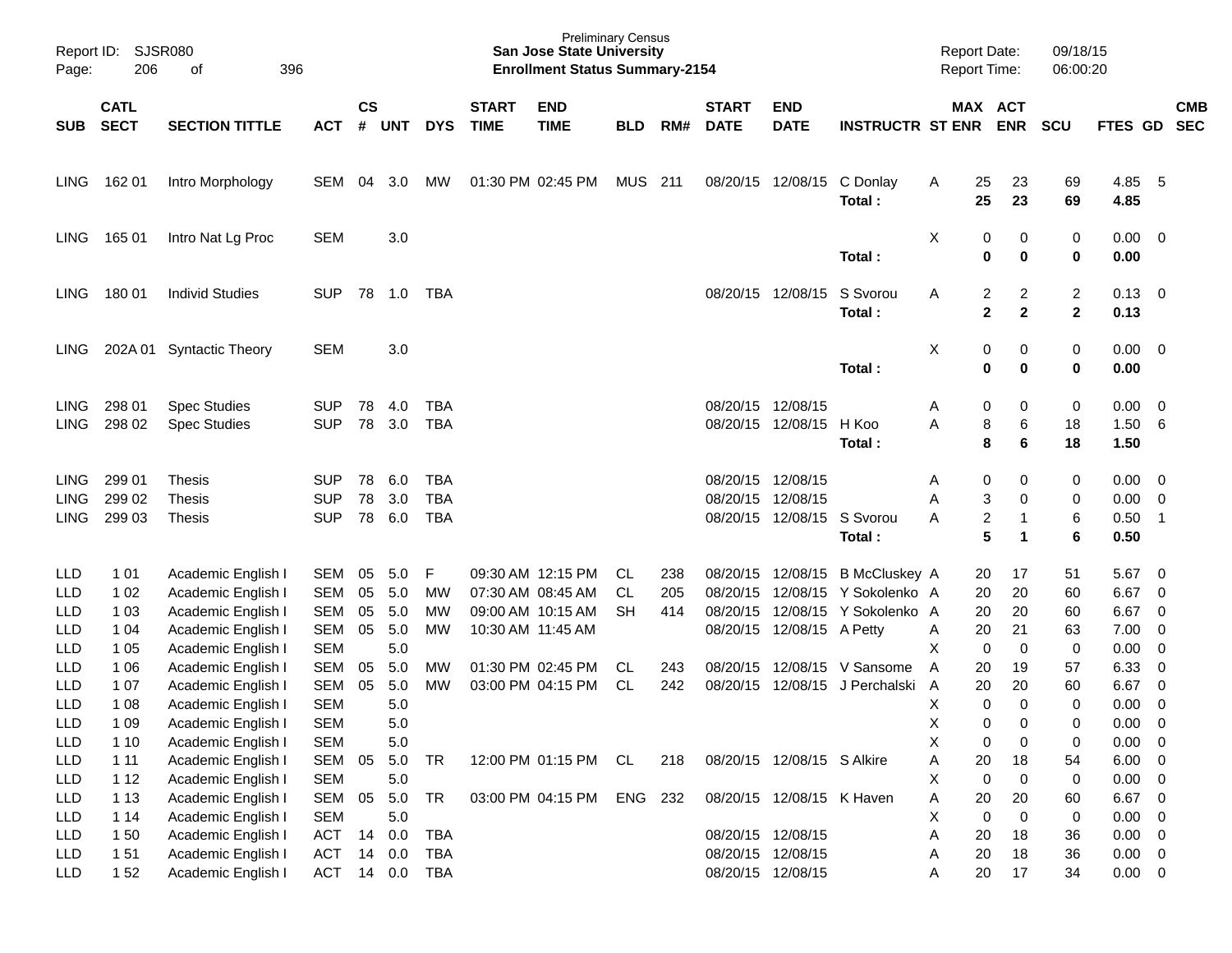Preliminary Census
**San Jose State University**
**Enrollment Status Summary-2154**

Report ID: SJSR080
Report Date: 09/18/15
Report Time: 06:00:20

| SUB | CATL SECT | SECTION TITTLE | ACT | CS # | UNT | DYS | START TIME | END TIME | BLD | RM# | START DATE | END DATE | INSTRUCTR | ST | MAX ENR | ACT ENR | SCU | FTES | GD | CMB SEC |
|---|---|---|---|---|---|---|---|---|---|---|---|---|---|---|---|---|---|---|---|---|
| LING | 162 01 | Intro Morphology | SEM | 04 | 3.0 | MW | 01:30 PM | 02:45 PM | MUS | 211 | 08/20/15 | 12/08/15 | C Donlay | A | 25 | 23 | 69 | 4.85 | 5 | |
| | | | | | | | | | | | | | **Total :** | | **25** | **23** | **69** | **4.85** | | |
| LING | 165 01 | Intro Nat Lg Proc | SEM | | 3.0 | | | | | | | | | X | 0 | 0 | 0 | 0.00 | 0 | |
| | | | | | | | | | | | | | **Total :** | | **0** | **0** | **0** | **0.00** | | |
| LING | 180 01 | Individ Studies | SUP | 78 | 1.0 | TBA | | | | | 08/20/15 | 12/08/15 | S Svorou | A | 2 | 2 | 2 | 0.13 | 0 | |
| | | | | | | | | | | | | | **Total :** | | **2** | **2** | **2** | **0.13** | | |
| LING | 202A 01 | Syntactic Theory | SEM | | 3.0 | | | | | | | | | X | 0 | 0 | 0 | 0.00 | 0 | |
| | | | | | | | | | | | | | **Total :** | | **0** | **0** | **0** | **0.00** | | |
| LING | 298 01 | Spec Studies | SUP | 78 | 4.0 | TBA | | | | | 08/20/15 | 12/08/15 | | A | 0 | 0 | 0 | 0.00 | 0 | |
| LING | 298 02 | Spec Studies | SUP | 78 | 3.0 | TBA | | | | | 08/20/15 | 12/08/15 | H Koo | A | 8 | 6 | 18 | 1.50 | 6 | |
| | | | | | | | | | | | | | **Total :** | | **8** | **6** | **18** | **1.50** | | |
| LING | 299 01 | Thesis | SUP | 78 | 6.0 | TBA | | | | | 08/20/15 | 12/08/15 | | A | 0 | 0 | 0 | 0.00 | 0 | |
| LING | 299 02 | Thesis | SUP | 78 | 3.0 | TBA | | | | | 08/20/15 | 12/08/15 | | A | 3 | 0 | 0 | 0.00 | 0 | |
| LING | 299 03 | Thesis | SUP | 78 | 6.0 | TBA | | | | | 08/20/15 | 12/08/15 | S Svorou | A | 2 | 1 | 6 | 0.50 | 1 | |
| | | | | | | | | | | | | | **Total :** | | **5** | **1** | **6** | **0.50** | | |
| LLD | 1 01 | Academic English I | SEM | 05 | 5.0 | F | 09:30 AM | 12:15 PM | CL | 238 | 08/20/15 | 12/08/15 | B McCluskey | A | 20 | 17 | 51 | 5.67 | 0 | |
| LLD | 1 02 | Academic English I | SEM | 05 | 5.0 | MW | 07:30 AM | 08:45 AM | CL | 205 | 08/20/15 | 12/08/15 | Y Sokolenko | A | 20 | 20 | 60 | 6.67 | 0 | |
| LLD | 1 03 | Academic English I | SEM | 05 | 5.0 | MW | 09:00 AM | 10:15 AM | SH | 414 | 08/20/15 | 12/08/15 | Y Sokolenko | A | 20 | 20 | 60 | 6.67 | 0 | |
| LLD | 1 04 | Academic English I | SEM | 05 | 5.0 | MW | 10:30 AM | 11:45 AM | | | 08/20/15 | 12/08/15 | A Petty | A | 20 | 21 | 63 | 7.00 | 0 | |
| LLD | 1 05 | Academic English I | SEM | | 5.0 | | | | | | | | | X | 0 | 0 | 0 | 0.00 | 0 | |
| LLD | 1 06 | Academic English I | SEM | 05 | 5.0 | MW | 01:30 PM | 02:45 PM | CL | 243 | 08/20/15 | 12/08/15 | V Sansome | A | 20 | 19 | 57 | 6.33 | 0 | |
| LLD | 1 07 | Academic English I | SEM | 05 | 5.0 | MW | 03:00 PM | 04:15 PM | CL | 242 | 08/20/15 | 12/08/15 | J Perchalski | A | 20 | 20 | 60 | 6.67 | 0 | |
| LLD | 1 08 | Academic English I | SEM | | 5.0 | | | | | | | | | X | 0 | 0 | 0 | 0.00 | 0 | |
| LLD | 1 09 | Academic English I | SEM | | 5.0 | | | | | | | | | X | 0 | 0 | 0 | 0.00 | 0 | |
| LLD | 1 10 | Academic English I | SEM | | 5.0 | | | | | | | | | X | 0 | 0 | 0 | 0.00 | 0 | |
| LLD | 1 11 | Academic English I | SEM | 05 | 5.0 | TR | 12:00 PM | 01:15 PM | CL | 218 | 08/20/15 | 12/08/15 | S Alkire | A | 20 | 18 | 54 | 6.00 | 0 | |
| LLD | 1 12 | Academic English I | SEM | | 5.0 | | | | | | | | | X | 0 | 0 | 0 | 0.00 | 0 | |
| LLD | 1 13 | Academic English I | SEM | 05 | 5.0 | TR | 03:00 PM | 04:15 PM | ENG | 232 | 08/20/15 | 12/08/15 | K Haven | A | 20 | 20 | 60 | 6.67 | 0 | |
| LLD | 1 14 | Academic English I | SEM | | 5.0 | | | | | | | | | X | 0 | 0 | 0 | 0.00 | 0 | |
| LLD | 1 50 | Academic English I | ACT | 14 | 0.0 | TBA | | | | | 08/20/15 | 12/08/15 | | A | 20 | 18 | 36 | 0.00 | 0 | |
| LLD | 1 51 | Academic English I | ACT | 14 | 0.0 | TBA | | | | | 08/20/15 | 12/08/15 | | A | 20 | 18 | 36 | 0.00 | 0 | |
| LLD | 1 52 | Academic English I | ACT | 14 | 0.0 | TBA | | | | | 08/20/15 | 12/08/15 | | A | 20 | 17 | 34 | 0.00 | 0 | |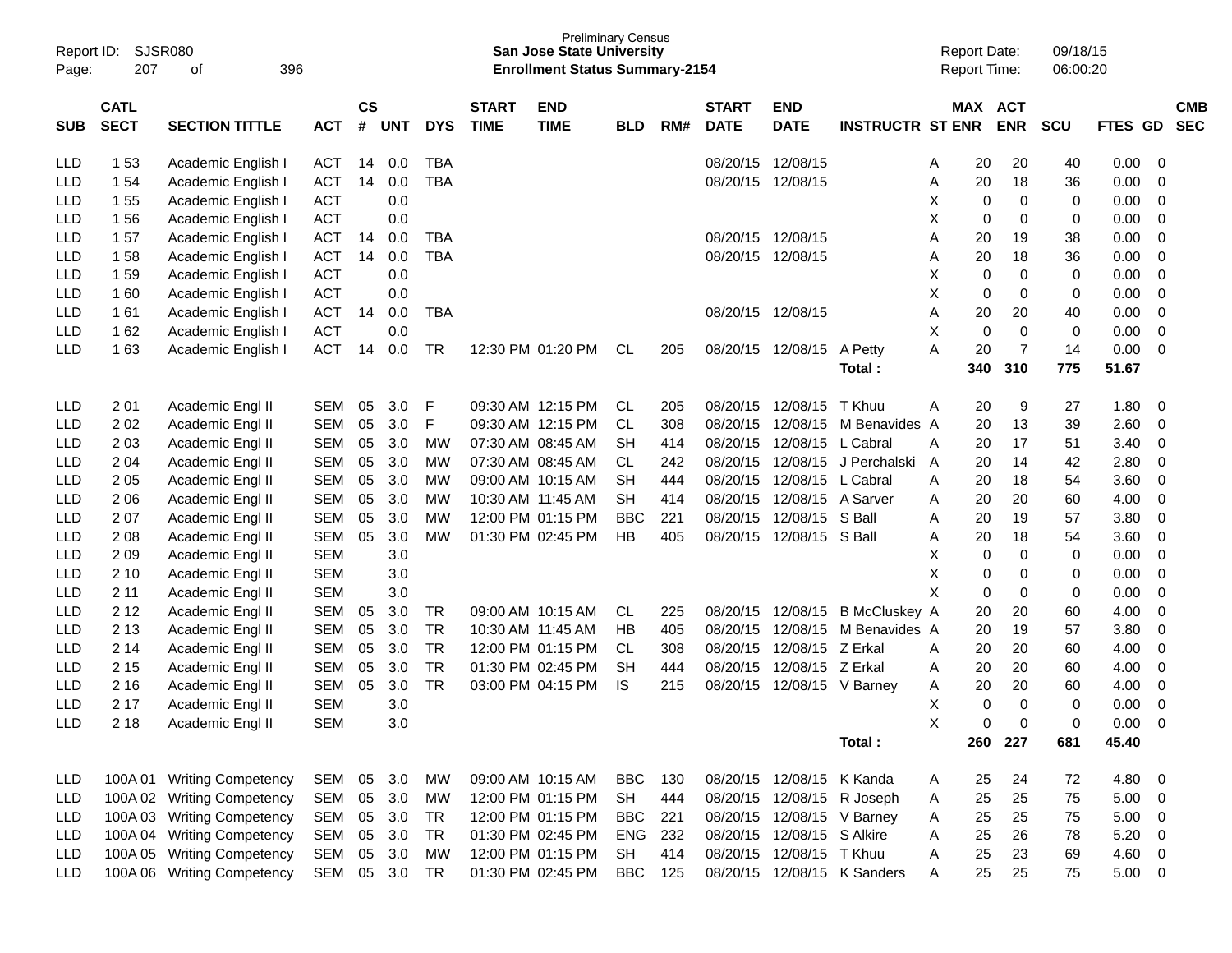Preliminary Census
**San Jose State University**
**Enrollment Status Summary-2154**

Report ID: SJSR080
Report Date: 09/18/15
Report Time: 06:00:20

| SUB | CATL SECT | SECTION TITTLE | ACT | CS # | UNT | DYS | START TIME | END TIME | BLD | RM# | START DATE | END DATE | INSTRUCTR | ST | MAX ENR | ACT ENR | SCU | FTES | GD | CMB SEC |
|---|---|---|---|---|---|---|---|---|---|---|---|---|---|---|---|---|---|---|---|---|
| LLD | 1 53 | Academic English I | ACT | 14 | 0.0 | TBA | | | | | 08/20/15 | 12/08/15 | | A | 20 | 20 | 40 | 0.00 | 0 | |
| LLD | 1 54 | Academic English I | ACT | 14 | 0.0 | TBA | | | | | 08/20/15 | 12/08/15 | | A | 20 | 18 | 36 | 0.00 | 0 | |
| LLD | 1 55 | Academic English I | ACT | | 0.0 | | | | | | | | | X | 0 | 0 | 0 | 0.00 | 0 | |
| LLD | 1 56 | Academic English I | ACT | | 0.0 | | | | | | | | | X | 0 | 0 | 0 | 0.00 | 0 | |
| LLD | 1 57 | Academic English I | ACT | 14 | 0.0 | TBA | | | | | 08/20/15 | 12/08/15 | | A | 20 | 19 | 38 | 0.00 | 0 | |
| LLD | 1 58 | Academic English I | ACT | 14 | 0.0 | TBA | | | | | 08/20/15 | 12/08/15 | | A | 20 | 18 | 36 | 0.00 | 0 | |
| LLD | 1 59 | Academic English I | ACT | | 0.0 | | | | | | | | | X | 0 | 0 | 0 | 0.00 | 0 | |
| LLD | 1 60 | Academic English I | ACT | | 0.0 | | | | | | | | | X | 0 | 0 | 0 | 0.00 | 0 | |
| LLD | 1 61 | Academic English I | ACT | 14 | 0.0 | TBA | | | | | 08/20/15 | 12/08/15 | | A | 20 | 20 | 40 | 0.00 | 0 | |
| LLD | 1 62 | Academic English I | ACT | | 0.0 | | | | | | | | | X | 0 | 0 | 0 | 0.00 | 0 | |
| LLD | 1 63 | Academic English I | ACT | 14 | 0.0 | TR | 12:30 PM | 01:20 PM | CL | 205 | 08/20/15 | 12/08/15 | A Petty | A | 20 | 7 | 14 | 0.00 | 0 | |
| | | | | | | | | | | | | | **Total :** | | **340** | **310** | **775** | **51.67** | | |
| LLD | 2 01 | Academic Engl II | SEM | 05 | 3.0 | F | 09:30 AM | 12:15 PM | CL | 205 | 08/20/15 | 12/08/15 | T Khuu | A | 20 | 9 | 27 | 1.80 | 0 | |
| LLD | 2 02 | Academic Engl II | SEM | 05 | 3.0 | F | 09:30 AM | 12:15 PM | CL | 308 | 08/20/15 | 12/08/15 | M Benavides | A | 20 | 13 | 39 | 2.60 | 0 | |
| LLD | 2 03 | Academic Engl II | SEM | 05 | 3.0 | MW | 07:30 AM | 08:45 AM | SH | 414 | 08/20/15 | 12/08/15 | L Cabral | A | 20 | 17 | 51 | 3.40 | 0 | |
| LLD | 2 04 | Academic Engl II | SEM | 05 | 3.0 | MW | 07:30 AM | 08:45 AM | CL | 242 | 08/20/15 | 12/08/15 | J Perchalski | A | 20 | 14 | 42 | 2.80 | 0 | |
| LLD | 2 05 | Academic Engl II | SEM | 05 | 3.0 | MW | 09:00 AM | 10:15 AM | SH | 444 | 08/20/15 | 12/08/15 | L Cabral | A | 20 | 18 | 54 | 3.60 | 0 | |
| LLD | 2 06 | Academic Engl II | SEM | 05 | 3.0 | MW | 10:30 AM | 11:45 AM | SH | 414 | 08/20/15 | 12/08/15 | A Sarver | A | 20 | 20 | 60 | 4.00 | 0 | |
| LLD | 2 07 | Academic Engl II | SEM | 05 | 3.0 | MW | 12:00 PM | 01:15 PM | BBC | 221 | 08/20/15 | 12/08/15 | S Ball | A | 20 | 19 | 57 | 3.80 | 0 | |
| LLD | 2 08 | Academic Engl II | SEM | 05 | 3.0 | MW | 01:30 PM | 02:45 PM | HB | 405 | 08/20/15 | 12/08/15 | S Ball | A | 20 | 18 | 54 | 3.60 | 0 | |
| LLD | 2 09 | Academic Engl II | SEM | | 3.0 | | | | | | | | | X | 0 | 0 | 0 | 0.00 | 0 | |
| LLD | 2 10 | Academic Engl II | SEM | | 3.0 | | | | | | | | | X | 0 | 0 | 0 | 0.00 | 0 | |
| LLD | 2 11 | Academic Engl II | SEM | | 3.0 | | | | | | | | | X | 0 | 0 | 0 | 0.00 | 0 | |
| LLD | 2 12 | Academic Engl II | SEM | 05 | 3.0 | TR | 09:00 AM | 10:15 AM | CL | 225 | 08/20/15 | 12/08/15 | B McCluskey | A | 20 | 20 | 60 | 4.00 | 0 | |
| LLD | 2 13 | Academic Engl II | SEM | 05 | 3.0 | TR | 10:30 AM | 11:45 AM | HB | 405 | 08/20/15 | 12/08/15 | M Benavides | A | 20 | 19 | 57 | 3.80 | 0 | |
| LLD | 2 14 | Academic Engl II | SEM | 05 | 3.0 | TR | 12:00 PM | 01:15 PM | CL | 308 | 08/20/15 | 12/08/15 | Z Erkal | A | 20 | 20 | 60 | 4.00 | 0 | |
| LLD | 2 15 | Academic Engl II | SEM | 05 | 3.0 | TR | 01:30 PM | 02:45 PM | SH | 444 | 08/20/15 | 12/08/15 | Z Erkal | A | 20 | 20 | 60 | 4.00 | 0 | |
| LLD | 2 16 | Academic Engl II | SEM | 05 | 3.0 | TR | 03:00 PM | 04:15 PM | IS | 215 | 08/20/15 | 12/08/15 | V Barney | A | 20 | 20 | 60 | 4.00 | 0 | |
| LLD | 2 17 | Academic Engl II | SEM | | 3.0 | | | | | | | | | X | 0 | 0 | 0 | 0.00 | 0 | |
| LLD | 2 18 | Academic Engl II | SEM | | 3.0 | | | | | | | | | X | 0 | 0 | 0 | 0.00 | 0 | |
| | | | | | | | | | | | | | **Total :** | | **260** | **227** | **681** | **45.40** | | |
| LLD | 100A 01 | Writing Competency | SEM | 05 | 3.0 | MW | 09:00 AM | 10:15 AM | BBC | 130 | 08/20/15 | 12/08/15 | K Kanda | A | 25 | 24 | 72 | 4.80 | 0 | |
| LLD | 100A 02 | Writing Competency | SEM | 05 | 3.0 | MW | 12:00 PM | 01:15 PM | SH | 444 | 08/20/15 | 12/08/15 | R Joseph | A | 25 | 25 | 75 | 5.00 | 0 | |
| LLD | 100A 03 | Writing Competency | SEM | 05 | 3.0 | TR | 12:00 PM | 01:15 PM | BBC | 221 | 08/20/15 | 12/08/15 | V Barney | A | 25 | 25 | 75 | 5.00 | 0 | |
| LLD | 100A 04 | Writing Competency | SEM | 05 | 3.0 | TR | 01:30 PM | 02:45 PM | ENG | 232 | 08/20/15 | 12/08/15 | S Alkire | A | 25 | 26 | 78 | 5.20 | 0 | |
| LLD | 100A 05 | Writing Competency | SEM | 05 | 3.0 | MW | 12:00 PM | 01:15 PM | SH | 414 | 08/20/15 | 12/08/15 | T Khuu | A | 25 | 23 | 69 | 4.60 | 0 | |
| LLD | 100A 06 | Writing Competency | SEM | 05 | 3.0 | TR | 01:30 PM | 02:45 PM | BBC | 125 | 08/20/15 | 12/08/15 | K Sanders | A | 25 | 25 | 75 | 5.00 | 0 | |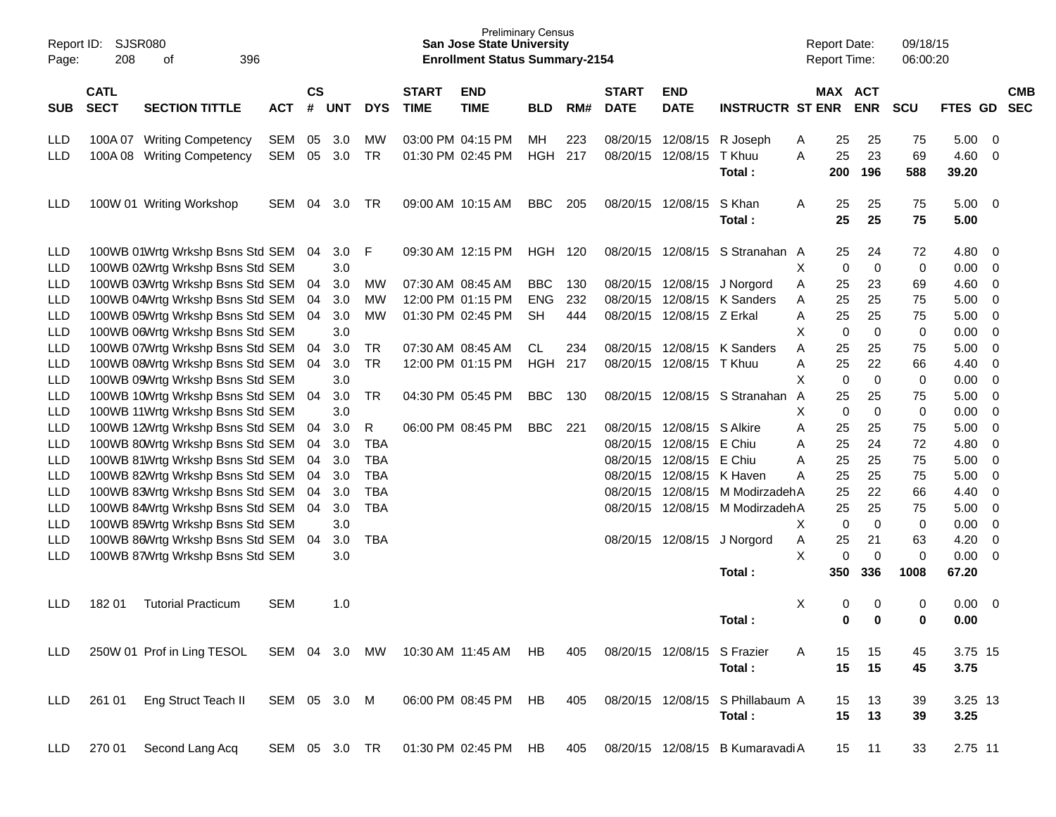Report ID: SJSR080
Page: 208 of 396

Preliminary Census
**San Jose State University**
**Enrollment Status Summary-2154**

Report Date: 09/18/15
Report Time: 06:00:20

| SUB | CATL SECT | SECTION TITTLE | ACT | CS # | UNT | DYS | START TIME | END TIME | BLD | RM# | START DATE | END DATE | INSTRUCTR | ST | MAX ENR | ACT ENR | SCU | FTES | GD | CMB SEC |
|---|---|---|---|---|---|---|---|---|---|---|---|---|---|---|---|---|---|---|---|---|
| LLD | 100A 07 | Writing Competency | SEM | 05 | 3.0 | MW | 03:00 PM | 04:15 PM | MH | 223 | 08/20/15 | 12/08/15 | R Joseph | A | 25 | 25 | 75 | 5.00 | 0 | |
| LLD | 100A 08 | Writing Competency | SEM | 05 | 3.0 | TR | 01:30 PM | 02:45 PM | HGH | 217 | 08/20/15 | 12/08/15 | T Khuu | A | 25 | 23 | 69 | 4.60 | 0 | |
| | | | | | | | | | | | | | **Total :** | | **200** | **196** | **588** | **39.20** | | |
| LLD | 100W 01 | Writing Workshop | SEM | 04 | 3.0 | TR | 09:00 AM | 10:15 AM | BBC | 205 | 08/20/15 | 12/08/15 | S Khan | A | 25 | 25 | 75 | 5.00 | 0 | |
| | | | | | | | | | | | | | **Total :** | | **25** | **25** | **75** | **5.00** | | |
| LLD | 100WB 01 | Wrtg Wrkshp Bsns Std | SEM | 04 | 3.0 | F | 09:30 AM | 12:15 PM | HGH | 120 | 08/20/15 | 12/08/15 | S Stranahan | A | 25 | 24 | 72 | 4.80 | 0 | |
| LLD | 100WB 02 | Wrtg Wrkshp Bsns Std | SEM | | 3.0 | | | | | | | | | X | 0 | 0 | 0 | 0.00 | 0 | |
| LLD | 100WB 03 | Wrtg Wrkshp Bsns Std | SEM | 04 | 3.0 | MW | 07:30 AM | 08:45 AM | BBC | 130 | 08/20/15 | 12/08/15 | J Norgord | A | 25 | 23 | 69 | 4.60 | 0 | |
| LLD | 100WB 04 | Wrtg Wrkshp Bsns Std | SEM | 04 | 3.0 | MW | 12:00 PM | 01:15 PM | ENG | 232 | 08/20/15 | 12/08/15 | K Sanders | A | 25 | 25 | 75 | 5.00 | 0 | |
| LLD | 100WB 05 | Wrtg Wrkshp Bsns Std | SEM | 04 | 3.0 | MW | 01:30 PM | 02:45 PM | SH | 444 | 08/20/15 | 12/08/15 | Z Erkal | A | 25 | 25 | 75 | 5.00 | 0 | |
| LLD | 100WB 06 | Wrtg Wrkshp Bsns Std | SEM | | 3.0 | | | | | | | | | X | 0 | 0 | 0 | 0.00 | 0 | |
| LLD | 100WB 07 | Wrtg Wrkshp Bsns Std | SEM | 04 | 3.0 | TR | 07:30 AM | 08:45 AM | CL | 234 | 08/20/15 | 12/08/15 | K Sanders | A | 25 | 25 | 75 | 5.00 | 0 | |
| LLD | 100WB 08 | Wrtg Wrkshp Bsns Std | SEM | 04 | 3.0 | TR | 12:00 PM | 01:15 PM | HGH | 217 | 08/20/15 | 12/08/15 | T Khuu | A | 25 | 22 | 66 | 4.40 | 0 | |
| LLD | 100WB 09 | Wrtg Wrkshp Bsns Std | SEM | | 3.0 | | | | | | | | | X | 0 | 0 | 0 | 0.00 | 0 | |
| LLD | 100WB 10 | Wrtg Wrkshp Bsns Std | SEM | 04 | 3.0 | TR | 04:30 PM | 05:45 PM | BBC | 130 | 08/20/15 | 12/08/15 | S Stranahan | A | 25 | 25 | 75 | 5.00 | 0 | |
| LLD | 100WB 11 | Wrtg Wrkshp Bsns Std | SEM | | 3.0 | | | | | | | | | X | 0 | 0 | 0 | 0.00 | 0 | |
| LLD | 100WB 12 | Wrtg Wrkshp Bsns Std | SEM | 04 | 3.0 | R | 06:00 PM | 08:45 PM | BBC | 221 | 08/20/15 | 12/08/15 | S Alkire | A | 25 | 25 | 75 | 5.00 | 0 | |
| LLD | 100WB 80 | Wrtg Wrkshp Bsns Std | SEM | 04 | 3.0 | TBA | | | | | 08/20/15 | 12/08/15 | E Chiu | A | 25 | 24 | 72 | 4.80 | 0 | |
| LLD | 100WB 81 | Wrtg Wrkshp Bsns Std | SEM | 04 | 3.0 | TBA | | | | | 08/20/15 | 12/08/15 | E Chiu | A | 25 | 25 | 75 | 5.00 | 0 | |
| LLD | 100WB 82 | Wrtg Wrkshp Bsns Std | SEM | 04 | 3.0 | TBA | | | | | 08/20/15 | 12/08/15 | K Haven | A | 25 | 25 | 75 | 5.00 | 0 | |
| LLD | 100WB 83 | Wrtg Wrkshp Bsns Std | SEM | 04 | 3.0 | TBA | | | | | 08/20/15 | 12/08/15 | M Modirzadeh | A | 25 | 22 | 66 | 4.40 | 0 | |
| LLD | 100WB 84 | Wrtg Wrkshp Bsns Std | SEM | 04 | 3.0 | TBA | | | | | 08/20/15 | 12/08/15 | M Modirzadeh | A | 25 | 25 | 75 | 5.00 | 0 | |
| LLD | 100WB 85 | Wrtg Wrkshp Bsns Std | SEM | | 3.0 | | | | | | | | | X | 0 | 0 | 0 | 0.00 | 0 | |
| LLD | 100WB 86 | Wrtg Wrkshp Bsns Std | SEM | 04 | 3.0 | TBA | | | | | 08/20/15 | 12/08/15 | J Norgord | A | 25 | 21 | 63 | 4.20 | 0 | |
| LLD | 100WB 87 | Wrtg Wrkshp Bsns Std | SEM | | 3.0 | | | | | | | | | X | 0 | 0 | 0 | 0.00 | 0 | |
| | | | | | | | | | | | | | **Total :** | | **350** | **336** | **1008** | **67.20** | | |
| LLD | 182 01 | Tutorial Practicum | SEM | | 1.0 | | | | | | | | | X | 0 | 0 | 0 | 0.00 | 0 | |
| | | | | | | | | | | | | | **Total :** | | **0** | **0** | **0** | **0.00** | | |
| LLD | 250W 01 | Prof in Ling TESOL | SEM | 04 | 3.0 | MW | 10:30 AM | 11:45 AM | HB | 405 | 08/20/15 | 12/08/15 | S Frazier | A | 15 | 15 | 45 | 3.75 | 15 | |
| | | | | | | | | | | | | | **Total :** | | **15** | **15** | **45** | **3.75** | | |
| LLD | 261 01 | Eng Struct Teach II | SEM | 05 | 3.0 | M | 06:00 PM | 08:45 PM | HB | 405 | 08/20/15 | 12/08/15 | S Phillabaum | A | 15 | 13 | 39 | 3.25 | 13 | |
| | | | | | | | | | | | | | **Total :** | | **15** | **13** | **39** | **3.25** | | |
| LLD | 270 01 | Second Lang Acq | SEM | 05 | 3.0 | TR | 01:30 PM | 02:45 PM | HB | 405 | 08/20/15 | 12/08/15 | B Kumaravadi | A | 15 | 11 | 33 | 2.75 | 11 | |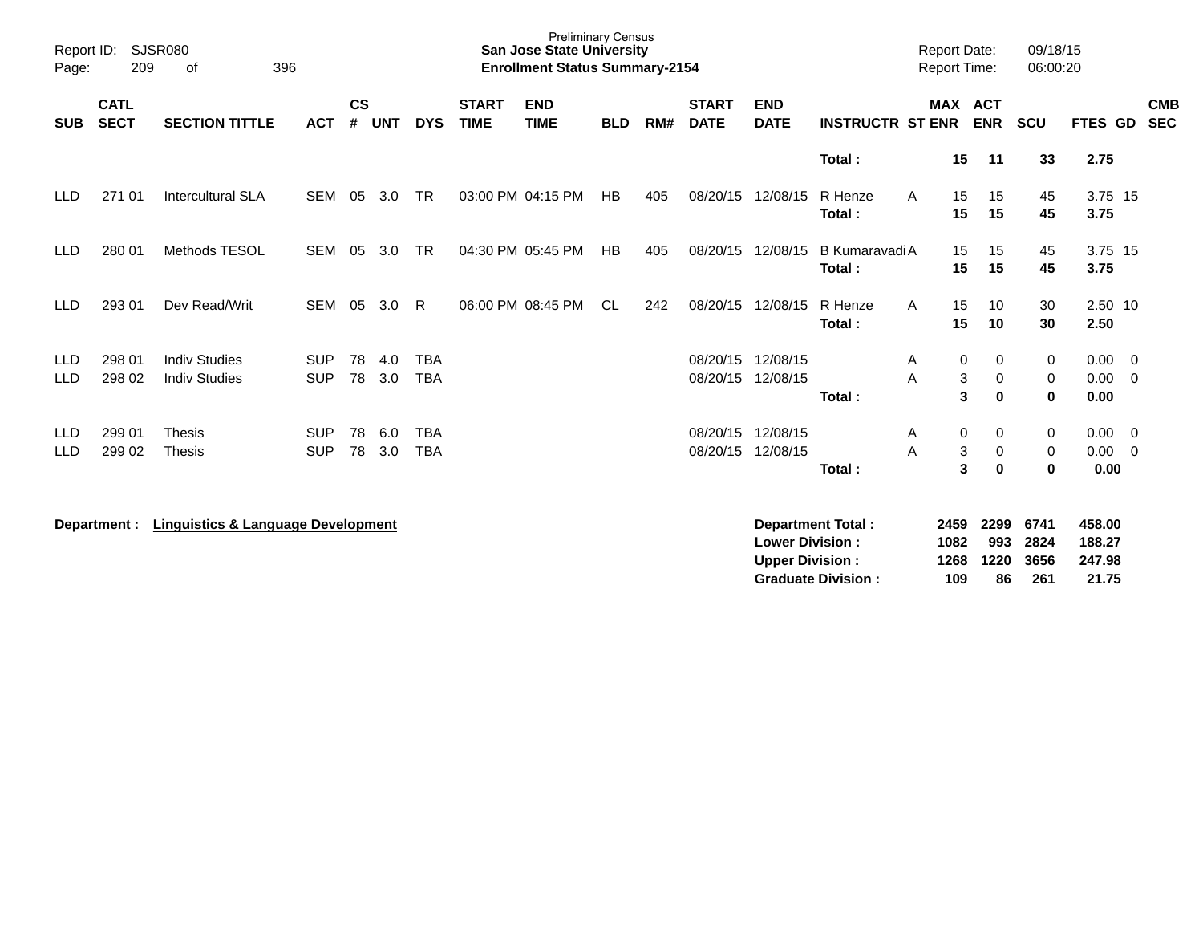Preliminary Census
**San Jose State University**
**Enrollment Status Summary-2154**

| SUB | CATL SECT | SECTION TITTLE | ACT | CS # | UNT | DYS | START TIME | END TIME | BLD | RM# | START DATE | END DATE | INSTRUCTR | ST | MAX ENR | ACT ENR | SCU | FTES | GD | CMB SEC |
|---|---|---|---|---|---|---|---|---|---|---|---|---|---|---|---|---|---|---|---|---|
| | | | | | | | | | | | | | **Total :** | | **15** | **11** | **33** | **2.75** | | |
| LLD | 271 01 | Intercultural SLA | SEM | 05 | 3.0 | TR | 03:00 PM | 04:15 PM | HB | 405 | 08/20/15 | 12/08/15 | R Henze | A | 15 | 15 | 45 | 3.75 | 15 | |
| | | | | | | | | | | | | | **Total :** | | **15** | **15** | **45** | **3.75** | | |
| LLD | 280 01 | Methods TESOL | SEM | 05 | 3.0 | TR | 04:30 PM | 05:45 PM | HB | 405 | 08/20/15 | 12/08/15 | B Kumaravadi | A | 15 | 15 | 45 | 3.75 | 15 | |
| | | | | | | | | | | | | | **Total :** | | **15** | **15** | **45** | **3.75** | | |
| LLD | 293 01 | Dev Read/Writ | SEM | 05 | 3.0 | R | 06:00 PM | 08:45 PM | CL | 242 | 08/20/15 | 12/08/15 | R Henze | A | 15 | 10 | 30 | 2.50 | 10 | |
| | | | | | | | | | | | | | **Total :** | | **15** | **10** | **30** | **2.50** | | |
| LLD | 298 01 | Indiv Studies | SUP | 78 | 4.0 | TBA | | | | | 08/20/15 | 12/08/15 | | A | 0 | 0 | 0 | 0.00 | 0 | |
| LLD | 298 02 | Indiv Studies | SUP | 78 | 3.0 | TBA | | | | | 08/20/15 | 12/08/15 | | A | 3 | 0 | 0 | 0.00 | 0 | |
| | | | | | | | | | | | | | **Total :** | | **3** | **0** | **0** | **0.00** | | |
| LLD | 299 01 | Thesis | SUP | 78 | 6.0 | TBA | | | | | 08/20/15 | 12/08/15 | | A | 0 | 0 | 0 | 0.00 | 0 | |
| LLD | 299 02 | Thesis | SUP | 78 | 3.0 | TBA | | | | | 08/20/15 | 12/08/15 | | A | 3 | 0 | 0 | 0.00 | 0 | |
| | | | | | | | | | | | | | **Total :** | | **3** | **0** | **0** | **0.00** | | |

**Department :** **Linguistics & Language Development**

| | MAX ENR | ACT ENR | SCU | FTES |
|---|---|---|---|---|
| **Department Total :** | **2459** | **2299** | **6741** | **458.00** |
| **Lower Division :** | **1082** | **993** | **2824** | **188.27** |
| **Upper Division :** | **1268** | **1220** | **3656** | **247.98** |
| **Graduate Division :** | **109** | **86** | **261** | **21.75** |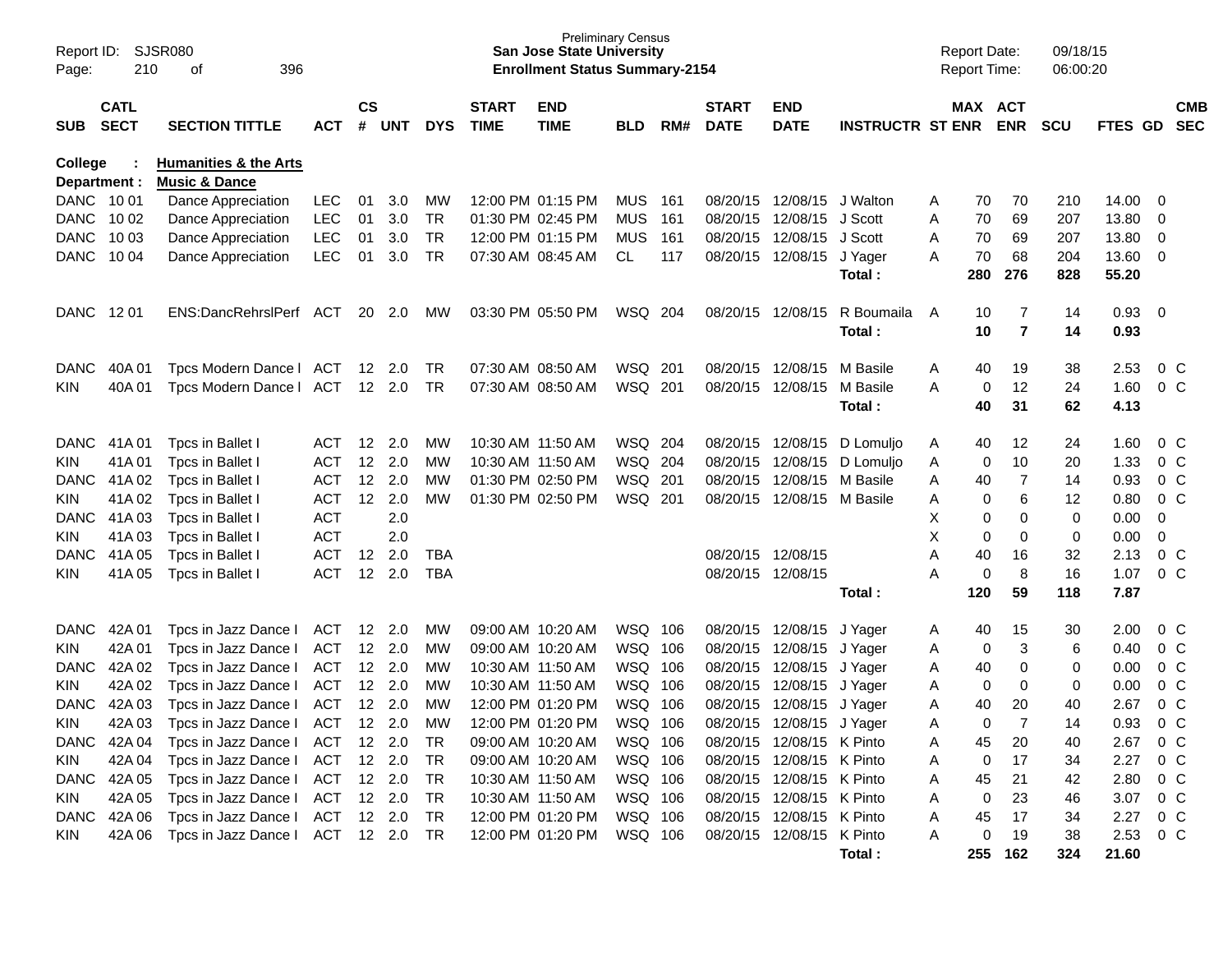Report ID: SJSR080
Page: 210 of 396

**Preliminary Census**
**San Jose State University**
**Enrollment Status Summary-2154**

Report Date: 09/18/15
Report Time: 06:00:20

**College : Humanities & the Arts**
**Department : Music & Dance**

| SUB | CATL SECT | SECTION TITTLE | ACT | CS # | UNT | DYS | START TIME | END TIME | BLD | RM# | START DATE | END DATE | INSTRUCTR | ST | MAX ENR | ACT ENR | SCU | FTES | GD | CMB SEC |
|---|---|---|---|---|---|---|---|---|---|---|---|---|---|---|---|---|---|---|---|---|
| DANC | 10 01 | Dance Appreciation | LEC | 01 | 3.0 | MW | 12:00 PM | 01:15 PM | MUS | 161 | 08/20/15 | 12/08/15 | J Walton | A | 70 | 70 | 210 | 14.00 | 0 | |
| DANC | 10 02 | Dance Appreciation | LEC | 01 | 3.0 | TR | 01:30 PM | 02:45 PM | MUS | 161 | 08/20/15 | 12/08/15 | J Scott | A | 70 | 69 | 207 | 13.80 | 0 | |
| DANC | 10 03 | Dance Appreciation | LEC | 01 | 3.0 | TR | 12:00 PM | 01:15 PM | MUS | 161 | 08/20/15 | 12/08/15 | J Scott | A | 70 | 69 | 207 | 13.80 | 0 | |
| DANC | 10 04 | Dance Appreciation | LEC | 01 | 3.0 | TR | 07:30 AM | 08:45 AM | CL | 117 | 08/20/15 | 12/08/15 | J Yager | A | 70 | 68 | 204 | 13.60 | 0 | |
| | | | | | | | | | | | | | **Total :** | | **280** | **276** | **828** | **55.20** | | |
| DANC | 12 01 | ENS:DancRehrslPerf | ACT | 20 | 2.0 | MW | 03:30 PM | 05:50 PM | WSQ | 204 | 08/20/15 | 12/08/15 | R Boumaila | A | 10 | 7 | 14 | 0.93 | 0 | |
| | | | | | | | | | | | | | **Total :** | | **10** | **7** | **14** | **0.93** | | |
| DANC | 40A 01 | Tpcs Modern Dance I | ACT | 12 | 2.0 | TR | 07:30 AM | 08:50 AM | WSQ | 201 | 08/20/15 | 12/08/15 | M Basile | A | 40 | 19 | 38 | 2.53 | 0 | C |
| KIN | 40A 01 | Tpcs Modern Dance I | ACT | 12 | 2.0 | TR | 07:30 AM | 08:50 AM | WSQ | 201 | 08/20/15 | 12/08/15 | M Basile | A | 0 | 12 | 24 | 1.60 | 0 | C |
| | | | | | | | | | | | | | **Total :** | | **40** | **31** | **62** | **4.13** | | |
| DANC | 41A 01 | Tpcs in Ballet I | ACT | 12 | 2.0 | MW | 10:30 AM | 11:50 AM | WSQ | 204 | 08/20/15 | 12/08/15 | D Lomuljo | A | 40 | 12 | 24 | 1.60 | 0 | C |
| KIN | 41A 01 | Tpcs in Ballet I | ACT | 12 | 2.0 | MW | 10:30 AM | 11:50 AM | WSQ | 204 | 08/20/15 | 12/08/15 | D Lomuljo | A | 0 | 10 | 20 | 1.33 | 0 | C |
| DANC | 41A 02 | Tpcs in Ballet I | ACT | 12 | 2.0 | MW | 01:30 PM | 02:50 PM | WSQ | 201 | 08/20/15 | 12/08/15 | M Basile | A | 40 | 7 | 14 | 0.93 | 0 | C |
| KIN | 41A 02 | Tpcs in Ballet I | ACT | 12 | 2.0 | MW | 01:30 PM | 02:50 PM | WSQ | 201 | 08/20/15 | 12/08/15 | M Basile | A | 0 | 6 | 12 | 0.80 | 0 | C |
| DANC | 41A 03 | Tpcs in Ballet I | ACT | | 2.0 | | | | | | | | | X | 0 | 0 | 0 | 0.00 | 0 | |
| KIN | 41A 03 | Tpcs in Ballet I | ACT | | 2.0 | | | | | | | | | X | 0 | 0 | 0 | 0.00 | 0 | |
| DANC | 41A 05 | Tpcs in Ballet I | ACT | 12 | 2.0 | TBA | | | | | 08/20/15 | 12/08/15 | | A | 40 | 16 | 32 | 2.13 | 0 | C |
| KIN | 41A 05 | Tpcs in Ballet I | ACT | 12 | 2.0 | TBA | | | | | 08/20/15 | 12/08/15 | | A | 0 | 8 | 16 | 1.07 | 0 | C |
| | | | | | | | | | | | | | **Total :** | | **120** | **59** | **118** | **7.87** | | |
| DANC | 42A 01 | Tpcs in Jazz Dance I | ACT | 12 | 2.0 | MW | 09:00 AM | 10:20 AM | WSQ | 106 | 08/20/15 | 12/08/15 | J Yager | A | 40 | 15 | 30 | 2.00 | 0 | C |
| KIN | 42A 01 | Tpcs in Jazz Dance I | ACT | 12 | 2.0 | MW | 09:00 AM | 10:20 AM | WSQ | 106 | 08/20/15 | 12/08/15 | J Yager | A | 0 | 3 | 6 | 0.40 | 0 | C |
| DANC | 42A 02 | Tpcs in Jazz Dance I | ACT | 12 | 2.0 | MW | 10:30 AM | 11:50 AM | WSQ | 106 | 08/20/15 | 12/08/15 | J Yager | A | 40 | 0 | 0 | 0.00 | 0 | C |
| KIN | 42A 02 | Tpcs in Jazz Dance I | ACT | 12 | 2.0 | MW | 10:30 AM | 11:50 AM | WSQ | 106 | 08/20/15 | 12/08/15 | J Yager | A | 0 | 0 | 0 | 0.00 | 0 | C |
| DANC | 42A 03 | Tpcs in Jazz Dance I | ACT | 12 | 2.0 | MW | 12:00 PM | 01:20 PM | WSQ | 106 | 08/20/15 | 12/08/15 | J Yager | A | 40 | 20 | 40 | 2.67 | 0 | C |
| KIN | 42A 03 | Tpcs in Jazz Dance I | ACT | 12 | 2.0 | MW | 12:00 PM | 01:20 PM | WSQ | 106 | 08/20/15 | 12/08/15 | J Yager | A | 0 | 7 | 14 | 0.93 | 0 | C |
| DANC | 42A 04 | Tpcs in Jazz Dance I | ACT | 12 | 2.0 | TR | 09:00 AM | 10:20 AM | WSQ | 106 | 08/20/15 | 12/08/15 | K Pinto | A | 45 | 20 | 40 | 2.67 | 0 | C |
| KIN | 42A 04 | Tpcs in Jazz Dance I | ACT | 12 | 2.0 | TR | 09:00 AM | 10:20 AM | WSQ | 106 | 08/20/15 | 12/08/15 | K Pinto | A | 0 | 17 | 34 | 2.27 | 0 | C |
| DANC | 42A 05 | Tpcs in Jazz Dance I | ACT | 12 | 2.0 | TR | 10:30 AM | 11:50 AM | WSQ | 106 | 08/20/15 | 12/08/15 | K Pinto | A | 45 | 21 | 42 | 2.80 | 0 | C |
| KIN | 42A 05 | Tpcs in Jazz Dance I | ACT | 12 | 2.0 | TR | 10:30 AM | 11:50 AM | WSQ | 106 | 08/20/15 | 12/08/15 | K Pinto | A | 0 | 23 | 46 | 3.07 | 0 | C |
| DANC | 42A 06 | Tpcs in Jazz Dance I | ACT | 12 | 2.0 | TR | 12:00 PM | 01:20 PM | WSQ | 106 | 08/20/15 | 12/08/15 | K Pinto | A | 45 | 17 | 34 | 2.27 | 0 | C |
| KIN | 42A 06 | Tpcs in Jazz Dance I | ACT | 12 | 2.0 | TR | 12:00 PM | 01:20 PM | WSQ | 106 | 08/20/15 | 12/08/15 | K Pinto | A | 0 | 19 | 38 | 2.53 | 0 | C |
| | | | | | | | | | | | | | **Total :** | | **255** | **162** | **324** | **21.60** | | |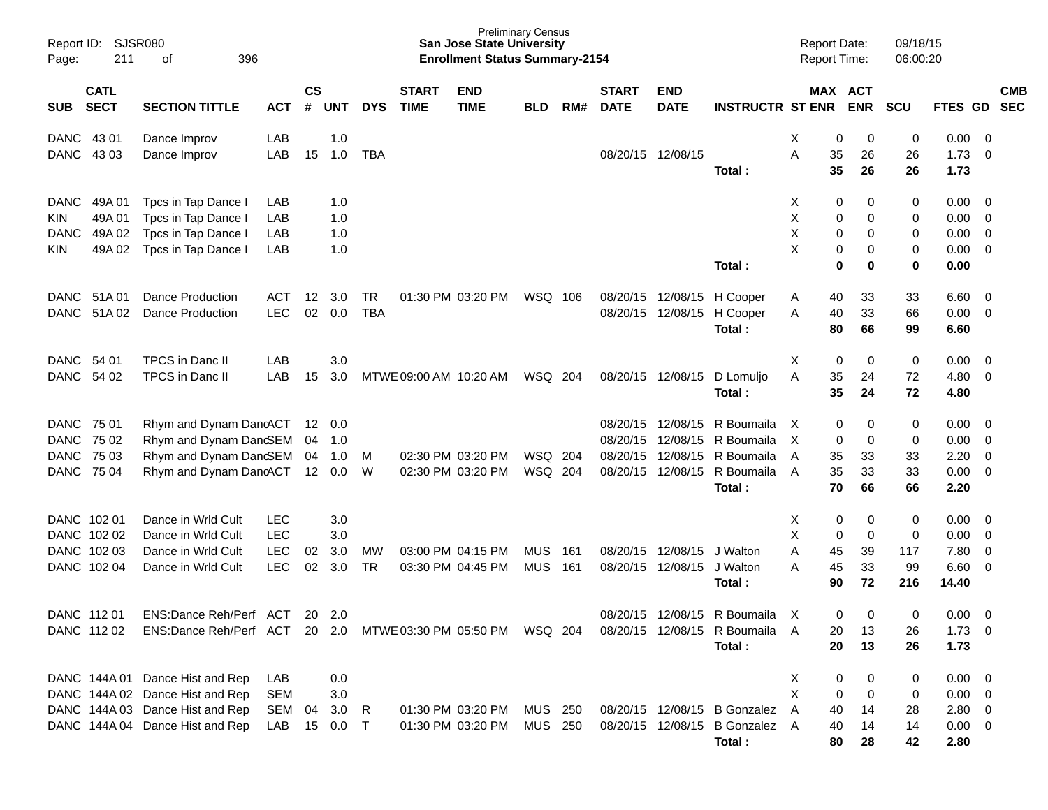Preliminary Census
**San Jose State University**
**Enrollment Status Summary-2154**

Report ID: SJSR080
Report Date: 09/18/15
Report Time: 06:00:20

| SUB | CATL SECT | SECTION TITTLE | ACT | CS # | UNT | DYS | START TIME | END TIME | BLD | RM# | START DATE | END DATE | INSTRUCTR | ST | MAX ENR | ACT ENR | SCU | FTES | GD | CMB SEC |
|---|---|---|---|---|---|---|---|---|---|---|---|---|---|---|---|---|---|---|---|---|
| DANC | 43 01 | Dance Improv | LAB | | 1.0 | | | | | | | | | X | 0 | 0 | 0 | 0.00 | 0 | |
| DANC | 43 03 | Dance Improv | LAB | 15 | 1.0 | TBA | | | | | 08/20/15 | 12/08/15 | | A | 35 | 26 | 26 | 1.73 | 0 | |
| | | | | | | | | | | | | | **Total :** | | **35** | **26** | **26** | **1.73** | | |
| DANC | 49A 01 | Tpcs in Tap Dance I | LAB | | 1.0 | | | | | | | | | X | 0 | 0 | 0 | 0.00 | 0 | |
| KIN | 49A 01 | Tpcs in Tap Dance I | LAB | | 1.0 | | | | | | | | | X | 0 | 0 | 0 | 0.00 | 0 | |
| DANC | 49A 02 | Tpcs in Tap Dance I | LAB | | 1.0 | | | | | | | | | X | 0 | 0 | 0 | 0.00 | 0 | |
| KIN | 49A 02 | Tpcs in Tap Dance I | LAB | | 1.0 | | | | | | | | | X | 0 | 0 | 0 | 0.00 | 0 | |
| | | | | | | | | | | | | | **Total :** | | **0** | **0** | **0** | **0.00** | | |
| DANC | 51A 01 | Dance Production | ACT | 12 | 3.0 | TR | 01:30 PM | 03:20 PM | WSQ | 106 | 08/20/15 | 12/08/15 | H Cooper | A | 40 | 33 | 33 | 6.60 | 0 | |
| DANC | 51A 02 | Dance Production | LEC | 02 | 0.0 | TBA | | | | | 08/20/15 | 12/08/15 | H Cooper | A | 40 | 33 | 66 | 0.00 | 0 | |
| | | | | | | | | | | | | | **Total :** | | **80** | **66** | **99** | **6.60** | | |
| DANC | 54 01 | TPCS in Danc II | LAB | | 3.0 | | | | | | | | | X | 0 | 0 | 0 | 0.00 | 0 | |
| DANC | 54 02 | TPCS in Danc II | LAB | 15 | 3.0 | MTWE | 09:00 AM | 10:20 AM | WSQ | 204 | 08/20/15 | 12/08/15 | D Lomuljo | A | 35 | 24 | 72 | 4.80 | 0 | |
| | | | | | | | | | | | | | **Total :** | | **35** | **24** | **72** | **4.80** | | |
| DANC | 75 01 | Rhym and Dynam Danc | ACT | 12 | 0.0 | | | | | | 08/20/15 | 12/08/15 | R Boumaila | X | 0 | 0 | 0 | 0.00 | 0 | |
| DANC | 75 02 | Rhym and Dynam Danc | SEM | 04 | 1.0 | | | | | | 08/20/15 | 12/08/15 | R Boumaila | X | 0 | 0 | 0 | 0.00 | 0 | |
| DANC | 75 03 | Rhym and Dynam Danc | SEM | 04 | 1.0 | M | 02:30 PM | 03:20 PM | WSQ | 204 | 08/20/15 | 12/08/15 | R Boumaila | A | 35 | 33 | 33 | 2.20 | 0 | |
| DANC | 75 04 | Rhym and Dynam Danc | ACT | 12 | 0.0 | W | 02:30 PM | 03:20 PM | WSQ | 204 | 08/20/15 | 12/08/15 | R Boumaila | A | 35 | 33 | 33 | 0.00 | 0 | |
| | | | | | | | | | | | | | **Total :** | | **70** | **66** | **66** | **2.20** | | |
| DANC | 102 01 | Dance in Wrld Cult | LEC | | 3.0 | | | | | | | | | X | 0 | 0 | 0 | 0.00 | 0 | |
| DANC | 102 02 | Dance in Wrld Cult | LEC | | 3.0 | | | | | | | | | X | 0 | 0 | 0 | 0.00 | 0 | |
| DANC | 102 03 | Dance in Wrld Cult | LEC | 02 | 3.0 | MW | 03:00 PM | 04:15 PM | MUS | 161 | 08/20/15 | 12/08/15 | J Walton | A | 45 | 39 | 117 | 7.80 | 0 | |
| DANC | 102 04 | Dance in Wrld Cult | LEC | 02 | 3.0 | TR | 03:30 PM | 04:45 PM | MUS | 161 | 08/20/15 | 12/08/15 | J Walton | A | 45 | 33 | 99 | 6.60 | 0 | |
| | | | | | | | | | | | | | **Total :** | | **90** | **72** | **216** | **14.40** | | |
| DANC | 112 01 | ENS:Dance Reh/Perf | ACT | 20 | 2.0 | | | | | | 08/20/15 | 12/08/15 | R Boumaila | X | 0 | 0 | 0 | 0.00 | 0 | |
| DANC | 112 02 | ENS:Dance Reh/Perf | ACT | 20 | 2.0 | MTWE | 03:30 PM | 05:50 PM | WSQ | 204 | 08/20/15 | 12/08/15 | R Boumaila | A | 20 | 13 | 26 | 1.73 | 0 | |
| | | | | | | | | | | | | | **Total :** | | **20** | **13** | **26** | **1.73** | | |
| DANC | 144A 01 | Dance Hist and Rep | LAB | | 0.0 | | | | | | | | | X | 0 | 0 | 0 | 0.00 | 0 | |
| DANC | 144A 02 | Dance Hist and Rep | SEM | | 3.0 | | | | | | | | | X | 0 | 0 | 0 | 0.00 | 0 | |
| DANC | 144A 03 | Dance Hist and Rep | SEM | 04 | 3.0 | R | 01:30 PM | 03:20 PM | MUS | 250 | 08/20/15 | 12/08/15 | B Gonzalez | A | 40 | 14 | 28 | 2.80 | 0 | |
| DANC | 144A 04 | Dance Hist and Rep | LAB | 15 | 0.0 | T | 01:30 PM | 03:20 PM | MUS | 250 | 08/20/15 | 12/08/15 | B Gonzalez | A | 40 | 14 | 14 | 0.00 | 0 | |
| | | | | | | | | | | | | | **Total :** | | **80** | **28** | **42** | **2.80** | | |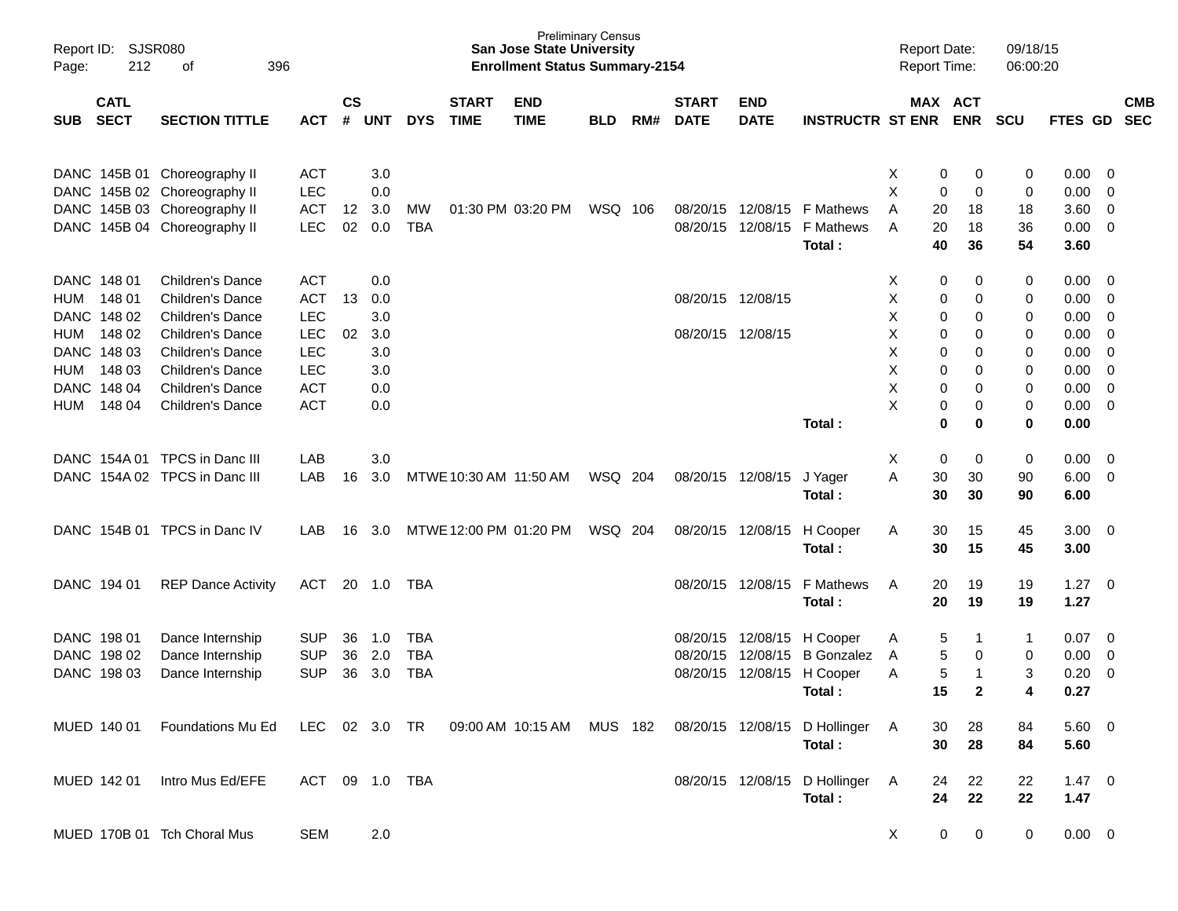Report ID: SJSR080
Page: 212 of 396

**Preliminary Census**
**San Jose State University**
**Enrollment Status Summary-2154**

Report Date: 09/18/15
Report Time: 06:00:20

| SUB | CATL SECT | SECTION TITTLE | ACT | CS # | UNT | DYS | START TIME | END TIME | BLD | RM# | START DATE | END DATE | INSTRUCTR | ST | MAX ENR | ACT ENR | SCU | FTES | GD | CMB SEC |
|---|---|---|---|---|---|---|---|---|---|---|---|---|---|---|---|---|---|---|---|---|
| DANC | 145B 01 | Choreography II | ACT | | 3.0 | | | | | | | | | X | 0 | 0 | 0 | 0.00 | 0 | |
| DANC | 145B 02 | Choreography II | LEC | | 0.0 | | | | | | | | | X | 0 | 0 | 0 | 0.00 | 0 | |
| DANC | 145B 03 | Choreography II | ACT | 12 | 3.0 | MW | 01:30 PM | 03:20 PM | WSQ | 106 | 08/20/15 | 12/08/15 | F Mathews | A | 20 | 18 | 18 | 3.60 | 0 | |
| DANC | 145B 04 | Choreography II | LEC | 02 | 0.0 | TBA | | | | | 08/20/15 | 12/08/15 | F Mathews | A | 20 | 18 | 36 | 0.00 | 0 | |
| | | | | | | | | | | | | | **Total :** | | **40** | **36** | **54** | **3.60** | | |
| DANC | 148 01 | Children's Dance | ACT | | 0.0 | | | | | | | | | X | 0 | 0 | 0 | 0.00 | 0 | |
| HUM | 148 01 | Children's Dance | ACT | 13 | 0.0 | | | | | | 08/20/15 | 12/08/15 | | X | 0 | 0 | 0 | 0.00 | 0 | |
| DANC | 148 02 | Children's Dance | LEC | | 3.0 | | | | | | | | | X | 0 | 0 | 0 | 0.00 | 0 | |
| HUM | 148 02 | Children's Dance | LEC | 02 | 3.0 | | | | | | 08/20/15 | 12/08/15 | | X | 0 | 0 | 0 | 0.00 | 0 | |
| DANC | 148 03 | Children's Dance | LEC | | 3.0 | | | | | | | | | X | 0 | 0 | 0 | 0.00 | 0 | |
| HUM | 148 03 | Children's Dance | LEC | | 3.0 | | | | | | | | | X | 0 | 0 | 0 | 0.00 | 0 | |
| DANC | 148 04 | Children's Dance | ACT | | 0.0 | | | | | | | | | X | 0 | 0 | 0 | 0.00 | 0 | |
| HUM | 148 04 | Children's Dance | ACT | | 0.0 | | | | | | | | | X | 0 | 0 | 0 | 0.00 | 0 | |
| | | | | | | | | | | | | | **Total :** | | **0** | **0** | **0** | **0.00** | | |
| DANC | 154A 01 | TPCS in Danc III | LAB | | 3.0 | | | | | | | | | X | 0 | 0 | 0 | 0.00 | 0 | |
| DANC | 154A 02 | TPCS in Danc III | LAB | 16 | 3.0 | MTWE | 10:30 AM | 11:50 AM | WSQ | 204 | 08/20/15 | 12/08/15 | J Yager | A | 30 | 30 | 90 | 6.00 | 0 | |
| | | | | | | | | | | | | | **Total :** | | **30** | **30** | **90** | **6.00** | | |
| DANC | 154B 01 | TPCS in Danc IV | LAB | 16 | 3.0 | MTWE | 12:00 PM | 01:20 PM | WSQ | 204 | 08/20/15 | 12/08/15 | H Cooper | A | 30 | 15 | 45 | 3.00 | 0 | |
| | | | | | | | | | | | | | **Total :** | | **30** | **15** | **45** | **3.00** | | |
| DANC | 194 01 | REP Dance Activity | ACT | 20 | 1.0 | TBA | | | | | 08/20/15 | 12/08/15 | F Mathews | A | 20 | 19 | 19 | 1.27 | 0 | |
| | | | | | | | | | | | | | **Total :** | | **20** | **19** | **19** | **1.27** | | |
| DANC | 198 01 | Dance Internship | SUP | 36 | 1.0 | TBA | | | | | 08/20/15 | 12/08/15 | H Cooper | A | 5 | 1 | 1 | 0.07 | 0 | |
| DANC | 198 02 | Dance Internship | SUP | 36 | 2.0 | TBA | | | | | 08/20/15 | 12/08/15 | B Gonzalez | A | 5 | 0 | 0 | 0.00 | 0 | |
| DANC | 198 03 | Dance Internship | SUP | 36 | 3.0 | TBA | | | | | 08/20/15 | 12/08/15 | H Cooper | A | 5 | 1 | 3 | 0.20 | 0 | |
| | | | | | | | | | | | | | **Total :** | | **15** | **2** | **4** | **0.27** | | |
| MUED | 140 01 | Foundations Mu Ed | LEC | 02 | 3.0 | TR | 09:00 AM | 10:15 AM | MUS | 182 | 08/20/15 | 12/08/15 | D Hollinger | A | 30 | 28 | 84 | 5.60 | 0 | |
| | | | | | | | | | | | | | **Total :** | | **30** | **28** | **84** | **5.60** | | |
| MUED | 142 01 | Intro Mus Ed/EFE | ACT | 09 | 1.0 | TBA | | | | | 08/20/15 | 12/08/15 | D Hollinger | A | 24 | 22 | 22 | 1.47 | 0 | |
| | | | | | | | | | | | | | **Total :** | | **24** | **22** | **22** | **1.47** | | |
| MUED | 170B 01 | Tch Choral Mus | SEM | | 2.0 | | | | | | | | | X | 0 | 0 | 0 | 0.00 | 0 | |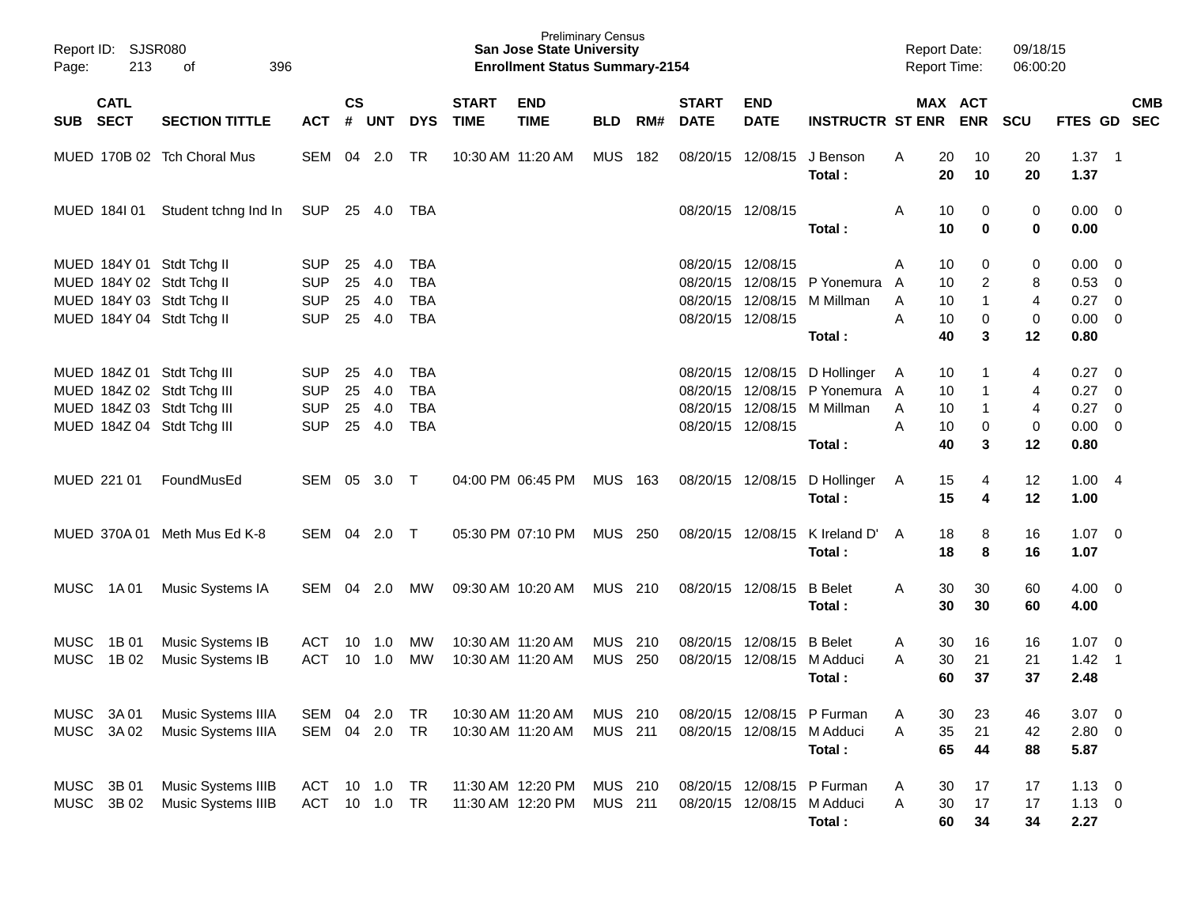Preliminary Census
**San Jose State University**
**Enrollment Status Summary-2154**

Report ID: SJSR080
Report Date: 09/18/15
Report Time: 06:00:20

| SUB | CATL SECT | SECTION TITTLE | ACT | CS # | UNT | DYS | START TIME | END TIME | BLD | RM# | START DATE | END DATE | INSTRUCTR | ST | MAX ENR | ACT ENR | SCU | FTES | GD | CMB SEC |
|---|---|---|---|---|---|---|---|---|---|---|---|---|---|---|---|---|---|---|---|---|
| MUED | 170B 02 | Tch Choral Mus | SEM | 04 | 2.0 | TR | 10:30 AM | 11:20 AM | MUS | 182 | 08/20/15 | 12/08/15 | J Benson | A | 20 | 10 | 20 | 1.37 | 1 | |
| | | | | | | | | | | | | | **Total :** | | **20** | **10** | **20** | **1.37** | | |
| MUED | 184I 01 | Student tchng Ind In | SUP | 25 | 4.0 | TBA | | | | | 08/20/15 | 12/08/15 | | A | 10 | 0 | 0 | 0.00 | 0 | |
| | | | | | | | | | | | | | **Total :** | | **10** | **0** | **0** | **0.00** | | |
| MUED | 184Y 01 | Stdt Tchg II | SUP | 25 | 4.0 | TBA | | | | | 08/20/15 | 12/08/15 | | A | 10 | 0 | 0 | 0.00 | 0 | |
| MUED | 184Y 02 | Stdt Tchg II | SUP | 25 | 4.0 | TBA | | | | | 08/20/15 | 12/08/15 | P Yonemura | A | 10 | 2 | 8 | 0.53 | 0 | |
| MUED | 184Y 03 | Stdt Tchg II | SUP | 25 | 4.0 | TBA | | | | | 08/20/15 | 12/08/15 | M Millman | A | 10 | 1 | 4 | 0.27 | 0 | |
| MUED | 184Y 04 | Stdt Tchg II | SUP | 25 | 4.0 | TBA | | | | | 08/20/15 | 12/08/15 | | A | 10 | 0 | 0 | 0.00 | 0 | |
| | | | | | | | | | | | | | **Total :** | | **40** | **3** | **12** | **0.80** | | |
| MUED | 184Z 01 | Stdt Tchg III | SUP | 25 | 4.0 | TBA | | | | | 08/20/15 | 12/08/15 | D Hollinger | A | 10 | 1 | 4 | 0.27 | 0 | |
| MUED | 184Z 02 | Stdt Tchg III | SUP | 25 | 4.0 | TBA | | | | | 08/20/15 | 12/08/15 | P Yonemura | A | 10 | 1 | 4 | 0.27 | 0 | |
| MUED | 184Z 03 | Stdt Tchg III | SUP | 25 | 4.0 | TBA | | | | | 08/20/15 | 12/08/15 | M Millman | A | 10 | 1 | 4 | 0.27 | 0 | |
| MUED | 184Z 04 | Stdt Tchg III | SUP | 25 | 4.0 | TBA | | | | | 08/20/15 | 12/08/15 | | A | 10 | 0 | 0 | 0.00 | 0 | |
| | | | | | | | | | | | | | **Total :** | | **40** | **3** | **12** | **0.80** | | |
| MUED | 221 01 | FoundMusEd | SEM | 05 | 3.0 | T | 04:00 PM | 06:45 PM | MUS | 163 | 08/20/15 | 12/08/15 | D Hollinger | A | 15 | 4 | 12 | 1.00 | 4 | |
| | | | | | | | | | | | | | **Total :** | | **15** | **4** | **12** | **1.00** | | |
| MUED | 370A 01 | Meth Mus Ed K-8 | SEM | 04 | 2.0 | T | 05:30 PM | 07:10 PM | MUS | 250 | 08/20/15 | 12/08/15 | K Ireland D' | A | 18 | 8 | 16 | 1.07 | 0 | |
| | | | | | | | | | | | | | **Total :** | | **18** | **8** | **16** | **1.07** | | |
| MUSC | 1A 01 | Music Systems IA | SEM | 04 | 2.0 | MW | 09:30 AM | 10:20 AM | MUS | 210 | 08/20/15 | 12/08/15 | B Belet | A | 30 | 30 | 60 | 4.00 | 0 | |
| | | | | | | | | | | | | | **Total :** | | **30** | **30** | **60** | **4.00** | | |
| MUSC | 1B 01 | Music Systems IB | ACT | 10 | 1.0 | MW | 10:30 AM | 11:20 AM | MUS | 210 | 08/20/15 | 12/08/15 | B Belet | A | 30 | 16 | 16 | 1.07 | 0 | |
| MUSC | 1B 02 | Music Systems IB | ACT | 10 | 1.0 | MW | 10:30 AM | 11:20 AM | MUS | 250 | 08/20/15 | 12/08/15 | M Adduci | A | 30 | 21 | 21 | 1.42 | 1 | |
| | | | | | | | | | | | | | **Total :** | | **60** | **37** | **37** | **2.48** | | |
| MUSC | 3A 01 | Music Systems IIIA | SEM | 04 | 2.0 | TR | 10:30 AM | 11:20 AM | MUS | 210 | 08/20/15 | 12/08/15 | P Furman | A | 30 | 23 | 46 | 3.07 | 0 | |
| MUSC | 3A 02 | Music Systems IIIA | SEM | 04 | 2.0 | TR | 10:30 AM | 11:20 AM | MUS | 211 | 08/20/15 | 12/08/15 | M Adduci | A | 35 | 21 | 42 | 2.80 | 0 | |
| | | | | | | | | | | | | | **Total :** | | **65** | **44** | **88** | **5.87** | | |
| MUSC | 3B 01 | Music Systems IIIB | ACT | 10 | 1.0 | TR | 11:30 AM | 12:20 PM | MUS | 210 | 08/20/15 | 12/08/15 | P Furman | A | 30 | 17 | 17 | 1.13 | 0 | |
| MUSC | 3B 02 | Music Systems IIIB | ACT | 10 | 1.0 | TR | 11:30 AM | 12:20 PM | MUS | 211 | 08/20/15 | 12/08/15 | M Adduci | A | 30 | 17 | 17 | 1.13 | 0 | |
| | | | | | | | | | | | | | **Total :** | | **60** | **34** | **34** | **2.27** | | |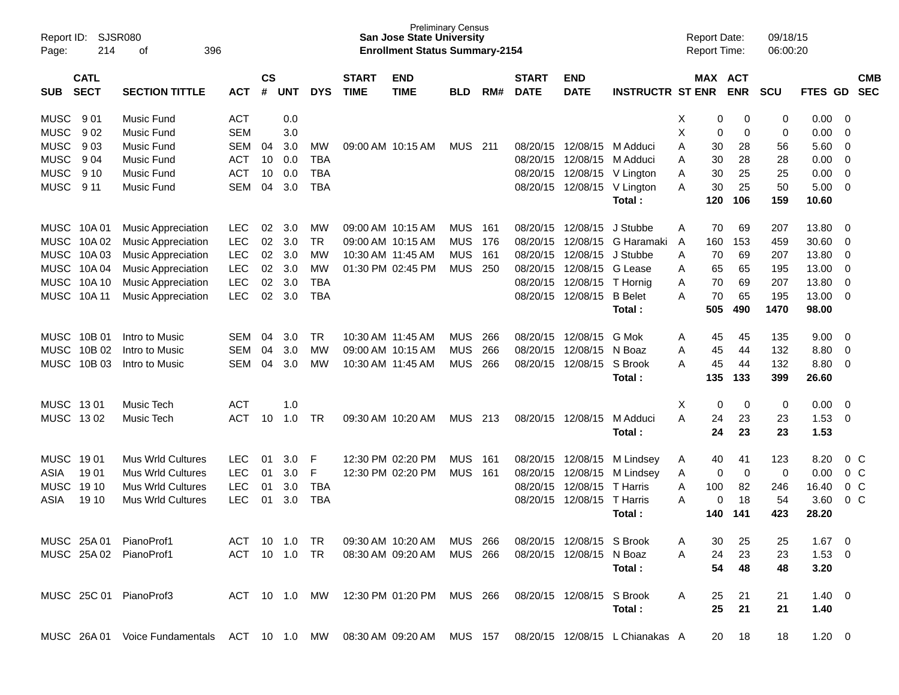Report ID: SJSR080
Page: 214 of 396

Preliminary Census
**San Jose State University**
**Enrollment Status Summary-2154**

Report Date: 09/18/15
Report Time: 06:00:20

| SUB | CATL SECT | SECTION TITTLE | ACT | CS # | UNT | DYS | START TIME | END TIME | BLD | RM# | START DATE | END DATE | INSTRUCTR | ST | MAX ENR | ACT ENR | SCU | FTES | GD | CMB SEC |
|---|---|---|---|---|---|---|---|---|---|---|---|---|---|---|---|---|---|---|---|---|
| MUSC | 9 01 | Music Fund | ACT | | 0.0 | | | | | | | | | X | 0 | 0 | 0 | 0.00 | 0 | |
| MUSC | 9 02 | Music Fund | SEM | | 3.0 | | | | | | | | | X | 0 | 0 | 0 | 0.00 | 0 | |
| MUSC | 9 03 | Music Fund | SEM | 04 | 3.0 | MW | 09:00 AM | 10:15 AM | MUS | 211 | 08/20/15 | 12/08/15 | M Adduci | A | 30 | 28 | 56 | 5.60 | 0 | |
| MUSC | 9 04 | Music Fund | ACT | 10 | 0.0 | TBA | | | | | 08/20/15 | 12/08/15 | M Adduci | A | 30 | 28 | 28 | 0.00 | 0 | |
| MUSC | 9 10 | Music Fund | ACT | 10 | 0.0 | TBA | | | | | 08/20/15 | 12/08/15 | V Lington | A | 30 | 25 | 25 | 0.00 | 0 | |
| MUSC | 9 11 | Music Fund | SEM | 04 | 3.0 | TBA | | | | | 08/20/15 | 12/08/15 | V Lington | A | 30 | 25 | 50 | 5.00 | 0 | |
| | | | | | | | | | | | | | **Total :** | | **120** | **106** | **159** | **10.60** | | |
| MUSC | 10A 01 | Music Appreciation | LEC | 02 | 3.0 | MW | 09:00 AM | 10:15 AM | MUS | 161 | 08/20/15 | 12/08/15 | J Stubbe | A | 70 | 69 | 207 | 13.80 | 0 | |
| MUSC | 10A 02 | Music Appreciation | LEC | 02 | 3.0 | TR | 09:00 AM | 10:15 AM | MUS | 176 | 08/20/15 | 12/08/15 | G Haramaki | A | 160 | 153 | 459 | 30.60 | 0 | |
| MUSC | 10A 03 | Music Appreciation | LEC | 02 | 3.0 | MW | 10:30 AM | 11:45 AM | MUS | 161 | 08/20/15 | 12/08/15 | J Stubbe | A | 70 | 69 | 207 | 13.80 | 0 | |
| MUSC | 10A 04 | Music Appreciation | LEC | 02 | 3.0 | MW | 01:30 PM | 02:45 PM | MUS | 250 | 08/20/15 | 12/08/15 | G Lease | A | 65 | 65 | 195 | 13.00 | 0 | |
| MUSC | 10A 10 | Music Appreciation | LEC | 02 | 3.0 | TBA | | | | | 08/20/15 | 12/08/15 | T Hornig | A | 70 | 69 | 207 | 13.80 | 0 | |
| MUSC | 10A 11 | Music Appreciation | LEC | 02 | 3.0 | TBA | | | | | 08/20/15 | 12/08/15 | B Belet | A | 70 | 65 | 195 | 13.00 | 0 | |
| | | | | | | | | | | | | | **Total :** | | **505** | **490** | **1470** | **98.00** | | |
| MUSC | 10B 01 | Intro to Music | SEM | 04 | 3.0 | TR | 10:30 AM | 11:45 AM | MUS | 266 | 08/20/15 | 12/08/15 | G Mok | A | 45 | 45 | 135 | 9.00 | 0 | |
| MUSC | 10B 02 | Intro to Music | SEM | 04 | 3.0 | MW | 09:00 AM | 10:15 AM | MUS | 266 | 08/20/15 | 12/08/15 | N Boaz | A | 45 | 44 | 132 | 8.80 | 0 | |
| MUSC | 10B 03 | Intro to Music | SEM | 04 | 3.0 | MW | 10:30 AM | 11:45 AM | MUS | 266 | 08/20/15 | 12/08/15 | S Brook | A | 45 | 44 | 132 | 8.80 | 0 | |
| | | | | | | | | | | | | | **Total :** | | **135** | **133** | **399** | **26.60** | | |
| MUSC | 13 01 | Music Tech | ACT | | 1.0 | | | | | | | | | X | 0 | 0 | 0 | 0.00 | 0 | |
| MUSC | 13 02 | Music Tech | ACT | 10 | 1.0 | TR | 09:30 AM | 10:20 AM | MUS | 213 | 08/20/15 | 12/08/15 | M Adduci | A | 24 | 23 | 23 | 1.53 | 0 | |
| | | | | | | | | | | | | | **Total :** | | **24** | **23** | **23** | **1.53** | | |
| MUSC | 19 01 | Mus Wrld Cultures | LEC | 01 | 3.0 | F | 12:30 PM | 02:20 PM | MUS | 161 | 08/20/15 | 12/08/15 | M Lindsey | A | 40 | 41 | 123 | 8.20 | 0 | C |
| ASIA | 19 01 | Mus Wrld Cultures | LEC | 01 | 3.0 | F | 12:30 PM | 02:20 PM | MUS | 161 | 08/20/15 | 12/08/15 | M Lindsey | A | 0 | 0 | 0 | 0.00 | 0 | C |
| MUSC | 19 10 | Mus Wrld Cultures | LEC | 01 | 3.0 | TBA | | | | | 08/20/15 | 12/08/15 | T Harris | A | 100 | 82 | 246 | 16.40 | 0 | C |
| ASIA | 19 10 | Mus Wrld Cultures | LEC | 01 | 3.0 | TBA | | | | | 08/20/15 | 12/08/15 | T Harris | A | 0 | 18 | 54 | 3.60 | 0 | C |
| | | | | | | | | | | | | | **Total :** | | **140** | **141** | **423** | **28.20** | | |
| MUSC | 25A 01 | PianoProf1 | ACT | 10 | 1.0 | TR | 09:30 AM | 10:20 AM | MUS | 266 | 08/20/15 | 12/08/15 | S Brook | A | 30 | 25 | 25 | 1.67 | 0 | |
| MUSC | 25A 02 | PianoProf1 | ACT | 10 | 1.0 | TR | 08:30 AM | 09:20 AM | MUS | 266 | 08/20/15 | 12/08/15 | N Boaz | A | 24 | 23 | 23 | 1.53 | 0 | |
| | | | | | | | | | | | | | **Total :** | | **54** | **48** | **48** | **3.20** | | |
| MUSC | 25C 01 | PianoProf3 | ACT | 10 | 1.0 | MW | 12:30 PM | 01:20 PM | MUS | 266 | 08/20/15 | 12/08/15 | S Brook | A | 25 | 21 | 21 | 1.40 | 0 | |
| | | | | | | | | | | | | | **Total :** | | **25** | **21** | **21** | **1.40** | | |
| MUSC | 26A 01 | Voice Fundamentals | ACT | 10 | 1.0 | MW | 08:30 AM | 09:20 AM | MUS | 157 | 08/20/15 | 12/08/15 | L Chianakas | A | 20 | 18 | 18 | 1.20 | 0 | |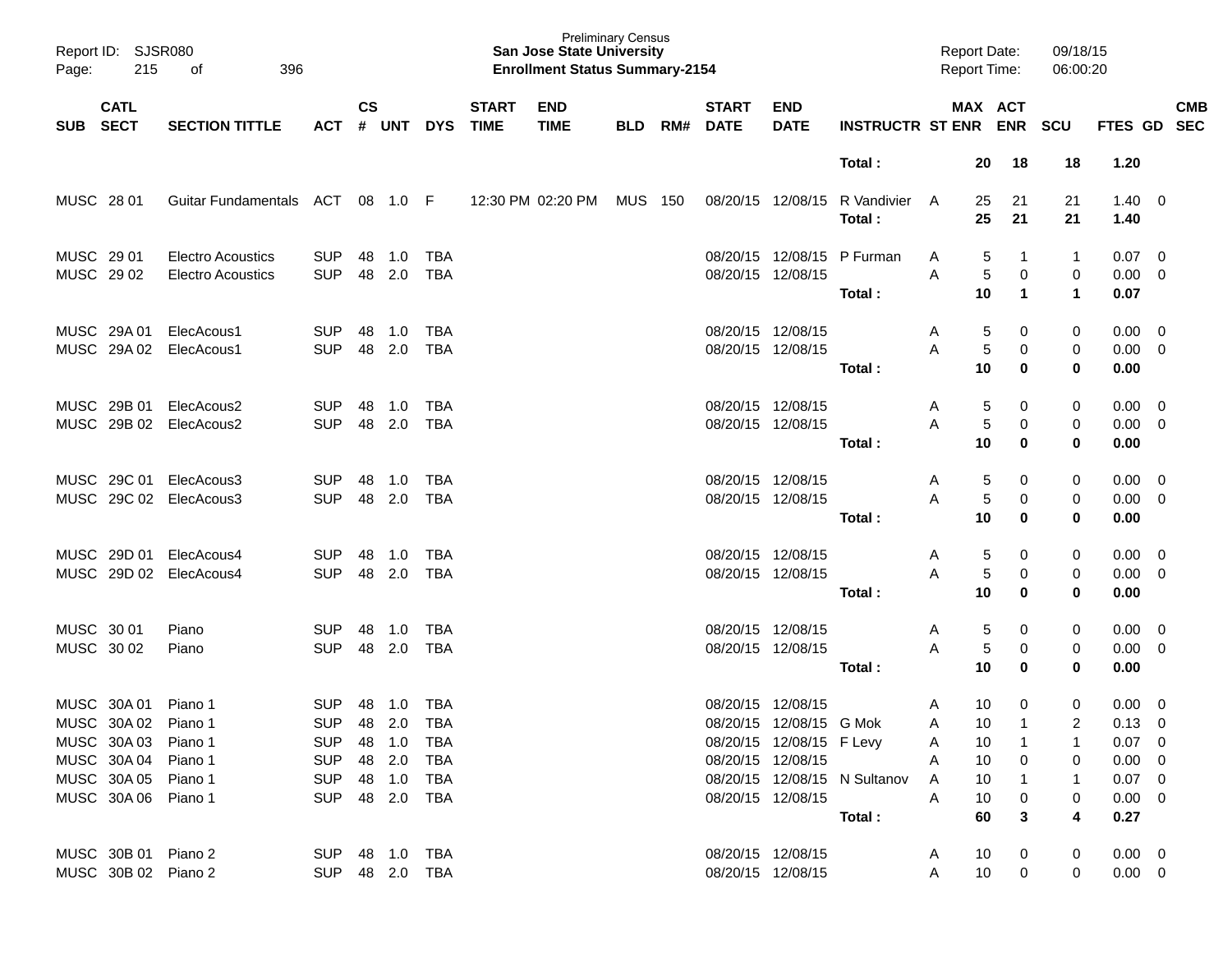Preliminary Census
**San Jose State University**
**Enrollment Status Summary-2154**

Report ID: SJSR080
Report Date: 09/18/15
Report Time: 06:00:20

| SUB | CATL SECT | SECTION TITTLE | ACT | CS # | UNT | DYS | START TIME | END TIME | BLD | RM# | START DATE | END DATE | INSTRUCTR | ST | MAX ENR | ACT ENR | SCU | FTES | GD | CMB SEC |
|---|---|---|---|---|---|---|---|---|---|---|---|---|---|---|---|---|---|---|---|---|
| | | | | | | | | | | | | | **Total :** | | **20** | **18** | **18** | **1.20** | | |
| MUSC | 28 01 | Guitar Fundamentals | ACT | 08 | 1.0 | F | 12:30 PM | 02:20 PM | MUS | 150 | 08/20/15 | 12/08/15 | R Vandivier | A | 25 | 21 | 21 | 1.40 | 0 | |
| | | | | | | | | | | | | | **Total :** | | **25** | **21** | **21** | **1.40** | | |
| MUSC | 29 01 | Electro Acoustics | SUP | 48 | 1.0 | TBA | | | | | 08/20/15 | 12/08/15 | P Furman | A | 5 | 1 | 1 | 0.07 | 0 | |
| MUSC | 29 02 | Electro Acoustics | SUP | 48 | 2.0 | TBA | | | | | 08/20/15 | 12/08/15 | | A | 5 | 0 | 0 | 0.00 | 0 | |
| | | | | | | | | | | | | | **Total :** | | **10** | **1** | **1** | **0.07** | | |
| MUSC | 29A 01 | ElecAcous1 | SUP | 48 | 1.0 | TBA | | | | | 08/20/15 | 12/08/15 | | A | 5 | 0 | 0 | 0.00 | 0 | |
| MUSC | 29A 02 | ElecAcous1 | SUP | 48 | 2.0 | TBA | | | | | 08/20/15 | 12/08/15 | | A | 5 | 0 | 0 | 0.00 | 0 | |
| | | | | | | | | | | | | | **Total :** | | **10** | **0** | **0** | **0.00** | | |
| MUSC | 29B 01 | ElecAcous2 | SUP | 48 | 1.0 | TBA | | | | | 08/20/15 | 12/08/15 | | A | 5 | 0 | 0 | 0.00 | 0 | |
| MUSC | 29B 02 | ElecAcous2 | SUP | 48 | 2.0 | TBA | | | | | 08/20/15 | 12/08/15 | | A | 5 | 0 | 0 | 0.00 | 0 | |
| | | | | | | | | | | | | | **Total :** | | **10** | **0** | **0** | **0.00** | | |
| MUSC | 29C 01 | ElecAcous3 | SUP | 48 | 1.0 | TBA | | | | | 08/20/15 | 12/08/15 | | A | 5 | 0 | 0 | 0.00 | 0 | |
| MUSC | 29C 02 | ElecAcous3 | SUP | 48 | 2.0 | TBA | | | | | 08/20/15 | 12/08/15 | | A | 5 | 0 | 0 | 0.00 | 0 | |
| | | | | | | | | | | | | | **Total :** | | **10** | **0** | **0** | **0.00** | | |
| MUSC | 29D 01 | ElecAcous4 | SUP | 48 | 1.0 | TBA | | | | | 08/20/15 | 12/08/15 | | A | 5 | 0 | 0 | 0.00 | 0 | |
| MUSC | 29D 02 | ElecAcous4 | SUP | 48 | 2.0 | TBA | | | | | 08/20/15 | 12/08/15 | | A | 5 | 0 | 0 | 0.00 | 0 | |
| | | | | | | | | | | | | | **Total :** | | **10** | **0** | **0** | **0.00** | | |
| MUSC | 30 01 | Piano | SUP | 48 | 1.0 | TBA | | | | | 08/20/15 | 12/08/15 | | A | 5 | 0 | 0 | 0.00 | 0 | |
| MUSC | 30 02 | Piano | SUP | 48 | 2.0 | TBA | | | | | 08/20/15 | 12/08/15 | | A | 5 | 0 | 0 | 0.00 | 0 | |
| | | | | | | | | | | | | | **Total :** | | **10** | **0** | **0** | **0.00** | | |
| MUSC | 30A 01 | Piano 1 | SUP | 48 | 1.0 | TBA | | | | | 08/20/15 | 12/08/15 | | A | 10 | 0 | 0 | 0.00 | 0 | |
| MUSC | 30A 02 | Piano 1 | SUP | 48 | 2.0 | TBA | | | | | 08/20/15 | 12/08/15 | G Mok | A | 10 | 1 | 2 | 0.13 | 0 | |
| MUSC | 30A 03 | Piano 1 | SUP | 48 | 1.0 | TBA | | | | | 08/20/15 | 12/08/15 | F Levy | A | 10 | 1 | 1 | 0.07 | 0 | |
| MUSC | 30A 04 | Piano 1 | SUP | 48 | 2.0 | TBA | | | | | 08/20/15 | 12/08/15 | | A | 10 | 0 | 0 | 0.00 | 0 | |
| MUSC | 30A 05 | Piano 1 | SUP | 48 | 1.0 | TBA | | | | | 08/20/15 | 12/08/15 | N Sultanov | A | 10 | 1 | 1 | 0.07 | 0 | |
| MUSC | 30A 06 | Piano 1 | SUP | 48 | 2.0 | TBA | | | | | 08/20/15 | 12/08/15 | | A | 10 | 0 | 0 | 0.00 | 0 | |
| | | | | | | | | | | | | | **Total :** | | **60** | **3** | **4** | **0.27** | | |
| MUSC | 30B 01 | Piano 2 | SUP | 48 | 1.0 | TBA | | | | | 08/20/15 | 12/08/15 | | A | 10 | 0 | 0 | 0.00 | 0 | |
| MUSC | 30B 02 | Piano 2 | SUP | 48 | 2.0 | TBA | | | | | 08/20/15 | 12/08/15 | | A | 10 | 0 | 0 | 0.00 | 0 | |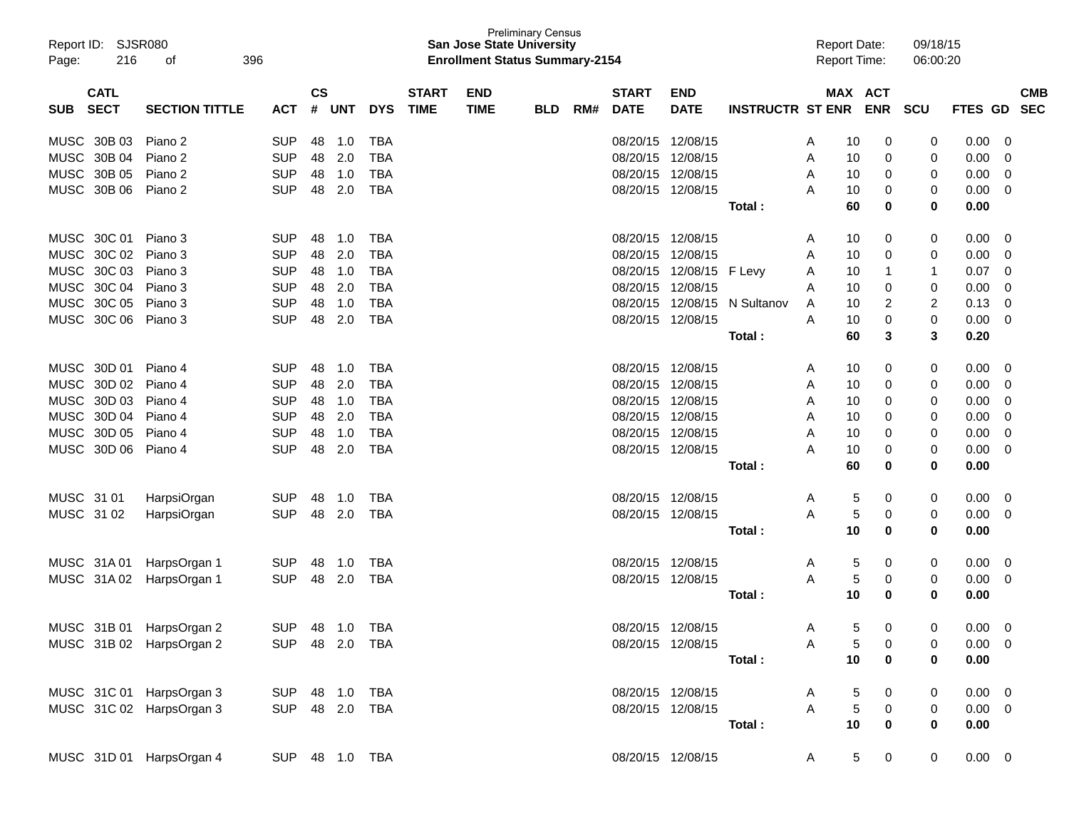Preliminary Census
**San Jose State University**
**Enrollment Status Summary-2154**

Report ID: SJSR080
Report Date: 09/18/15
Report Time: 06:00:20

| SUB | CATL SECT | SECTION TITTLE | ACT | CS # | UNT | DYS | START TIME | END TIME | BLD | RM# | START DATE | END DATE | INSTRUCTR | ST | MAX ENR | ACT ENR | SCU | FTES | GD | CMB SEC |
|---|---|---|---|---|---|---|---|---|---|---|---|---|---|---|---|---|---|---|---|---|
| MUSC | 30B 03 | Piano 2 | SUP | 48 | 1.0 | TBA | | | | | 08/20/15 | 12/08/15 | | A | 10 | 0 | 0 | 0.00 | 0 | |
| MUSC | 30B 04 | Piano 2 | SUP | 48 | 2.0 | TBA | | | | | 08/20/15 | 12/08/15 | | A | 10 | 0 | 0 | 0.00 | 0 | |
| MUSC | 30B 05 | Piano 2 | SUP | 48 | 1.0 | TBA | | | | | 08/20/15 | 12/08/15 | | A | 10 | 0 | 0 | 0.00 | 0 | |
| MUSC | 30B 06 | Piano 2 | SUP | 48 | 2.0 | TBA | | | | | 08/20/15 | 12/08/15 | | A | 10 | 0 | 0 | 0.00 | 0 | |
| | | | | | | | | | | | | | **Total :** | | **60** | **0** | **0** | **0.00** | | |
| MUSC | 30C 01 | Piano 3 | SUP | 48 | 1.0 | TBA | | | | | 08/20/15 | 12/08/15 | | A | 10 | 0 | 0 | 0.00 | 0 | |
| MUSC | 30C 02 | Piano 3 | SUP | 48 | 2.0 | TBA | | | | | 08/20/15 | 12/08/15 | | A | 10 | 0 | 0 | 0.00 | 0 | |
| MUSC | 30C 03 | Piano 3 | SUP | 48 | 1.0 | TBA | | | | | 08/20/15 | 12/08/15 | F Levy | A | 10 | 1 | 1 | 0.07 | 0 | |
| MUSC | 30C 04 | Piano 3 | SUP | 48 | 2.0 | TBA | | | | | 08/20/15 | 12/08/15 | | A | 10 | 0 | 0 | 0.00 | 0 | |
| MUSC | 30C 05 | Piano 3 | SUP | 48 | 1.0 | TBA | | | | | 08/20/15 | 12/08/15 | N Sultanov | A | 10 | 2 | 2 | 0.13 | 0 | |
| MUSC | 30C 06 | Piano 3 | SUP | 48 | 2.0 | TBA | | | | | 08/20/15 | 12/08/15 | | A | 10 | 0 | 0 | 0.00 | 0 | |
| | | | | | | | | | | | | | **Total :** | | **60** | **3** | **3** | **0.20** | | |
| MUSC | 30D 01 | Piano 4 | SUP | 48 | 1.0 | TBA | | | | | 08/20/15 | 12/08/15 | | A | 10 | 0 | 0 | 0.00 | 0 | |
| MUSC | 30D 02 | Piano 4 | SUP | 48 | 2.0 | TBA | | | | | 08/20/15 | 12/08/15 | | A | 10 | 0 | 0 | 0.00 | 0 | |
| MUSC | 30D 03 | Piano 4 | SUP | 48 | 1.0 | TBA | | | | | 08/20/15 | 12/08/15 | | A | 10 | 0 | 0 | 0.00 | 0 | |
| MUSC | 30D 04 | Piano 4 | SUP | 48 | 2.0 | TBA | | | | | 08/20/15 | 12/08/15 | | A | 10 | 0 | 0 | 0.00 | 0 | |
| MUSC | 30D 05 | Piano 4 | SUP | 48 | 1.0 | TBA | | | | | 08/20/15 | 12/08/15 | | A | 10 | 0 | 0 | 0.00 | 0 | |
| MUSC | 30D 06 | Piano 4 | SUP | 48 | 2.0 | TBA | | | | | 08/20/15 | 12/08/15 | | A | 10 | 0 | 0 | 0.00 | 0 | |
| | | | | | | | | | | | | | **Total :** | | **60** | **0** | **0** | **0.00** | | |
| MUSC | 31 01 | HarpsiOrgan | SUP | 48 | 1.0 | TBA | | | | | 08/20/15 | 12/08/15 | | A | 5 | 0 | 0 | 0.00 | 0 | |
| MUSC | 31 02 | HarpsiOrgan | SUP | 48 | 2.0 | TBA | | | | | 08/20/15 | 12/08/15 | | A | 5 | 0 | 0 | 0.00 | 0 | |
| | | | | | | | | | | | | | **Total :** | | **10** | **0** | **0** | **0.00** | | |
| MUSC | 31A 01 | HarpsOrgan 1 | SUP | 48 | 1.0 | TBA | | | | | 08/20/15 | 12/08/15 | | A | 5 | 0 | 0 | 0.00 | 0 | |
| MUSC | 31A 02 | HarpsOrgan 1 | SUP | 48 | 2.0 | TBA | | | | | 08/20/15 | 12/08/15 | | A | 5 | 0 | 0 | 0.00 | 0 | |
| | | | | | | | | | | | | | **Total :** | | **10** | **0** | **0** | **0.00** | | |
| MUSC | 31B 01 | HarpsOrgan 2 | SUP | 48 | 1.0 | TBA | | | | | 08/20/15 | 12/08/15 | | A | 5 | 0 | 0 | 0.00 | 0 | |
| MUSC | 31B 02 | HarpsOrgan 2 | SUP | 48 | 2.0 | TBA | | | | | 08/20/15 | 12/08/15 | | A | 5 | 0 | 0 | 0.00 | 0 | |
| | | | | | | | | | | | | | **Total :** | | **10** | **0** | **0** | **0.00** | | |
| MUSC | 31C 01 | HarpsOrgan 3 | SUP | 48 | 1.0 | TBA | | | | | 08/20/15 | 12/08/15 | | A | 5 | 0 | 0 | 0.00 | 0 | |
| MUSC | 31C 02 | HarpsOrgan 3 | SUP | 48 | 2.0 | TBA | | | | | 08/20/15 | 12/08/15 | | A | 5 | 0 | 0 | 0.00 | 0 | |
| | | | | | | | | | | | | | **Total :** | | **10** | **0** | **0** | **0.00** | | |
| MUSC | 31D 01 | HarpsOrgan 4 | SUP | 48 | 1.0 | TBA | | | | | 08/20/15 | 12/08/15 | | A | 5 | 0 | 0 | 0.00 | 0 | |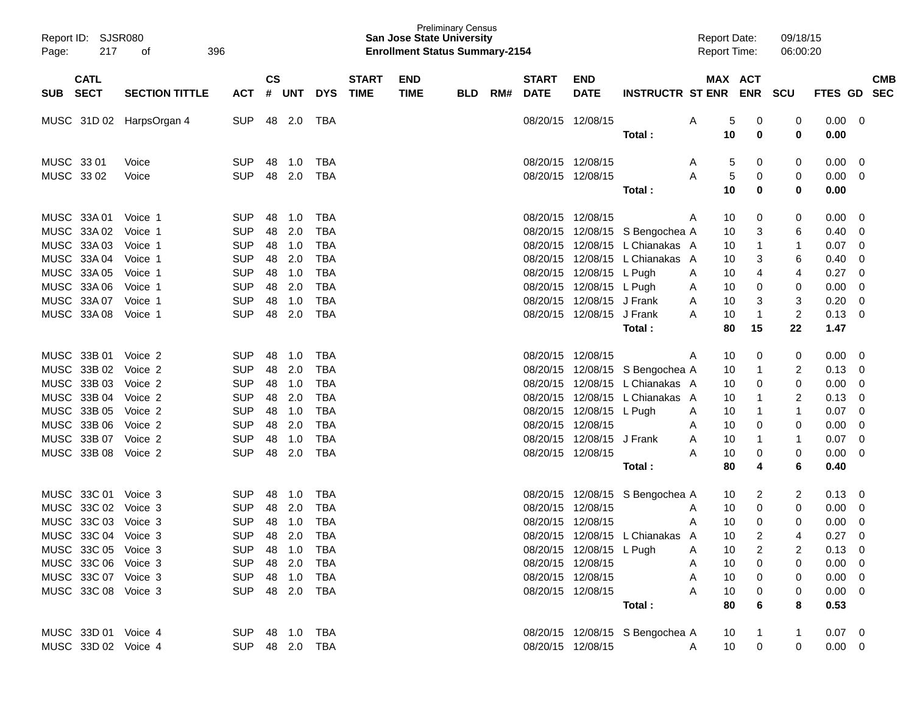| SUB | CATL SECT | SECTION TITTLE | ACT | CS # | UNT | DYS | START TIME | END TIME | BLD | RM# | START DATE | END DATE | INSTRUCTR | ST | MAX ENR | ACT ENR | SCU | FTES | GD | CMB SEC |
|---|---|---|---|---|---|---|---|---|---|---|---|---|---|---|---|---|---|---|---|---|
| MUSC | 31D 02 | HarpsOrgan 4 | SUP | 48 | 2.0 | TBA | | | | | 08/20/15 | 12/08/15 | | A | 5 | 0 | 0 | 0.00 | 0 | |
| | | | | | | | | | | | | | **Total :** | | **10** | **0** | **0** | **0.00** | | |
| MUSC | 33 01 | Voice | SUP | 48 | 1.0 | TBA | | | | | 08/20/15 | 12/08/15 | | A | 5 | 0 | 0 | 0.00 | 0 | |
| MUSC | 33 02 | Voice | SUP | 48 | 2.0 | TBA | | | | | 08/20/15 | 12/08/15 | | A | 5 | 0 | 0 | 0.00 | 0 | |
| | | | | | | | | | | | | | **Total :** | | **10** | **0** | **0** | **0.00** | | |
| MUSC | 33A 01 | Voice 1 | SUP | 48 | 1.0 | TBA | | | | | 08/20/15 | 12/08/15 | | A | 10 | 0 | 0 | 0.00 | 0 | |
| MUSC | 33A 02 | Voice 1 | SUP | 48 | 2.0 | TBA | | | | | 08/20/15 | 12/08/15 | S Bengochea | A | 10 | 3 | 6 | 0.40 | 0 | |
| MUSC | 33A 03 | Voice 1 | SUP | 48 | 1.0 | TBA | | | | | 08/20/15 | 12/08/15 | L Chianakas | A | 10 | 1 | 1 | 0.07 | 0 | |
| MUSC | 33A 04 | Voice 1 | SUP | 48 | 2.0 | TBA | | | | | 08/20/15 | 12/08/15 | L Chianakas | A | 10 | 3 | 6 | 0.40 | 0 | |
| MUSC | 33A 05 | Voice 1 | SUP | 48 | 1.0 | TBA | | | | | 08/20/15 | 12/08/15 | L Pugh | A | 10 | 4 | 4 | 0.27 | 0 | |
| MUSC | 33A 06 | Voice 1 | SUP | 48 | 2.0 | TBA | | | | | 08/20/15 | 12/08/15 | L Pugh | A | 10 | 0 | 0 | 0.00 | 0 | |
| MUSC | 33A 07 | Voice 1 | SUP | 48 | 1.0 | TBA | | | | | 08/20/15 | 12/08/15 | J Frank | A | 10 | 3 | 3 | 0.20 | 0 | |
| MUSC | 33A 08 | Voice 1 | SUP | 48 | 2.0 | TBA | | | | | 08/20/15 | 12/08/15 | J Frank | A | 10 | 1 | 2 | 0.13 | 0 | |
| | | | | | | | | | | | | | **Total :** | | **80** | **15** | **22** | **1.47** | | |
| MUSC | 33B 01 | Voice 2 | SUP | 48 | 1.0 | TBA | | | | | 08/20/15 | 12/08/15 | | A | 10 | 0 | 0 | 0.00 | 0 | |
| MUSC | 33B 02 | Voice 2 | SUP | 48 | 2.0 | TBA | | | | | 08/20/15 | 12/08/15 | S Bengochea | A | 10 | 1 | 2 | 0.13 | 0 | |
| MUSC | 33B 03 | Voice 2 | SUP | 48 | 1.0 | TBA | | | | | 08/20/15 | 12/08/15 | L Chianakas | A | 10 | 0 | 0 | 0.00 | 0 | |
| MUSC | 33B 04 | Voice 2 | SUP | 48 | 2.0 | TBA | | | | | 08/20/15 | 12/08/15 | L Chianakas | A | 10 | 1 | 2 | 0.13 | 0 | |
| MUSC | 33B 05 | Voice 2 | SUP | 48 | 1.0 | TBA | | | | | 08/20/15 | 12/08/15 | L Pugh | A | 10 | 1 | 1 | 0.07 | 0 | |
| MUSC | 33B 06 | Voice 2 | SUP | 48 | 2.0 | TBA | | | | | 08/20/15 | 12/08/15 | | A | 10 | 0 | 0 | 0.00 | 0 | |
| MUSC | 33B 07 | Voice 2 | SUP | 48 | 1.0 | TBA | | | | | 08/20/15 | 12/08/15 | J Frank | A | 10 | 1 | 1 | 0.07 | 0 | |
| MUSC | 33B 08 | Voice 2 | SUP | 48 | 2.0 | TBA | | | | | 08/20/15 | 12/08/15 | | A | 10 | 0 | 0 | 0.00 | 0 | |
| | | | | | | | | | | | | | **Total :** | | **80** | **4** | **6** | **0.40** | | |
| MUSC | 33C 01 | Voice 3 | SUP | 48 | 1.0 | TBA | | | | | 08/20/15 | 12/08/15 | S Bengochea | A | 10 | 2 | 2 | 0.13 | 0 | |
| MUSC | 33C 02 | Voice 3 | SUP | 48 | 2.0 | TBA | | | | | 08/20/15 | 12/08/15 | | A | 10 | 0 | 0 | 0.00 | 0 | |
| MUSC | 33C 03 | Voice 3 | SUP | 48 | 1.0 | TBA | | | | | 08/20/15 | 12/08/15 | | A | 10 | 0 | 0 | 0.00 | 0 | |
| MUSC | 33C 04 | Voice 3 | SUP | 48 | 2.0 | TBA | | | | | 08/20/15 | 12/08/15 | L Chianakas | A | 10 | 2 | 4 | 0.27 | 0 | |
| MUSC | 33C 05 | Voice 3 | SUP | 48 | 1.0 | TBA | | | | | 08/20/15 | 12/08/15 | L Pugh | A | 10 | 2 | 2 | 0.13 | 0 | |
| MUSC | 33C 06 | Voice 3 | SUP | 48 | 2.0 | TBA | | | | | 08/20/15 | 12/08/15 | | A | 10 | 0 | 0 | 0.00 | 0 | |
| MUSC | 33C 07 | Voice 3 | SUP | 48 | 1.0 | TBA | | | | | 08/20/15 | 12/08/15 | | A | 10 | 0 | 0 | 0.00 | 0 | |
| MUSC | 33C 08 | Voice 3 | SUP | 48 | 2.0 | TBA | | | | | 08/20/15 | 12/08/15 | | A | 10 | 0 | 0 | 0.00 | 0 | |
| | | | | | | | | | | | | | **Total :** | | **80** | **6** | **8** | **0.53** | | |
| MUSC | 33D 01 | Voice 4 | SUP | 48 | 1.0 | TBA | | | | | 08/20/15 | 12/08/15 | S Bengochea | A | 10 | 1 | 1 | 0.07 | 0 | |
| MUSC | 33D 02 | Voice 4 | SUP | 48 | 2.0 | TBA | | | | | 08/20/15 | 12/08/15 | | A | 10 | 0 | 0 | 0.00 | 0 | |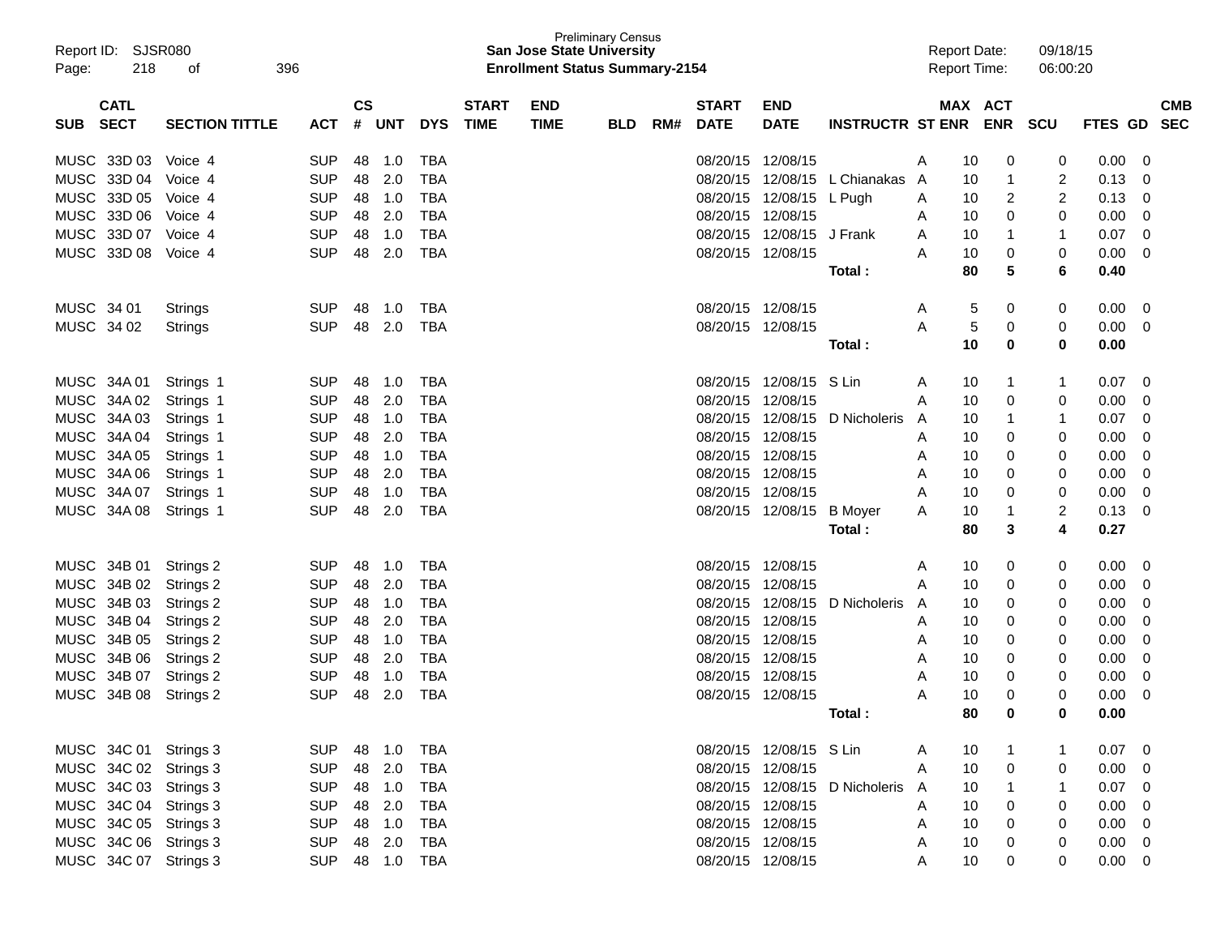Preliminary Census
**San Jose State University**
**Enrollment Status Summary-2154**

Report ID: SJSR080
Page: 218 of 396

Report Date: 09/18/15
Report Time: 06:00:20

| SUB | CATL SECT | SECTION TITTLE | ACT | CS # | UNT | DYS | START TIME | END TIME | BLD | RM# | START DATE | END DATE | INSTRUCTR | ST | MAX ENR | ACT ENR | SCU | FTES | GD | CMB SEC |
|---|---|---|---|---|---|---|---|---|---|---|---|---|---|---|---|---|---|---|---|---|
| MUSC | 33D 03 | Voice 4 | SUP | 48 | 1.0 | TBA | | | | | 08/20/15 | 12/08/15 | | A | 10 | 0 | 0 | 0.00 | 0 | |
| MUSC | 33D 04 | Voice 4 | SUP | 48 | 2.0 | TBA | | | | | 08/20/15 | 12/08/15 | L Chianakas | A | 10 | 1 | 2 | 0.13 | 0 | |
| MUSC | 33D 05 | Voice 4 | SUP | 48 | 1.0 | TBA | | | | | 08/20/15 | 12/08/15 | L Pugh | A | 10 | 2 | 2 | 0.13 | 0 | |
| MUSC | 33D 06 | Voice 4 | SUP | 48 | 2.0 | TBA | | | | | 08/20/15 | 12/08/15 | | A | 10 | 0 | 0 | 0.00 | 0 | |
| MUSC | 33D 07 | Voice 4 | SUP | 48 | 1.0 | TBA | | | | | 08/20/15 | 12/08/15 | J Frank | A | 10 | 1 | 1 | 0.07 | 0 | |
| MUSC | 33D 08 | Voice 4 | SUP | 48 | 2.0 | TBA | | | | | 08/20/15 | 12/08/15 | | A | 10 | 0 | 0 | 0.00 | 0 | |
| | | | | | | | | | | | | | **Total :** | | **80** | **5** | **6** | **0.40** | | |
| MUSC | 34 01 | Strings | SUP | 48 | 1.0 | TBA | | | | | 08/20/15 | 12/08/15 | | A | 5 | 0 | 0 | 0.00 | 0 | |
| MUSC | 34 02 | Strings | SUP | 48 | 2.0 | TBA | | | | | 08/20/15 | 12/08/15 | | A | 5 | 0 | 0 | 0.00 | 0 | |
| | | | | | | | | | | | | | **Total :** | | **10** | **0** | **0** | **0.00** | | |
| MUSC | 34A 01 | Strings 1 | SUP | 48 | 1.0 | TBA | | | | | 08/20/15 | 12/08/15 | S Lin | A | 10 | 1 | 1 | 0.07 | 0 | |
| MUSC | 34A 02 | Strings 1 | SUP | 48 | 2.0 | TBA | | | | | 08/20/15 | 12/08/15 | | A | 10 | 0 | 0 | 0.00 | 0 | |
| MUSC | 34A 03 | Strings 1 | SUP | 48 | 1.0 | TBA | | | | | 08/20/15 | 12/08/15 | D Nicholeris | A | 10 | 1 | 1 | 0.07 | 0 | |
| MUSC | 34A 04 | Strings 1 | SUP | 48 | 2.0 | TBA | | | | | 08/20/15 | 12/08/15 | | A | 10 | 0 | 0 | 0.00 | 0 | |
| MUSC | 34A 05 | Strings 1 | SUP | 48 | 1.0 | TBA | | | | | 08/20/15 | 12/08/15 | | A | 10 | 0 | 0 | 0.00 | 0 | |
| MUSC | 34A 06 | Strings 1 | SUP | 48 | 2.0 | TBA | | | | | 08/20/15 | 12/08/15 | | A | 10 | 0 | 0 | 0.00 | 0 | |
| MUSC | 34A 07 | Strings 1 | SUP | 48 | 1.0 | TBA | | | | | 08/20/15 | 12/08/15 | | A | 10 | 0 | 0 | 0.00 | 0 | |
| MUSC | 34A 08 | Strings 1 | SUP | 48 | 2.0 | TBA | | | | | 08/20/15 | 12/08/15 | B Moyer | A | 10 | 1 | 2 | 0.13 | 0 | |
| | | | | | | | | | | | | | **Total :** | | **80** | **3** | **4** | **0.27** | | |
| MUSC | 34B 01 | Strings 2 | SUP | 48 | 1.0 | TBA | | | | | 08/20/15 | 12/08/15 | | A | 10 | 0 | 0 | 0.00 | 0 | |
| MUSC | 34B 02 | Strings 2 | SUP | 48 | 2.0 | TBA | | | | | 08/20/15 | 12/08/15 | | A | 10 | 0 | 0 | 0.00 | 0 | |
| MUSC | 34B 03 | Strings 2 | SUP | 48 | 1.0 | TBA | | | | | 08/20/15 | 12/08/15 | D Nicholeris | A | 10 | 0 | 0 | 0.00 | 0 | |
| MUSC | 34B 04 | Strings 2 | SUP | 48 | 2.0 | TBA | | | | | 08/20/15 | 12/08/15 | | A | 10 | 0 | 0 | 0.00 | 0 | |
| MUSC | 34B 05 | Strings 2 | SUP | 48 | 1.0 | TBA | | | | | 08/20/15 | 12/08/15 | | A | 10 | 0 | 0 | 0.00 | 0 | |
| MUSC | 34B 06 | Strings 2 | SUP | 48 | 2.0 | TBA | | | | | 08/20/15 | 12/08/15 | | A | 10 | 0 | 0 | 0.00 | 0 | |
| MUSC | 34B 07 | Strings 2 | SUP | 48 | 1.0 | TBA | | | | | 08/20/15 | 12/08/15 | | A | 10 | 0 | 0 | 0.00 | 0 | |
| MUSC | 34B 08 | Strings 2 | SUP | 48 | 2.0 | TBA | | | | | 08/20/15 | 12/08/15 | | A | 10 | 0 | 0 | 0.00 | 0 | |
| | | | | | | | | | | | | | **Total :** | | **80** | **0** | **0** | **0.00** | | |
| MUSC | 34C 01 | Strings 3 | SUP | 48 | 1.0 | TBA | | | | | 08/20/15 | 12/08/15 | S Lin | A | 10 | 1 | 1 | 0.07 | 0 | |
| MUSC | 34C 02 | Strings 3 | SUP | 48 | 2.0 | TBA | | | | | 08/20/15 | 12/08/15 | | A | 10 | 0 | 0 | 0.00 | 0 | |
| MUSC | 34C 03 | Strings 3 | SUP | 48 | 1.0 | TBA | | | | | 08/20/15 | 12/08/15 | D Nicholeris | A | 10 | 1 | 1 | 0.07 | 0 | |
| MUSC | 34C 04 | Strings 3 | SUP | 48 | 2.0 | TBA | | | | | 08/20/15 | 12/08/15 | | A | 10 | 0 | 0 | 0.00 | 0 | |
| MUSC | 34C 05 | Strings 3 | SUP | 48 | 1.0 | TBA | | | | | 08/20/15 | 12/08/15 | | A | 10 | 0 | 0 | 0.00 | 0 | |
| MUSC | 34C 06 | Strings 3 | SUP | 48 | 2.0 | TBA | | | | | 08/20/15 | 12/08/15 | | A | 10 | 0 | 0 | 0.00 | 0 | |
| MUSC | 34C 07 | Strings 3 | SUP | 48 | 1.0 | TBA | | | | | 08/20/15 | 12/08/15 | | A | 10 | 0 | 0 | 0.00 | 0 | |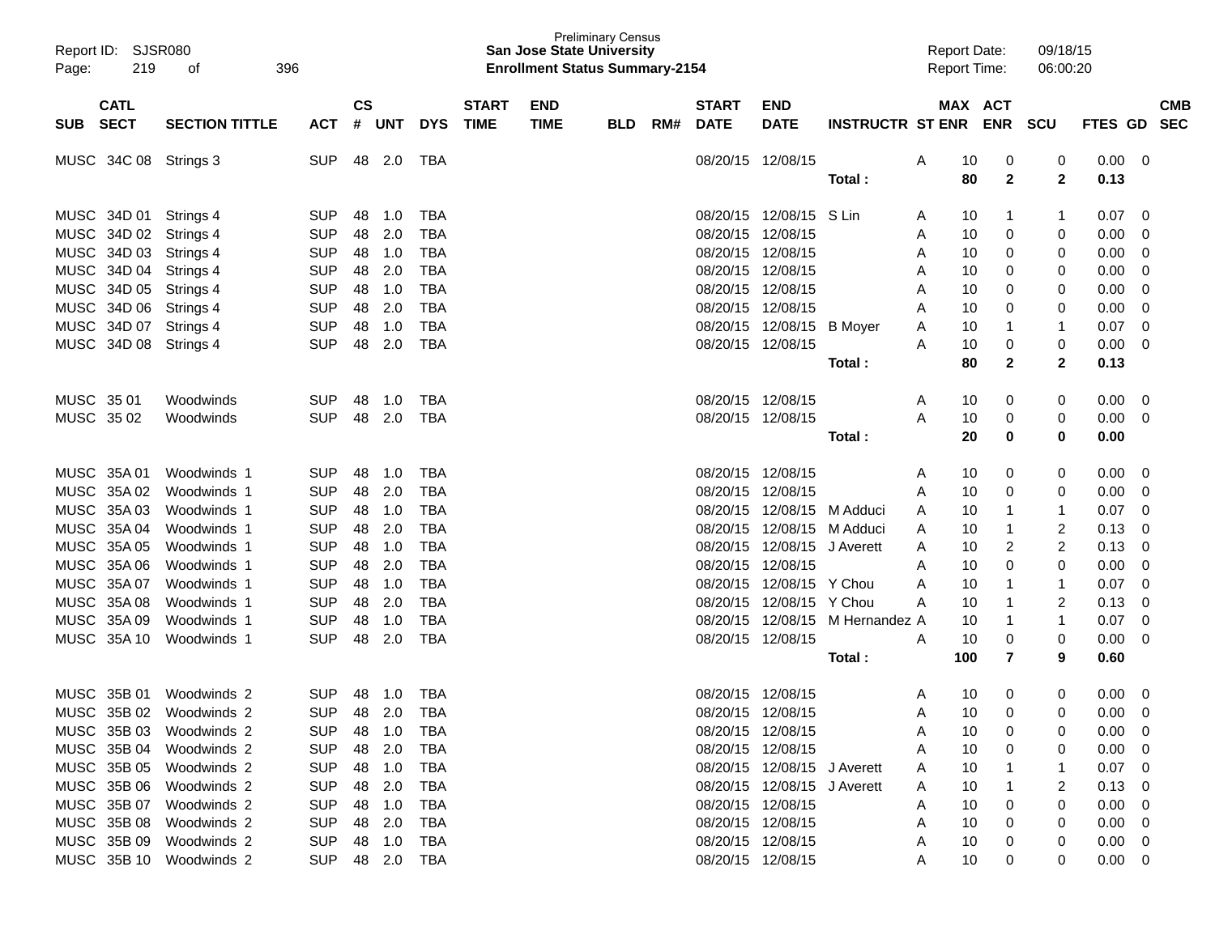Preliminary Census

**San Jose State University**

**Enrollment Status Summary-2154**

Report ID: SJSR080

Report Date: 09/18/15

Report Time: 06:00:20

| SUB | CATL SECT | SECTION TITTLE | ACT | CS # | UNT | DYS | START TIME | END TIME | BLD | RM# | START DATE | END DATE | INSTRUCTR | ST | MAX ENR | ACT ENR | SCU | FTES | GD | CMB SEC |
|---|---|---|---|---|---|---|---|---|---|---|---|---|---|---|---|---|---|---|---|---|
| MUSC | 34C 08 | Strings 3 | SUP | 48 | 2.0 | TBA | | | | | 08/20/15 | 12/08/15 | | A | 10 | 0 | 0 | 0.00 | 0 | |
| | | | | | | | | | | | | | **Total :** | | **80** | **2** | **2** | **0.13** | | |
| MUSC | 34D 01 | Strings 4 | SUP | 48 | 1.0 | TBA | | | | | 08/20/15 | 12/08/15 | S Lin | A | 10 | 1 | 1 | 0.07 | 0 | |
| MUSC | 34D 02 | Strings 4 | SUP | 48 | 2.0 | TBA | | | | | 08/20/15 | 12/08/15 | | A | 10 | 0 | 0 | 0.00 | 0 | |
| MUSC | 34D 03 | Strings 4 | SUP | 48 | 1.0 | TBA | | | | | 08/20/15 | 12/08/15 | | A | 10 | 0 | 0 | 0.00 | 0 | |
| MUSC | 34D 04 | Strings 4 | SUP | 48 | 2.0 | TBA | | | | | 08/20/15 | 12/08/15 | | A | 10 | 0 | 0 | 0.00 | 0 | |
| MUSC | 34D 05 | Strings 4 | SUP | 48 | 1.0 | TBA | | | | | 08/20/15 | 12/08/15 | | A | 10 | 0 | 0 | 0.00 | 0 | |
| MUSC | 34D 06 | Strings 4 | SUP | 48 | 2.0 | TBA | | | | | 08/20/15 | 12/08/15 | | A | 10 | 0 | 0 | 0.00 | 0 | |
| MUSC | 34D 07 | Strings 4 | SUP | 48 | 1.0 | TBA | | | | | 08/20/15 | 12/08/15 | B Moyer | A | 10 | 1 | 1 | 0.07 | 0 | |
| MUSC | 34D 08 | Strings 4 | SUP | 48 | 2.0 | TBA | | | | | 08/20/15 | 12/08/15 | | A | 10 | 0 | 0 | 0.00 | 0 | |
| | | | | | | | | | | | | | **Total :** | | **80** | **2** | **2** | **0.13** | | |
| MUSC | 35 01 | Woodwinds | SUP | 48 | 1.0 | TBA | | | | | 08/20/15 | 12/08/15 | | A | 10 | 0 | 0 | 0.00 | 0 | |
| MUSC | 35 02 | Woodwinds | SUP | 48 | 2.0 | TBA | | | | | 08/20/15 | 12/08/15 | | A | 10 | 0 | 0 | 0.00 | 0 | |
| | | | | | | | | | | | | | **Total :** | | **20** | **0** | **0** | **0.00** | | |
| MUSC | 35A 01 | Woodwinds 1 | SUP | 48 | 1.0 | TBA | | | | | 08/20/15 | 12/08/15 | | A | 10 | 0 | 0 | 0.00 | 0 | |
| MUSC | 35A 02 | Woodwinds 1 | SUP | 48 | 2.0 | TBA | | | | | 08/20/15 | 12/08/15 | | A | 10 | 0 | 0 | 0.00 | 0 | |
| MUSC | 35A 03 | Woodwinds 1 | SUP | 48 | 1.0 | TBA | | | | | 08/20/15 | 12/08/15 | M Adduci | A | 10 | 1 | 1 | 0.07 | 0 | |
| MUSC | 35A 04 | Woodwinds 1 | SUP | 48 | 2.0 | TBA | | | | | 08/20/15 | 12/08/15 | M Adduci | A | 10 | 1 | 2 | 0.13 | 0 | |
| MUSC | 35A 05 | Woodwinds 1 | SUP | 48 | 1.0 | TBA | | | | | 08/20/15 | 12/08/15 | J Averett | A | 10 | 2 | 2 | 0.13 | 0 | |
| MUSC | 35A 06 | Woodwinds 1 | SUP | 48 | 2.0 | TBA | | | | | 08/20/15 | 12/08/15 | | A | 10 | 0 | 0 | 0.00 | 0 | |
| MUSC | 35A 07 | Woodwinds 1 | SUP | 48 | 1.0 | TBA | | | | | 08/20/15 | 12/08/15 | Y Chou | A | 10 | 1 | 1 | 0.07 | 0 | |
| MUSC | 35A 08 | Woodwinds 1 | SUP | 48 | 2.0 | TBA | | | | | 08/20/15 | 12/08/15 | Y Chou | A | 10 | 1 | 2 | 0.13 | 0 | |
| MUSC | 35A 09 | Woodwinds 1 | SUP | 48 | 1.0 | TBA | | | | | 08/20/15 | 12/08/15 | M Hernandez | A | 10 | 1 | 1 | 0.07 | 0 | |
| MUSC | 35A 10 | Woodwinds 1 | SUP | 48 | 2.0 | TBA | | | | | 08/20/15 | 12/08/15 | | A | 10 | 0 | 0 | 0.00 | 0 | |
| | | | | | | | | | | | | | **Total :** | | **100** | **7** | **9** | **0.60** | | |
| MUSC | 35B 01 | Woodwinds 2 | SUP | 48 | 1.0 | TBA | | | | | 08/20/15 | 12/08/15 | | A | 10 | 0 | 0 | 0.00 | 0 | |
| MUSC | 35B 02 | Woodwinds 2 | SUP | 48 | 2.0 | TBA | | | | | 08/20/15 | 12/08/15 | | A | 10 | 0 | 0 | 0.00 | 0 | |
| MUSC | 35B 03 | Woodwinds 2 | SUP | 48 | 1.0 | TBA | | | | | 08/20/15 | 12/08/15 | | A | 10 | 0 | 0 | 0.00 | 0 | |
| MUSC | 35B 04 | Woodwinds 2 | SUP | 48 | 2.0 | TBA | | | | | 08/20/15 | 12/08/15 | | A | 10 | 0 | 0 | 0.00 | 0 | |
| MUSC | 35B 05 | Woodwinds 2 | SUP | 48 | 1.0 | TBA | | | | | 08/20/15 | 12/08/15 | J Averett | A | 10 | 1 | 1 | 0.07 | 0 | |
| MUSC | 35B 06 | Woodwinds 2 | SUP | 48 | 2.0 | TBA | | | | | 08/20/15 | 12/08/15 | J Averett | A | 10 | 1 | 2 | 0.13 | 0 | |
| MUSC | 35B 07 | Woodwinds 2 | SUP | 48 | 1.0 | TBA | | | | | 08/20/15 | 12/08/15 | | A | 10 | 0 | 0 | 0.00 | 0 | |
| MUSC | 35B 08 | Woodwinds 2 | SUP | 48 | 2.0 | TBA | | | | | 08/20/15 | 12/08/15 | | A | 10 | 0 | 0 | 0.00 | 0 | |
| MUSC | 35B 09 | Woodwinds 2 | SUP | 48 | 1.0 | TBA | | | | | 08/20/15 | 12/08/15 | | A | 10 | 0 | 0 | 0.00 | 0 | |
| MUSC | 35B 10 | Woodwinds 2 | SUP | 48 | 2.0 | TBA | | | | | 08/20/15 | 12/08/15 | | A | 10 | 0 | 0 | 0.00 | 0 | |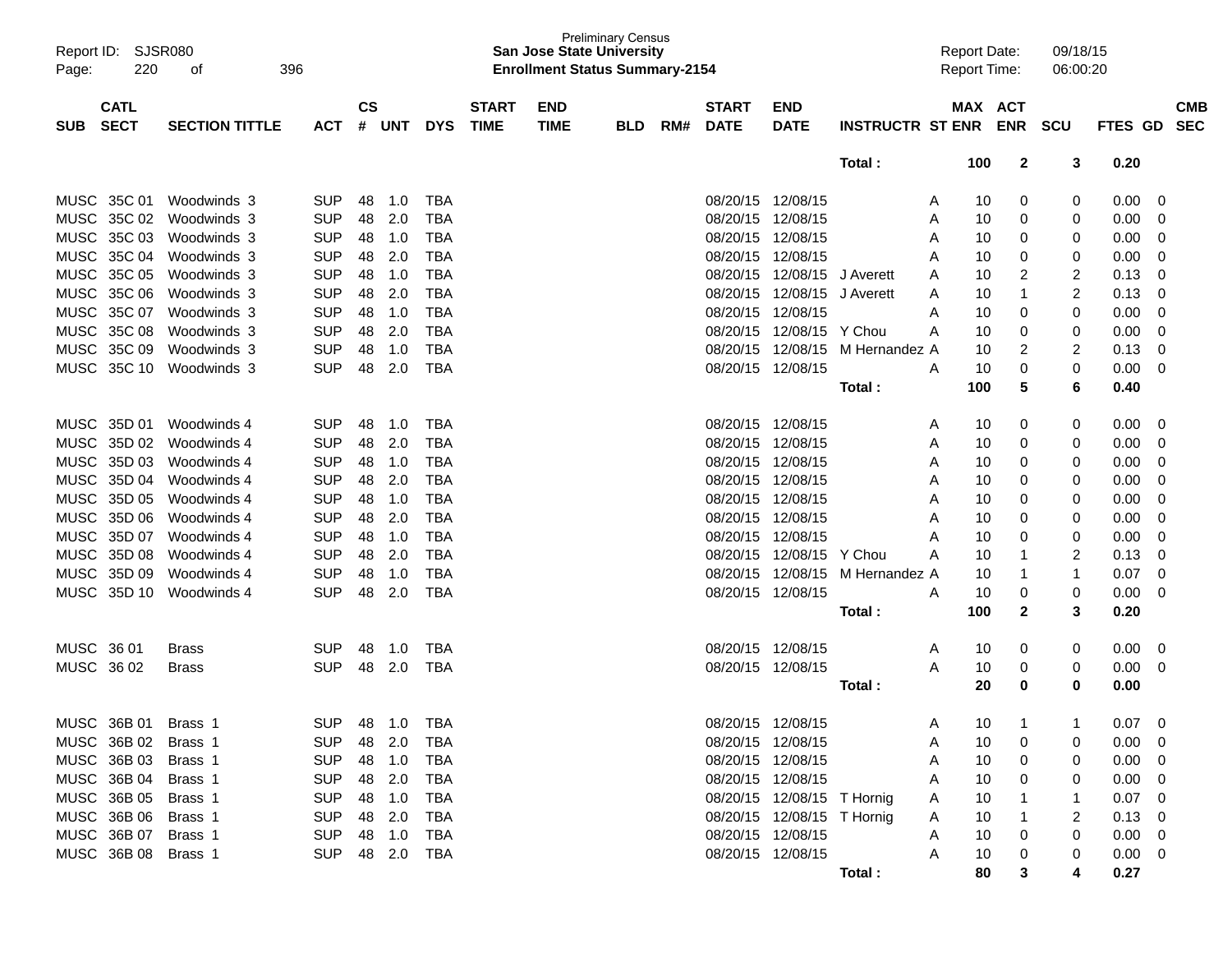Report ID: SJSR080
Page: 220 of 396

Preliminary Census
**San Jose State University**
**Enrollment Status Summary-2154**

Report Date: 09/18/15
Report Time: 06:00:20

| SUB | CATL SECT | SECTION TITTLE | ACT | CS # | UNT | DYS | START TIME | END TIME | BLD | RM# | START DATE | END DATE | INSTRUCTR | ST | MAX ENR | ACT ENR | SCU | FTES | GD | CMB SEC |
|---|---|---|---|---|---|---|---|---|---|---|---|---|---|---|---|---|---|---|---|---|
| | | | | | | | | | | | | | **Total :** | | **100** | **2** | **3** | **0.20** | | |
| MUSC | 35C 01 | Woodwinds 3 | SUP | 48 | 1.0 | TBA | | | | | 08/20/15 | 12/08/15 | | A | 10 | 0 | 0 | 0.00 | 0 | |
| MUSC | 35C 02 | Woodwinds 3 | SUP | 48 | 2.0 | TBA | | | | | 08/20/15 | 12/08/15 | | A | 10 | 0 | 0 | 0.00 | 0 | |
| MUSC | 35C 03 | Woodwinds 3 | SUP | 48 | 1.0 | TBA | | | | | 08/20/15 | 12/08/15 | | A | 10 | 0 | 0 | 0.00 | 0 | |
| MUSC | 35C 04 | Woodwinds 3 | SUP | 48 | 2.0 | TBA | | | | | 08/20/15 | 12/08/15 | | A | 10 | 0 | 0 | 0.00 | 0 | |
| MUSC | 35C 05 | Woodwinds 3 | SUP | 48 | 1.0 | TBA | | | | | 08/20/15 | 12/08/15 | J Averett | A | 10 | 2 | 2 | 0.13 | 0 | |
| MUSC | 35C 06 | Woodwinds 3 | SUP | 48 | 2.0 | TBA | | | | | 08/20/15 | 12/08/15 | J Averett | A | 10 | 1 | 2 | 0.13 | 0 | |
| MUSC | 35C 07 | Woodwinds 3 | SUP | 48 | 1.0 | TBA | | | | | 08/20/15 | 12/08/15 | | A | 10 | 0 | 0 | 0.00 | 0 | |
| MUSC | 35C 08 | Woodwinds 3 | SUP | 48 | 2.0 | TBA | | | | | 08/20/15 | 12/08/15 | Y Chou | A | 10 | 0 | 0 | 0.00 | 0 | |
| MUSC | 35C 09 | Woodwinds 3 | SUP | 48 | 1.0 | TBA | | | | | 08/20/15 | 12/08/15 | M Hernandez | A | 10 | 2 | 2 | 0.13 | 0 | |
| MUSC | 35C 10 | Woodwinds 3 | SUP | 48 | 2.0 | TBA | | | | | 08/20/15 | 12/08/15 | | A | 10 | 0 | 0 | 0.00 | 0 | |
| | | | | | | | | | | | | | **Total :** | | **100** | **5** | **6** | **0.40** | | |
| MUSC | 35D 01 | Woodwinds 4 | SUP | 48 | 1.0 | TBA | | | | | 08/20/15 | 12/08/15 | | A | 10 | 0 | 0 | 0.00 | 0 | |
| MUSC | 35D 02 | Woodwinds 4 | SUP | 48 | 2.0 | TBA | | | | | 08/20/15 | 12/08/15 | | A | 10 | 0 | 0 | 0.00 | 0 | |
| MUSC | 35D 03 | Woodwinds 4 | SUP | 48 | 1.0 | TBA | | | | | 08/20/15 | 12/08/15 | | A | 10 | 0 | 0 | 0.00 | 0 | |
| MUSC | 35D 04 | Woodwinds 4 | SUP | 48 | 2.0 | TBA | | | | | 08/20/15 | 12/08/15 | | A | 10 | 0 | 0 | 0.00 | 0 | |
| MUSC | 35D 05 | Woodwinds 4 | SUP | 48 | 1.0 | TBA | | | | | 08/20/15 | 12/08/15 | | A | 10 | 0 | 0 | 0.00 | 0 | |
| MUSC | 35D 06 | Woodwinds 4 | SUP | 48 | 2.0 | TBA | | | | | 08/20/15 | 12/08/15 | | A | 10 | 0 | 0 | 0.00 | 0 | |
| MUSC | 35D 07 | Woodwinds 4 | SUP | 48 | 1.0 | TBA | | | | | 08/20/15 | 12/08/15 | | A | 10 | 0 | 0 | 0.00 | 0 | |
| MUSC | 35D 08 | Woodwinds 4 | SUP | 48 | 2.0 | TBA | | | | | 08/20/15 | 12/08/15 | Y Chou | A | 10 | 1 | 2 | 0.13 | 0 | |
| MUSC | 35D 09 | Woodwinds 4 | SUP | 48 | 1.0 | TBA | | | | | 08/20/15 | 12/08/15 | M Hernandez | A | 10 | 1 | 1 | 0.07 | 0 | |
| MUSC | 35D 10 | Woodwinds 4 | SUP | 48 | 2.0 | TBA | | | | | 08/20/15 | 12/08/15 | | A | 10 | 0 | 0 | 0.00 | 0 | |
| | | | | | | | | | | | | | **Total :** | | **100** | **2** | **3** | **0.20** | | |
| MUSC | 36 01 | Brass | SUP | 48 | 1.0 | TBA | | | | | 08/20/15 | 12/08/15 | | A | 10 | 0 | 0 | 0.00 | 0 | |
| MUSC | 36 02 | Brass | SUP | 48 | 2.0 | TBA | | | | | 08/20/15 | 12/08/15 | | A | 10 | 0 | 0 | 0.00 | 0 | |
| | | | | | | | | | | | | | **Total :** | | **20** | **0** | **0** | **0.00** | | |
| MUSC | 36B 01 | Brass 1 | SUP | 48 | 1.0 | TBA | | | | | 08/20/15 | 12/08/15 | | A | 10 | 1 | 1 | 0.07 | 0 | |
| MUSC | 36B 02 | Brass 1 | SUP | 48 | 2.0 | TBA | | | | | 08/20/15 | 12/08/15 | | A | 10 | 0 | 0 | 0.00 | 0 | |
| MUSC | 36B 03 | Brass 1 | SUP | 48 | 1.0 | TBA | | | | | 08/20/15 | 12/08/15 | | A | 10 | 0 | 0 | 0.00 | 0 | |
| MUSC | 36B 04 | Brass 1 | SUP | 48 | 2.0 | TBA | | | | | 08/20/15 | 12/08/15 | | A | 10 | 0 | 0 | 0.00 | 0 | |
| MUSC | 36B 05 | Brass 1 | SUP | 48 | 1.0 | TBA | | | | | 08/20/15 | 12/08/15 | T Hornig | A | 10 | 1 | 1 | 0.07 | 0 | |
| MUSC | 36B 06 | Brass 1 | SUP | 48 | 2.0 | TBA | | | | | 08/20/15 | 12/08/15 | T Hornig | A | 10 | 1 | 2 | 0.13 | 0 | |
| MUSC | 36B 07 | Brass 1 | SUP | 48 | 1.0 | TBA | | | | | 08/20/15 | 12/08/15 | | A | 10 | 0 | 0 | 0.00 | 0 | |
| MUSC | 36B 08 | Brass 1 | SUP | 48 | 2.0 | TBA | | | | | 08/20/15 | 12/08/15 | | A | 10 | 0 | 0 | 0.00 | 0 | |
| | | | | | | | | | | | | | **Total :** | | **80** | **3** | **4** | **0.27** | | |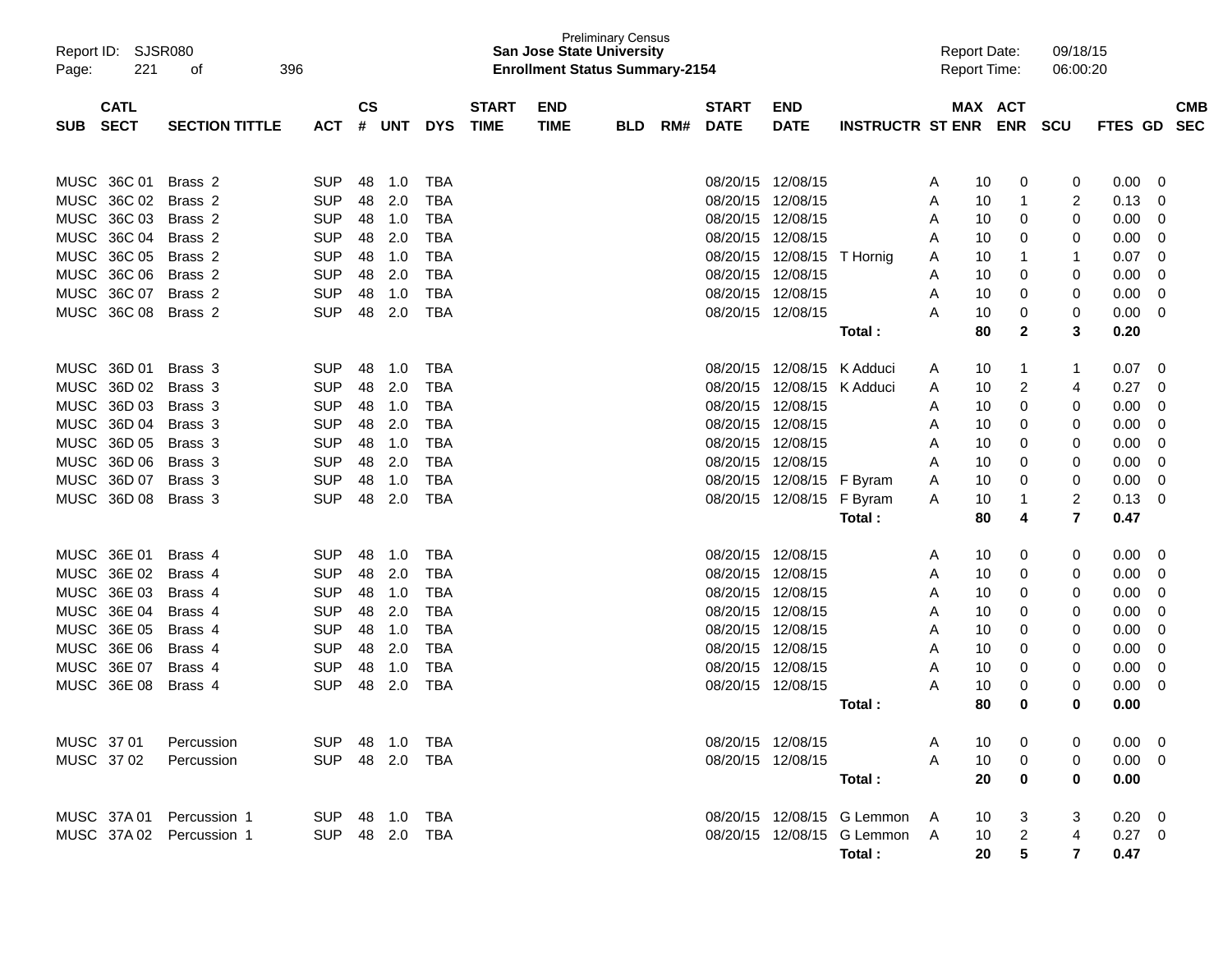Preliminary Census
**San Jose State University**
**Enrollment Status Summary-2154**

Report ID: SJSR080
Report Date: 09/18/15
Report Time: 06:00:20

| SUB | CATL SECT | SECTION TITTLE | ACT | CS # | UNT | DYS | START TIME | END TIME | BLD | RM# | START DATE | END DATE | INSTRUCTR | ST | MAX ENR | ACT ENR | SCU | FTES | GD | CMB SEC |
|---|---|---|---|---|---|---|---|---|---|---|---|---|---|---|---|---|---|---|---|---|
| MUSC | 36C 01 | Brass 2 | SUP | 48 | 1.0 | TBA | | | | | 08/20/15 | 12/08/15 | | A | 10 | 0 | 0 | 0.00 | 0 | |
| MUSC | 36C 02 | Brass 2 | SUP | 48 | 2.0 | TBA | | | | | 08/20/15 | 12/08/15 | | A | 10 | 1 | 2 | 0.13 | 0 | |
| MUSC | 36C 03 | Brass 2 | SUP | 48 | 1.0 | TBA | | | | | 08/20/15 | 12/08/15 | | A | 10 | 0 | 0 | 0.00 | 0 | |
| MUSC | 36C 04 | Brass 2 | SUP | 48 | 2.0 | TBA | | | | | 08/20/15 | 12/08/15 | | A | 10 | 0 | 0 | 0.00 | 0 | |
| MUSC | 36C 05 | Brass 2 | SUP | 48 | 1.0 | TBA | | | | | 08/20/15 | 12/08/15 | T Hornig | A | 10 | 1 | 1 | 0.07 | 0 | |
| MUSC | 36C 06 | Brass 2 | SUP | 48 | 2.0 | TBA | | | | | 08/20/15 | 12/08/15 | | A | 10 | 0 | 0 | 0.00 | 0 | |
| MUSC | 36C 07 | Brass 2 | SUP | 48 | 1.0 | TBA | | | | | 08/20/15 | 12/08/15 | | A | 10 | 0 | 0 | 0.00 | 0 | |
| MUSC | 36C 08 | Brass 2 | SUP | 48 | 2.0 | TBA | | | | | 08/20/15 | 12/08/15 | | A | 10 | 0 | 0 | 0.00 | 0 | |
| | | | | | | | | | | | | | **Total :** | | **80** | **2** | **3** | **0.20** | | |
| MUSC | 36D 01 | Brass 3 | SUP | 48 | 1.0 | TBA | | | | | 08/20/15 | 12/08/15 | K Adduci | A | 10 | 1 | 1 | 0.07 | 0 | |
| MUSC | 36D 02 | Brass 3 | SUP | 48 | 2.0 | TBA | | | | | 08/20/15 | 12/08/15 | K Adduci | A | 10 | 2 | 4 | 0.27 | 0 | |
| MUSC | 36D 03 | Brass 3 | SUP | 48 | 1.0 | TBA | | | | | 08/20/15 | 12/08/15 | | A | 10 | 0 | 0 | 0.00 | 0 | |
| MUSC | 36D 04 | Brass 3 | SUP | 48 | 2.0 | TBA | | | | | 08/20/15 | 12/08/15 | | A | 10 | 0 | 0 | 0.00 | 0 | |
| MUSC | 36D 05 | Brass 3 | SUP | 48 | 1.0 | TBA | | | | | 08/20/15 | 12/08/15 | | A | 10 | 0 | 0 | 0.00 | 0 | |
| MUSC | 36D 06 | Brass 3 | SUP | 48 | 2.0 | TBA | | | | | 08/20/15 | 12/08/15 | | A | 10 | 0 | 0 | 0.00 | 0 | |
| MUSC | 36D 07 | Brass 3 | SUP | 48 | 1.0 | TBA | | | | | 08/20/15 | 12/08/15 | F Byram | A | 10 | 0 | 0 | 0.00 | 0 | |
| MUSC | 36D 08 | Brass 3 | SUP | 48 | 2.0 | TBA | | | | | 08/20/15 | 12/08/15 | F Byram | A | 10 | 1 | 2 | 0.13 | 0 | |
| | | | | | | | | | | | | | **Total :** | | **80** | **4** | **7** | **0.47** | | |
| MUSC | 36E 01 | Brass 4 | SUP | 48 | 1.0 | TBA | | | | | 08/20/15 | 12/08/15 | | A | 10 | 0 | 0 | 0.00 | 0 | |
| MUSC | 36E 02 | Brass 4 | SUP | 48 | 2.0 | TBA | | | | | 08/20/15 | 12/08/15 | | A | 10 | 0 | 0 | 0.00 | 0 | |
| MUSC | 36E 03 | Brass 4 | SUP | 48 | 1.0 | TBA | | | | | 08/20/15 | 12/08/15 | | A | 10 | 0 | 0 | 0.00 | 0 | |
| MUSC | 36E 04 | Brass 4 | SUP | 48 | 2.0 | TBA | | | | | 08/20/15 | 12/08/15 | | A | 10 | 0 | 0 | 0.00 | 0 | |
| MUSC | 36E 05 | Brass 4 | SUP | 48 | 1.0 | TBA | | | | | 08/20/15 | 12/08/15 | | A | 10 | 0 | 0 | 0.00 | 0 | |
| MUSC | 36E 06 | Brass 4 | SUP | 48 | 2.0 | TBA | | | | | 08/20/15 | 12/08/15 | | A | 10 | 0 | 0 | 0.00 | 0 | |
| MUSC | 36E 07 | Brass 4 | SUP | 48 | 1.0 | TBA | | | | | 08/20/15 | 12/08/15 | | A | 10 | 0 | 0 | 0.00 | 0 | |
| MUSC | 36E 08 | Brass 4 | SUP | 48 | 2.0 | TBA | | | | | 08/20/15 | 12/08/15 | | A | 10 | 0 | 0 | 0.00 | 0 | |
| | | | | | | | | | | | | | **Total :** | | **80** | **0** | **0** | **0.00** | | |
| MUSC | 37 01 | Percussion | SUP | 48 | 1.0 | TBA | | | | | 08/20/15 | 12/08/15 | | A | 10 | 0 | 0 | 0.00 | 0 | |
| MUSC | 37 02 | Percussion | SUP | 48 | 2.0 | TBA | | | | | 08/20/15 | 12/08/15 | | A | 10 | 0 | 0 | 0.00 | 0 | |
| | | | | | | | | | | | | | **Total :** | | **20** | **0** | **0** | **0.00** | | |
| MUSC | 37A 01 | Percussion 1 | SUP | 48 | 1.0 | TBA | | | | | 08/20/15 | 12/08/15 | G Lemmon | A | 10 | 3 | 3 | 0.20 | 0 | |
| MUSC | 37A 02 | Percussion 1 | SUP | 48 | 2.0 | TBA | | | | | 08/20/15 | 12/08/15 | G Lemmon | A | 10 | 2 | 4 | 0.27 | 0 | |
| | | | | | | | | | | | | | **Total :** | | **20** | **5** | **7** | **0.47** | | |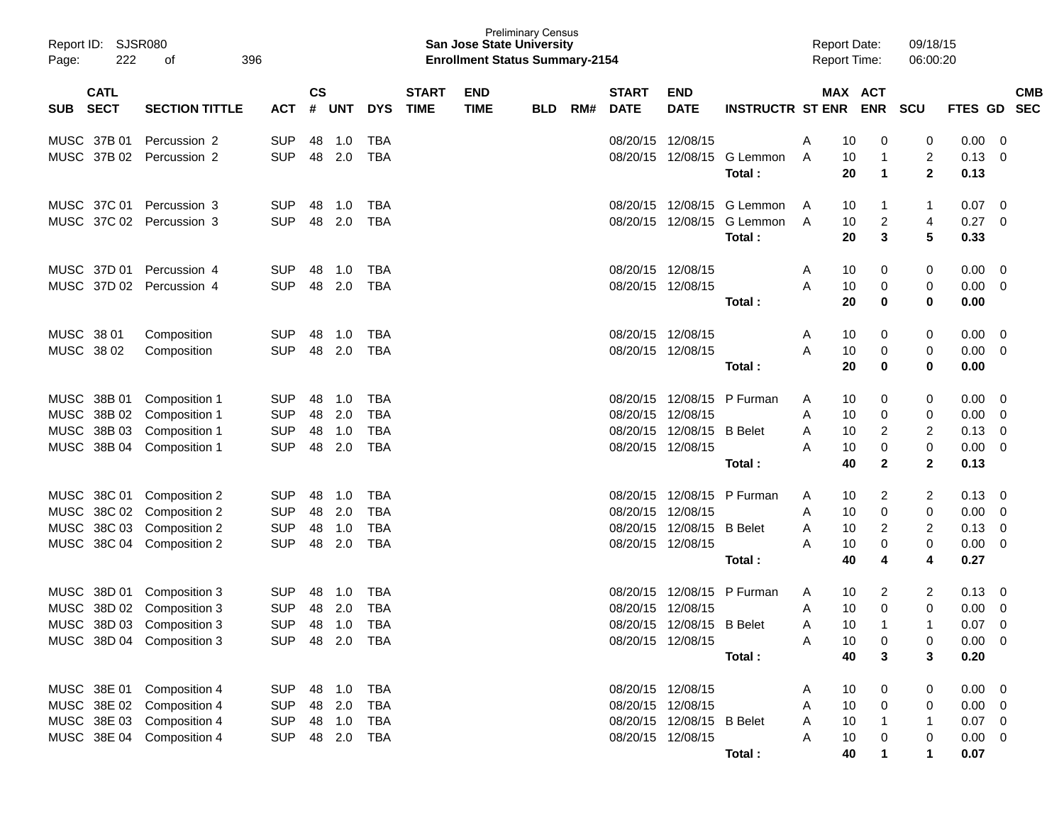Preliminary Census

**San Jose State University**

**Enrollment Status Summary-2154**

Report ID: SJSR080

Report Date: 09/18/15

Report Time: 06:00:20

| SUB | CATL SECT | SECTION TITTLE | ACT | CS # | UNT | DYS | START TIME | END TIME | BLD | RM# | START DATE | END DATE | INSTRUCTR | ST | MAX ENR | ACT ENR | SCU | FTES | GD | CMB SEC |
|---|---|---|---|---|---|---|---|---|---|---|---|---|---|---|---|---|---|---|---|---|
| MUSC | 37B 01 | Percussion 2 | SUP | 48 | 1.0 | TBA | | | | | 08/20/15 | 12/08/15 | | A | 10 | 0 | 0 | 0.00 | 0 | |
| MUSC | 37B 02 | Percussion 2 | SUP | 48 | 2.0 | TBA | | | | | 08/20/15 | 12/08/15 | G Lemmon | A | 10 | 1 | 2 | 0.13 | 0 | |
| | | | | | | | | | | | | | **Total :** | | **20** | **1** | **2** | **0.13** | | |
| MUSC | 37C 01 | Percussion 3 | SUP | 48 | 1.0 | TBA | | | | | 08/20/15 | 12/08/15 | G Lemmon | A | 10 | 1 | 1 | 0.07 | 0 | |
| MUSC | 37C 02 | Percussion 3 | SUP | 48 | 2.0 | TBA | | | | | 08/20/15 | 12/08/15 | G Lemmon | A | 10 | 2 | 4 | 0.27 | 0 | |
| | | | | | | | | | | | | | **Total :** | | **20** | **3** | **5** | **0.33** | | |
| MUSC | 37D 01 | Percussion 4 | SUP | 48 | 1.0 | TBA | | | | | 08/20/15 | 12/08/15 | | A | 10 | 0 | 0 | 0.00 | 0 | |
| MUSC | 37D 02 | Percussion 4 | SUP | 48 | 2.0 | TBA | | | | | 08/20/15 | 12/08/15 | | A | 10 | 0 | 0 | 0.00 | 0 | |
| | | | | | | | | | | | | | **Total :** | | **20** | **0** | **0** | **0.00** | | |
| MUSC | 38 01 | Composition | SUP | 48 | 1.0 | TBA | | | | | 08/20/15 | 12/08/15 | | A | 10 | 0 | 0 | 0.00 | 0 | |
| MUSC | 38 02 | Composition | SUP | 48 | 2.0 | TBA | | | | | 08/20/15 | 12/08/15 | | A | 10 | 0 | 0 | 0.00 | 0 | |
| | | | | | | | | | | | | | **Total :** | | **20** | **0** | **0** | **0.00** | | |
| MUSC | 38B 01 | Composition 1 | SUP | 48 | 1.0 | TBA | | | | | 08/20/15 | 12/08/15 | P Furman | A | 10 | 0 | 0 | 0.00 | 0 | |
| MUSC | 38B 02 | Composition 1 | SUP | 48 | 2.0 | TBA | | | | | 08/20/15 | 12/08/15 | | A | 10 | 0 | 0 | 0.00 | 0 | |
| MUSC | 38B 03 | Composition 1 | SUP | 48 | 1.0 | TBA | | | | | 08/20/15 | 12/08/15 | B Belet | A | 10 | 2 | 2 | 0.13 | 0 | |
| MUSC | 38B 04 | Composition 1 | SUP | 48 | 2.0 | TBA | | | | | 08/20/15 | 12/08/15 | | A | 10 | 0 | 0 | 0.00 | 0 | |
| | | | | | | | | | | | | | **Total :** | | **40** | **2** | **2** | **0.13** | | |
| MUSC | 38C 01 | Composition 2 | SUP | 48 | 1.0 | TBA | | | | | 08/20/15 | 12/08/15 | P Furman | A | 10 | 2 | 2 | 0.13 | 0 | |
| MUSC | 38C 02 | Composition 2 | SUP | 48 | 2.0 | TBA | | | | | 08/20/15 | 12/08/15 | | A | 10 | 0 | 0 | 0.00 | 0 | |
| MUSC | 38C 03 | Composition 2 | SUP | 48 | 1.0 | TBA | | | | | 08/20/15 | 12/08/15 | B Belet | A | 10 | 2 | 2 | 0.13 | 0 | |
| MUSC | 38C 04 | Composition 2 | SUP | 48 | 2.0 | TBA | | | | | 08/20/15 | 12/08/15 | | A | 10 | 0 | 0 | 0.00 | 0 | |
| | | | | | | | | | | | | | **Total :** | | **40** | **4** | **4** | **0.27** | | |
| MUSC | 38D 01 | Composition 3 | SUP | 48 | 1.0 | TBA | | | | | 08/20/15 | 12/08/15 | P Furman | A | 10 | 2 | 2 | 0.13 | 0 | |
| MUSC | 38D 02 | Composition 3 | SUP | 48 | 2.0 | TBA | | | | | 08/20/15 | 12/08/15 | | A | 10 | 0 | 0 | 0.00 | 0 | |
| MUSC | 38D 03 | Composition 3 | SUP | 48 | 1.0 | TBA | | | | | 08/20/15 | 12/08/15 | B Belet | A | 10 | 1 | 1 | 0.07 | 0 | |
| MUSC | 38D 04 | Composition 3 | SUP | 48 | 2.0 | TBA | | | | | 08/20/15 | 12/08/15 | | A | 10 | 0 | 0 | 0.00 | 0 | |
| | | | | | | | | | | | | | **Total :** | | **40** | **3** | **3** | **0.20** | | |
| MUSC | 38E 01 | Composition 4 | SUP | 48 | 1.0 | TBA | | | | | 08/20/15 | 12/08/15 | | A | 10 | 0 | 0 | 0.00 | 0 | |
| MUSC | 38E 02 | Composition 4 | SUP | 48 | 2.0 | TBA | | | | | 08/20/15 | 12/08/15 | | A | 10 | 0 | 0 | 0.00 | 0 | |
| MUSC | 38E 03 | Composition 4 | SUP | 48 | 1.0 | TBA | | | | | 08/20/15 | 12/08/15 | B Belet | A | 10 | 1 | 1 | 0.07 | 0 | |
| MUSC | 38E 04 | Composition 4 | SUP | 48 | 2.0 | TBA | | | | | 08/20/15 | 12/08/15 | | A | 10 | 0 | 0 | 0.00 | 0 | |
| | | | | | | | | | | | | | **Total :** | | **40** | **1** | **1** | **0.07** | | |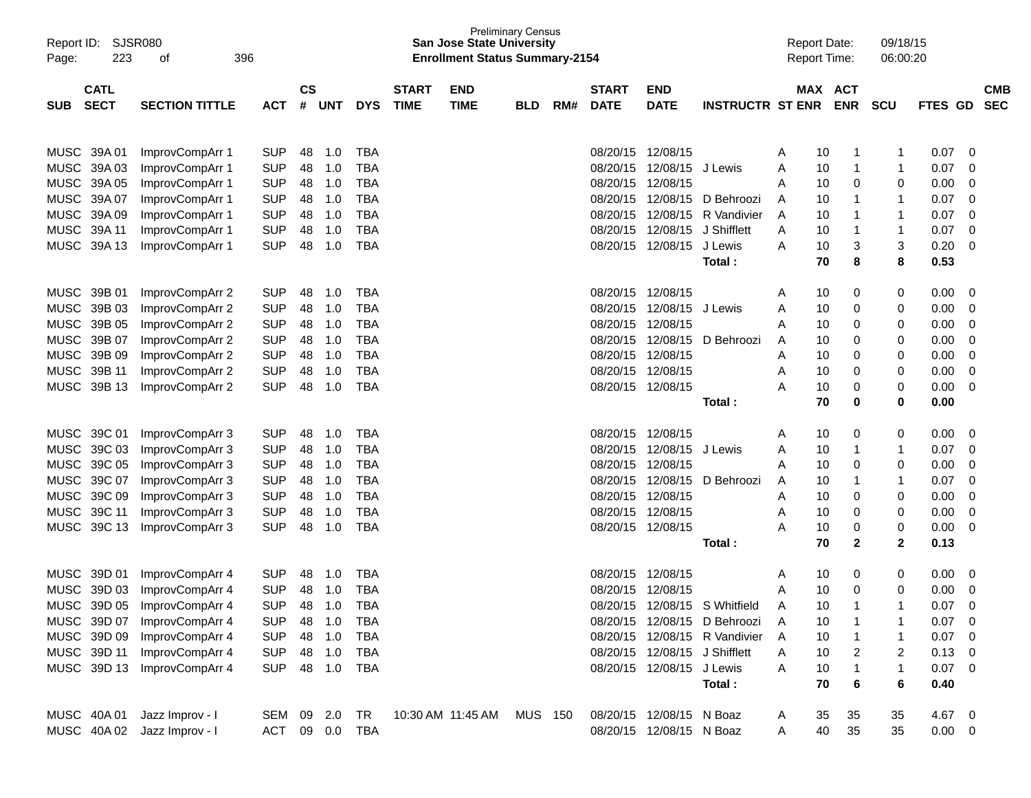Preliminary Census
**San Jose State University**
**Enrollment Status Summary-2154**

Report ID: SJSR080
Report Date: 09/18/15
Report Time: 06:00:20

| SUB | CATL SECT | SECTION TITTLE | ACT | CS # | UNT | DYS | START TIME | END TIME | BLD | RM# | START DATE | END DATE | INSTRUCTR | ST | MAX ENR | ACT ENR | SCU | FTES | GD | CMB SEC |
|---|---|---|---|---|---|---|---|---|---|---|---|---|---|---|---|---|---|---|---|---|
| MUSC | 39A 01 | ImprovCompArr 1 | SUP | 48 | 1.0 | TBA | | | | | 08/20/15 | 12/08/15 | | A | 10 | 1 | 1 | 0.07 | 0 | |
| MUSC | 39A 03 | ImprovCompArr 1 | SUP | 48 | 1.0 | TBA | | | | | 08/20/15 | 12/08/15 | J Lewis | A | 10 | 1 | 1 | 0.07 | 0 | |
| MUSC | 39A 05 | ImprovCompArr 1 | SUP | 48 | 1.0 | TBA | | | | | 08/20/15 | 12/08/15 | | A | 10 | 0 | 0 | 0.00 | 0 | |
| MUSC | 39A 07 | ImprovCompArr 1 | SUP | 48 | 1.0 | TBA | | | | | 08/20/15 | 12/08/15 | D Behroozi | A | 10 | 1 | 1 | 0.07 | 0 | |
| MUSC | 39A 09 | ImprovCompArr 1 | SUP | 48 | 1.0 | TBA | | | | | 08/20/15 | 12/08/15 | R Vandivier | A | 10 | 1 | 1 | 0.07 | 0 | |
| MUSC | 39A 11 | ImprovCompArr 1 | SUP | 48 | 1.0 | TBA | | | | | 08/20/15 | 12/08/15 | J Shifflett | A | 10 | 1 | 1 | 0.07 | 0 | |
| MUSC | 39A 13 | ImprovCompArr 1 | SUP | 48 | 1.0 | TBA | | | | | 08/20/15 | 12/08/15 | J Lewis | A | 10 | 3 | 3 | 0.20 | 0 | |
| | | | | | | | | | | | | | **Total :** | | **70** | **8** | **8** | **0.53** | | |
| MUSC | 39B 01 | ImprovCompArr 2 | SUP | 48 | 1.0 | TBA | | | | | 08/20/15 | 12/08/15 | | A | 10 | 0 | 0 | 0.00 | 0 | |
| MUSC | 39B 03 | ImprovCompArr 2 | SUP | 48 | 1.0 | TBA | | | | | 08/20/15 | 12/08/15 | J Lewis | A | 10 | 0 | 0 | 0.00 | 0 | |
| MUSC | 39B 05 | ImprovCompArr 2 | SUP | 48 | 1.0 | TBA | | | | | 08/20/15 | 12/08/15 | | A | 10 | 0 | 0 | 0.00 | 0 | |
| MUSC | 39B 07 | ImprovCompArr 2 | SUP | 48 | 1.0 | TBA | | | | | 08/20/15 | 12/08/15 | D Behroozi | A | 10 | 0 | 0 | 0.00 | 0 | |
| MUSC | 39B 09 | ImprovCompArr 2 | SUP | 48 | 1.0 | TBA | | | | | 08/20/15 | 12/08/15 | | A | 10 | 0 | 0 | 0.00 | 0 | |
| MUSC | 39B 11 | ImprovCompArr 2 | SUP | 48 | 1.0 | TBA | | | | | 08/20/15 | 12/08/15 | | A | 10 | 0 | 0 | 0.00 | 0 | |
| MUSC | 39B 13 | ImprovCompArr 2 | SUP | 48 | 1.0 | TBA | | | | | 08/20/15 | 12/08/15 | | A | 10 | 0 | 0 | 0.00 | 0 | |
| | | | | | | | | | | | | | **Total :** | | **70** | **0** | **0** | **0.00** | | |
| MUSC | 39C 01 | ImprovCompArr 3 | SUP | 48 | 1.0 | TBA | | | | | 08/20/15 | 12/08/15 | | A | 10 | 0 | 0 | 0.00 | 0 | |
| MUSC | 39C 03 | ImprovCompArr 3 | SUP | 48 | 1.0 | TBA | | | | | 08/20/15 | 12/08/15 | J Lewis | A | 10 | 1 | 1 | 0.07 | 0 | |
| MUSC | 39C 05 | ImprovCompArr 3 | SUP | 48 | 1.0 | TBA | | | | | 08/20/15 | 12/08/15 | | A | 10 | 0 | 0 | 0.00 | 0 | |
| MUSC | 39C 07 | ImprovCompArr 3 | SUP | 48 | 1.0 | TBA | | | | | 08/20/15 | 12/08/15 | D Behroozi | A | 10 | 1 | 1 | 0.07 | 0 | |
| MUSC | 39C 09 | ImprovCompArr 3 | SUP | 48 | 1.0 | TBA | | | | | 08/20/15 | 12/08/15 | | A | 10 | 0 | 0 | 0.00 | 0 | |
| MUSC | 39C 11 | ImprovCompArr 3 | SUP | 48 | 1.0 | TBA | | | | | 08/20/15 | 12/08/15 | | A | 10 | 0 | 0 | 0.00 | 0 | |
| MUSC | 39C 13 | ImprovCompArr 3 | SUP | 48 | 1.0 | TBA | | | | | 08/20/15 | 12/08/15 | | A | 10 | 0 | 0 | 0.00 | 0 | |
| | | | | | | | | | | | | | **Total :** | | **70** | **2** | **2** | **0.13** | | |
| MUSC | 39D 01 | ImprovCompArr 4 | SUP | 48 | 1.0 | TBA | | | | | 08/20/15 | 12/08/15 | | A | 10 | 0 | 0 | 0.00 | 0 | |
| MUSC | 39D 03 | ImprovCompArr 4 | SUP | 48 | 1.0 | TBA | | | | | 08/20/15 | 12/08/15 | | A | 10 | 0 | 0 | 0.00 | 0 | |
| MUSC | 39D 05 | ImprovCompArr 4 | SUP | 48 | 1.0 | TBA | | | | | 08/20/15 | 12/08/15 | S Whitfield | A | 10 | 1 | 1 | 0.07 | 0 | |
| MUSC | 39D 07 | ImprovCompArr 4 | SUP | 48 | 1.0 | TBA | | | | | 08/20/15 | 12/08/15 | D Behroozi | A | 10 | 1 | 1 | 0.07 | 0 | |
| MUSC | 39D 09 | ImprovCompArr 4 | SUP | 48 | 1.0 | TBA | | | | | 08/20/15 | 12/08/15 | R Vandivier | A | 10 | 1 | 1 | 0.07 | 0 | |
| MUSC | 39D 11 | ImprovCompArr 4 | SUP | 48 | 1.0 | TBA | | | | | 08/20/15 | 12/08/15 | J Shifflett | A | 10 | 2 | 2 | 0.13 | 0 | |
| MUSC | 39D 13 | ImprovCompArr 4 | SUP | 48 | 1.0 | TBA | | | | | 08/20/15 | 12/08/15 | J Lewis | A | 10 | 1 | 1 | 0.07 | 0 | |
| | | | | | | | | | | | | | **Total :** | | **70** | **6** | **6** | **0.40** | | |
| MUSC | 40A 01 | Jazz Improv - I | SEM | 09 | 2.0 | TR | 10:30 AM | 11:45 AM | MUS | 150 | 08/20/15 | 12/08/15 | N Boaz | A | 35 | 35 | 35 | 4.67 | 0 | |
| MUSC | 40A 02 | Jazz Improv - I | ACT | 09 | 0.0 | TBA | | | | | 08/20/15 | 12/08/15 | N Boaz | A | 40 | 35 | 35 | 0.00 | 0 | |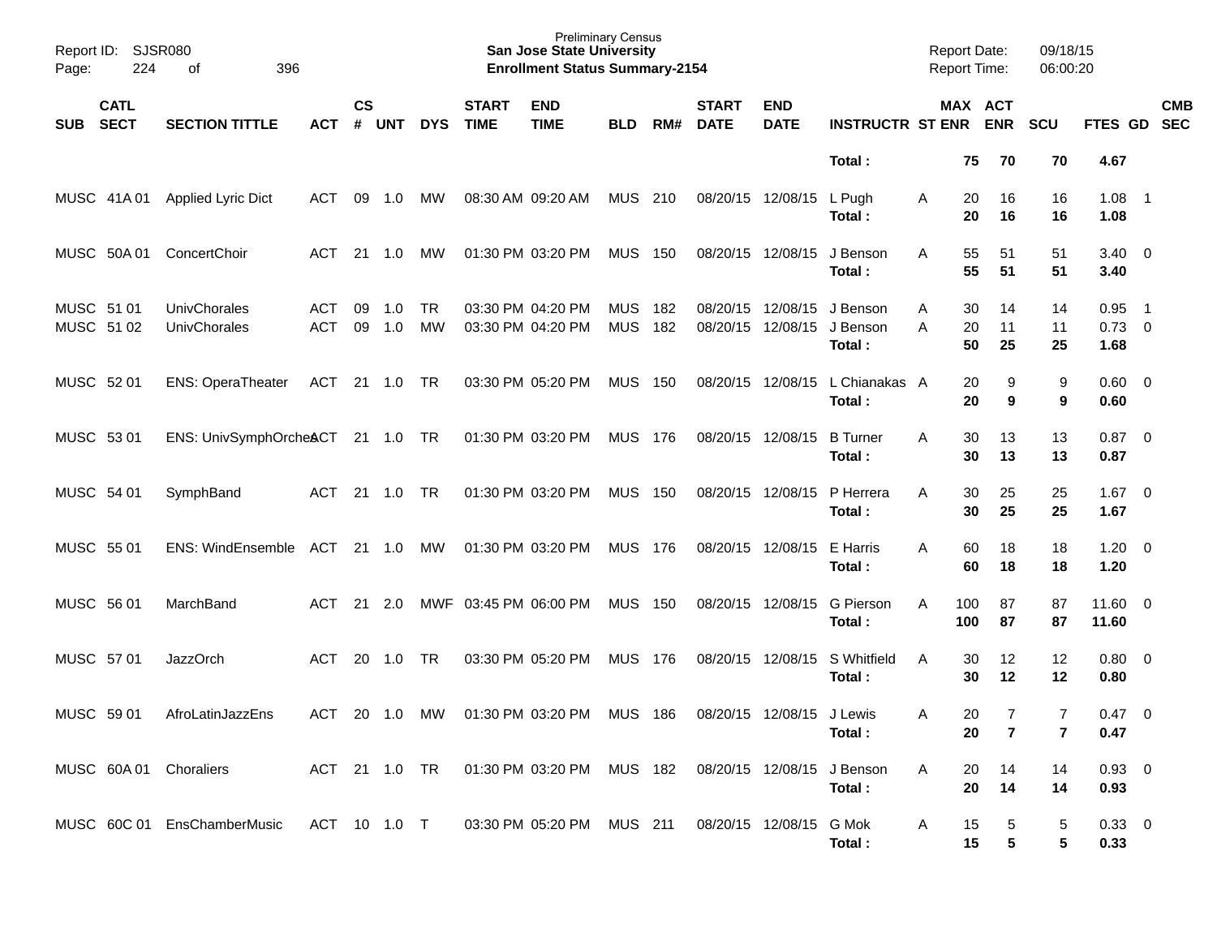Report ID: SJSR080
Page: 224 of 396

Preliminary Census
**San Jose State University**
**Enrollment Status Summary-2154**

Report Date: 09/18/15
Report Time: 06:00:20

| SUB | CATL SECT | SECTION TITTLE | ACT | CS # | UNT | DYS | START TIME | END TIME | BLD | RM# | START DATE | END DATE | INSTRUCTR | ST | MAX ENR | ACT ENR | SCU | FTES | GD | CMB SEC |
|---|---|---|---|---|---|---|---|---|---|---|---|---|---|---|---|---|---|---|---|---|
| | | | | | | | | | | | | | **Total :** | | **75** | **70** | **70** | **4.67** | | |
| MUSC | 41A 01 | Applied Lyric Dict | ACT | 09 | 1.0 | MW | 08:30 AM | 09:20 AM | MUS | 210 | 08/20/15 | 12/08/15 | L Pugh | A | 20 | 16 | 16 | 1.08 | 1 | |
| | | | | | | | | | | | | | **Total :** | | **20** | **16** | **16** | **1.08** | | |
| MUSC | 50A 01 | ConcertChoir | ACT | 21 | 1.0 | MW | 01:30 PM | 03:20 PM | MUS | 150 | 08/20/15 | 12/08/15 | J Benson | A | 55 | 51 | 51 | 3.40 | 0 | |
| | | | | | | | | | | | | | **Total :** | | **55** | **51** | **51** | **3.40** | | |
| MUSC | 51 01 | UnivChorales | ACT | 09 | 1.0 | TR | 03:30 PM | 04:20 PM | MUS | 182 | 08/20/15 | 12/08/15 | J Benson | A | 30 | 14 | 14 | 0.95 | 1 | |
| MUSC | 51 02 | UnivChorales | ACT | 09 | 1.0 | MW | 03:30 PM | 04:20 PM | MUS | 182 | 08/20/15 | 12/08/15 | J Benson | A | 20 | 11 | 11 | 0.73 | 0 | |
| | | | | | | | | | | | | | **Total :** | | **50** | **25** | **25** | **1.68** | | |
| MUSC | 52 01 | ENS: OperaTheater | ACT | 21 | 1.0 | TR | 03:30 PM | 05:20 PM | MUS | 150 | 08/20/15 | 12/08/15 | L Chianakas | A | 20 | 9 | 9 | 0.60 | 0 | |
| | | | | | | | | | | | | | **Total :** | | **20** | **9** | **9** | **0.60** | | |
| MUSC | 53 01 | ENS: UnivSymphOrches | ACT | 21 | 1.0 | TR | 01:30 PM | 03:20 PM | MUS | 176 | 08/20/15 | 12/08/15 | B Turner | A | 30 | 13 | 13 | 0.87 | 0 | |
| | | | | | | | | | | | | | **Total :** | | **30** | **13** | **13** | **0.87** | | |
| MUSC | 54 01 | SymphBand | ACT | 21 | 1.0 | TR | 01:30 PM | 03:20 PM | MUS | 150 | 08/20/15 | 12/08/15 | P Herrera | A | 30 | 25 | 25 | 1.67 | 0 | |
| | | | | | | | | | | | | | **Total :** | | **30** | **25** | **25** | **1.67** | | |
| MUSC | 55 01 | ENS: WindEnsemble | ACT | 21 | 1.0 | MW | 01:30 PM | 03:20 PM | MUS | 176 | 08/20/15 | 12/08/15 | E Harris | A | 60 | 18 | 18 | 1.20 | 0 | |
| | | | | | | | | | | | | | **Total :** | | **60** | **18** | **18** | **1.20** | | |
| MUSC | 56 01 | MarchBand | ACT | 21 | 2.0 | MWF | 03:45 PM | 06:00 PM | MUS | 150 | 08/20/15 | 12/08/15 | G Pierson | A | 100 | 87 | 87 | 11.60 | 0 | |
| | | | | | | | | | | | | | **Total :** | | **100** | **87** | **87** | **11.60** | | |
| MUSC | 57 01 | JazzOrch | ACT | 20 | 1.0 | TR | 03:30 PM | 05:20 PM | MUS | 176 | 08/20/15 | 12/08/15 | S Whitfield | A | 30 | 12 | 12 | 0.80 | 0 | |
| | | | | | | | | | | | | | **Total :** | | **30** | **12** | **12** | **0.80** | | |
| MUSC | 59 01 | AfroLatinJazzEns | ACT | 20 | 1.0 | MW | 01:30 PM | 03:20 PM | MUS | 186 | 08/20/15 | 12/08/15 | J Lewis | A | 20 | 7 | 7 | 0.47 | 0 | |
| | | | | | | | | | | | | | **Total :** | | **20** | **7** | **7** | **0.47** | | |
| MUSC | 60A 01 | Choraliers | ACT | 21 | 1.0 | TR | 01:30 PM | 03:20 PM | MUS | 182 | 08/20/15 | 12/08/15 | J Benson | A | 20 | 14 | 14 | 0.93 | 0 | |
| | | | | | | | | | | | | | **Total :** | | **20** | **14** | **14** | **0.93** | | |
| MUSC | 60C 01 | EnsChamberMusic | ACT | 10 | 1.0 | T | 03:30 PM | 05:20 PM | MUS | 211 | 08/20/15 | 12/08/15 | G Mok | A | 15 | 5 | 5 | 0.33 | 0 | |
| | | | | | | | | | | | | | **Total :** | | **15** | **5** | **5** | **0.33** | | |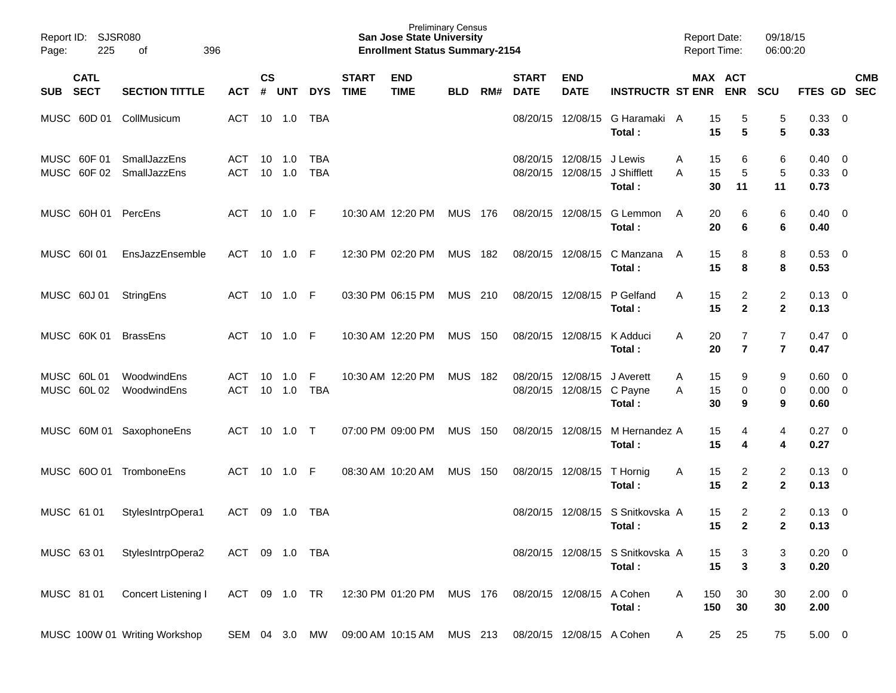Preliminary Census
**San Jose State University**
**Enrollment Status Summary-2154**

Report ID: SJSR080
Report Date: 09/18/15
Report Time: 06:00:20

| SUB | CATL SECT | SECTION TITTLE | ACT | CS # | UNT | DYS | START TIME | END TIME | BLD | RM# | START DATE | END DATE | INSTRUCTR | ST | MAX ENR | ACT ENR | SCU | FTES | GD | CMB SEC |
|---|---|---|---|---|---|---|---|---|---|---|---|---|---|---|---|---|---|---|---|---|
| MUSC | 60D 01 | CollMusicum | ACT | 10 | 1.0 | TBA | | | | | 08/20/15 | 12/08/15 | G Haramaki | A | 15 | 5 | 5 | 0.33 | 0 | |
| | | | | | | | | | | | | | **Total :** | | **15** | **5** | **5** | **0.33** | | |
| MUSC | 60F 01 | SmallJazzEns | ACT | 10 | 1.0 | TBA | | | | | 08/20/15 | 12/08/15 | J Lewis | A | 15 | 6 | 6 | 0.40 | 0 | |
| MUSC | 60F 02 | SmallJazzEns | ACT | 10 | 1.0 | TBA | | | | | 08/20/15 | 12/08/15 | J Shifflett | A | 15 | 5 | 5 | 0.33 | 0 | |
| | | | | | | | | | | | | | **Total :** | | **30** | **11** | **11** | **0.73** | | |
| MUSC | 60H 01 | PercEns | ACT | 10 | 1.0 | F | 10:30 AM | 12:20 PM | MUS | 176 | 08/20/15 | 12/08/15 | G Lemmon | A | 20 | 6 | 6 | 0.40 | 0 | |
| | | | | | | | | | | | | | **Total :** | | **20** | **6** | **6** | **0.40** | | |
| MUSC | 60I 01 | EnsJazzEnsemble | ACT | 10 | 1.0 | F | 12:30 PM | 02:20 PM | MUS | 182 | 08/20/15 | 12/08/15 | C Manzana | A | 15 | 8 | 8 | 0.53 | 0 | |
| | | | | | | | | | | | | | **Total :** | | **15** | **8** | **8** | **0.53** | | |
| MUSC | 60J 01 | StringEns | ACT | 10 | 1.0 | F | 03:30 PM | 06:15 PM | MUS | 210 | 08/20/15 | 12/08/15 | P Gelfand | A | 15 | 2 | 2 | 0.13 | 0 | |
| | | | | | | | | | | | | | **Total :** | | **15** | **2** | **2** | **0.13** | | |
| MUSC | 60K 01 | BrassEns | ACT | 10 | 1.0 | F | 10:30 AM | 12:20 PM | MUS | 150 | 08/20/15 | 12/08/15 | K Adduci | A | 20 | 7 | 7 | 0.47 | 0 | |
| | | | | | | | | | | | | | **Total :** | | **20** | **7** | **7** | **0.47** | | |
| MUSC | 60L 01 | WoodwindEns | ACT | 10 | 1.0 | F | 10:30 AM | 12:20 PM | MUS | 182 | 08/20/15 | 12/08/15 | J Averett | A | 15 | 9 | 9 | 0.60 | 0 | |
| MUSC | 60L 02 | WoodwindEns | ACT | 10 | 1.0 | TBA | | | | | 08/20/15 | 12/08/15 | C Payne | A | 15 | 0 | 0 | 0.00 | 0 | |
| | | | | | | | | | | | | | **Total :** | | **30** | **9** | **9** | **0.60** | | |
| MUSC | 60M 01 | SaxophoneEns | ACT | 10 | 1.0 | T | 07:00 PM | 09:00 PM | MUS | 150 | 08/20/15 | 12/08/15 | M Hernandez | A | 15 | 4 | 4 | 0.27 | 0 | |
| | | | | | | | | | | | | | **Total :** | | **15** | **4** | **4** | **0.27** | | |
| MUSC | 60O 01 | TromboneEns | ACT | 10 | 1.0 | F | 08:30 AM | 10:20 AM | MUS | 150 | 08/20/15 | 12/08/15 | T Hornig | A | 15 | 2 | 2 | 0.13 | 0 | |
| | | | | | | | | | | | | | **Total :** | | **15** | **2** | **2** | **0.13** | | |
| MUSC | 61 01 | StylesIntrpOpera1 | ACT | 09 | 1.0 | TBA | | | | | 08/20/15 | 12/08/15 | S Snitkovska | A | 15 | 2 | 2 | 0.13 | 0 | |
| | | | | | | | | | | | | | **Total :** | | **15** | **2** | **2** | **0.13** | | |
| MUSC | 63 01 | StylesIntrpOpera2 | ACT | 09 | 1.0 | TBA | | | | | 08/20/15 | 12/08/15 | S Snitkovska | A | 15 | 3 | 3 | 0.20 | 0 | |
| | | | | | | | | | | | | | **Total :** | | **15** | **3** | **3** | **0.20** | | |
| MUSC | 81 01 | Concert Listening I | ACT | 09 | 1.0 | TR | 12:30 PM | 01:20 PM | MUS | 176 | 08/20/15 | 12/08/15 | A Cohen | A | 150 | 30 | 30 | 2.00 | 0 | |
| | | | | | | | | | | | | | **Total :** | | **150** | **30** | **30** | **2.00** | | |
| MUSC | 100W 01 | Writing Workshop | SEM | 04 | 3.0 | MW | 09:00 AM | 10:15 AM | MUS | 213 | 08/20/15 | 12/08/15 | A Cohen | A | 25 | 25 | 75 | 5.00 | 0 | |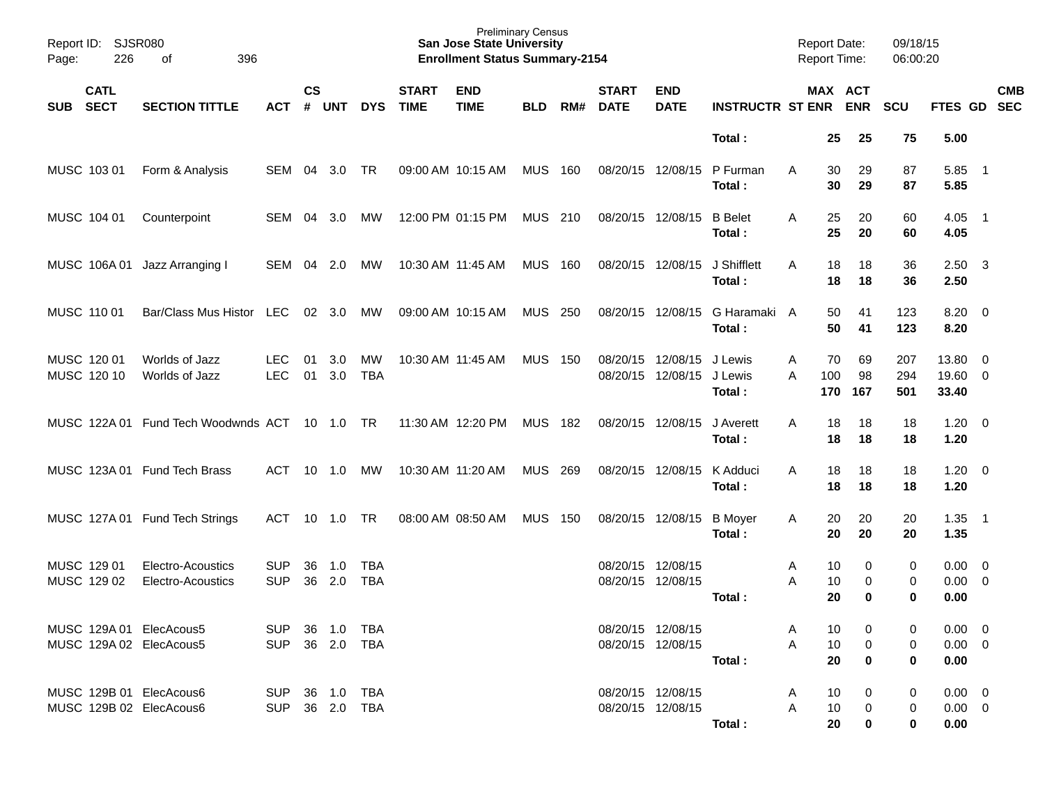| SUB | CATL SECT | SECTION TITTLE | ACT | CS # | UNT | DYS | START TIME | END TIME | BLD | RM# | START DATE | END DATE | INSTRUCTR | ST | MAX ENR | ACT ENR | SCU | FTES | GD | CMB SEC |
|---|---|---|---|---|---|---|---|---|---|---|---|---|---|---|---|---|---|---|---|---|
| | | | | | | | | | | | | | **Total :** | | **25** | **25** | **75** | **5.00** | | |
| MUSC | 103 01 | Form & Analysis | SEM | 04 | 3.0 | TR | 09:00 AM | 10:15 AM | MUS | 160 | 08/20/15 | 12/08/15 | P Furman | A | 30 | 29 | 87 | 5.85 | 1 | |
| | | | | | | | | | | | | | **Total :** | | **30** | **29** | **87** | **5.85** | | |
| MUSC | 104 01 | Counterpoint | SEM | 04 | 3.0 | MW | 12:00 PM | 01:15 PM | MUS | 210 | 08/20/15 | 12/08/15 | B Belet | A | 25 | 20 | 60 | 4.05 | 1 | |
| | | | | | | | | | | | | | **Total :** | | **25** | **20** | **60** | **4.05** | | |
| MUSC | 106A 01 | Jazz Arranging I | SEM | 04 | 2.0 | MW | 10:30 AM | 11:45 AM | MUS | 160 | 08/20/15 | 12/08/15 | J Shifflett | A | 18 | 18 | 36 | 2.50 | 3 | |
| | | | | | | | | | | | | | **Total :** | | **18** | **18** | **36** | **2.50** | | |
| MUSC | 110 01 | Bar/Class Mus Histor | LEC | 02 | 3.0 | MW | 09:00 AM | 10:15 AM | MUS | 250 | 08/20/15 | 12/08/15 | G Haramaki | A | 50 | 41 | 123 | 8.20 | 0 | |
| | | | | | | | | | | | | | **Total :** | | **50** | **41** | **123** | **8.20** | | |
| MUSC | 120 01 | Worlds of Jazz | LEC | 01 | 3.0 | MW | 10:30 AM | 11:45 AM | MUS | 150 | 08/20/15 | 12/08/15 | J Lewis | A | 70 | 69 | 207 | 13.80 | 0 | |
| MUSC | 120 10 | Worlds of Jazz | LEC | 01 | 3.0 | TBA | | | | | 08/20/15 | 12/08/15 | J Lewis | A | 100 | 98 | 294 | 19.60 | 0 | |
| | | | | | | | | | | | | | **Total :** | | **170** | **167** | **501** | **33.40** | | |
| MUSC | 122A 01 | Fund Tech Woodwnds | ACT | 10 | 1.0 | TR | 11:30 AM | 12:20 PM | MUS | 182 | 08/20/15 | 12/08/15 | J Averett | A | 18 | 18 | 18 | 1.20 | 0 | |
| | | | | | | | | | | | | | **Total :** | | **18** | **18** | **18** | **1.20** | | |
| MUSC | 123A 01 | Fund Tech Brass | ACT | 10 | 1.0 | MW | 10:30 AM | 11:20 AM | MUS | 269 | 08/20/15 | 12/08/15 | K Adduci | A | 18 | 18 | 18 | 1.20 | 0 | |
| | | | | | | | | | | | | | **Total :** | | **18** | **18** | **18** | **1.20** | | |
| MUSC | 127A 01 | Fund Tech Strings | ACT | 10 | 1.0 | TR | 08:00 AM | 08:50 AM | MUS | 150 | 08/20/15 | 12/08/15 | B Moyer | A | 20 | 20 | 20 | 1.35 | 1 | |
| | | | | | | | | | | | | | **Total :** | | **20** | **20** | **20** | **1.35** | | |
| MUSC | 129 01 | Electro-Acoustics | SUP | 36 | 1.0 | TBA | | | | | 08/20/15 | 12/08/15 | | A | 10 | 0 | 0 | 0.00 | 0 | |
| MUSC | 129 02 | Electro-Acoustics | SUP | 36 | 2.0 | TBA | | | | | 08/20/15 | 12/08/15 | | A | 10 | 0 | 0 | 0.00 | 0 | |
| | | | | | | | | | | | | | **Total :** | | **20** | **0** | **0** | **0.00** | | |
| MUSC | 129A 01 | ElecAcous5 | SUP | 36 | 1.0 | TBA | | | | | 08/20/15 | 12/08/15 | | A | 10 | 0 | 0 | 0.00 | 0 | |
| MUSC | 129A 02 | ElecAcous5 | SUP | 36 | 2.0 | TBA | | | | | 08/20/15 | 12/08/15 | | A | 10 | 0 | 0 | 0.00 | 0 | |
| | | | | | | | | | | | | | **Total :** | | **20** | **0** | **0** | **0.00** | | |
| MUSC | 129B 01 | ElecAcous6 | SUP | 36 | 1.0 | TBA | | | | | 08/20/15 | 12/08/15 | | A | 10 | 0 | 0 | 0.00 | 0 | |
| MUSC | 129B 02 | ElecAcous6 | SUP | 36 | 2.0 | TBA | | | | | 08/20/15 | 12/08/15 | | A | 10 | 0 | 0 | 0.00 | 0 | |
| | | | | | | | | | | | | | **Total :** | | **20** | **0** | **0** | **0.00** | | |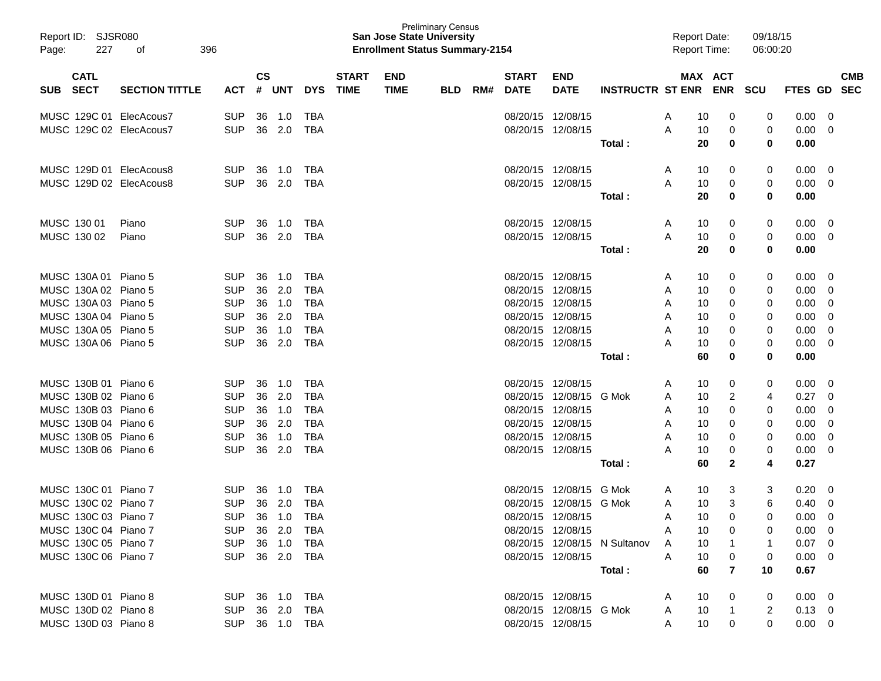Preliminary Census
**San Jose State University**
**Enrollment Status Summary-2154**

Report ID: SJSR080
Report Date: 09/18/15
Report Time: 06:00:20

| SUB | CATL SECT | SECTION TITTLE | ACT | CS # | UNT | DYS | START TIME | END TIME | BLD | RM# | START DATE | END DATE | INSTRUCTR | ST | MAX ENR | ACT ENR | SCU | FTES | GD | CMB SEC |
|---|---|---|---|---|---|---|---|---|---|---|---|---|---|---|---|---|---|---|---|---|
| MUSC | 129C 01 | ElecAcous7 | SUP | 36 | 1.0 | TBA | | | | | 08/20/15 | 12/08/15 | | A | 10 | 0 | 0 | 0.00 | 0 | |
| MUSC | 129C 02 | ElecAcous7 | SUP | 36 | 2.0 | TBA | | | | | 08/20/15 | 12/08/15 | | A | 10 | 0 | 0 | 0.00 | 0 | |
| | | | | | | | | | | | | | **Total :** | | **20** | **0** | **0** | **0.00** | | |
| MUSC | 129D 01 | ElecAcous8 | SUP | 36 | 1.0 | TBA | | | | | 08/20/15 | 12/08/15 | | A | 10 | 0 | 0 | 0.00 | 0 | |
| MUSC | 129D 02 | ElecAcous8 | SUP | 36 | 2.0 | TBA | | | | | 08/20/15 | 12/08/15 | | A | 10 | 0 | 0 | 0.00 | 0 | |
| | | | | | | | | | | | | | **Total :** | | **20** | **0** | **0** | **0.00** | | |
| MUSC | 130 01 | Piano | SUP | 36 | 1.0 | TBA | | | | | 08/20/15 | 12/08/15 | | A | 10 | 0 | 0 | 0.00 | 0 | |
| MUSC | 130 02 | Piano | SUP | 36 | 2.0 | TBA | | | | | 08/20/15 | 12/08/15 | | A | 10 | 0 | 0 | 0.00 | 0 | |
| | | | | | | | | | | | | | **Total :** | | **20** | **0** | **0** | **0.00** | | |
| MUSC | 130A 01 | Piano 5 | SUP | 36 | 1.0 | TBA | | | | | 08/20/15 | 12/08/15 | | A | 10 | 0 | 0 | 0.00 | 0 | |
| MUSC | 130A 02 | Piano 5 | SUP | 36 | 2.0 | TBA | | | | | 08/20/15 | 12/08/15 | | A | 10 | 0 | 0 | 0.00 | 0 | |
| MUSC | 130A 03 | Piano 5 | SUP | 36 | 1.0 | TBA | | | | | 08/20/15 | 12/08/15 | | A | 10 | 0 | 0 | 0.00 | 0 | |
| MUSC | 130A 04 | Piano 5 | SUP | 36 | 2.0 | TBA | | | | | 08/20/15 | 12/08/15 | | A | 10 | 0 | 0 | 0.00 | 0 | |
| MUSC | 130A 05 | Piano 5 | SUP | 36 | 1.0 | TBA | | | | | 08/20/15 | 12/08/15 | | A | 10 | 0 | 0 | 0.00 | 0 | |
| MUSC | 130A 06 | Piano 5 | SUP | 36 | 2.0 | TBA | | | | | 08/20/15 | 12/08/15 | | A | 10 | 0 | 0 | 0.00 | 0 | |
| | | | | | | | | | | | | | **Total :** | | **60** | **0** | **0** | **0.00** | | |
| MUSC | 130B 01 | Piano 6 | SUP | 36 | 1.0 | TBA | | | | | 08/20/15 | 12/08/15 | | A | 10 | 0 | 0 | 0.00 | 0 | |
| MUSC | 130B 02 | Piano 6 | SUP | 36 | 2.0 | TBA | | | | | 08/20/15 | 12/08/15 | G Mok | A | 10 | 2 | 4 | 0.27 | 0 | |
| MUSC | 130B 03 | Piano 6 | SUP | 36 | 1.0 | TBA | | | | | 08/20/15 | 12/08/15 | | A | 10 | 0 | 0 | 0.00 | 0 | |
| MUSC | 130B 04 | Piano 6 | SUP | 36 | 2.0 | TBA | | | | | 08/20/15 | 12/08/15 | | A | 10 | 0 | 0 | 0.00 | 0 | |
| MUSC | 130B 05 | Piano 6 | SUP | 36 | 1.0 | TBA | | | | | 08/20/15 | 12/08/15 | | A | 10 | 0 | 0 | 0.00 | 0 | |
| MUSC | 130B 06 | Piano 6 | SUP | 36 | 2.0 | TBA | | | | | 08/20/15 | 12/08/15 | | A | 10 | 0 | 0 | 0.00 | 0 | |
| | | | | | | | | | | | | | **Total :** | | **60** | **2** | **4** | **0.27** | | |
| MUSC | 130C 01 | Piano 7 | SUP | 36 | 1.0 | TBA | | | | | 08/20/15 | 12/08/15 | G Mok | A | 10 | 3 | 3 | 0.20 | 0 | |
| MUSC | 130C 02 | Piano 7 | SUP | 36 | 2.0 | TBA | | | | | 08/20/15 | 12/08/15 | G Mok | A | 10 | 3 | 6 | 0.40 | 0 | |
| MUSC | 130C 03 | Piano 7 | SUP | 36 | 1.0 | TBA | | | | | 08/20/15 | 12/08/15 | | A | 10 | 0 | 0 | 0.00 | 0 | |
| MUSC | 130C 04 | Piano 7 | SUP | 36 | 2.0 | TBA | | | | | 08/20/15 | 12/08/15 | | A | 10 | 0 | 0 | 0.00 | 0 | |
| MUSC | 130C 05 | Piano 7 | SUP | 36 | 1.0 | TBA | | | | | 08/20/15 | 12/08/15 | N Sultanov | A | 10 | 1 | 1 | 0.07 | 0 | |
| MUSC | 130C 06 | Piano 7 | SUP | 36 | 2.0 | TBA | | | | | 08/20/15 | 12/08/15 | | A | 10 | 0 | 0 | 0.00 | 0 | |
| | | | | | | | | | | | | | **Total :** | | **60** | **7** | **10** | **0.67** | | |
| MUSC | 130D 01 | Piano 8 | SUP | 36 | 1.0 | TBA | | | | | 08/20/15 | 12/08/15 | | A | 10 | 0 | 0 | 0.00 | 0 | |
| MUSC | 130D 02 | Piano 8 | SUP | 36 | 2.0 | TBA | | | | | 08/20/15 | 12/08/15 | G Mok | A | 10 | 1 | 2 | 0.13 | 0 | |
| MUSC | 130D 03 | Piano 8 | SUP | 36 | 1.0 | TBA | | | | | 08/20/15 | 12/08/15 | | A | 10 | 0 | 0 | 0.00 | 0 | |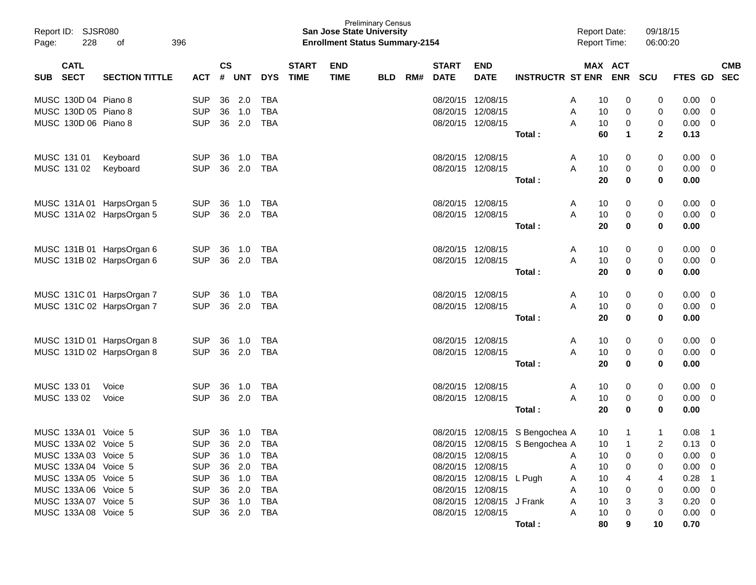Report ID: SJSR080
Page: 228 of 396

Preliminary Census
**San Jose State University**
**Enrollment Status Summary-2154**

Report Date: 09/18/15
Report Time: 06:00:20

| SUB | CATL SECT | SECTION TITTLE | ACT | CS # | UNT | DYS | START TIME | END TIME | BLD | RM# | START DATE | END DATE | INSTRUCTR | ST | MAX ENR | ACT ENR | SCU | FTES | GD | CMB SEC |
|---|---|---|---|---|---|---|---|---|---|---|---|---|---|---|---|---|---|---|---|---|
| MUSC | 130D 04 | Piano 8 | SUP | 36 | 2.0 | TBA | | | | | 08/20/15 | 12/08/15 | | A | 10 | 0 | 0 | 0.00 | 0 | |
| MUSC | 130D 05 | Piano 8 | SUP | 36 | 1.0 | TBA | | | | | 08/20/15 | 12/08/15 | | A | 10 | 0 | 0 | 0.00 | 0 | |
| MUSC | 130D 06 | Piano 8 | SUP | 36 | 2.0 | TBA | | | | | 08/20/15 | 12/08/15 | | A | 10 | 0 | 0 | 0.00 | 0 | |
| | | | | | | | | | | | | | **Total :** | | **60** | **1** | **2** | **0.13** | | |
| MUSC | 131 01 | Keyboard | SUP | 36 | 1.0 | TBA | | | | | 08/20/15 | 12/08/15 | | A | 10 | 0 | 0 | 0.00 | 0 | |
| MUSC | 131 02 | Keyboard | SUP | 36 | 2.0 | TBA | | | | | 08/20/15 | 12/08/15 | | A | 10 | 0 | 0 | 0.00 | 0 | |
| | | | | | | | | | | | | | **Total :** | | **20** | **0** | **0** | **0.00** | | |
| MUSC | 131A 01 | HarpsOrgan 5 | SUP | 36 | 1.0 | TBA | | | | | 08/20/15 | 12/08/15 | | A | 10 | 0 | 0 | 0.00 | 0 | |
| MUSC | 131A 02 | HarpsOrgan 5 | SUP | 36 | 2.0 | TBA | | | | | 08/20/15 | 12/08/15 | | A | 10 | 0 | 0 | 0.00 | 0 | |
| | | | | | | | | | | | | | **Total :** | | **20** | **0** | **0** | **0.00** | | |
| MUSC | 131B 01 | HarpsOrgan 6 | SUP | 36 | 1.0 | TBA | | | | | 08/20/15 | 12/08/15 | | A | 10 | 0 | 0 | 0.00 | 0 | |
| MUSC | 131B 02 | HarpsOrgan 6 | SUP | 36 | 2.0 | TBA | | | | | 08/20/15 | 12/08/15 | | A | 10 | 0 | 0 | 0.00 | 0 | |
| | | | | | | | | | | | | | **Total :** | | **20** | **0** | **0** | **0.00** | | |
| MUSC | 131C 01 | HarpsOrgan 7 | SUP | 36 | 1.0 | TBA | | | | | 08/20/15 | 12/08/15 | | A | 10 | 0 | 0 | 0.00 | 0 | |
| MUSC | 131C 02 | HarpsOrgan 7 | SUP | 36 | 2.0 | TBA | | | | | 08/20/15 | 12/08/15 | | A | 10 | 0 | 0 | 0.00 | 0 | |
| | | | | | | | | | | | | | **Total :** | | **20** | **0** | **0** | **0.00** | | |
| MUSC | 131D 01 | HarpsOrgan 8 | SUP | 36 | 1.0 | TBA | | | | | 08/20/15 | 12/08/15 | | A | 10 | 0 | 0 | 0.00 | 0 | |
| MUSC | 131D 02 | HarpsOrgan 8 | SUP | 36 | 2.0 | TBA | | | | | 08/20/15 | 12/08/15 | | A | 10 | 0 | 0 | 0.00 | 0 | |
| | | | | | | | | | | | | | **Total :** | | **20** | **0** | **0** | **0.00** | | |
| MUSC | 133 01 | Voice | SUP | 36 | 1.0 | TBA | | | | | 08/20/15 | 12/08/15 | | A | 10 | 0 | 0 | 0.00 | 0 | |
| MUSC | 133 02 | Voice | SUP | 36 | 2.0 | TBA | | | | | 08/20/15 | 12/08/15 | | A | 10 | 0 | 0 | 0.00 | 0 | |
| | | | | | | | | | | | | | **Total :** | | **20** | **0** | **0** | **0.00** | | |
| MUSC | 133A 01 | Voice 5 | SUP | 36 | 1.0 | TBA | | | | | 08/20/15 | 12/08/15 | S Bengochea | A | 10 | 1 | 1 | 0.08 | 1 | |
| MUSC | 133A 02 | Voice 5 | SUP | 36 | 2.0 | TBA | | | | | 08/20/15 | 12/08/15 | S Bengochea | A | 10 | 1 | 2 | 0.13 | 0 | |
| MUSC | 133A 03 | Voice 5 | SUP | 36 | 1.0 | TBA | | | | | 08/20/15 | 12/08/15 | | A | 10 | 0 | 0 | 0.00 | 0 | |
| MUSC | 133A 04 | Voice 5 | SUP | 36 | 2.0 | TBA | | | | | 08/20/15 | 12/08/15 | | A | 10 | 0 | 0 | 0.00 | 0 | |
| MUSC | 133A 05 | Voice 5 | SUP | 36 | 1.0 | TBA | | | | | 08/20/15 | 12/08/15 | L Pugh | A | 10 | 4 | 4 | 0.28 | 1 | |
| MUSC | 133A 06 | Voice 5 | SUP | 36 | 2.0 | TBA | | | | | 08/20/15 | 12/08/15 | | A | 10 | 0 | 0 | 0.00 | 0 | |
| MUSC | 133A 07 | Voice 5 | SUP | 36 | 1.0 | TBA | | | | | 08/20/15 | 12/08/15 | J Frank | A | 10 | 3 | 3 | 0.20 | 0 | |
| MUSC | 133A 08 | Voice 5 | SUP | 36 | 2.0 | TBA | | | | | 08/20/15 | 12/08/15 | | A | 10 | 0 | 0 | 0.00 | 0 | |
| | | | | | | | | | | | | | **Total :** | | **80** | **9** | **10** | **0.70** | | |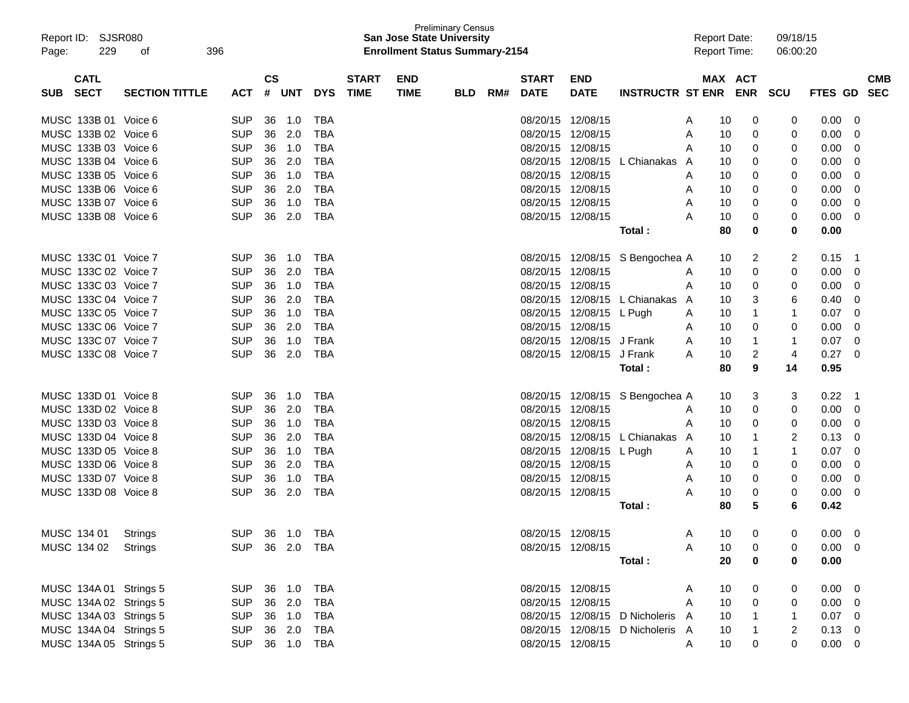Report ID: SJSR080 | Preliminary Census | San Jose State University | Enrollment Status Summary-2154 | Report Date: 09/18/15 | Report Time: 06:00:20

| SUB | CATL SECT | SECTION TITTLE | ACT | CS # | UNT | DYS | START TIME | END TIME | BLD | RM# | START DATE | END DATE | INSTRUCTR | ST | MAX ENR | ACT ENR | SCU | FTES | GD | CMB SEC |
|---|---|---|---|---|---|---|---|---|---|---|---|---|---|---|---|---|---|---|---|---|
| MUSC | 133B 01 | Voice 6 | SUP | 36 | 1.0 | TBA | | | | | 08/20/15 | 12/08/15 | | A | 10 | 0 | 0 | 0.00 | 0 | |
| MUSC | 133B 02 | Voice 6 | SUP | 36 | 2.0 | TBA | | | | | 08/20/15 | 12/08/15 | | A | 10 | 0 | 0 | 0.00 | 0 | |
| MUSC | 133B 03 | Voice 6 | SUP | 36 | 1.0 | TBA | | | | | 08/20/15 | 12/08/15 | | A | 10 | 0 | 0 | 0.00 | 0 | |
| MUSC | 133B 04 | Voice 6 | SUP | 36 | 2.0 | TBA | | | | | 08/20/15 | 12/08/15 | L Chianakas | A | 10 | 0 | 0 | 0.00 | 0 | |
| MUSC | 133B 05 | Voice 6 | SUP | 36 | 1.0 | TBA | | | | | 08/20/15 | 12/08/15 | | A | 10 | 0 | 0 | 0.00 | 0 | |
| MUSC | 133B 06 | Voice 6 | SUP | 36 | 2.0 | TBA | | | | | 08/20/15 | 12/08/15 | | A | 10 | 0 | 0 | 0.00 | 0 | |
| MUSC | 133B 07 | Voice 6 | SUP | 36 | 1.0 | TBA | | | | | 08/20/15 | 12/08/15 | | A | 10 | 0 | 0 | 0.00 | 0 | |
| MUSC | 133B 08 | Voice 6 | SUP | 36 | 2.0 | TBA | | | | | 08/20/15 | 12/08/15 | | A | 10 | 0 | 0 | 0.00 | 0 | |
| | | | | | | | | | | | | | **Total :** | | **80** | **0** | **0** | **0.00** | | |
| MUSC | 133C 01 | Voice 7 | SUP | 36 | 1.0 | TBA | | | | | 08/20/15 | 12/08/15 | S Bengochea | A | 10 | 2 | 2 | 0.15 | 1 | |
| MUSC | 133C 02 | Voice 7 | SUP | 36 | 2.0 | TBA | | | | | 08/20/15 | 12/08/15 | | A | 10 | 0 | 0 | 0.00 | 0 | |
| MUSC | 133C 03 | Voice 7 | SUP | 36 | 1.0 | TBA | | | | | 08/20/15 | 12/08/15 | | A | 10 | 0 | 0 | 0.00 | 0 | |
| MUSC | 133C 04 | Voice 7 | SUP | 36 | 2.0 | TBA | | | | | 08/20/15 | 12/08/15 | L Chianakas | A | 10 | 3 | 6 | 0.40 | 0 | |
| MUSC | 133C 05 | Voice 7 | SUP | 36 | 1.0 | TBA | | | | | 08/20/15 | 12/08/15 | L Pugh | A | 10 | 1 | 1 | 0.07 | 0 | |
| MUSC | 133C 06 | Voice 7 | SUP | 36 | 2.0 | TBA | | | | | 08/20/15 | 12/08/15 | | A | 10 | 0 | 0 | 0.00 | 0 | |
| MUSC | 133C 07 | Voice 7 | SUP | 36 | 1.0 | TBA | | | | | 08/20/15 | 12/08/15 | J Frank | A | 10 | 1 | 1 | 0.07 | 0 | |
| MUSC | 133C 08 | Voice 7 | SUP | 36 | 2.0 | TBA | | | | | 08/20/15 | 12/08/15 | J Frank | A | 10 | 2 | 4 | 0.27 | 0 | |
| | | | | | | | | | | | | | **Total :** | | **80** | **9** | **14** | **0.95** | | |
| MUSC | 133D 01 | Voice 8 | SUP | 36 | 1.0 | TBA | | | | | 08/20/15 | 12/08/15 | S Bengochea | A | 10 | 3 | 3 | 0.22 | 1 | |
| MUSC | 133D 02 | Voice 8 | SUP | 36 | 2.0 | TBA | | | | | 08/20/15 | 12/08/15 | | A | 10 | 0 | 0 | 0.00 | 0 | |
| MUSC | 133D 03 | Voice 8 | SUP | 36 | 1.0 | TBA | | | | | 08/20/15 | 12/08/15 | | A | 10 | 0 | 0 | 0.00 | 0 | |
| MUSC | 133D 04 | Voice 8 | SUP | 36 | 2.0 | TBA | | | | | 08/20/15 | 12/08/15 | L Chianakas | A | 10 | 1 | 2 | 0.13 | 0 | |
| MUSC | 133D 05 | Voice 8 | SUP | 36 | 1.0 | TBA | | | | | 08/20/15 | 12/08/15 | L Pugh | A | 10 | 1 | 1 | 0.07 | 0 | |
| MUSC | 133D 06 | Voice 8 | SUP | 36 | 2.0 | TBA | | | | | 08/20/15 | 12/08/15 | | A | 10 | 0 | 0 | 0.00 | 0 | |
| MUSC | 133D 07 | Voice 8 | SUP | 36 | 1.0 | TBA | | | | | 08/20/15 | 12/08/15 | | A | 10 | 0 | 0 | 0.00 | 0 | |
| MUSC | 133D 08 | Voice 8 | SUP | 36 | 2.0 | TBA | | | | | 08/20/15 | 12/08/15 | | A | 10 | 0 | 0 | 0.00 | 0 | |
| | | | | | | | | | | | | | **Total :** | | **80** | **5** | **6** | **0.42** | | |
| MUSC | 134 01 | Strings | SUP | 36 | 1.0 | TBA | | | | | 08/20/15 | 12/08/15 | | A | 10 | 0 | 0 | 0.00 | 0 | |
| MUSC | 134 02 | Strings | SUP | 36 | 2.0 | TBA | | | | | 08/20/15 | 12/08/15 | | A | 10 | 0 | 0 | 0.00 | 0 | |
| | | | | | | | | | | | | | **Total :** | | **20** | **0** | **0** | **0.00** | | |
| MUSC | 134A 01 | Strings 5 | SUP | 36 | 1.0 | TBA | | | | | 08/20/15 | 12/08/15 | | A | 10 | 0 | 0 | 0.00 | 0 | |
| MUSC | 134A 02 | Strings 5 | SUP | 36 | 2.0 | TBA | | | | | 08/20/15 | 12/08/15 | | A | 10 | 0 | 0 | 0.00 | 0 | |
| MUSC | 134A 03 | Strings 5 | SUP | 36 | 1.0 | TBA | | | | | 08/20/15 | 12/08/15 | D Nicholeris | A | 10 | 1 | 1 | 0.07 | 0 | |
| MUSC | 134A 04 | Strings 5 | SUP | 36 | 2.0 | TBA | | | | | 08/20/15 | 12/08/15 | D Nicholeris | A | 10 | 1 | 2 | 0.13 | 0 | |
| MUSC | 134A 05 | Strings 5 | SUP | 36 | 1.0 | TBA | | | | | 08/20/15 | 12/08/15 | | A | 10 | 0 | 0 | 0.00 | 0 | |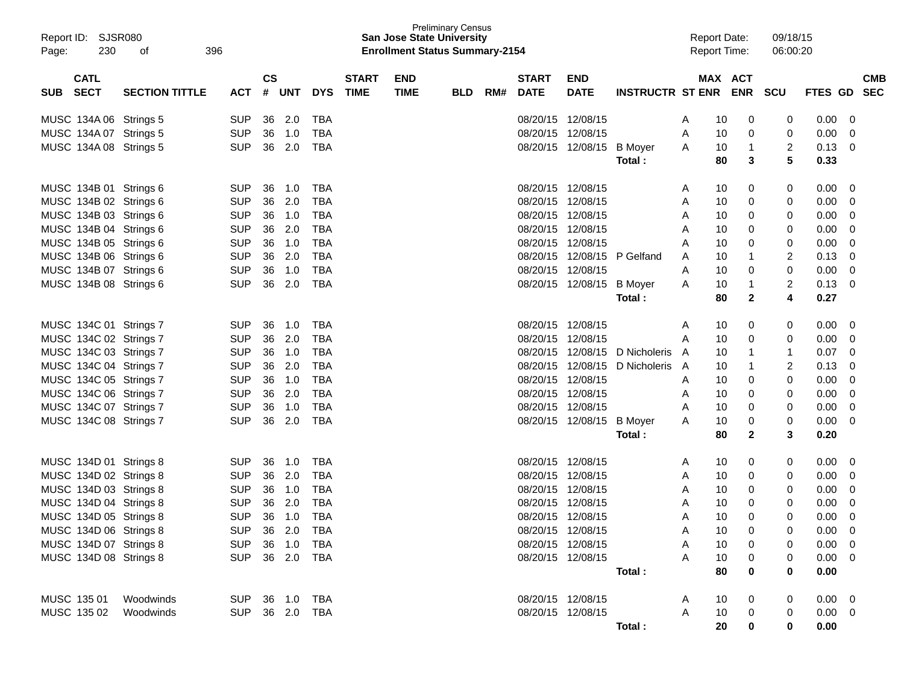Preliminary Census
**San Jose State University**
**Enrollment Status Summary-2154**

Report ID: SJSR080
Report Date: 09/18/15
Report Time: 06:00:20

| SUB | CATL SECT | SECTION TITTLE | ACT | CS # | UNT | DYS | START TIME | END TIME | BLD | RM# | START DATE | END DATE | INSTRUCTR | ST | MAX ENR | ACT ENR | SCU | FTES | GD | CMB SEC |
|---|---|---|---|---|---|---|---|---|---|---|---|---|---|---|---|---|---|---|---|---|
| MUSC | 134A 06 | Strings 5 | SUP | 36 | 2.0 | TBA | | | | | 08/20/15 | 12/08/15 | | A | 10 | 0 | 0 | 0.00 | 0 | |
| MUSC | 134A 07 | Strings 5 | SUP | 36 | 1.0 | TBA | | | | | 08/20/15 | 12/08/15 | | A | 10 | 0 | 0 | 0.00 | 0 | |
| MUSC | 134A 08 | Strings 5 | SUP | 36 | 2.0 | TBA | | | | | 08/20/15 | 12/08/15 | B Moyer | A | 10 | 1 | 2 | 0.13 | 0 | |
| | | | | | | | | | | | | | **Total :** | | **80** | **3** | **5** | **0.33** | | |
| MUSC | 134B 01 | Strings 6 | SUP | 36 | 1.0 | TBA | | | | | 08/20/15 | 12/08/15 | | A | 10 | 0 | 0 | 0.00 | 0 | |
| MUSC | 134B 02 | Strings 6 | SUP | 36 | 2.0 | TBA | | | | | 08/20/15 | 12/08/15 | | A | 10 | 0 | 0 | 0.00 | 0 | |
| MUSC | 134B 03 | Strings 6 | SUP | 36 | 1.0 | TBA | | | | | 08/20/15 | 12/08/15 | | A | 10 | 0 | 0 | 0.00 | 0 | |
| MUSC | 134B 04 | Strings 6 | SUP | 36 | 2.0 | TBA | | | | | 08/20/15 | 12/08/15 | | A | 10 | 0 | 0 | 0.00 | 0 | |
| MUSC | 134B 05 | Strings 6 | SUP | 36 | 1.0 | TBA | | | | | 08/20/15 | 12/08/15 | | A | 10 | 0 | 0 | 0.00 | 0 | |
| MUSC | 134B 06 | Strings 6 | SUP | 36 | 2.0 | TBA | | | | | 08/20/15 | 12/08/15 | P Gelfand | A | 10 | 1 | 2 | 0.13 | 0 | |
| MUSC | 134B 07 | Strings 6 | SUP | 36 | 1.0 | TBA | | | | | 08/20/15 | 12/08/15 | | A | 10 | 0 | 0 | 0.00 | 0 | |
| MUSC | 134B 08 | Strings 6 | SUP | 36 | 2.0 | TBA | | | | | 08/20/15 | 12/08/15 | B Moyer | A | 10 | 1 | 2 | 0.13 | 0 | |
| | | | | | | | | | | | | | **Total :** | | **80** | **2** | **4** | **0.27** | | |
| MUSC | 134C 01 | Strings 7 | SUP | 36 | 1.0 | TBA | | | | | 08/20/15 | 12/08/15 | | A | 10 | 0 | 0 | 0.00 | 0 | |
| MUSC | 134C 02 | Strings 7 | SUP | 36 | 2.0 | TBA | | | | | 08/20/15 | 12/08/15 | | A | 10 | 0 | 0 | 0.00 | 0 | |
| MUSC | 134C 03 | Strings 7 | SUP | 36 | 1.0 | TBA | | | | | 08/20/15 | 12/08/15 | D Nicholeris | A | 10 | 1 | 1 | 0.07 | 0 | |
| MUSC | 134C 04 | Strings 7 | SUP | 36 | 2.0 | TBA | | | | | 08/20/15 | 12/08/15 | D Nicholeris | A | 10 | 1 | 2 | 0.13 | 0 | |
| MUSC | 134C 05 | Strings 7 | SUP | 36 | 1.0 | TBA | | | | | 08/20/15 | 12/08/15 | | A | 10 | 0 | 0 | 0.00 | 0 | |
| MUSC | 134C 06 | Strings 7 | SUP | 36 | 2.0 | TBA | | | | | 08/20/15 | 12/08/15 | | A | 10 | 0 | 0 | 0.00 | 0 | |
| MUSC | 134C 07 | Strings 7 | SUP | 36 | 1.0 | TBA | | | | | 08/20/15 | 12/08/15 | | A | 10 | 0 | 0 | 0.00 | 0 | |
| MUSC | 134C 08 | Strings 7 | SUP | 36 | 2.0 | TBA | | | | | 08/20/15 | 12/08/15 | B Moyer | A | 10 | 0 | 0 | 0.00 | 0 | |
| | | | | | | | | | | | | | **Total :** | | **80** | **2** | **3** | **0.20** | | |
| MUSC | 134D 01 | Strings 8 | SUP | 36 | 1.0 | TBA | | | | | 08/20/15 | 12/08/15 | | A | 10 | 0 | 0 | 0.00 | 0 | |
| MUSC | 134D 02 | Strings 8 | SUP | 36 | 2.0 | TBA | | | | | 08/20/15 | 12/08/15 | | A | 10 | 0 | 0 | 0.00 | 0 | |
| MUSC | 134D 03 | Strings 8 | SUP | 36 | 1.0 | TBA | | | | | 08/20/15 | 12/08/15 | | A | 10 | 0 | 0 | 0.00 | 0 | |
| MUSC | 134D 04 | Strings 8 | SUP | 36 | 2.0 | TBA | | | | | 08/20/15 | 12/08/15 | | A | 10 | 0 | 0 | 0.00 | 0 | |
| MUSC | 134D 05 | Strings 8 | SUP | 36 | 1.0 | TBA | | | | | 08/20/15 | 12/08/15 | | A | 10 | 0 | 0 | 0.00 | 0 | |
| MUSC | 134D 06 | Strings 8 | SUP | 36 | 2.0 | TBA | | | | | 08/20/15 | 12/08/15 | | A | 10 | 0 | 0 | 0.00 | 0 | |
| MUSC | 134D 07 | Strings 8 | SUP | 36 | 1.0 | TBA | | | | | 08/20/15 | 12/08/15 | | A | 10 | 0 | 0 | 0.00 | 0 | |
| MUSC | 134D 08 | Strings 8 | SUP | 36 | 2.0 | TBA | | | | | 08/20/15 | 12/08/15 | | A | 10 | 0 | 0 | 0.00 | 0 | |
| | | | | | | | | | | | | | **Total :** | | **80** | **0** | **0** | **0.00** | | |
| MUSC | 135 01 | Woodwinds | SUP | 36 | 1.0 | TBA | | | | | 08/20/15 | 12/08/15 | | A | 10 | 0 | 0 | 0.00 | 0 | |
| MUSC | 135 02 | Woodwinds | SUP | 36 | 2.0 | TBA | | | | | 08/20/15 | 12/08/15 | | A | 10 | 0 | 0 | 0.00 | 0 | |
| | | | | | | | | | | | | | **Total :** | | **20** | **0** | **0** | **0.00** | | |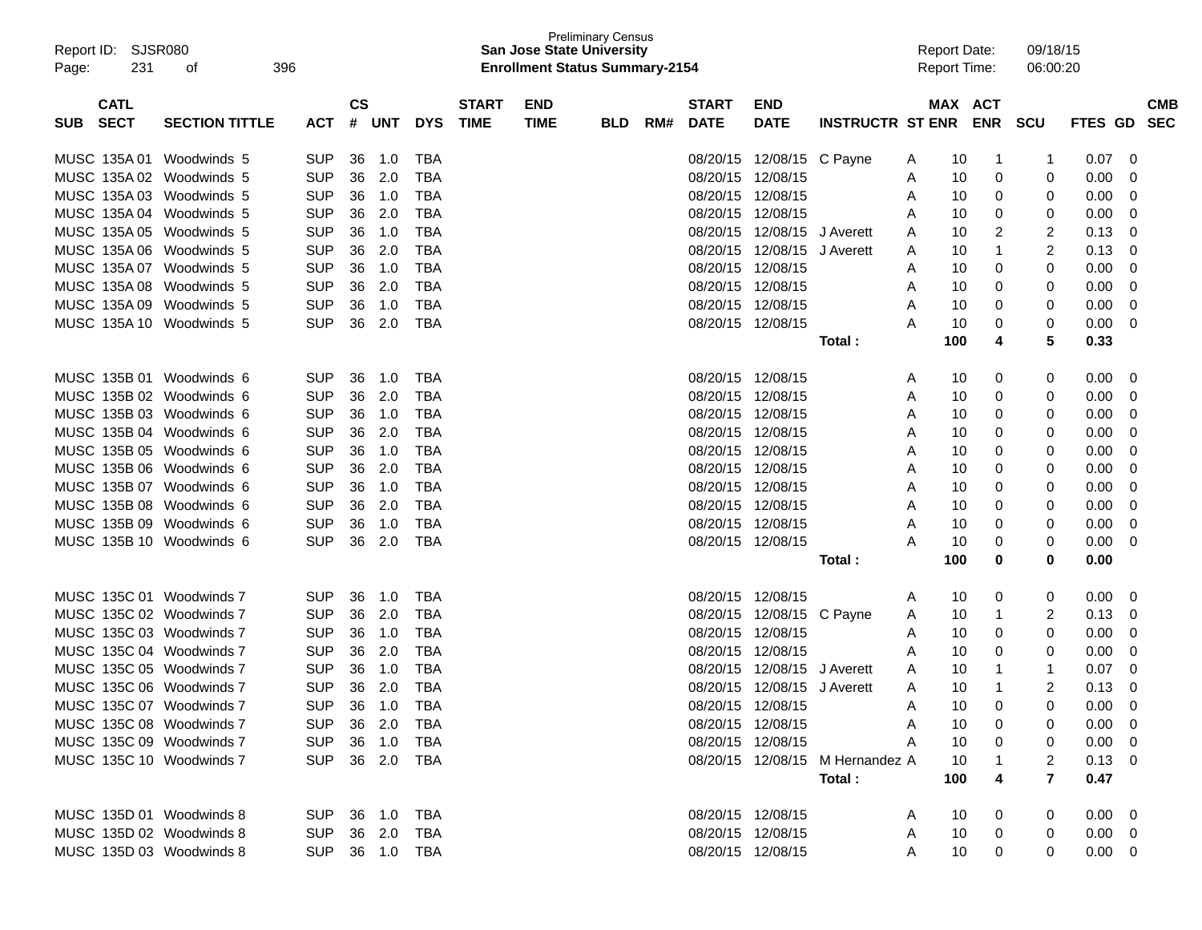Preliminary Census
**San Jose State University**
**Enrollment Status Summary-2154**

Report ID: SJSR080
Report Date: 09/18/15
Report Time: 06:00:20

| SUB | CATL SECT | SECTION TITTLE | ACT | CS # | UNT | DYS | START TIME | END TIME | BLD | RM# | START DATE | END DATE | INSTRUCTR | ST | MAX ENR | ACT ENR | SCU | FTES | GD | CMB SEC |
|---|---|---|---|---|---|---|---|---|---|---|---|---|---|---|---|---|---|---|---|---|
| MUSC | 135A 01 | Woodwinds 5 | SUP | 36 | 1.0 | TBA | | | | | 08/20/15 | 12/08/15 | C Payne | A | 10 | 1 | 1 | 0.07 | 0 | |
| MUSC | 135A 02 | Woodwinds 5 | SUP | 36 | 2.0 | TBA | | | | | 08/20/15 | 12/08/15 | | A | 10 | 0 | 0 | 0.00 | 0 | |
| MUSC | 135A 03 | Woodwinds 5 | SUP | 36 | 1.0 | TBA | | | | | 08/20/15 | 12/08/15 | | A | 10 | 0 | 0 | 0.00 | 0 | |
| MUSC | 135A 04 | Woodwinds 5 | SUP | 36 | 2.0 | TBA | | | | | 08/20/15 | 12/08/15 | | A | 10 | 0 | 0 | 0.00 | 0 | |
| MUSC | 135A 05 | Woodwinds 5 | SUP | 36 | 1.0 | TBA | | | | | 08/20/15 | 12/08/15 | J Averett | A | 10 | 2 | 2 | 0.13 | 0 | |
| MUSC | 135A 06 | Woodwinds 5 | SUP | 36 | 2.0 | TBA | | | | | 08/20/15 | 12/08/15 | J Averett | A | 10 | 1 | 2 | 0.13 | 0 | |
| MUSC | 135A 07 | Woodwinds 5 | SUP | 36 | 1.0 | TBA | | | | | 08/20/15 | 12/08/15 | | A | 10 | 0 | 0 | 0.00 | 0 | |
| MUSC | 135A 08 | Woodwinds 5 | SUP | 36 | 2.0 | TBA | | | | | 08/20/15 | 12/08/15 | | A | 10 | 0 | 0 | 0.00 | 0 | |
| MUSC | 135A 09 | Woodwinds 5 | SUP | 36 | 1.0 | TBA | | | | | 08/20/15 | 12/08/15 | | A | 10 | 0 | 0 | 0.00 | 0 | |
| MUSC | 135A 10 | Woodwinds 5 | SUP | 36 | 2.0 | TBA | | | | | 08/20/15 | 12/08/15 | | A | 10 | 0 | 0 | 0.00 | 0 | |
| | | | | | | | | | | | | | **Total :** | | **100** | **4** | **5** | **0.33** | | |
| MUSC | 135B 01 | Woodwinds 6 | SUP | 36 | 1.0 | TBA | | | | | 08/20/15 | 12/08/15 | | A | 10 | 0 | 0 | 0.00 | 0 | |
| MUSC | 135B 02 | Woodwinds 6 | SUP | 36 | 2.0 | TBA | | | | | 08/20/15 | 12/08/15 | | A | 10 | 0 | 0 | 0.00 | 0 | |
| MUSC | 135B 03 | Woodwinds 6 | SUP | 36 | 1.0 | TBA | | | | | 08/20/15 | 12/08/15 | | A | 10 | 0 | 0 | 0.00 | 0 | |
| MUSC | 135B 04 | Woodwinds 6 | SUP | 36 | 2.0 | TBA | | | | | 08/20/15 | 12/08/15 | | A | 10 | 0 | 0 | 0.00 | 0 | |
| MUSC | 135B 05 | Woodwinds 6 | SUP | 36 | 1.0 | TBA | | | | | 08/20/15 | 12/08/15 | | A | 10 | 0 | 0 | 0.00 | 0 | |
| MUSC | 135B 06 | Woodwinds 6 | SUP | 36 | 2.0 | TBA | | | | | 08/20/15 | 12/08/15 | | A | 10 | 0 | 0 | 0.00 | 0 | |
| MUSC | 135B 07 | Woodwinds 6 | SUP | 36 | 1.0 | TBA | | | | | 08/20/15 | 12/08/15 | | A | 10 | 0 | 0 | 0.00 | 0 | |
| MUSC | 135B 08 | Woodwinds 6 | SUP | 36 | 2.0 | TBA | | | | | 08/20/15 | 12/08/15 | | A | 10 | 0 | 0 | 0.00 | 0 | |
| MUSC | 135B 09 | Woodwinds 6 | SUP | 36 | 1.0 | TBA | | | | | 08/20/15 | 12/08/15 | | A | 10 | 0 | 0 | 0.00 | 0 | |
| MUSC | 135B 10 | Woodwinds 6 | SUP | 36 | 2.0 | TBA | | | | | 08/20/15 | 12/08/15 | | A | 10 | 0 | 0 | 0.00 | 0 | |
| | | | | | | | | | | | | | **Total :** | | **100** | **0** | **0** | **0.00** | | |
| MUSC | 135C 01 | Woodwinds 7 | SUP | 36 | 1.0 | TBA | | | | | 08/20/15 | 12/08/15 | | A | 10 | 0 | 0 | 0.00 | 0 | |
| MUSC | 135C 02 | Woodwinds 7 | SUP | 36 | 2.0 | TBA | | | | | 08/20/15 | 12/08/15 | C Payne | A | 10 | 1 | 2 | 0.13 | 0 | |
| MUSC | 135C 03 | Woodwinds 7 | SUP | 36 | 1.0 | TBA | | | | | 08/20/15 | 12/08/15 | | A | 10 | 0 | 0 | 0.00 | 0 | |
| MUSC | 135C 04 | Woodwinds 7 | SUP | 36 | 2.0 | TBA | | | | | 08/20/15 | 12/08/15 | | A | 10 | 0 | 0 | 0.00 | 0 | |
| MUSC | 135C 05 | Woodwinds 7 | SUP | 36 | 1.0 | TBA | | | | | 08/20/15 | 12/08/15 | J Averett | A | 10 | 1 | 1 | 0.07 | 0 | |
| MUSC | 135C 06 | Woodwinds 7 | SUP | 36 | 2.0 | TBA | | | | | 08/20/15 | 12/08/15 | J Averett | A | 10 | 1 | 2 | 0.13 | 0 | |
| MUSC | 135C 07 | Woodwinds 7 | SUP | 36 | 1.0 | TBA | | | | | 08/20/15 | 12/08/15 | | A | 10 | 0 | 0 | 0.00 | 0 | |
| MUSC | 135C 08 | Woodwinds 7 | SUP | 36 | 2.0 | TBA | | | | | 08/20/15 | 12/08/15 | | A | 10 | 0 | 0 | 0.00 | 0 | |
| MUSC | 135C 09 | Woodwinds 7 | SUP | 36 | 1.0 | TBA | | | | | 08/20/15 | 12/08/15 | | A | 10 | 0 | 0 | 0.00 | 0 | |
| MUSC | 135C 10 | Woodwinds 7 | SUP | 36 | 2.0 | TBA | | | | | 08/20/15 | 12/08/15 | M Hernandez | A | 10 | 1 | 2 | 0.13 | 0 | |
| | | | | | | | | | | | | | **Total :** | | **100** | **4** | **7** | **0.47** | | |
| MUSC | 135D 01 | Woodwinds 8 | SUP | 36 | 1.0 | TBA | | | | | 08/20/15 | 12/08/15 | | A | 10 | 0 | 0 | 0.00 | 0 | |
| MUSC | 135D 02 | Woodwinds 8 | SUP | 36 | 2.0 | TBA | | | | | 08/20/15 | 12/08/15 | | A | 10 | 0 | 0 | 0.00 | 0 | |
| MUSC | 135D 03 | Woodwinds 8 | SUP | 36 | 1.0 | TBA | | | | | 08/20/15 | 12/08/15 | | A | 10 | 0 | 0 | 0.00 | 0 | |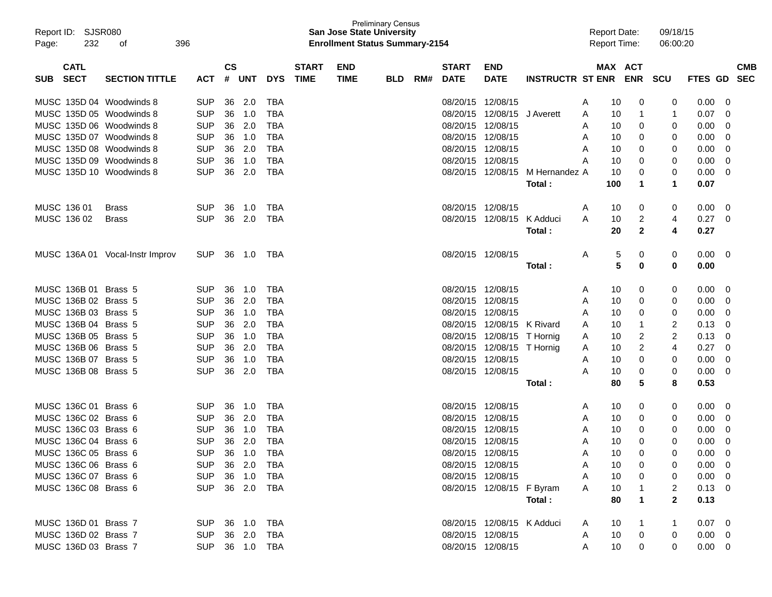Preliminary Census
**San Jose State University**
**Enrollment Status Summary-2154**

| SUB | CATL SECT | SECTION TITTLE | ACT | CS # | UNT | DYS | START TIME | END TIME | BLD | RM# | START DATE | END DATE | INSTRUCTR | ST | MAX ENR | ACT ENR | SCU | FTES | GD | CMB SEC |
|---|---|---|---|---|---|---|---|---|---|---|---|---|---|---|---|---|---|---|---|---|
| MUSC | 135D 04 | Woodwinds 8 | SUP | 36 | 2.0 | TBA | | | | | 08/20/15 | 12/08/15 | | A | 10 | 0 | 0 | 0.00 | 0 | |
| MUSC | 135D 05 | Woodwinds 8 | SUP | 36 | 1.0 | TBA | | | | | 08/20/15 | 12/08/15 | J Averett | A | 10 | 1 | 1 | 0.07 | 0 | |
| MUSC | 135D 06 | Woodwinds 8 | SUP | 36 | 2.0 | TBA | | | | | 08/20/15 | 12/08/15 | | A | 10 | 0 | 0 | 0.00 | 0 | |
| MUSC | 135D 07 | Woodwinds 8 | SUP | 36 | 1.0 | TBA | | | | | 08/20/15 | 12/08/15 | | A | 10 | 0 | 0 | 0.00 | 0 | |
| MUSC | 135D 08 | Woodwinds 8 | SUP | 36 | 2.0 | TBA | | | | | 08/20/15 | 12/08/15 | | A | 10 | 0 | 0 | 0.00 | 0 | |
| MUSC | 135D 09 | Woodwinds 8 | SUP | 36 | 1.0 | TBA | | | | | 08/20/15 | 12/08/15 | | A | 10 | 0 | 0 | 0.00 | 0 | |
| MUSC | 135D 10 | Woodwinds 8 | SUP | 36 | 2.0 | TBA | | | | | 08/20/15 | 12/08/15 | M Hernandez | A | 10 | 0 | 0 | 0.00 | 0 | |
| | | | | | | | | | | | | | **Total :** | | **100** | **1** | **1** | **0.07** | | |
| MUSC | 136 01 | Brass | SUP | 36 | 1.0 | TBA | | | | | 08/20/15 | 12/08/15 | | A | 10 | 0 | 0 | 0.00 | 0 | |
| MUSC | 136 02 | Brass | SUP | 36 | 2.0 | TBA | | | | | 08/20/15 | 12/08/15 | K Adduci | A | 10 | 2 | 4 | 0.27 | 0 | |
| | | | | | | | | | | | | | **Total :** | | **20** | **2** | **4** | **0.27** | | |
| MUSC | 136A 01 | Vocal-Instr Improv | SUP | 36 | 1.0 | TBA | | | | | 08/20/15 | 12/08/15 | | A | 5 | 0 | 0 | 0.00 | 0 | |
| | | | | | | | | | | | | | **Total :** | | **5** | **0** | **0** | **0.00** | | |
| MUSC | 136B 01 | Brass 5 | SUP | 36 | 1.0 | TBA | | | | | 08/20/15 | 12/08/15 | | A | 10 | 0 | 0 | 0.00 | 0 | |
| MUSC | 136B 02 | Brass 5 | SUP | 36 | 2.0 | TBA | | | | | 08/20/15 | 12/08/15 | | A | 10 | 0 | 0 | 0.00 | 0 | |
| MUSC | 136B 03 | Brass 5 | SUP | 36 | 1.0 | TBA | | | | | 08/20/15 | 12/08/15 | | A | 10 | 0 | 0 | 0.00 | 0 | |
| MUSC | 136B 04 | Brass 5 | SUP | 36 | 2.0 | TBA | | | | | 08/20/15 | 12/08/15 | K Rivard | A | 10 | 1 | 2 | 0.13 | 0 | |
| MUSC | 136B 05 | Brass 5 | SUP | 36 | 1.0 | TBA | | | | | 08/20/15 | 12/08/15 | T Hornig | A | 10 | 2 | 2 | 0.13 | 0 | |
| MUSC | 136B 06 | Brass 5 | SUP | 36 | 2.0 | TBA | | | | | 08/20/15 | 12/08/15 | T Hornig | A | 10 | 2 | 4 | 0.27 | 0 | |
| MUSC | 136B 07 | Brass 5 | SUP | 36 | 1.0 | TBA | | | | | 08/20/15 | 12/08/15 | | A | 10 | 0 | 0 | 0.00 | 0 | |
| MUSC | 136B 08 | Brass 5 | SUP | 36 | 2.0 | TBA | | | | | 08/20/15 | 12/08/15 | | A | 10 | 0 | 0 | 0.00 | 0 | |
| | | | | | | | | | | | | | **Total :** | | **80** | **5** | **8** | **0.53** | | |
| MUSC | 136C 01 | Brass 6 | SUP | 36 | 1.0 | TBA | | | | | 08/20/15 | 12/08/15 | | A | 10 | 0 | 0 | 0.00 | 0 | |
| MUSC | 136C 02 | Brass 6 | SUP | 36 | 2.0 | TBA | | | | | 08/20/15 | 12/08/15 | | A | 10 | 0 | 0 | 0.00 | 0 | |
| MUSC | 136C 03 | Brass 6 | SUP | 36 | 1.0 | TBA | | | | | 08/20/15 | 12/08/15 | | A | 10 | 0 | 0 | 0.00 | 0 | |
| MUSC | 136C 04 | Brass 6 | SUP | 36 | 2.0 | TBA | | | | | 08/20/15 | 12/08/15 | | A | 10 | 0 | 0 | 0.00 | 0 | |
| MUSC | 136C 05 | Brass 6 | SUP | 36 | 1.0 | TBA | | | | | 08/20/15 | 12/08/15 | | A | 10 | 0 | 0 | 0.00 | 0 | |
| MUSC | 136C 06 | Brass 6 | SUP | 36 | 2.0 | TBA | | | | | 08/20/15 | 12/08/15 | | A | 10 | 0 | 0 | 0.00 | 0 | |
| MUSC | 136C 07 | Brass 6 | SUP | 36 | 1.0 | TBA | | | | | 08/20/15 | 12/08/15 | | A | 10 | 0 | 0 | 0.00 | 0 | |
| MUSC | 136C 08 | Brass 6 | SUP | 36 | 2.0 | TBA | | | | | 08/20/15 | 12/08/15 | F Byram | A | 10 | 1 | 2 | 0.13 | 0 | |
| | | | | | | | | | | | | | **Total :** | | **80** | **1** | **2** | **0.13** | | |
| MUSC | 136D 01 | Brass 7 | SUP | 36 | 1.0 | TBA | | | | | 08/20/15 | 12/08/15 | K Adduci | A | 10 | 1 | 1 | 0.07 | 0 | |
| MUSC | 136D 02 | Brass 7 | SUP | 36 | 2.0 | TBA | | | | | 08/20/15 | 12/08/15 | | A | 10 | 0 | 0 | 0.00 | 0 | |
| MUSC | 136D 03 | Brass 7 | SUP | 36 | 1.0 | TBA | | | | | 08/20/15 | 12/08/15 | | A | 10 | 0 | 0 | 0.00 | 0 | |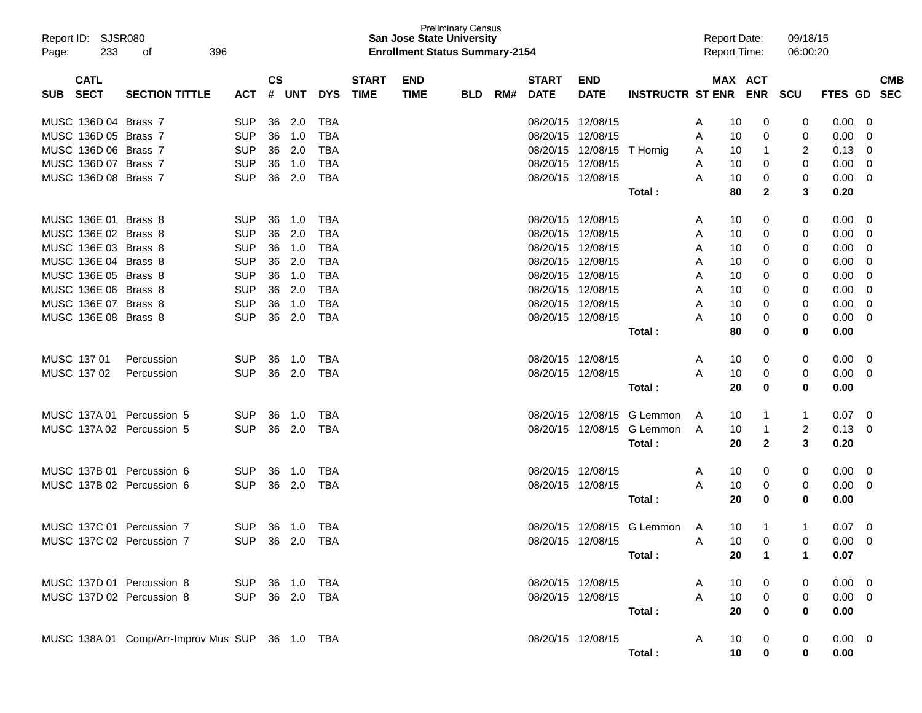Preliminary Census
**San Jose State University**
**Enrollment Status Summary-2154**

Report ID: SJSR080
Report Date: 09/18/15
Report Time: 06:00:20

| SUB | CATL SECT | SECTION TITTLE | ACT | CS # | UNT | DYS | START TIME | END TIME | BLD | RM# | START DATE | END DATE | INSTRUCTR | ST | MAX ENR | ACT ENR | SCU | FTES | GD | CMB SEC |
|---|---|---|---|---|---|---|---|---|---|---|---|---|---|---|---|---|---|---|---|---|
| MUSC | 136D 04 | Brass 7 | SUP | 36 | 2.0 | TBA | | | | | 08/20/15 | 12/08/15 | | A | 10 | 0 | 0 | 0.00 | 0 | |
| MUSC | 136D 05 | Brass 7 | SUP | 36 | 1.0 | TBA | | | | | 08/20/15 | 12/08/15 | | A | 10 | 0 | 0 | 0.00 | 0 | |
| MUSC | 136D 06 | Brass 7 | SUP | 36 | 2.0 | TBA | | | | | 08/20/15 | 12/08/15 | T Hornig | A | 10 | 1 | 2 | 0.13 | 0 | |
| MUSC | 136D 07 | Brass 7 | SUP | 36 | 1.0 | TBA | | | | | 08/20/15 | 12/08/15 | | A | 10 | 0 | 0 | 0.00 | 0 | |
| MUSC | 136D 08 | Brass 7 | SUP | 36 | 2.0 | TBA | | | | | 08/20/15 | 12/08/15 | | A | 10 | 0 | 0 | 0.00 | 0 | |
| | | | | | | | | | | | | | **Total :** | | **80** | **2** | **3** | **0.20** | | |
| MUSC | 136E 01 | Brass 8 | SUP | 36 | 1.0 | TBA | | | | | 08/20/15 | 12/08/15 | | A | 10 | 0 | 0 | 0.00 | 0 | |
| MUSC | 136E 02 | Brass 8 | SUP | 36 | 2.0 | TBA | | | | | 08/20/15 | 12/08/15 | | A | 10 | 0 | 0 | 0.00 | 0 | |
| MUSC | 136E 03 | Brass 8 | SUP | 36 | 1.0 | TBA | | | | | 08/20/15 | 12/08/15 | | A | 10 | 0 | 0 | 0.00 | 0 | |
| MUSC | 136E 04 | Brass 8 | SUP | 36 | 2.0 | TBA | | | | | 08/20/15 | 12/08/15 | | A | 10 | 0 | 0 | 0.00 | 0 | |
| MUSC | 136E 05 | Brass 8 | SUP | 36 | 1.0 | TBA | | | | | 08/20/15 | 12/08/15 | | A | 10 | 0 | 0 | 0.00 | 0 | |
| MUSC | 136E 06 | Brass 8 | SUP | 36 | 2.0 | TBA | | | | | 08/20/15 | 12/08/15 | | A | 10 | 0 | 0 | 0.00 | 0 | |
| MUSC | 136E 07 | Brass 8 | SUP | 36 | 1.0 | TBA | | | | | 08/20/15 | 12/08/15 | | A | 10 | 0 | 0 | 0.00 | 0 | |
| MUSC | 136E 08 | Brass 8 | SUP | 36 | 2.0 | TBA | | | | | 08/20/15 | 12/08/15 | | A | 10 | 0 | 0 | 0.00 | 0 | |
| | | | | | | | | | | | | | **Total :** | | **80** | **0** | **0** | **0.00** | | |
| MUSC | 137 01 | Percussion | SUP | 36 | 1.0 | TBA | | | | | 08/20/15 | 12/08/15 | | A | 10 | 0 | 0 | 0.00 | 0 | |
| MUSC | 137 02 | Percussion | SUP | 36 | 2.0 | TBA | | | | | 08/20/15 | 12/08/15 | | A | 10 | 0 | 0 | 0.00 | 0 | |
| | | | | | | | | | | | | | **Total :** | | **20** | **0** | **0** | **0.00** | | |
| MUSC | 137A 01 | Percussion 5 | SUP | 36 | 1.0 | TBA | | | | | 08/20/15 | 12/08/15 | G Lemmon | A | 10 | 1 | 1 | 0.07 | 0 | |
| MUSC | 137A 02 | Percussion 5 | SUP | 36 | 2.0 | TBA | | | | | 08/20/15 | 12/08/15 | G Lemmon | A | 10 | 1 | 2 | 0.13 | 0 | |
| | | | | | | | | | | | | | **Total :** | | **20** | **2** | **3** | **0.20** | | |
| MUSC | 137B 01 | Percussion 6 | SUP | 36 | 1.0 | TBA | | | | | 08/20/15 | 12/08/15 | | A | 10 | 0 | 0 | 0.00 | 0 | |
| MUSC | 137B 02 | Percussion 6 | SUP | 36 | 2.0 | TBA | | | | | 08/20/15 | 12/08/15 | | A | 10 | 0 | 0 | 0.00 | 0 | |
| | | | | | | | | | | | | | **Total :** | | **20** | **0** | **0** | **0.00** | | |
| MUSC | 137C 01 | Percussion 7 | SUP | 36 | 1.0 | TBA | | | | | 08/20/15 | 12/08/15 | G Lemmon | A | 10 | 1 | 1 | 0.07 | 0 | |
| MUSC | 137C 02 | Percussion 7 | SUP | 36 | 2.0 | TBA | | | | | 08/20/15 | 12/08/15 | | A | 10 | 0 | 0 | 0.00 | 0 | |
| | | | | | | | | | | | | | **Total :** | | **20** | **1** | **1** | **0.07** | | |
| MUSC | 137D 01 | Percussion 8 | SUP | 36 | 1.0 | TBA | | | | | 08/20/15 | 12/08/15 | | A | 10 | 0 | 0 | 0.00 | 0 | |
| MUSC | 137D 02 | Percussion 8 | SUP | 36 | 2.0 | TBA | | | | | 08/20/15 | 12/08/15 | | A | 10 | 0 | 0 | 0.00 | 0 | |
| | | | | | | | | | | | | | **Total :** | | **20** | **0** | **0** | **0.00** | | |
| MUSC | 138A 01 | Comp/Arr-Improv Mus | SUP | 36 | 1.0 | TBA | | | | | 08/20/15 | 12/08/15 | | A | 10 | 0 | 0 | 0.00 | 0 | |
| | | | | | | | | | | | | | **Total :** | | **10** | **0** | **0** | **0.00** | | |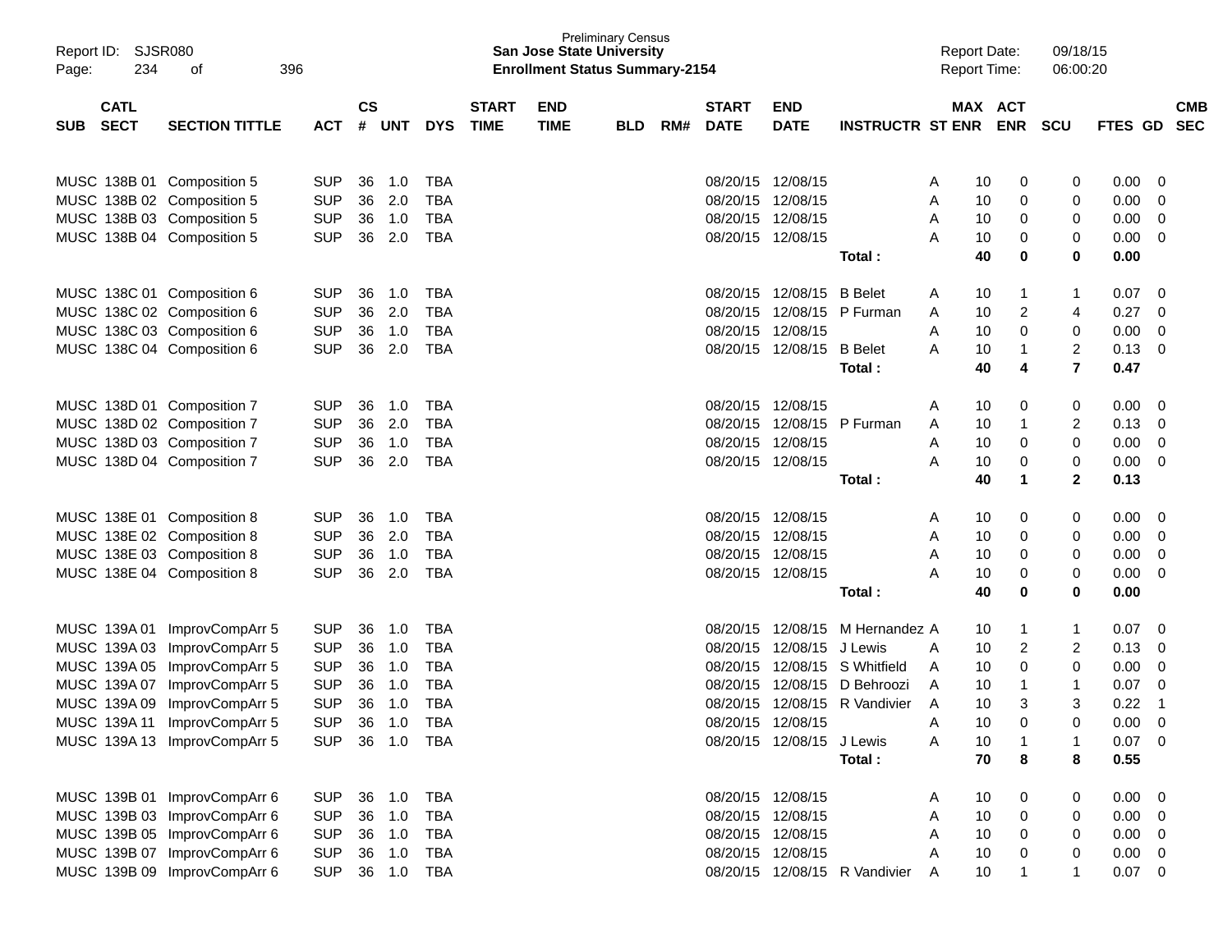Preliminary Census
**San Jose State University**
**Enrollment Status Summary-2154**

Report ID: SJSR080
Report Date: 09/18/15
Report Time: 06:00:20

| SUB | CATL SECT | SECTION TITTLE | ACT | CS # | UNT | DYS | START TIME | END TIME | BLD | RM# | START DATE | END DATE | INSTRUCTR | ST | MAX ENR | ACT ENR | SCU | FTES | GD | CMB SEC |
|---|---|---|---|---|---|---|---|---|---|---|---|---|---|---|---|---|---|---|---|---|
| MUSC | 138B 01 | Composition 5 | SUP | 36 | 1.0 | TBA | | | | | 08/20/15 | 12/08/15 | | A | 10 | 0 | 0 | 0.00 | 0 | |
| MUSC | 138B 02 | Composition 5 | SUP | 36 | 2.0 | TBA | | | | | 08/20/15 | 12/08/15 | | A | 10 | 0 | 0 | 0.00 | 0 | |
| MUSC | 138B 03 | Composition 5 | SUP | 36 | 1.0 | TBA | | | | | 08/20/15 | 12/08/15 | | A | 10 | 0 | 0 | 0.00 | 0 | |
| MUSC | 138B 04 | Composition 5 | SUP | 36 | 2.0 | TBA | | | | | 08/20/15 | 12/08/15 | | A | 10 | 0 | 0 | 0.00 | 0 | |
| | | | | | | | | | | | | | **Total :** | | **40** | **0** | **0** | **0.00** | | |
| MUSC | 138C 01 | Composition 6 | SUP | 36 | 1.0 | TBA | | | | | 08/20/15 | 12/08/15 | B Belet | A | 10 | 1 | 1 | 0.07 | 0 | |
| MUSC | 138C 02 | Composition 6 | SUP | 36 | 2.0 | TBA | | | | | 08/20/15 | 12/08/15 | P Furman | A | 10 | 2 | 4 | 0.27 | 0 | |
| MUSC | 138C 03 | Composition 6 | SUP | 36 | 1.0 | TBA | | | | | 08/20/15 | 12/08/15 | | A | 10 | 0 | 0 | 0.00 | 0 | |
| MUSC | 138C 04 | Composition 6 | SUP | 36 | 2.0 | TBA | | | | | 08/20/15 | 12/08/15 | B Belet | A | 10 | 1 | 2 | 0.13 | 0 | |
| | | | | | | | | | | | | | **Total :** | | **40** | **4** | **7** | **0.47** | | |
| MUSC | 138D 01 | Composition 7 | SUP | 36 | 1.0 | TBA | | | | | 08/20/15 | 12/08/15 | | A | 10 | 0 | 0 | 0.00 | 0 | |
| MUSC | 138D 02 | Composition 7 | SUP | 36 | 2.0 | TBA | | | | | 08/20/15 | 12/08/15 | P Furman | A | 10 | 1 | 2 | 0.13 | 0 | |
| MUSC | 138D 03 | Composition 7 | SUP | 36 | 1.0 | TBA | | | | | 08/20/15 | 12/08/15 | | A | 10 | 0 | 0 | 0.00 | 0 | |
| MUSC | 138D 04 | Composition 7 | SUP | 36 | 2.0 | TBA | | | | | 08/20/15 | 12/08/15 | | A | 10 | 0 | 0 | 0.00 | 0 | |
| | | | | | | | | | | | | | **Total :** | | **40** | **1** | **2** | **0.13** | | |
| MUSC | 138E 01 | Composition 8 | SUP | 36 | 1.0 | TBA | | | | | 08/20/15 | 12/08/15 | | A | 10 | 0 | 0 | 0.00 | 0 | |
| MUSC | 138E 02 | Composition 8 | SUP | 36 | 2.0 | TBA | | | | | 08/20/15 | 12/08/15 | | A | 10 | 0 | 0 | 0.00 | 0 | |
| MUSC | 138E 03 | Composition 8 | SUP | 36 | 1.0 | TBA | | | | | 08/20/15 | 12/08/15 | | A | 10 | 0 | 0 | 0.00 | 0 | |
| MUSC | 138E 04 | Composition 8 | SUP | 36 | 2.0 | TBA | | | | | 08/20/15 | 12/08/15 | | A | 10 | 0 | 0 | 0.00 | 0 | |
| | | | | | | | | | | | | | **Total :** | | **40** | **0** | **0** | **0.00** | | |
| MUSC | 139A 01 | ImprovCompArr 5 | SUP | 36 | 1.0 | TBA | | | | | 08/20/15 | 12/08/15 | M Hernandez | A | 10 | 1 | 1 | 0.07 | 0 | |
| MUSC | 139A 03 | ImprovCompArr 5 | SUP | 36 | 1.0 | TBA | | | | | 08/20/15 | 12/08/15 | J Lewis | A | 10 | 2 | 2 | 0.13 | 0 | |
| MUSC | 139A 05 | ImprovCompArr 5 | SUP | 36 | 1.0 | TBA | | | | | 08/20/15 | 12/08/15 | S Whitfield | A | 10 | 0 | 0 | 0.00 | 0 | |
| MUSC | 139A 07 | ImprovCompArr 5 | SUP | 36 | 1.0 | TBA | | | | | 08/20/15 | 12/08/15 | D Behroozi | A | 10 | 1 | 1 | 0.07 | 0 | |
| MUSC | 139A 09 | ImprovCompArr 5 | SUP | 36 | 1.0 | TBA | | | | | 08/20/15 | 12/08/15 | R Vandivier | A | 10 | 3 | 3 | 0.22 | 1 | |
| MUSC | 139A 11 | ImprovCompArr 5 | SUP | 36 | 1.0 | TBA | | | | | 08/20/15 | 12/08/15 | | A | 10 | 0 | 0 | 0.00 | 0 | |
| MUSC | 139A 13 | ImprovCompArr 5 | SUP | 36 | 1.0 | TBA | | | | | 08/20/15 | 12/08/15 | J Lewis | A | 10 | 1 | 1 | 0.07 | 0 | |
| | | | | | | | | | | | | | **Total :** | | **70** | **8** | **8** | **0.55** | | |
| MUSC | 139B 01 | ImprovCompArr 6 | SUP | 36 | 1.0 | TBA | | | | | 08/20/15 | 12/08/15 | | A | 10 | 0 | 0 | 0.00 | 0 | |
| MUSC | 139B 03 | ImprovCompArr 6 | SUP | 36 | 1.0 | TBA | | | | | 08/20/15 | 12/08/15 | | A | 10 | 0 | 0 | 0.00 | 0 | |
| MUSC | 139B 05 | ImprovCompArr 6 | SUP | 36 | 1.0 | TBA | | | | | 08/20/15 | 12/08/15 | | A | 10 | 0 | 0 | 0.00 | 0 | |
| MUSC | 139B 07 | ImprovCompArr 6 | SUP | 36 | 1.0 | TBA | | | | | 08/20/15 | 12/08/15 | | A | 10 | 0 | 0 | 0.00 | 0 | |
| MUSC | 139B 09 | ImprovCompArr 6 | SUP | 36 | 1.0 | TBA | | | | | 08/20/15 | 12/08/15 | R Vandivier | A | 10 | 1 | 1 | 0.07 | 0 | |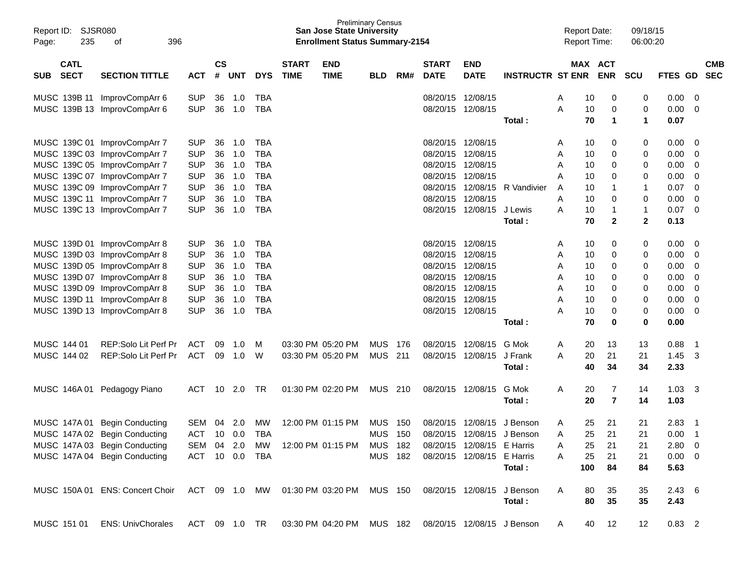Preliminary Census
**San Jose State University**
**Enrollment Status Summary-2154**

Report ID: SJSR080
Report Date: 09/18/15
Report Time: 06:00:20

| SUB | CATL SECT | SECTION TITTLE | ACT | CS # | UNT | DYS | START TIME | END TIME | BLD | RM# | START DATE | END DATE | INSTRUCTR | ST | MAX ENR | ACT ENR | SCU | FTES | GD | CMB SEC |
|---|---|---|---|---|---|---|---|---|---|---|---|---|---|---|---|---|---|---|---|---|
| MUSC | 139B 11 | ImprovCompArr 6 | SUP | 36 | 1.0 | TBA | | | | | 08/20/15 | 12/08/15 | | A | 10 | 0 | 0 | 0.00 | 0 | |
| MUSC | 139B 13 | ImprovCompArr 6 | SUP | 36 | 1.0 | TBA | | | | | 08/20/15 | 12/08/15 | | A | 10 | 0 | 0 | 0.00 | 0 | |
| | | | | | | | | | | | | | **Total :** | | **70** | **1** | **1** | **0.07** | | |
| MUSC | 139C 01 | ImprovCompArr 7 | SUP | 36 | 1.0 | TBA | | | | | 08/20/15 | 12/08/15 | | A | 10 | 0 | 0 | 0.00 | 0 | |
| MUSC | 139C 03 | ImprovCompArr 7 | SUP | 36 | 1.0 | TBA | | | | | 08/20/15 | 12/08/15 | | A | 10 | 0 | 0 | 0.00 | 0 | |
| MUSC | 139C 05 | ImprovCompArr 7 | SUP | 36 | 1.0 | TBA | | | | | 08/20/15 | 12/08/15 | | A | 10 | 0 | 0 | 0.00 | 0 | |
| MUSC | 139C 07 | ImprovCompArr 7 | SUP | 36 | 1.0 | TBA | | | | | 08/20/15 | 12/08/15 | | A | 10 | 0 | 0 | 0.00 | 0 | |
| MUSC | 139C 09 | ImprovCompArr 7 | SUP | 36 | 1.0 | TBA | | | | | 08/20/15 | 12/08/15 | R Vandivier | A | 10 | 1 | 1 | 0.07 | 0 | |
| MUSC | 139C 11 | ImprovCompArr 7 | SUP | 36 | 1.0 | TBA | | | | | 08/20/15 | 12/08/15 | | A | 10 | 0 | 0 | 0.00 | 0 | |
| MUSC | 139C 13 | ImprovCompArr 7 | SUP | 36 | 1.0 | TBA | | | | | 08/20/15 | 12/08/15 | J Lewis | A | 10 | 1 | 1 | 0.07 | 0 | |
| | | | | | | | | | | | | | **Total :** | | **70** | **2** | **2** | **0.13** | | |
| MUSC | 139D 01 | ImprovCompArr 8 | SUP | 36 | 1.0 | TBA | | | | | 08/20/15 | 12/08/15 | | A | 10 | 0 | 0 | 0.00 | 0 | |
| MUSC | 139D 03 | ImprovCompArr 8 | SUP | 36 | 1.0 | TBA | | | | | 08/20/15 | 12/08/15 | | A | 10 | 0 | 0 | 0.00 | 0 | |
| MUSC | 139D 05 | ImprovCompArr 8 | SUP | 36 | 1.0 | TBA | | | | | 08/20/15 | 12/08/15 | | A | 10 | 0 | 0 | 0.00 | 0 | |
| MUSC | 139D 07 | ImprovCompArr 8 | SUP | 36 | 1.0 | TBA | | | | | 08/20/15 | 12/08/15 | | A | 10 | 0 | 0 | 0.00 | 0 | |
| MUSC | 139D 09 | ImprovCompArr 8 | SUP | 36 | 1.0 | TBA | | | | | 08/20/15 | 12/08/15 | | A | 10 | 0 | 0 | 0.00 | 0 | |
| MUSC | 139D 11 | ImprovCompArr 8 | SUP | 36 | 1.0 | TBA | | | | | 08/20/15 | 12/08/15 | | A | 10 | 0 | 0 | 0.00 | 0 | |
| MUSC | 139D 13 | ImprovCompArr 8 | SUP | 36 | 1.0 | TBA | | | | | 08/20/15 | 12/08/15 | | A | 10 | 0 | 0 | 0.00 | 0 | |
| | | | | | | | | | | | | | **Total :** | | **70** | **0** | **0** | **0.00** | | |
| MUSC | 144 01 | REP:Solo Lit Perf Pr | ACT | 09 | 1.0 | M | 03:30 PM | 05:20 PM | MUS | 176 | 08/20/15 | 12/08/15 | G Mok | A | 20 | 13 | 13 | 0.88 | 1 | |
| MUSC | 144 02 | REP:Solo Lit Perf Pr | ACT | 09 | 1.0 | W | 03:30 PM | 05:20 PM | MUS | 211 | 08/20/15 | 12/08/15 | J Frank | A | 20 | 21 | 21 | 1.45 | 3 | |
| | | | | | | | | | | | | | **Total :** | | **40** | **34** | **34** | **2.33** | | |
| MUSC | 146A 01 | Pedagogy Piano | ACT | 10 | 2.0 | TR | 01:30 PM | 02:20 PM | MUS | 210 | 08/20/15 | 12/08/15 | G Mok | A | 20 | 7 | 14 | 1.03 | 3 | |
| | | | | | | | | | | | | | **Total :** | | **20** | **7** | **14** | **1.03** | | |
| MUSC | 147A 01 | Begin Conducting | SEM | 04 | 2.0 | MW | 12:00 PM | 01:15 PM | MUS | 150 | 08/20/15 | 12/08/15 | J Benson | A | 25 | 21 | 21 | 2.83 | 1 | |
| MUSC | 147A 02 | Begin Conducting | ACT | 10 | 0.0 | TBA | | | MUS | 150 | 08/20/15 | 12/08/15 | J Benson | A | 25 | 21 | 21 | 0.00 | 1 | |
| MUSC | 147A 03 | Begin Conducting | SEM | 04 | 2.0 | MW | 12:00 PM | 01:15 PM | MUS | 182 | 08/20/15 | 12/08/15 | E Harris | A | 25 | 21 | 21 | 2.80 | 0 | |
| MUSC | 147A 04 | Begin Conducting | ACT | 10 | 0.0 | TBA | | | MUS | 182 | 08/20/15 | 12/08/15 | E Harris | A | 25 | 21 | 21 | 0.00 | 0 | |
| | | | | | | | | | | | | | **Total :** | | **100** | **84** | **84** | **5.63** | | |
| MUSC | 150A 01 | ENS: Concert Choir | ACT | 09 | 1.0 | MW | 01:30 PM | 03:20 PM | MUS | 150 | 08/20/15 | 12/08/15 | J Benson | A | 80 | 35 | 35 | 2.43 | 6 | |
| | | | | | | | | | | | | | **Total :** | | **80** | **35** | **35** | **2.43** | | |
| MUSC | 151 01 | ENS: UnivChorales | ACT | 09 | 1.0 | TR | 03:30 PM | 04:20 PM | MUS | 182 | 08/20/15 | 12/08/15 | J Benson | A | 40 | 12 | 12 | 0.83 | 2 | |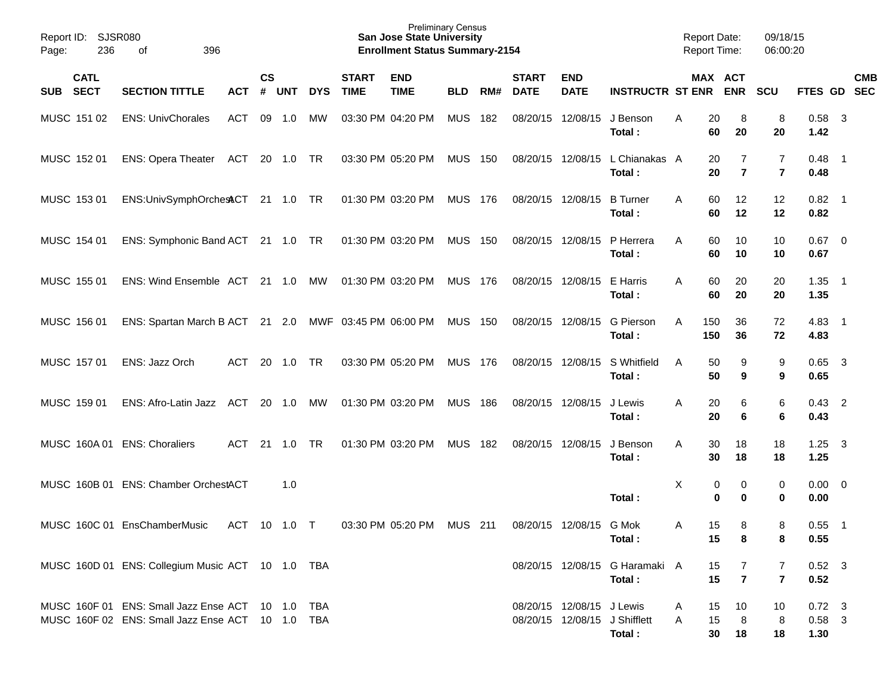Preliminary Census
**San Jose State University**
**Enrollment Status Summary-2154**

Report ID: SJSR080
Report Date: 09/18/15
Report Time: 06:00:20

| SUB | CATL SECT | SECTION TITTLE | ACT | CS # | UNT | DYS | START TIME | END TIME | BLD | RM# | START DATE | END DATE | INSTRUCTR | ST | MAX ENR | ACT ENR | SCU | FTES | GD | CMB SEC |
|---|---|---|---|---|---|---|---|---|---|---|---|---|---|---|---|---|---|---|---|---|
| MUSC | 151 02 | ENS: UnivChorales | ACT | 09 | 1.0 | MW | 03:30 PM | 04:20 PM | MUS | 182 | 08/20/15 | 12/08/15 | J Benson | A | 20 | 8 | 8 | 0.58 | 3 | |
| | | | | | | | | | | | | | **Total :** | | **60** | **20** | **20** | **1.42** | | |
| MUSC | 152 01 | ENS: Opera Theater | ACT | 20 | 1.0 | TR | 03:30 PM | 05:20 PM | MUS | 150 | 08/20/15 | 12/08/15 | L Chianakas | A | 20 | 7 | 7 | 0.48 | 1 | |
| | | | | | | | | | | | | | **Total :** | | **20** | **7** | **7** | **0.48** | | |
| MUSC | 153 01 | ENS:UnivSymphOrchest | ACT | 21 | 1.0 | TR | 01:30 PM | 03:20 PM | MUS | 176 | 08/20/15 | 12/08/15 | B Turner | A | 60 | 12 | 12 | 0.82 | 1 | |
| | | | | | | | | | | | | | **Total :** | | **60** | **12** | **12** | **0.82** | | |
| MUSC | 154 01 | ENS: Symphonic Band | ACT | 21 | 1.0 | TR | 01:30 PM | 03:20 PM | MUS | 150 | 08/20/15 | 12/08/15 | P Herrera | A | 60 | 10 | 10 | 0.67 | 0 | |
| | | | | | | | | | | | | | **Total :** | | **60** | **10** | **10** | **0.67** | | |
| MUSC | 155 01 | ENS: Wind Ensemble | ACT | 21 | 1.0 | MW | 01:30 PM | 03:20 PM | MUS | 176 | 08/20/15 | 12/08/15 | E Harris | A | 60 | 20 | 20 | 1.35 | 1 | |
| | | | | | | | | | | | | | **Total :** | | **60** | **20** | **20** | **1.35** | | |
| MUSC | 156 01 | ENS: Spartan March B | ACT | 21 | 2.0 | MWF | 03:45 PM | 06:00 PM | MUS | 150 | 08/20/15 | 12/08/15 | G Pierson | A | 150 | 36 | 72 | 4.83 | 1 | |
| | | | | | | | | | | | | | **Total :** | | **150** | **36** | **72** | **4.83** | | |
| MUSC | 157 01 | ENS: Jazz Orch | ACT | 20 | 1.0 | TR | 03:30 PM | 05:20 PM | MUS | 176 | 08/20/15 | 12/08/15 | S Whitfield | A | 50 | 9 | 9 | 0.65 | 3 | |
| | | | | | | | | | | | | | **Total :** | | **50** | **9** | **9** | **0.65** | | |
| MUSC | 159 01 | ENS: Afro-Latin Jazz | ACT | 20 | 1.0 | MW | 01:30 PM | 03:20 PM | MUS | 186 | 08/20/15 | 12/08/15 | J Lewis | A | 20 | 6 | 6 | 0.43 | 2 | |
| | | | | | | | | | | | | | **Total :** | | **20** | **6** | **6** | **0.43** | | |
| MUSC | 160A 01 | ENS: Choraliers | ACT | 21 | 1.0 | TR | 01:30 PM | 03:20 PM | MUS | 182 | 08/20/15 | 12/08/15 | J Benson | A | 30 | 18 | 18 | 1.25 | 3 | |
| | | | | | | | | | | | | | **Total :** | | **30** | **18** | **18** | **1.25** | | |
| MUSC | 160B 01 | ENS: Chamber Orchest | ACT | | 1.0 | | | | | | | | | X | 0 | 0 | 0 | 0.00 | 0 | |
| | | | | | | | | | | | | | **Total :** | | **0** | **0** | **0** | **0.00** | | |
| MUSC | 160C 01 | EnsChamberMusic | ACT | 10 | 1.0 | T | 03:30 PM | 05:20 PM | MUS | 211 | 08/20/15 | 12/08/15 | G Mok | A | 15 | 8 | 8 | 0.55 | 1 | |
| | | | | | | | | | | | | | **Total :** | | **15** | **8** | **8** | **0.55** | | |
| MUSC | 160D 01 | ENS: Collegium Music | ACT | 10 | 1.0 | TBA | | | | | 08/20/15 | 12/08/15 | G Haramaki | A | 15 | 7 | 7 | 0.52 | 3 | |
| | | | | | | | | | | | | | **Total :** | | **15** | **7** | **7** | **0.52** | | |
| MUSC | 160F 01 | ENS: Small Jazz Ense | ACT | 10 | 1.0 | TBA | | | | | 08/20/15 | 12/08/15 | J Lewis | A | 15 | 10 | 10 | 0.72 | 3 | |
| MUSC | 160F 02 | ENS: Small Jazz Ense | ACT | 10 | 1.0 | TBA | | | | | 08/20/15 | 12/08/15 | J Shifflett | A | 15 | 8 | 8 | 0.58 | 3 | |
| | | | | | | | | | | | | | **Total :** | | **30** | **18** | **18** | **1.30** | | |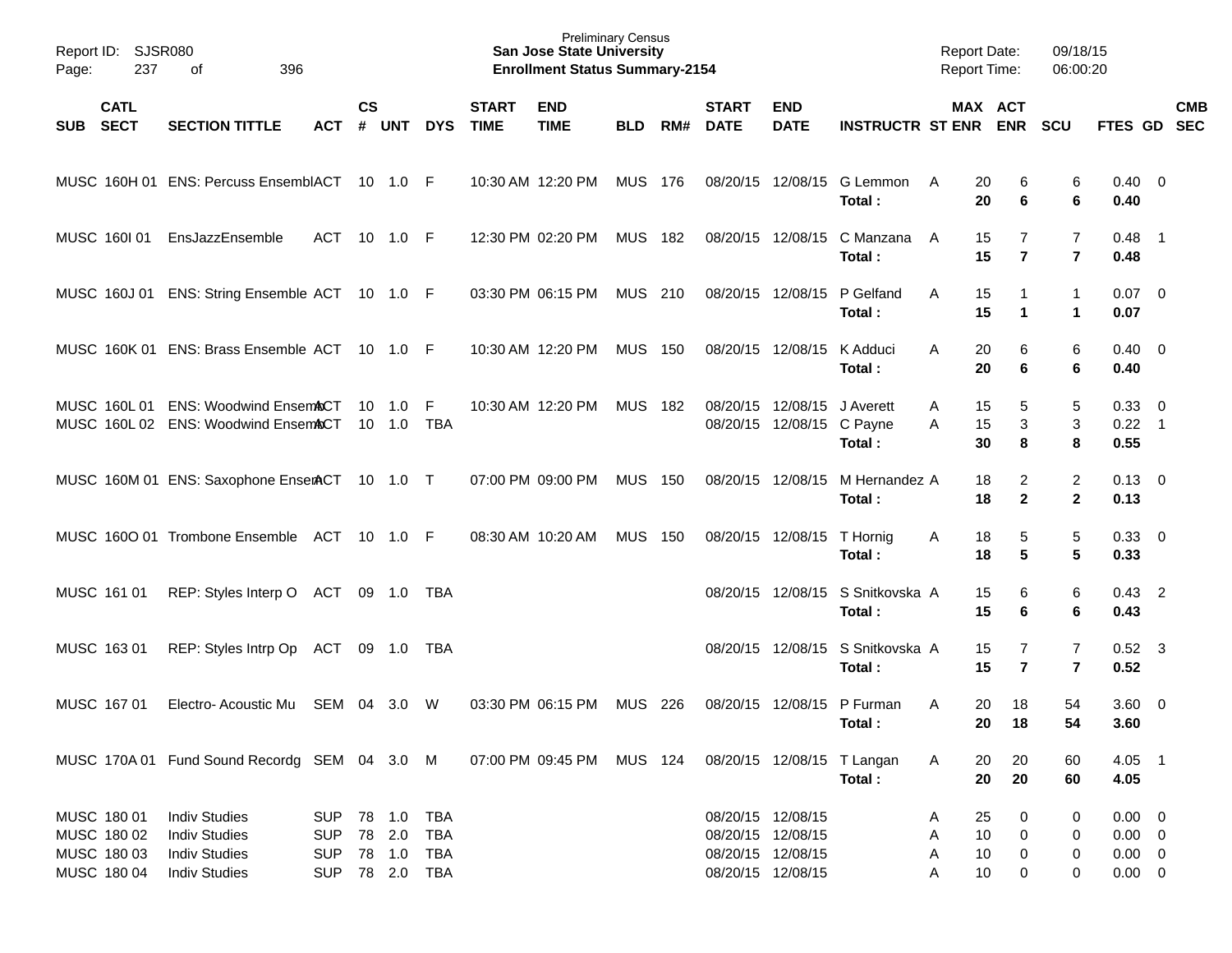Preliminary Census
**San Jose State University**
**Enrollment Status Summary-2154**

Report ID: SJSR080
Report Date: 09/18/15
Report Time: 06:00:20

| SUB | CATL SECT | SECTION TITTLE | ACT | CS # | UNT | DYS | START TIME | END TIME | BLD | RM# | START DATE | END DATE | INSTRUCTR | ST | MAX ENR | ACT ENR | SCU | FTES | GD | CMB SEC |
|---|---|---|---|---|---|---|---|---|---|---|---|---|---|---|---|---|---|---|---|---|
| MUSC | 160H 01 | ENS: Percuss Ensembl | ACT | 10 | 1.0 | F | 10:30 AM | 12:20 PM | MUS | 176 | 08/20/15 | 12/08/15 | G Lemmon | A | 20 | 6 | 6 | 0.40 | 0 | |
| | | | | | | | | | | | | | **Total :** | | **20** | **6** | **6** | **0.40** | | |
| MUSC | 160I 01 | EnsJazzEnsemble | ACT | 10 | 1.0 | F | 12:30 PM | 02:20 PM | MUS | 182 | 08/20/15 | 12/08/15 | C Manzana | A | 15 | 7 | 7 | 0.48 | 1 | |
| | | | | | | | | | | | | | **Total :** | | **15** | **7** | **7** | **0.48** | | |
| MUSC | 160J 01 | ENS: String Ensemble | ACT | 10 | 1.0 | F | 03:30 PM | 06:15 PM | MUS | 210 | 08/20/15 | 12/08/15 | P Gelfand | A | 15 | 1 | 1 | 0.07 | 0 | |
| | | | | | | | | | | | | | **Total :** | | **15** | **1** | **1** | **0.07** | | |
| MUSC | 160K 01 | ENS: Brass Ensemble | ACT | 10 | 1.0 | F | 10:30 AM | 12:20 PM | MUS | 150 | 08/20/15 | 12/08/15 | K Adduci | A | 20 | 6 | 6 | 0.40 | 0 | |
| | | | | | | | | | | | | | **Total :** | | **20** | **6** | **6** | **0.40** | | |
| MUSC | 160L 01 | ENS: Woodwind Ensem | ACT | 10 | 1.0 | F | 10:30 AM | 12:20 PM | MUS | 182 | 08/20/15 | 12/08/15 | J Averett | A | 15 | 5 | 5 | 0.33 | 0 | |
| MUSC | 160L 02 | ENS: Woodwind Ensem | ACT | 10 | 1.0 | TBA | | | | | 08/20/15 | 12/08/15 | C Payne | A | 15 | 3 | 3 | 0.22 | 1 | |
| | | | | | | | | | | | | | **Total :** | | **30** | **8** | **8** | **0.55** | | |
| MUSC | 160M 01 | ENS: Saxophone Ensem | ACT | 10 | 1.0 | T | 07:00 PM | 09:00 PM | MUS | 150 | 08/20/15 | 12/08/15 | M Hernandez | A | 18 | 2 | 2 | 0.13 | 0 | |
| | | | | | | | | | | | | | **Total :** | | **18** | **2** | **2** | **0.13** | | |
| MUSC | 160O 01 | Trombone Ensemble | ACT | 10 | 1.0 | F | 08:30 AM | 10:20 AM | MUS | 150 | 08/20/15 | 12/08/15 | T Hornig | A | 18 | 5 | 5 | 0.33 | 0 | |
| | | | | | | | | | | | | | **Total :** | | **18** | **5** | **5** | **0.33** | | |
| MUSC | 161 01 | REP: Styles Interp O | ACT | 09 | 1.0 | TBA | | | | | 08/20/15 | 12/08/15 | S Snitkovska | A | 15 | 6 | 6 | 0.43 | 2 | |
| | | | | | | | | | | | | | **Total :** | | **15** | **6** | **6** | **0.43** | | |
| MUSC | 163 01 | REP: Styles Intrp Op | ACT | 09 | 1.0 | TBA | | | | | 08/20/15 | 12/08/15 | S Snitkovska | A | 15 | 7 | 7 | 0.52 | 3 | |
| | | | | | | | | | | | | | **Total :** | | **15** | **7** | **7** | **0.52** | | |
| MUSC | 167 01 | Electro- Acoustic Mu | SEM | 04 | 3.0 | W | 03:30 PM | 06:15 PM | MUS | 226 | 08/20/15 | 12/08/15 | P Furman | A | 20 | 18 | 54 | 3.60 | 0 | |
| | | | | | | | | | | | | | **Total :** | | **20** | **18** | **54** | **3.60** | | |
| MUSC | 170A 01 | Fund Sound Recordg | SEM | 04 | 3.0 | M | 07:00 PM | 09:45 PM | MUS | 124 | 08/20/15 | 12/08/15 | T Langan | A | 20 | 20 | 60 | 4.05 | 1 | |
| | | | | | | | | | | | | | **Total :** | | **20** | **20** | **60** | **4.05** | | |
| MUSC | 180 01 | Indiv Studies | SUP | 78 | 1.0 | TBA | | | | | 08/20/15 | 12/08/15 | | A | 25 | 0 | 0 | 0.00 | 0 | |
| MUSC | 180 02 | Indiv Studies | SUP | 78 | 2.0 | TBA | | | | | 08/20/15 | 12/08/15 | | A | 10 | 0 | 0 | 0.00 | 0 | |
| MUSC | 180 03 | Indiv Studies | SUP | 78 | 1.0 | TBA | | | | | 08/20/15 | 12/08/15 | | A | 10 | 0 | 0 | 0.00 | 0 | |
| MUSC | 180 04 | Indiv Studies | SUP | 78 | 2.0 | TBA | | | | | 08/20/15 | 12/08/15 | | A | 10 | 0 | 0 | 0.00 | 0 | |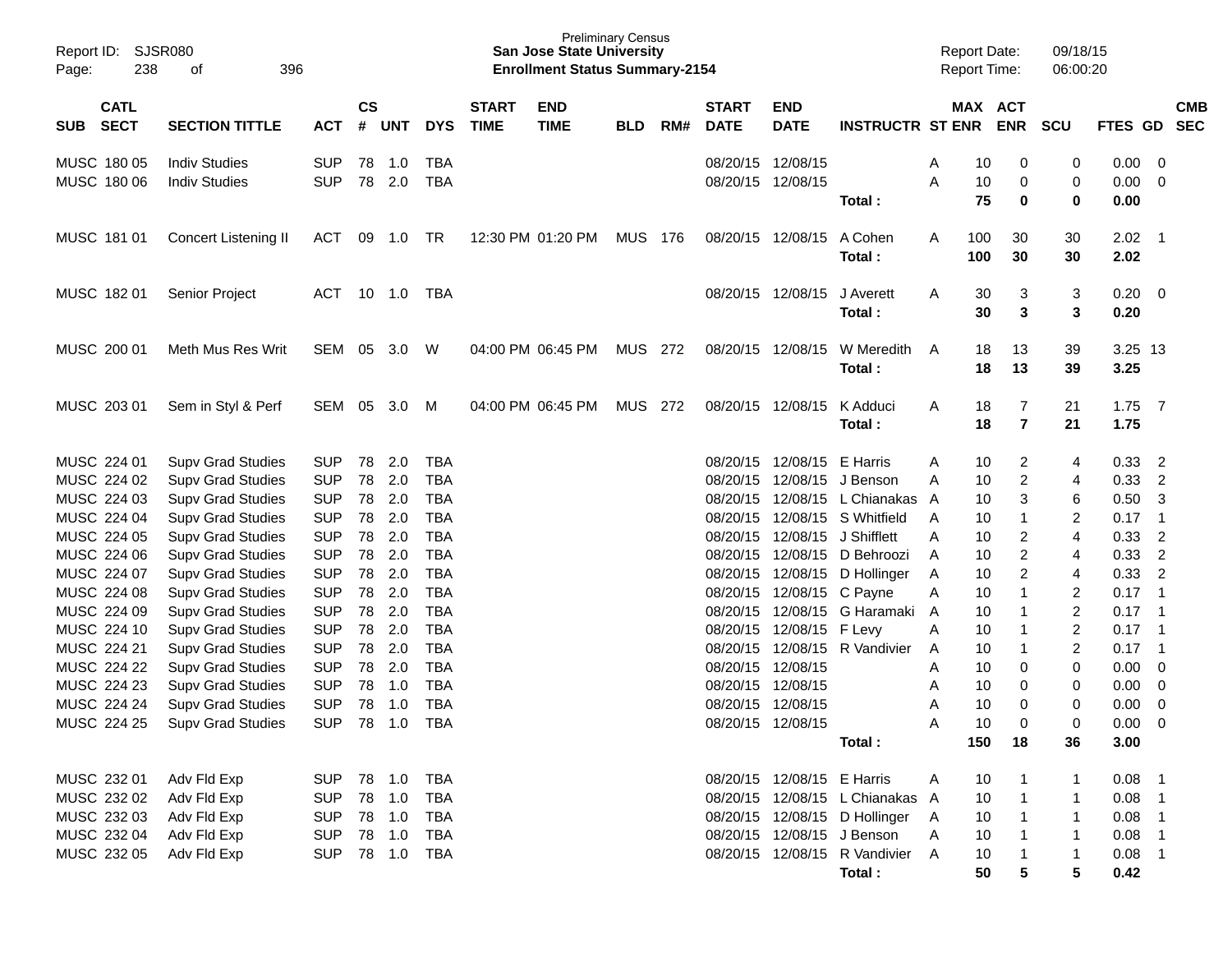Preliminary Census
**San Jose State University**
**Enrollment Status Summary-2154**

Report ID: SJSR080
Report Date: 09/18/15
Report Time: 06:00:20

| SUB | CATL SECT | SECTION TITTLE | ACT | CS # | UNT | DYS | START TIME | END TIME | BLD | RM# | START DATE | END DATE | INSTRUCTR | ST | MAX ENR | ACT ENR | SCU | FTES | GD | CMB SEC |
|---|---|---|---|---|---|---|---|---|---|---|---|---|---|---|---|---|---|---|---|---|
| MUSC | 180 05 | Indiv Studies | SUP | 78 | 1.0 | TBA | | | | | 08/20/15 | 12/08/15 | | A | 10 | 0 | 0 | 0.00 | 0 | |
| MUSC | 180 06 | Indiv Studies | SUP | 78 | 2.0 | TBA | | | | | 08/20/15 | 12/08/15 | | A | 10 | 0 | 0 | 0.00 | 0 | |
| | | | | | | | | | | | | | **Total :** | | **75** | **0** | **0** | **0.00** | | |
| MUSC | 181 01 | Concert Listening II | ACT | 09 | 1.0 | TR | 12:30 PM | 01:20 PM | MUS | 176 | 08/20/15 | 12/08/15 | A Cohen | A | 100 | 30 | 30 | 2.02 | 1 | |
| | | | | | | | | | | | | | **Total :** | | **100** | **30** | **30** | **2.02** | | |
| MUSC | 182 01 | Senior Project | ACT | 10 | 1.0 | TBA | | | | | 08/20/15 | 12/08/15 | J Averett | A | 30 | 3 | 3 | 0.20 | 0 | |
| | | | | | | | | | | | | | **Total :** | | **30** | **3** | **3** | **0.20** | | |
| MUSC | 200 01 | Meth Mus Res Writ | SEM | 05 | 3.0 | W | 04:00 PM | 06:45 PM | MUS | 272 | 08/20/15 | 12/08/15 | W Meredith | A | 18 | 13 | 39 | 3.25 | 13 | |
| | | | | | | | | | | | | | **Total :** | | **18** | **13** | **39** | **3.25** | | |
| MUSC | 203 01 | Sem in Styl & Perf | SEM | 05 | 3.0 | M | 04:00 PM | 06:45 PM | MUS | 272 | 08/20/15 | 12/08/15 | K Adduci | A | 18 | 7 | 21 | 1.75 | 7 | |
| | | | | | | | | | | | | | **Total :** | | **18** | **7** | **21** | **1.75** | | |
| MUSC | 224 01 | Supv Grad Studies | SUP | 78 | 2.0 | TBA | | | | | 08/20/15 | 12/08/15 | E Harris | A | 10 | 2 | 4 | 0.33 | 2 | |
| MUSC | 224 02 | Supv Grad Studies | SUP | 78 | 2.0 | TBA | | | | | 08/20/15 | 12/08/15 | J Benson | A | 10 | 2 | 4 | 0.33 | 2 | |
| MUSC | 224 03 | Supv Grad Studies | SUP | 78 | 2.0 | TBA | | | | | 08/20/15 | 12/08/15 | L Chianakas | A | 10 | 3 | 6 | 0.50 | 3 | |
| MUSC | 224 04 | Supv Grad Studies | SUP | 78 | 2.0 | TBA | | | | | 08/20/15 | 12/08/15 | S Whitfield | A | 10 | 1 | 2 | 0.17 | 1 | |
| MUSC | 224 05 | Supv Grad Studies | SUP | 78 | 2.0 | TBA | | | | | 08/20/15 | 12/08/15 | J Shifflett | A | 10 | 2 | 4 | 0.33 | 2 | |
| MUSC | 224 06 | Supv Grad Studies | SUP | 78 | 2.0 | TBA | | | | | 08/20/15 | 12/08/15 | D Behroozi | A | 10 | 2 | 4 | 0.33 | 2 | |
| MUSC | 224 07 | Supv Grad Studies | SUP | 78 | 2.0 | TBA | | | | | 08/20/15 | 12/08/15 | D Hollinger | A | 10 | 2 | 4 | 0.33 | 2 | |
| MUSC | 224 08 | Supv Grad Studies | SUP | 78 | 2.0 | TBA | | | | | 08/20/15 | 12/08/15 | C Payne | A | 10 | 1 | 2 | 0.17 | 1 | |
| MUSC | 224 09 | Supv Grad Studies | SUP | 78 | 2.0 | TBA | | | | | 08/20/15 | 12/08/15 | G Haramaki | A | 10 | 1 | 2 | 0.17 | 1 | |
| MUSC | 224 10 | Supv Grad Studies | SUP | 78 | 2.0 | TBA | | | | | 08/20/15 | 12/08/15 | F Levy | A | 10 | 1 | 2 | 0.17 | 1 | |
| MUSC | 224 21 | Supv Grad Studies | SUP | 78 | 2.0 | TBA | | | | | 08/20/15 | 12/08/15 | R Vandivier | A | 10 | 1 | 2 | 0.17 | 1 | |
| MUSC | 224 22 | Supv Grad Studies | SUP | 78 | 2.0 | TBA | | | | | 08/20/15 | 12/08/15 | | A | 10 | 0 | 0 | 0.00 | 0 | |
| MUSC | 224 23 | Supv Grad Studies | SUP | 78 | 1.0 | TBA | | | | | 08/20/15 | 12/08/15 | | A | 10 | 0 | 0 | 0.00 | 0 | |
| MUSC | 224 24 | Supv Grad Studies | SUP | 78 | 1.0 | TBA | | | | | 08/20/15 | 12/08/15 | | A | 10 | 0 | 0 | 0.00 | 0 | |
| MUSC | 224 25 | Supv Grad Studies | SUP | 78 | 1.0 | TBA | | | | | 08/20/15 | 12/08/15 | | A | 10 | 0 | 0 | 0.00 | 0 | |
| | | | | | | | | | | | | | **Total :** | | **150** | **18** | **36** | **3.00** | | |
| MUSC | 232 01 | Adv Fld Exp | SUP | 78 | 1.0 | TBA | | | | | 08/20/15 | 12/08/15 | E Harris | A | 10 | 1 | 1 | 0.08 | 1 | |
| MUSC | 232 02 | Adv Fld Exp | SUP | 78 | 1.0 | TBA | | | | | 08/20/15 | 12/08/15 | L Chianakas | A | 10 | 1 | 1 | 0.08 | 1 | |
| MUSC | 232 03 | Adv Fld Exp | SUP | 78 | 1.0 | TBA | | | | | 08/20/15 | 12/08/15 | D Hollinger | A | 10 | 1 | 1 | 0.08 | 1 | |
| MUSC | 232 04 | Adv Fld Exp | SUP | 78 | 1.0 | TBA | | | | | 08/20/15 | 12/08/15 | J Benson | A | 10 | 1 | 1 | 0.08 | 1 | |
| MUSC | 232 05 | Adv Fld Exp | SUP | 78 | 1.0 | TBA | | | | | 08/20/15 | 12/08/15 | R Vandivier | A | 10 | 1 | 1 | 0.08 | 1 | |
| | | | | | | | | | | | | | **Total :** | | **50** | **5** | **5** | **0.42** | | |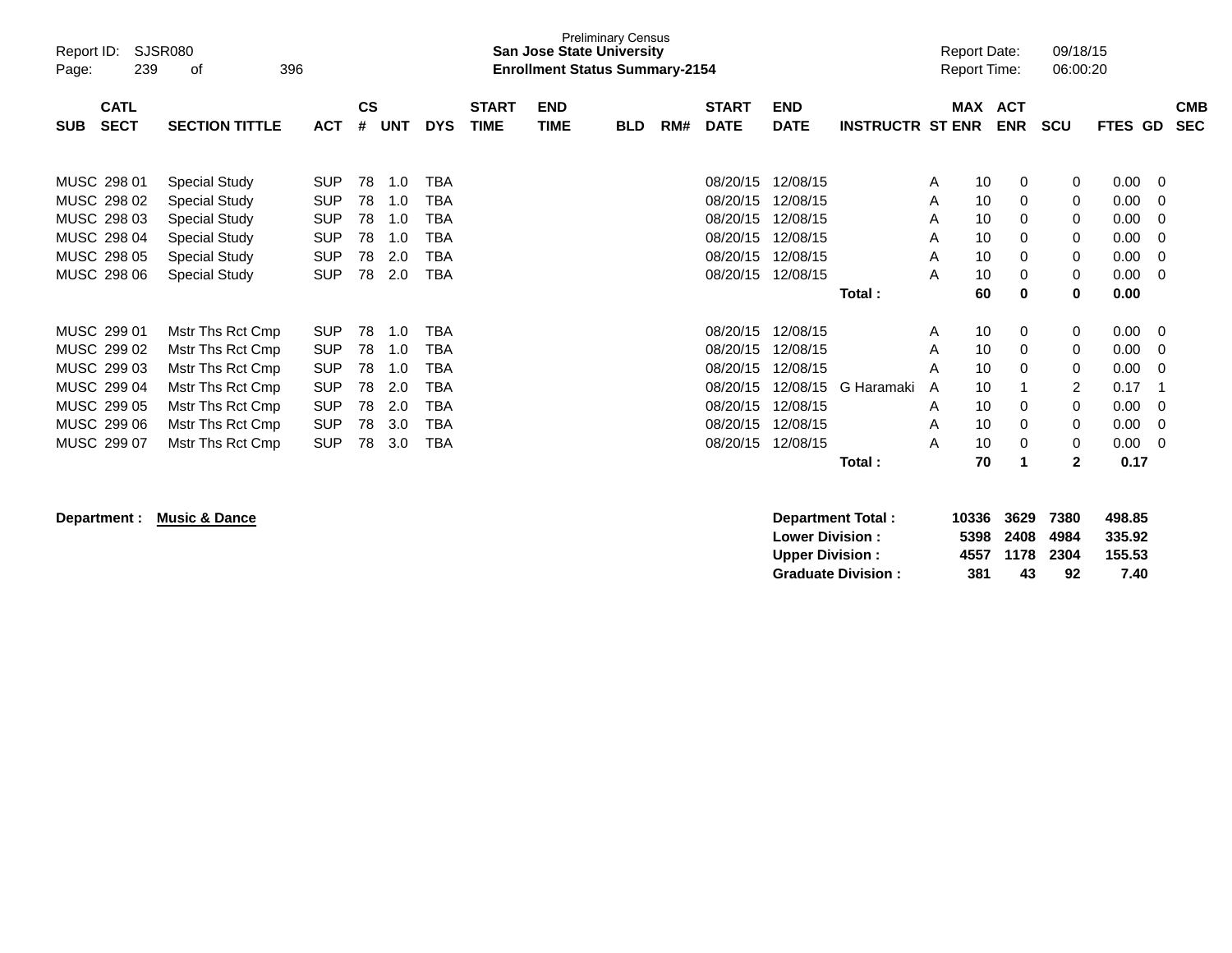Preliminary Census
**San Jose State University**
**Enrollment Status Summary-2154**

Report ID: SJSR080
Page: 239 of 396

Report Date: 09/18/15
Report Time: 06:00:20

| SUB | CATL SECT | SECTION TITTLE | ACT | CS # | UNT | DYS | START TIME | END TIME | BLD | RM# | START DATE | END DATE | INSTRUCTR | ST | MAX ENR | ACT ENR | SCU | FTES | GD | CMB SEC |
|---|---|---|---|---|---|---|---|---|---|---|---|---|---|---|---|---|---|---|---|---|
| MUSC | 298 01 | Special Study | SUP | 78 | 1.0 | TBA | | | | | 08/20/15 | 12/08/15 | | A | 10 | 0 | 0 | 0.00 | 0 | |
| MUSC | 298 02 | Special Study | SUP | 78 | 1.0 | TBA | | | | | 08/20/15 | 12/08/15 | | A | 10 | 0 | 0 | 0.00 | 0 | |
| MUSC | 298 03 | Special Study | SUP | 78 | 1.0 | TBA | | | | | 08/20/15 | 12/08/15 | | A | 10 | 0 | 0 | 0.00 | 0 | |
| MUSC | 298 04 | Special Study | SUP | 78 | 1.0 | TBA | | | | | 08/20/15 | 12/08/15 | | A | 10 | 0 | 0 | 0.00 | 0 | |
| MUSC | 298 05 | Special Study | SUP | 78 | 2.0 | TBA | | | | | 08/20/15 | 12/08/15 | | A | 10 | 0 | 0 | 0.00 | 0 | |
| MUSC | 298 06 | Special Study | SUP | 78 | 2.0 | TBA | | | | | 08/20/15 | 12/08/15 | | A | 10 | 0 | 0 | 0.00 | 0 | |
| | | | | | | | | | | | | | **Total :** | | **60** | **0** | **0** | **0.00** | | |
| MUSC | 299 01 | Mstr Ths Rct Cmp | SUP | 78 | 1.0 | TBA | | | | | 08/20/15 | 12/08/15 | | A | 10 | 0 | 0 | 0.00 | 0 | |
| MUSC | 299 02 | Mstr Ths Rct Cmp | SUP | 78 | 1.0 | TBA | | | | | 08/20/15 | 12/08/15 | | A | 10 | 0 | 0 | 0.00 | 0 | |
| MUSC | 299 03 | Mstr Ths Rct Cmp | SUP | 78 | 1.0 | TBA | | | | | 08/20/15 | 12/08/15 | | A | 10 | 0 | 0 | 0.00 | 0 | |
| MUSC | 299 04 | Mstr Ths Rct Cmp | SUP | 78 | 2.0 | TBA | | | | | 08/20/15 | 12/08/15 | G Haramaki | A | 10 | 1 | 2 | 0.17 | 1 | |
| MUSC | 299 05 | Mstr Ths Rct Cmp | SUP | 78 | 2.0 | TBA | | | | | 08/20/15 | 12/08/15 | | A | 10 | 0 | 0 | 0.00 | 0 | |
| MUSC | 299 06 | Mstr Ths Rct Cmp | SUP | 78 | 3.0 | TBA | | | | | 08/20/15 | 12/08/15 | | A | 10 | 0 | 0 | 0.00 | 0 | |
| MUSC | 299 07 | Mstr Ths Rct Cmp | SUP | 78 | 3.0 | TBA | | | | | 08/20/15 | 12/08/15 | | A | 10 | 0 | 0 | 0.00 | 0 | |
| | | | | | | | | | | | | | **Total :** | | **70** | **1** | **2** | **0.17** | | |

**Department :** **Music & Dance**

| | MAX ENR | ACT ENR | SCU | FTES |
|---|---|---|---|---|
| **Department Total :** | **10336** | **3629** | **7380** | **498.85** |
| **Lower Division :** | **5398** | **2408** | **4984** | **335.92** |
| **Upper Division :** | **4557** | **1178** | **2304** | **155.53** |
| **Graduate Division :** | **381** | **43** | **92** | **7.40** |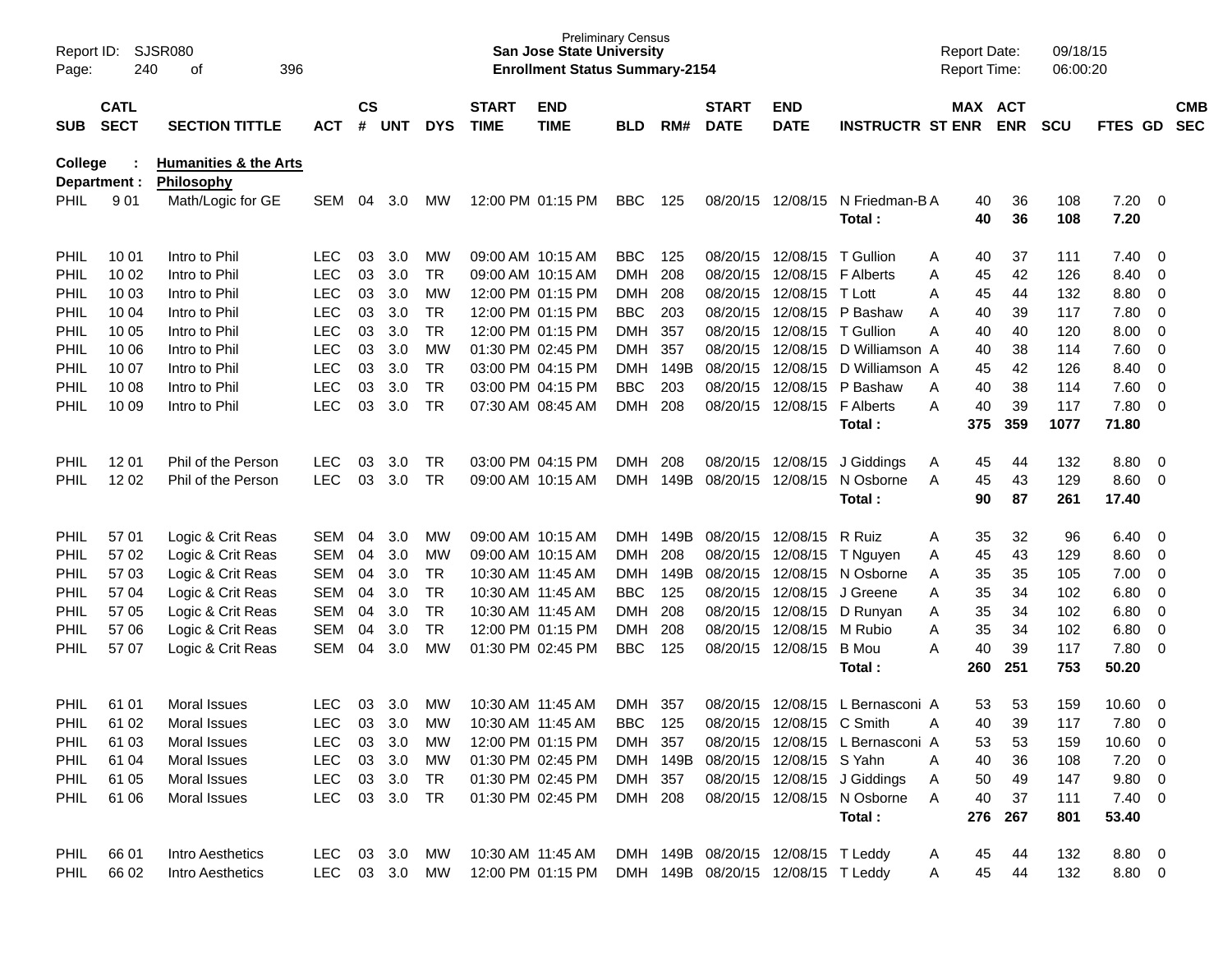Report ID: SJSR080 — Preliminary Census — **San Jose State University** — **Enrollment Status Summary-2154** — Report Date: 09/18/15 — Report Time: 06:00:20

**College : Humanities & the Arts**
**Department : Philosophy**

| SUB | CATL SECT | SECTION TITTLE | ACT | CS # | UNT | DYS | START TIME | END TIME | BLD | RM# | START DATE | END DATE | INSTRUCTR | ST | MAX ENR | ACT ENR | SCU | FTES | GD | CMB SEC |
|---|---|---|---|---|---|---|---|---|---|---|---|---|---|---|---|---|---|---|---|---|
| PHIL | 9 01 | Math/Logic for GE | SEM | 04 | 3.0 | MW | 12:00 PM | 01:15 PM | BBC | 125 | 08/20/15 | 12/08/15 | N Friedman-B | A | 40 | 36 | 108 | 7.20 | 0 | |
| | | | | | | | | | | | | | **Total :** | | **40** | **36** | **108** | **7.20** | | |
| PHIL | 10 01 | Intro to Phil | LEC | 03 | 3.0 | MW | 09:00 AM | 10:15 AM | BBC | 125 | 08/20/15 | 12/08/15 | T Gullion | A | 40 | 37 | 111 | 7.40 | 0 | |
| PHIL | 10 02 | Intro to Phil | LEC | 03 | 3.0 | TR | 09:00 AM | 10:15 AM | DMH | 208 | 08/20/15 | 12/08/15 | F Alberts | A | 45 | 42 | 126 | 8.40 | 0 | |
| PHIL | 10 03 | Intro to Phil | LEC | 03 | 3.0 | MW | 12:00 PM | 01:15 PM | DMH | 208 | 08/20/15 | 12/08/15 | T Lott | A | 45 | 44 | 132 | 8.80 | 0 | |
| PHIL | 10 04 | Intro to Phil | LEC | 03 | 3.0 | TR | 12:00 PM | 01:15 PM | BBC | 203 | 08/20/15 | 12/08/15 | P Bashaw | A | 40 | 39 | 117 | 7.80 | 0 | |
| PHIL | 10 05 | Intro to Phil | LEC | 03 | 3.0 | TR | 12:00 PM | 01:15 PM | DMH | 357 | 08/20/15 | 12/08/15 | T Gullion | A | 40 | 40 | 120 | 8.00 | 0 | |
| PHIL | 10 06 | Intro to Phil | LEC | 03 | 3.0 | MW | 01:30 PM | 02:45 PM | DMH | 357 | 08/20/15 | 12/08/15 | D Williamson | A | 40 | 38 | 114 | 7.60 | 0 | |
| PHIL | 10 07 | Intro to Phil | LEC | 03 | 3.0 | TR | 03:00 PM | 04:15 PM | DMH | 149B | 08/20/15 | 12/08/15 | D Williamson | A | 45 | 42 | 126 | 8.40 | 0 | |
| PHIL | 10 08 | Intro to Phil | LEC | 03 | 3.0 | TR | 03:00 PM | 04:15 PM | BBC | 203 | 08/20/15 | 12/08/15 | P Bashaw | A | 40 | 38 | 114 | 7.60 | 0 | |
| PHIL | 10 09 | Intro to Phil | LEC | 03 | 3.0 | TR | 07:30 AM | 08:45 AM | DMH | 208 | 08/20/15 | 12/08/15 | F Alberts | A | 40 | 39 | 117 | 7.80 | 0 | |
| | | | | | | | | | | | | | **Total :** | | **375** | **359** | **1077** | **71.80** | | |
| PHIL | 12 01 | Phil of the Person | LEC | 03 | 3.0 | TR | 03:00 PM | 04:15 PM | DMH | 208 | 08/20/15 | 12/08/15 | J Giddings | A | 45 | 44 | 132 | 8.80 | 0 | |
| PHIL | 12 02 | Phil of the Person | LEC | 03 | 3.0 | TR | 09:00 AM | 10:15 AM | DMH | 149B | 08/20/15 | 12/08/15 | N Osborne | A | 45 | 43 | 129 | 8.60 | 0 | |
| | | | | | | | | | | | | | **Total :** | | **90** | **87** | **261** | **17.40** | | |
| PHIL | 57 01 | Logic & Crit Reas | SEM | 04 | 3.0 | MW | 09:00 AM | 10:15 AM | DMH | 149B | 08/20/15 | 12/08/15 | R Ruiz | A | 35 | 32 | 96 | 6.40 | 0 | |
| PHIL | 57 02 | Logic & Crit Reas | SEM | 04 | 3.0 | MW | 09:00 AM | 10:15 AM | DMH | 208 | 08/20/15 | 12/08/15 | T Nguyen | A | 45 | 43 | 129 | 8.60 | 0 | |
| PHIL | 57 03 | Logic & Crit Reas | SEM | 04 | 3.0 | TR | 10:30 AM | 11:45 AM | DMH | 149B | 08/20/15 | 12/08/15 | N Osborne | A | 35 | 35 | 105 | 7.00 | 0 | |
| PHIL | 57 04 | Logic & Crit Reas | SEM | 04 | 3.0 | TR | 10:30 AM | 11:45 AM | BBC | 125 | 08/20/15 | 12/08/15 | J Greene | A | 35 | 34 | 102 | 6.80 | 0 | |
| PHIL | 57 05 | Logic & Crit Reas | SEM | 04 | 3.0 | TR | 10:30 AM | 11:45 AM | DMH | 208 | 08/20/15 | 12/08/15 | D Runyan | A | 35 | 34 | 102 | 6.80 | 0 | |
| PHIL | 57 06 | Logic & Crit Reas | SEM | 04 | 3.0 | TR | 12:00 PM | 01:15 PM | DMH | 208 | 08/20/15 | 12/08/15 | M Rubio | A | 35 | 34 | 102 | 6.80 | 0 | |
| PHIL | 57 07 | Logic & Crit Reas | SEM | 04 | 3.0 | MW | 01:30 PM | 02:45 PM | BBC | 125 | 08/20/15 | 12/08/15 | B Mou | A | 40 | 39 | 117 | 7.80 | 0 | |
| | | | | | | | | | | | | | **Total :** | | **260** | **251** | **753** | **50.20** | | |
| PHIL | 61 01 | Moral Issues | LEC | 03 | 3.0 | MW | 10:30 AM | 11:45 AM | DMH | 357 | 08/20/15 | 12/08/15 | L Bernasconi | A | 53 | 53 | 159 | 10.60 | 0 | |
| PHIL | 61 02 | Moral Issues | LEC | 03 | 3.0 | MW | 10:30 AM | 11:45 AM | BBC | 125 | 08/20/15 | 12/08/15 | C Smith | A | 40 | 39 | 117 | 7.80 | 0 | |
| PHIL | 61 03 | Moral Issues | LEC | 03 | 3.0 | MW | 12:00 PM | 01:15 PM | DMH | 357 | 08/20/15 | 12/08/15 | L Bernasconi | A | 53 | 53 | 159 | 10.60 | 0 | |
| PHIL | 61 04 | Moral Issues | LEC | 03 | 3.0 | MW | 01:30 PM | 02:45 PM | DMH | 149B | 08/20/15 | 12/08/15 | S Yahn | A | 40 | 36 | 108 | 7.20 | 0 | |
| PHIL | 61 05 | Moral Issues | LEC | 03 | 3.0 | TR | 01:30 PM | 02:45 PM | DMH | 357 | 08/20/15 | 12/08/15 | J Giddings | A | 50 | 49 | 147 | 9.80 | 0 | |
| PHIL | 61 06 | Moral Issues | LEC | 03 | 3.0 | TR | 01:30 PM | 02:45 PM | DMH | 208 | 08/20/15 | 12/08/15 | N Osborne | A | 40 | 37 | 111 | 7.40 | 0 | |
| | | | | | | | | | | | | | **Total :** | | **276** | **267** | **801** | **53.40** | | |
| PHIL | 66 01 | Intro Aesthetics | LEC | 03 | 3.0 | MW | 10:30 AM | 11:45 AM | DMH | 149B | 08/20/15 | 12/08/15 | T Leddy | A | 45 | 44 | 132 | 8.80 | 0 | |
| PHIL | 66 02 | Intro Aesthetics | LEC | 03 | 3.0 | MW | 12:00 PM | 01:15 PM | DMH | 149B | 08/20/15 | 12/08/15 | T Leddy | A | 45 | 44 | 132 | 8.80 | 0 | |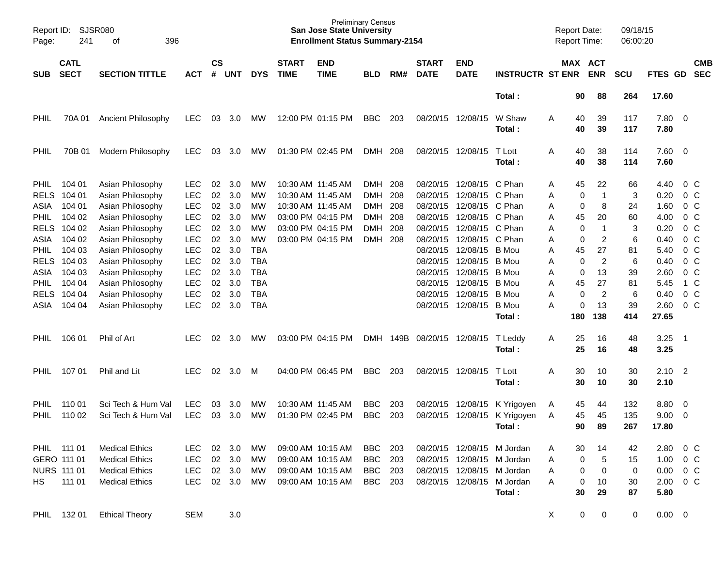Preliminary Census
**San Jose State University**
**Enrollment Status Summary-2154**

Report ID: SJSR080
Report Date: 09/18/15
Report Time: 06:00:20

| SUB | CATL SECT | SECTION TITTLE | ACT | CS # | UNT | DYS | START TIME | END TIME | BLD | RM# | START DATE | END DATE | INSTRUCTR | ST | MAX ENR | ACT ENR | SCU | FTES | GD | CMB SEC |
|---|---|---|---|---|---|---|---|---|---|---|---|---|---|---|---|---|---|---|---|---|
| | | | | | | | | | | | | | **Total :** | | **90** | **88** | **264** | **17.60** | | |
| PHIL | 70A 01 | Ancient Philosophy | LEC | 03 | 3.0 | MW | 12:00 PM | 01:15 PM | BBC | 203 | 08/20/15 | 12/08/15 | W Shaw | A | 40 | 39 | 117 | 7.80 | 0 | |
| | | | | | | | | | | | | | **Total :** | | **40** | **39** | **117** | **7.80** | | |
| PHIL | 70B 01 | Modern Philosophy | LEC | 03 | 3.0 | MW | 01:30 PM | 02:45 PM | DMH | 208 | 08/20/15 | 12/08/15 | T Lott | A | 40 | 38 | 114 | 7.60 | 0 | |
| | | | | | | | | | | | | | **Total :** | | **40** | **38** | **114** | **7.60** | | |
| PHIL | 104 01 | Asian Philosophy | LEC | 02 | 3.0 | MW | 10:30 AM | 11:45 AM | DMH | 208 | 08/20/15 | 12/08/15 | C Phan | A | 45 | 22 | 66 | 4.40 | 0 | C |
| RELS | 104 01 | Asian Philosophy | LEC | 02 | 3.0 | MW | 10:30 AM | 11:45 AM | DMH | 208 | 08/20/15 | 12/08/15 | C Phan | A | 0 | 1 | 3 | 0.20 | 0 | C |
| ASIA | 104 01 | Asian Philosophy | LEC | 02 | 3.0 | MW | 10:30 AM | 11:45 AM | DMH | 208 | 08/20/15 | 12/08/15 | C Phan | A | 0 | 8 | 24 | 1.60 | 0 | C |
| PHIL | 104 02 | Asian Philosophy | LEC | 02 | 3.0 | MW | 03:00 PM | 04:15 PM | DMH | 208 | 08/20/15 | 12/08/15 | C Phan | A | 45 | 20 | 60 | 4.00 | 0 | C |
| RELS | 104 02 | Asian Philosophy | LEC | 02 | 3.0 | MW | 03:00 PM | 04:15 PM | DMH | 208 | 08/20/15 | 12/08/15 | C Phan | A | 0 | 1 | 3 | 0.20 | 0 | C |
| ASIA | 104 02 | Asian Philosophy | LEC | 02 | 3.0 | MW | 03:00 PM | 04:15 PM | DMH | 208 | 08/20/15 | 12/08/15 | C Phan | A | 0 | 2 | 6 | 0.40 | 0 | C |
| PHIL | 104 03 | Asian Philosophy | LEC | 02 | 3.0 | TBA | | | | | 08/20/15 | 12/08/15 | B Mou | A | 45 | 27 | 81 | 5.40 | 0 | C |
| RELS | 104 03 | Asian Philosophy | LEC | 02 | 3.0 | TBA | | | | | 08/20/15 | 12/08/15 | B Mou | A | 0 | 2 | 6 | 0.40 | 0 | C |
| ASIA | 104 03 | Asian Philosophy | LEC | 02 | 3.0 | TBA | | | | | 08/20/15 | 12/08/15 | B Mou | A | 0 | 13 | 39 | 2.60 | 0 | C |
| PHIL | 104 04 | Asian Philosophy | LEC | 02 | 3.0 | TBA | | | | | 08/20/15 | 12/08/15 | B Mou | A | 45 | 27 | 81 | 5.45 | 1 | C |
| RELS | 104 04 | Asian Philosophy | LEC | 02 | 3.0 | TBA | | | | | 08/20/15 | 12/08/15 | B Mou | A | 0 | 2 | 6 | 0.40 | 0 | C |
| ASIA | 104 04 | Asian Philosophy | LEC | 02 | 3.0 | TBA | | | | | 08/20/15 | 12/08/15 | B Mou | A | 0 | 13 | 39 | 2.60 | 0 | C |
| | | | | | | | | | | | | | **Total :** | | **180** | **138** | **414** | **27.65** | | |
| PHIL | 106 01 | Phil of Art | LEC | 02 | 3.0 | MW | 03:00 PM | 04:15 PM | DMH | 149B | 08/20/15 | 12/08/15 | T Leddy | A | 25 | 16 | 48 | 3.25 | 1 | |
| | | | | | | | | | | | | | **Total :** | | **25** | **16** | **48** | **3.25** | | |
| PHIL | 107 01 | Phil and Lit | LEC | 02 | 3.0 | M | 04:00 PM | 06:45 PM | BBC | 203 | 08/20/15 | 12/08/15 | T Lott | A | 30 | 10 | 30 | 2.10 | 2 | |
| | | | | | | | | | | | | | **Total :** | | **30** | **10** | **30** | **2.10** | | |
| PHIL | 110 01 | Sci Tech & Hum Val | LEC | 03 | 3.0 | MW | 10:30 AM | 11:45 AM | BBC | 203 | 08/20/15 | 12/08/15 | K Yrigoyen | A | 45 | 44 | 132 | 8.80 | 0 | |
| PHIL | 110 02 | Sci Tech & Hum Val | LEC | 03 | 3.0 | MW | 01:30 PM | 02:45 PM | BBC | 203 | 08/20/15 | 12/08/15 | K Yrigoyen | A | 45 | 45 | 135 | 9.00 | 0 | |
| | | | | | | | | | | | | | **Total :** | | **90** | **89** | **267** | **17.80** | | |
| PHIL | 111 01 | Medical Ethics | LEC | 02 | 3.0 | MW | 09:00 AM | 10:15 AM | BBC | 203 | 08/20/15 | 12/08/15 | M Jordan | A | 30 | 14 | 42 | 2.80 | 0 | C |
| GERO | 111 01 | Medical Ethics | LEC | 02 | 3.0 | MW | 09:00 AM | 10:15 AM | BBC | 203 | 08/20/15 | 12/08/15 | M Jordan | A | 0 | 5 | 15 | 1.00 | 0 | C |
| NURS | 111 01 | Medical Ethics | LEC | 02 | 3.0 | MW | 09:00 AM | 10:15 AM | BBC | 203 | 08/20/15 | 12/08/15 | M Jordan | A | 0 | 0 | 0 | 0.00 | 0 | C |
| HS | 111 01 | Medical Ethics | LEC | 02 | 3.0 | MW | 09:00 AM | 10:15 AM | BBC | 203 | 08/20/15 | 12/08/15 | M Jordan | A | 0 | 10 | 30 | 2.00 | 0 | C |
| | | | | | | | | | | | | | **Total :** | | **30** | **29** | **87** | **5.80** | | |
| PHIL | 132 01 | Ethical Theory | SEM | | 3.0 | | | | | | | | | X | 0 | 0 | 0 | 0.00 | 0 | |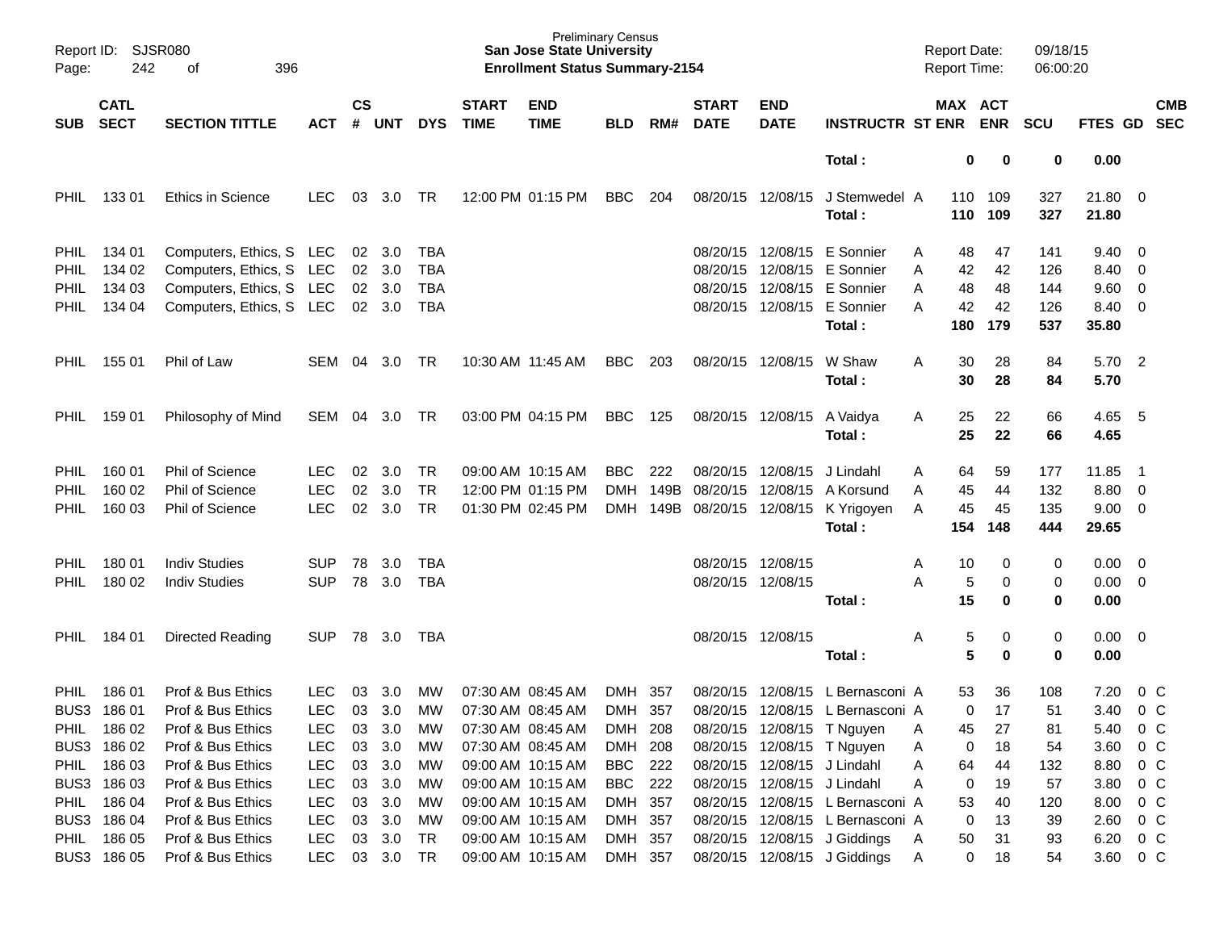Report ID: SJSR080 | Preliminary Census | Report Date: 09/18/15
San Jose State University | Report Time: 06:00:20
**Enrollment Status Summary-2154**

| SUB | CATL SECT | SECTION TITTLE | ACT | CS # | UNT | DYS | START TIME | END TIME | BLD | RM# | START DATE | END DATE | INSTRUCTR | ST | MAX ENR | ACT ENR | SCU | FTES | GD | CMB SEC |
|---|---|---|---|---|---|---|---|---|---|---|---|---|---|---|---|---|---|---|---|---|
| | | | | | | | | | | | | | **Total :** | | **0** | **0** | **0** | **0.00** | | |
| PHIL | 133 01 | Ethics in Science | LEC | 03 | 3.0 | TR | 12:00 PM | 01:15 PM | BBC | 204 | 08/20/15 | 12/08/15 | J Stemwedel | A | 110 | 109 | 327 | 21.80 | 0 | |
| | | | | | | | | | | | | | **Total :** | | **110** | **109** | **327** | **21.80** | | |
| PHIL | 134 01 | Computers, Ethics, S | LEC | 02 | 3.0 | TBA | | | | | 08/20/15 | 12/08/15 | E Sonnier | A | 48 | 47 | 141 | 9.40 | 0 | |
| PHIL | 134 02 | Computers, Ethics, S | LEC | 02 | 3.0 | TBA | | | | | 08/20/15 | 12/08/15 | E Sonnier | A | 42 | 42 | 126 | 8.40 | 0 | |
| PHIL | 134 03 | Computers, Ethics, S | LEC | 02 | 3.0 | TBA | | | | | 08/20/15 | 12/08/15 | E Sonnier | A | 48 | 48 | 144 | 9.60 | 0 | |
| PHIL | 134 04 | Computers, Ethics, S | LEC | 02 | 3.0 | TBA | | | | | 08/20/15 | 12/08/15 | E Sonnier | A | 42 | 42 | 126 | 8.40 | 0 | |
| | | | | | | | | | | | | | **Total :** | | **180** | **179** | **537** | **35.80** | | |
| PHIL | 155 01 | Phil of Law | SEM | 04 | 3.0 | TR | 10:30 AM | 11:45 AM | BBC | 203 | 08/20/15 | 12/08/15 | W Shaw | A | 30 | 28 | 84 | 5.70 | 2 | |
| | | | | | | | | | | | | | **Total :** | | **30** | **28** | **84** | **5.70** | | |
| PHIL | 159 01 | Philosophy of Mind | SEM | 04 | 3.0 | TR | 03:00 PM | 04:15 PM | BBC | 125 | 08/20/15 | 12/08/15 | A Vaidya | A | 25 | 22 | 66 | 4.65 | 5 | |
| | | | | | | | | | | | | | **Total :** | | **25** | **22** | **66** | **4.65** | | |
| PHIL | 160 01 | Phil of Science | LEC | 02 | 3.0 | TR | 09:00 AM | 10:15 AM | BBC | 222 | 08/20/15 | 12/08/15 | J Lindahl | A | 64 | 59 | 177 | 11.85 | 1 | |
| PHIL | 160 02 | Phil of Science | LEC | 02 | 3.0 | TR | 12:00 PM | 01:15 PM | DMH | 149B | 08/20/15 | 12/08/15 | A Korsund | A | 45 | 44 | 132 | 8.80 | 0 | |
| PHIL | 160 03 | Phil of Science | LEC | 02 | 3.0 | TR | 01:30 PM | 02:45 PM | DMH | 149B | 08/20/15 | 12/08/15 | K Yrigoyen | A | 45 | 45 | 135 | 9.00 | 0 | |
| | | | | | | | | | | | | | **Total :** | | **154** | **148** | **444** | **29.65** | | |
| PHIL | 180 01 | Indiv Studies | SUP | 78 | 3.0 | TBA | | | | | 08/20/15 | 12/08/15 | | A | 10 | 0 | 0 | 0.00 | 0 | |
| PHIL | 180 02 | Indiv Studies | SUP | 78 | 3.0 | TBA | | | | | 08/20/15 | 12/08/15 | | A | 5 | 0 | 0 | 0.00 | 0 | |
| | | | | | | | | | | | | | **Total :** | | **15** | **0** | **0** | **0.00** | | |
| PHIL | 184 01 | Directed Reading | SUP | 78 | 3.0 | TBA | | | | | 08/20/15 | 12/08/15 | | A | 5 | 0 | 0 | 0.00 | 0 | |
| | | | | | | | | | | | | | **Total :** | | **5** | **0** | **0** | **0.00** | | |
| PHIL | 186 01 | Prof & Bus Ethics | LEC | 03 | 3.0 | MW | 07:30 AM | 08:45 AM | DMH | 357 | 08/20/15 | 12/08/15 | L Bernasconi | A | 53 | 36 | 108 | 7.20 | 0 | C |
| BUS3 | 186 01 | Prof & Bus Ethics | LEC | 03 | 3.0 | MW | 07:30 AM | 08:45 AM | DMH | 357 | 08/20/15 | 12/08/15 | L Bernasconi | A | 0 | 17 | 51 | 3.40 | 0 | C |
| PHIL | 186 02 | Prof & Bus Ethics | LEC | 03 | 3.0 | MW | 07:30 AM | 08:45 AM | DMH | 208 | 08/20/15 | 12/08/15 | T Nguyen | A | 45 | 27 | 81 | 5.40 | 0 | C |
| BUS3 | 186 02 | Prof & Bus Ethics | LEC | 03 | 3.0 | MW | 07:30 AM | 08:45 AM | DMH | 208 | 08/20/15 | 12/08/15 | T Nguyen | A | 0 | 18 | 54 | 3.60 | 0 | C |
| PHIL | 186 03 | Prof & Bus Ethics | LEC | 03 | 3.0 | MW | 09:00 AM | 10:15 AM | BBC | 222 | 08/20/15 | 12/08/15 | J Lindahl | A | 64 | 44 | 132 | 8.80 | 0 | C |
| BUS3 | 186 03 | Prof & Bus Ethics | LEC | 03 | 3.0 | MW | 09:00 AM | 10:15 AM | BBC | 222 | 08/20/15 | 12/08/15 | J Lindahl | A | 0 | 19 | 57 | 3.80 | 0 | C |
| PHIL | 186 04 | Prof & Bus Ethics | LEC | 03 | 3.0 | MW | 09:00 AM | 10:15 AM | DMH | 357 | 08/20/15 | 12/08/15 | L Bernasconi | A | 53 | 40 | 120 | 8.00 | 0 | C |
| BUS3 | 186 04 | Prof & Bus Ethics | LEC | 03 | 3.0 | MW | 09:00 AM | 10:15 AM | DMH | 357 | 08/20/15 | 12/08/15 | L Bernasconi | A | 0 | 13 | 39 | 2.60 | 0 | C |
| PHIL | 186 05 | Prof & Bus Ethics | LEC | 03 | 3.0 | TR | 09:00 AM | 10:15 AM | DMH | 357 | 08/20/15 | 12/08/15 | J Giddings | A | 50 | 31 | 93 | 6.20 | 0 | C |
| BUS3 | 186 05 | Prof & Bus Ethics | LEC | 03 | 3.0 | TR | 09:00 AM | 10:15 AM | DMH | 357 | 08/20/15 | 12/08/15 | J Giddings | A | 0 | 18 | 54 | 3.60 | 0 | C |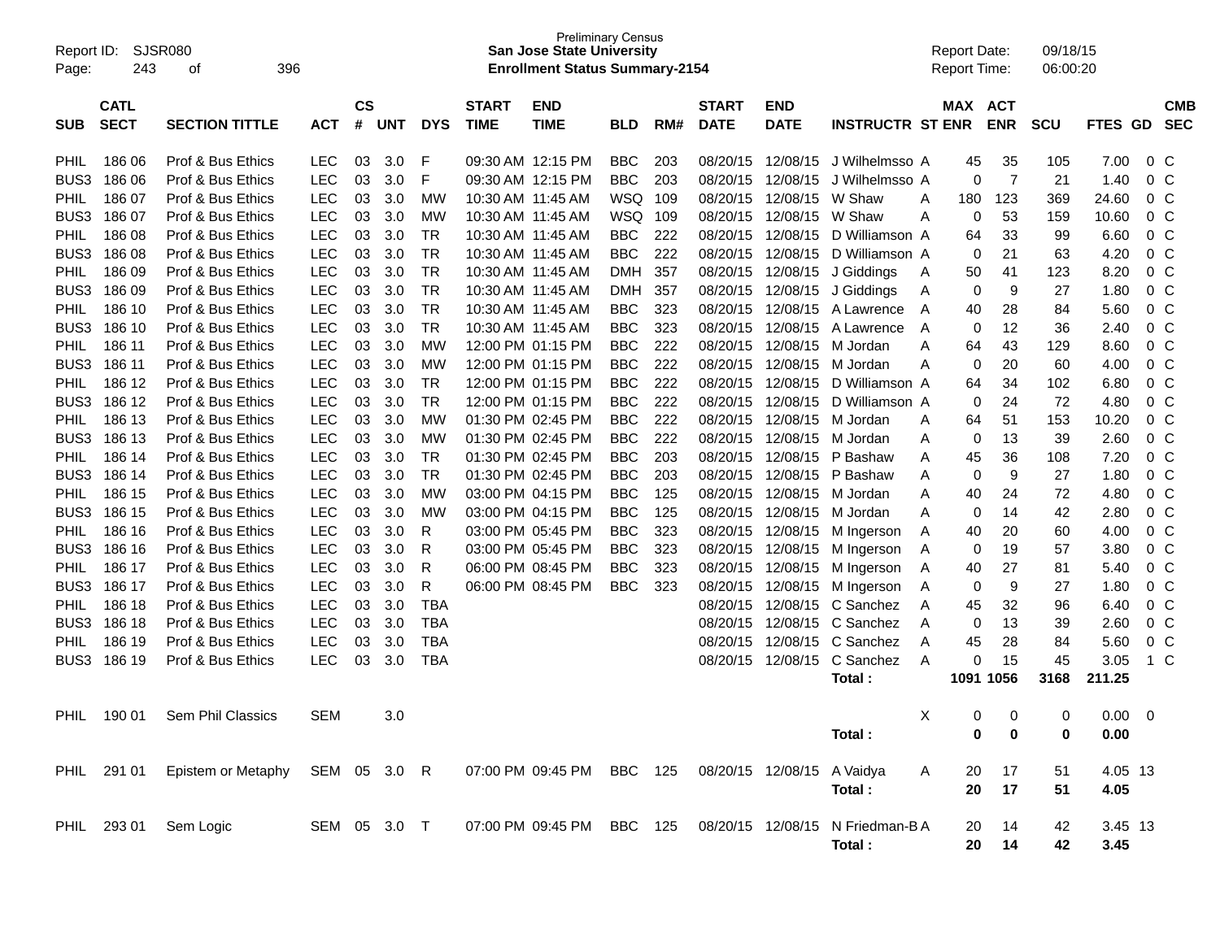Report ID: SJSR080
Preliminary Census
**San Jose State University**
**Enrollment Status Summary-2154**
Report Date: 09/18/15
Report Time: 06:00:20

| SUB | CATL SECT | SECTION TITTLE | ACT | CS # | UNT | DYS | START TIME | END TIME | BLD | RM# | START DATE | END DATE | INSTRUCTR | ST | MAX ENR | ACT ENR | SCU | FTES | GD | CMB SEC |
|---|---|---|---|---|---|---|---|---|---|---|---|---|---|---|---|---|---|---|---|---|
| PHIL | 186 06 | Prof & Bus Ethics | LEC | 03 | 3.0 | F | 09:30 AM | 12:15 PM | BBC | 203 | 08/20/15 | 12/08/15 | J Wilhelmsso | A | 45 | 35 | 105 | 7.00 | 0 | C |
| BUS3 | 186 06 | Prof & Bus Ethics | LEC | 03 | 3.0 | F | 09:30 AM | 12:15 PM | BBC | 203 | 08/20/15 | 12/08/15 | J Wilhelmsso | A | 0 | 7 | 21 | 1.40 | 0 | C |
| PHIL | 186 07 | Prof & Bus Ethics | LEC | 03 | 3.0 | MW | 10:30 AM | 11:45 AM | WSQ | 109 | 08/20/15 | 12/08/15 | W Shaw | A | 180 | 123 | 369 | 24.60 | 0 | C |
| BUS3 | 186 07 | Prof & Bus Ethics | LEC | 03 | 3.0 | MW | 10:30 AM | 11:45 AM | WSQ | 109 | 08/20/15 | 12/08/15 | W Shaw | A | 0 | 53 | 159 | 10.60 | 0 | C |
| PHIL | 186 08 | Prof & Bus Ethics | LEC | 03 | 3.0 | TR | 10:30 AM | 11:45 AM | BBC | 222 | 08/20/15 | 12/08/15 | D Williamson | A | 64 | 33 | 99 | 6.60 | 0 | C |
| BUS3 | 186 08 | Prof & Bus Ethics | LEC | 03 | 3.0 | TR | 10:30 AM | 11:45 AM | BBC | 222 | 08/20/15 | 12/08/15 | D Williamson | A | 0 | 21 | 63 | 4.20 | 0 | C |
| PHIL | 186 09 | Prof & Bus Ethics | LEC | 03 | 3.0 | TR | 10:30 AM | 11:45 AM | DMH | 357 | 08/20/15 | 12/08/15 | J Giddings | A | 50 | 41 | 123 | 8.20 | 0 | C |
| BUS3 | 186 09 | Prof & Bus Ethics | LEC | 03 | 3.0 | TR | 10:30 AM | 11:45 AM | DMH | 357 | 08/20/15 | 12/08/15 | J Giddings | A | 0 | 9 | 27 | 1.80 | 0 | C |
| PHIL | 186 10 | Prof & Bus Ethics | LEC | 03 | 3.0 | TR | 10:30 AM | 11:45 AM | BBC | 323 | 08/20/15 | 12/08/15 | A Lawrence | A | 40 | 28 | 84 | 5.60 | 0 | C |
| BUS3 | 186 10 | Prof & Bus Ethics | LEC | 03 | 3.0 | TR | 10:30 AM | 11:45 AM | BBC | 323 | 08/20/15 | 12/08/15 | A Lawrence | A | 0 | 12 | 36 | 2.40 | 0 | C |
| PHIL | 186 11 | Prof & Bus Ethics | LEC | 03 | 3.0 | MW | 12:00 PM | 01:15 PM | BBC | 222 | 08/20/15 | 12/08/15 | M Jordan | A | 64 | 43 | 129 | 8.60 | 0 | C |
| BUS3 | 186 11 | Prof & Bus Ethics | LEC | 03 | 3.0 | MW | 12:00 PM | 01:15 PM | BBC | 222 | 08/20/15 | 12/08/15 | M Jordan | A | 0 | 20 | 60 | 4.00 | 0 | C |
| PHIL | 186 12 | Prof & Bus Ethics | LEC | 03 | 3.0 | TR | 12:00 PM | 01:15 PM | BBC | 222 | 08/20/15 | 12/08/15 | D Williamson | A | 64 | 34 | 102 | 6.80 | 0 | C |
| BUS3 | 186 12 | Prof & Bus Ethics | LEC | 03 | 3.0 | TR | 12:00 PM | 01:15 PM | BBC | 222 | 08/20/15 | 12/08/15 | D Williamson | A | 0 | 24 | 72 | 4.80 | 0 | C |
| PHIL | 186 13 | Prof & Bus Ethics | LEC | 03 | 3.0 | MW | 01:30 PM | 02:45 PM | BBC | 222 | 08/20/15 | 12/08/15 | M Jordan | A | 64 | 51 | 153 | 10.20 | 0 | C |
| BUS3 | 186 13 | Prof & Bus Ethics | LEC | 03 | 3.0 | MW | 01:30 PM | 02:45 PM | BBC | 222 | 08/20/15 | 12/08/15 | M Jordan | A | 0 | 13 | 39 | 2.60 | 0 | C |
| PHIL | 186 14 | Prof & Bus Ethics | LEC | 03 | 3.0 | TR | 01:30 PM | 02:45 PM | BBC | 203 | 08/20/15 | 12/08/15 | P Bashaw | A | 45 | 36 | 108 | 7.20 | 0 | C |
| BUS3 | 186 14 | Prof & Bus Ethics | LEC | 03 | 3.0 | TR | 01:30 PM | 02:45 PM | BBC | 203 | 08/20/15 | 12/08/15 | P Bashaw | A | 0 | 9 | 27 | 1.80 | 0 | C |
| PHIL | 186 15 | Prof & Bus Ethics | LEC | 03 | 3.0 | MW | 03:00 PM | 04:15 PM | BBC | 125 | 08/20/15 | 12/08/15 | M Jordan | A | 40 | 24 | 72 | 4.80 | 0 | C |
| BUS3 | 186 15 | Prof & Bus Ethics | LEC | 03 | 3.0 | MW | 03:00 PM | 04:15 PM | BBC | 125 | 08/20/15 | 12/08/15 | M Jordan | A | 0 | 14 | 42 | 2.80 | 0 | C |
| PHIL | 186 16 | Prof & Bus Ethics | LEC | 03 | 3.0 | R | 03:00 PM | 05:45 PM | BBC | 323 | 08/20/15 | 12/08/15 | M Ingerson | A | 40 | 20 | 60 | 4.00 | 0 | C |
| BUS3 | 186 16 | Prof & Bus Ethics | LEC | 03 | 3.0 | R | 03:00 PM | 05:45 PM | BBC | 323 | 08/20/15 | 12/08/15 | M Ingerson | A | 0 | 19 | 57 | 3.80 | 0 | C |
| PHIL | 186 17 | Prof & Bus Ethics | LEC | 03 | 3.0 | R | 06:00 PM | 08:45 PM | BBC | 323 | 08/20/15 | 12/08/15 | M Ingerson | A | 40 | 27 | 81 | 5.40 | 0 | C |
| BUS3 | 186 17 | Prof & Bus Ethics | LEC | 03 | 3.0 | R | 06:00 PM | 08:45 PM | BBC | 323 | 08/20/15 | 12/08/15 | M Ingerson | A | 0 | 9 | 27 | 1.80 | 0 | C |
| PHIL | 186 18 | Prof & Bus Ethics | LEC | 03 | 3.0 | TBA | | | | | 08/20/15 | 12/08/15 | C Sanchez | A | 45 | 32 | 96 | 6.40 | 0 | C |
| BUS3 | 186 18 | Prof & Bus Ethics | LEC | 03 | 3.0 | TBA | | | | | 08/20/15 | 12/08/15 | C Sanchez | A | 0 | 13 | 39 | 2.60 | 0 | C |
| PHIL | 186 19 | Prof & Bus Ethics | LEC | 03 | 3.0 | TBA | | | | | 08/20/15 | 12/08/15 | C Sanchez | A | 45 | 28 | 84 | 5.60 | 0 | C |
| BUS3 | 186 19 | Prof & Bus Ethics | LEC | 03 | 3.0 | TBA | | | | | 08/20/15 | 12/08/15 | C Sanchez | A | 0 | 15 | 45 | 3.05 | 1 | C |
| | | | | | | | | | | | | | **Total :** | | **1091** | **1056** | **3168** | **211.25** | | |
| PHIL | 190 01 | Sem Phil Classics | SEM | | 3.0 | | | | | | | | | X | 0 | 0 | 0 | 0.00 | 0 | |
| | | | | | | | | | | | | | **Total :** | | **0** | **0** | **0** | **0.00** | | |
| PHIL | 291 01 | Epistem or Metaphy | SEM | 05 | 3.0 | R | 07:00 PM | 09:45 PM | BBC | 125 | 08/20/15 | 12/08/15 | A Vaidya | A | 20 | 17 | 51 | 4.05 | 13 | |
| | | | | | | | | | | | | | **Total :** | | **20** | **17** | **51** | **4.05** | | |
| PHIL | 293 01 | Sem Logic | SEM | 05 | 3.0 | T | 07:00 PM | 09:45 PM | BBC | 125 | 08/20/15 | 12/08/15 | N Friedman-B | A | 20 | 14 | 42 | 3.45 | 13 | |
| | | | | | | | | | | | | | **Total :** | | **20** | **14** | **42** | **3.45** | | |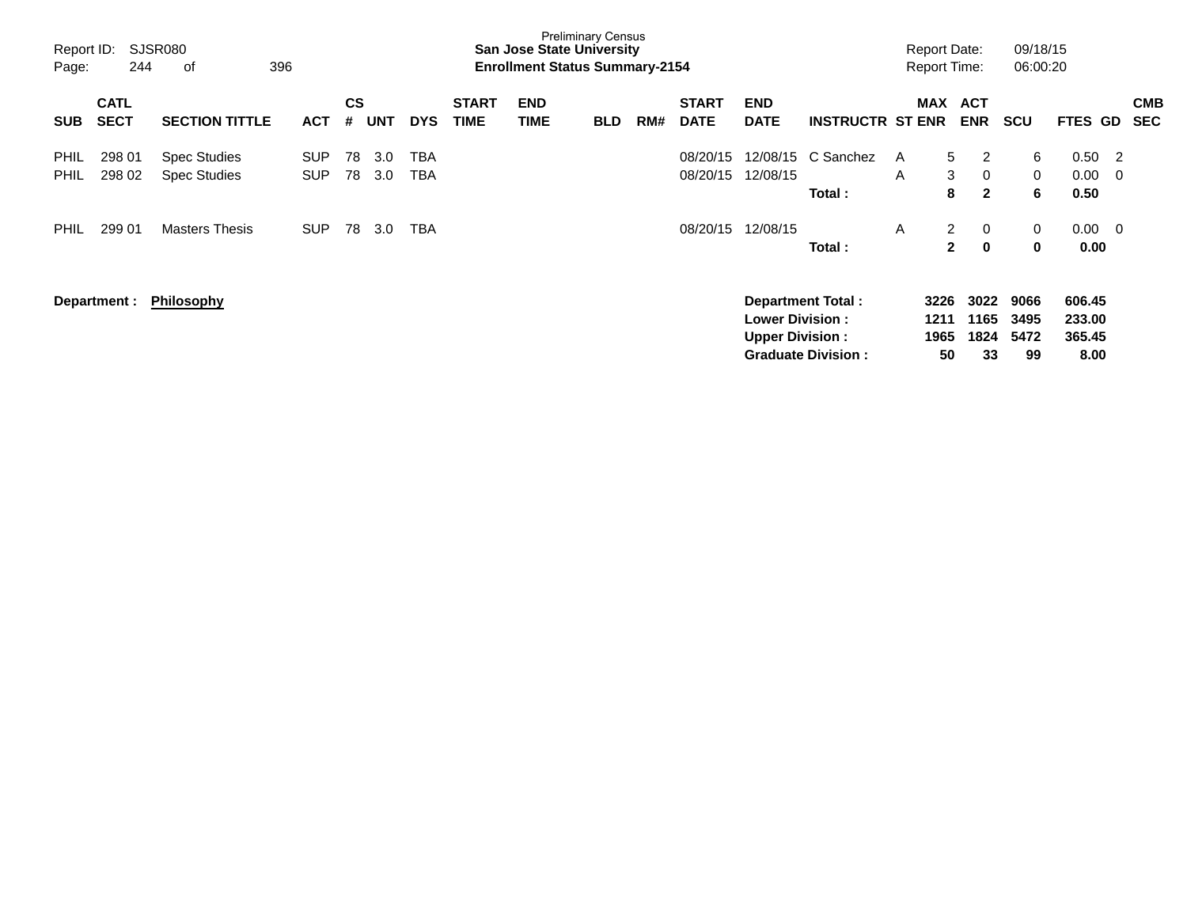Preliminary Census
**San Jose State University**
**Enrollment Status Summary-2154**

Report ID: SJSR080
Report Date: 09/18/15
Report Time: 06:00:20

| SUB | CATL SECT | SECTION TITTLE | ACT | CS # | UNT | DYS | START TIME | END TIME | BLD | RM# | START DATE | END DATE | INSTRUCTR | ST | MAX ENR | ACT ENR | SCU | FTES | GD | CMB SEC |
|---|---|---|---|---|---|---|---|---|---|---|---|---|---|---|---|---|---|---|---|---|
| PHIL | 298 01 | Spec Studies | SUP | 78 | 3.0 | TBA | | | | | 08/20/15 | 12/08/15 | C Sanchez | A | 5 | 2 | 6 | 0.50 | 2 | |
| PHIL | 298 02 | Spec Studies | SUP | 78 | 3.0 | TBA | | | | | 08/20/15 | 12/08/15 | | A | 3 | 0 | 0 | 0.00 | 0 | |
| | | | | | | | | | | | | | **Total :** | | **8** | **2** | **6** | **0.50** | | |
| PHIL | 299 01 | Masters Thesis | SUP | 78 | 3.0 | TBA | | | | | 08/20/15 | 12/08/15 | | A | 2 | 0 | 0 | 0.00 | 0 | |
| | | | | | | | | | | | | | **Total :** | | **2** | **0** | **0** | **0.00** | | |

**Department :** **Philosophy**

| | MAX ENR | ACT ENR | SCU | FTES |
|---|---|---|---|---|
| **Department Total :** | **3226** | **3022** | **9066** | **606.45** |
| **Lower Division :** | **1211** | **1165** | **3495** | **233.00** |
| **Upper Division :** | **1965** | **1824** | **5472** | **365.45** |
| **Graduate Division :** | **50** | **33** | **99** | **8.00** |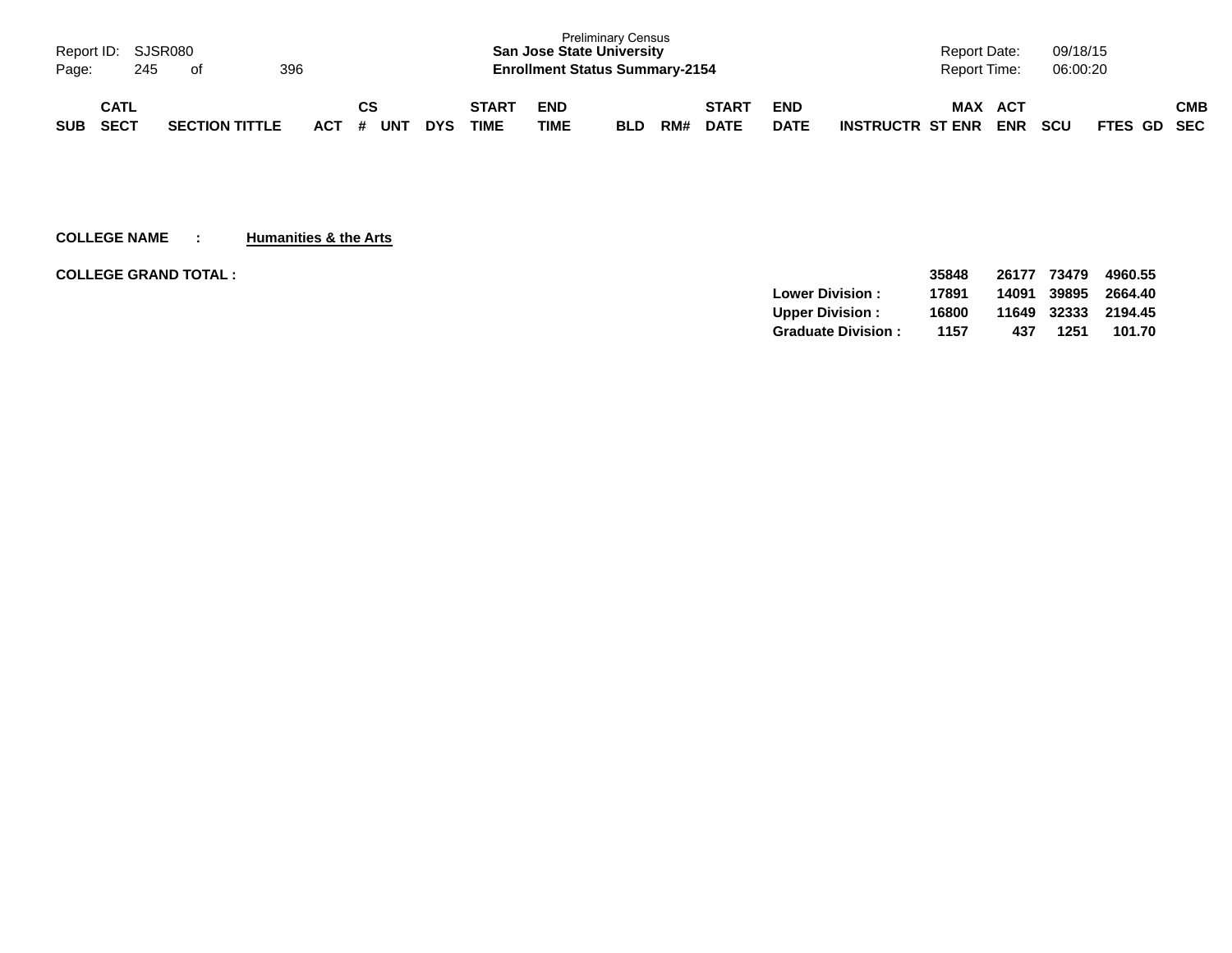| SUB | CATL SECT | SECTION TITTLE | ACT | CS # | UNT | DYS | START TIME | END TIME | BLD | RM# | START DATE | END DATE | INSTRUCTR | MAX ST ENR | ACT ENR | SCU | FTES | GD | CMB SEC |
|---|---|---|---|---|---|---|---|---|---|---|---|---|---|---|---|---|---|---|---|

**COLLEGE NAME : Humanities & the Arts**

**COLLEGE GRAND TOTAL :**

| | MAX ST ENR | ACT ENR | SCU | FTES |
|---|---|---|---|---|
| | 35848 | 26177 | 73479 | 4960.55 |
| Lower Division : | 17891 | 14091 | 39895 | 2664.40 |
| Upper Division : | 16800 | 11649 | 32333 | 2194.45 |
| Graduate Division : | 1157 | 437 | 1251 | 101.70 |